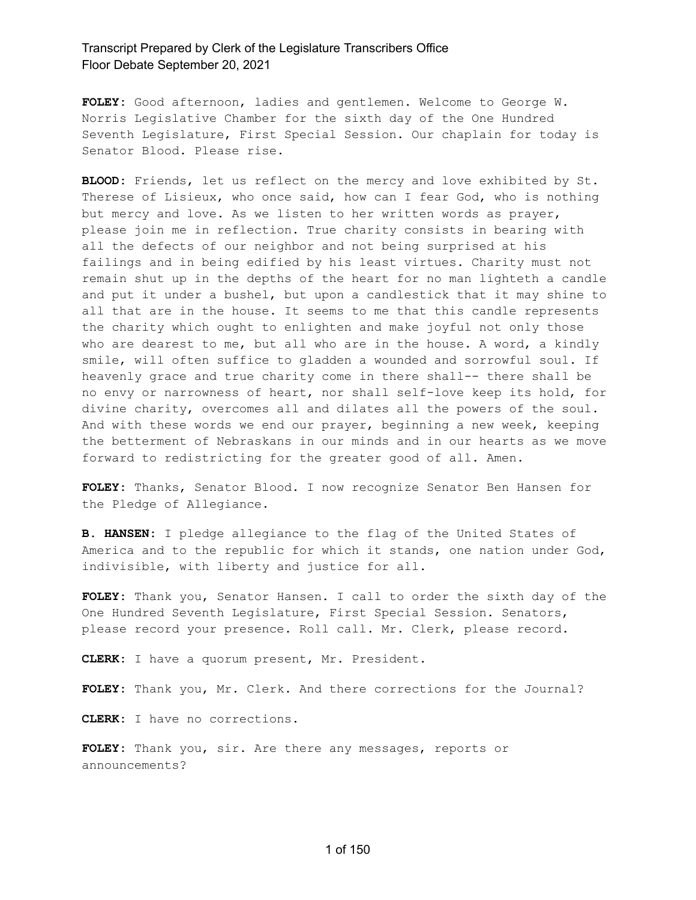**FOLEY:** Good afternoon, ladies and gentlemen. Welcome to George W. Norris Legislative Chamber for the sixth day of the One Hundred Seventh Legislature, First Special Session. Our chaplain for today is Senator Blood. Please rise.

**BLOOD:** Friends, let us reflect on the mercy and love exhibited by St. Therese of Lisieux, who once said, how can I fear God, who is nothing but mercy and love. As we listen to her written words as prayer, please join me in reflection. True charity consists in bearing with all the defects of our neighbor and not being surprised at his failings and in being edified by his least virtues. Charity must not remain shut up in the depths of the heart for no man lighteth a candle and put it under a bushel, but upon a candlestick that it may shine to all that are in the house. It seems to me that this candle represents the charity which ought to enlighten and make joyful not only those who are dearest to me, but all who are in the house. A word, a kindly smile, will often suffice to gladden a wounded and sorrowful soul. If heavenly grace and true charity come in there shall-- there shall be no envy or narrowness of heart, nor shall self-love keep its hold, for divine charity, overcomes all and dilates all the powers of the soul. And with these words we end our prayer, beginning a new week, keeping the betterment of Nebraskans in our minds and in our hearts as we move forward to redistricting for the greater good of all. Amen.

**FOLEY:** Thanks, Senator Blood. I now recognize Senator Ben Hansen for the Pledge of Allegiance.

**B. HANSEN:** I pledge allegiance to the flag of the United States of America and to the republic for which it stands, one nation under God, indivisible, with liberty and justice for all.

**FOLEY:** Thank you, Senator Hansen. I call to order the sixth day of the One Hundred Seventh Legislature, First Special Session. Senators, please record your presence. Roll call. Mr. Clerk, please record.

**CLERK:** I have a quorum present, Mr. President.

**FOLEY:** Thank you, Mr. Clerk. And there corrections for the Journal?

**CLERK:** I have no corrections.

**FOLEY:** Thank you, sir. Are there any messages, reports or announcements?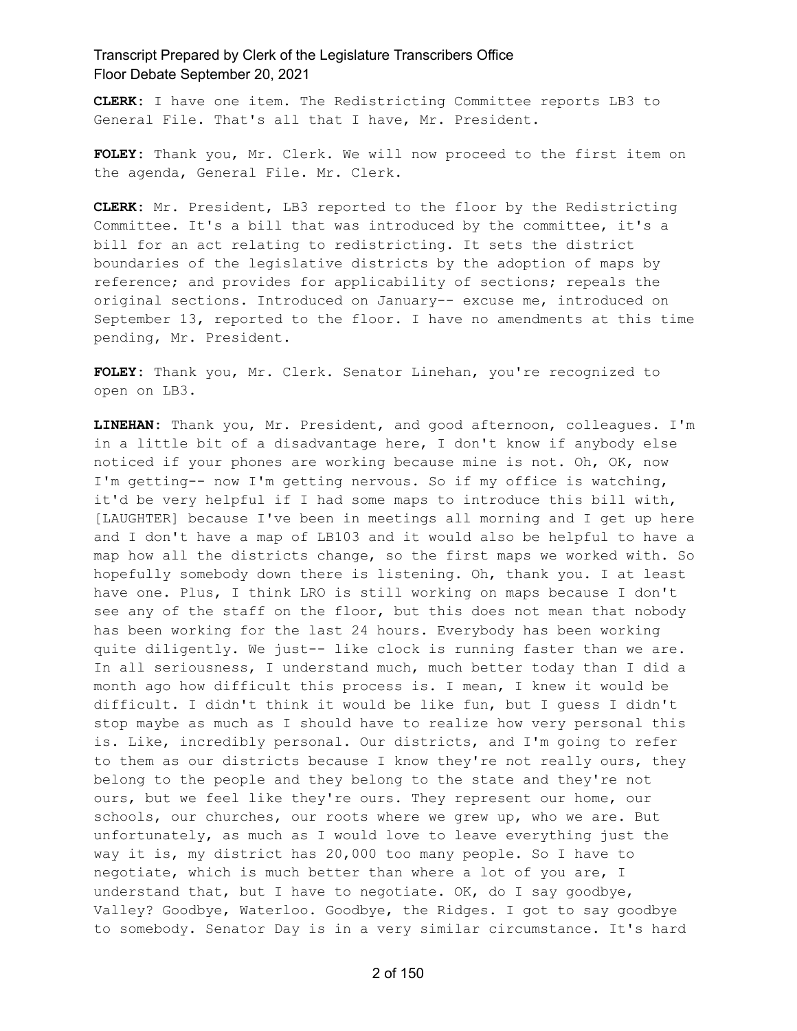**CLERK:** I have one item. The Redistricting Committee reports LB3 to General File. That's all that I have, Mr. President.

**FOLEY:** Thank you, Mr. Clerk. We will now proceed to the first item on the agenda, General File. Mr. Clerk.

**CLERK:** Mr. President, LB3 reported to the floor by the Redistricting Committee. It's a bill that was introduced by the committee, it's a bill for an act relating to redistricting. It sets the district boundaries of the legislative districts by the adoption of maps by reference; and provides for applicability of sections; repeals the original sections. Introduced on January-- excuse me, introduced on September 13, reported to the floor. I have no amendments at this time pending, Mr. President.

**FOLEY:** Thank you, Mr. Clerk. Senator Linehan, you're recognized to open on LB3.

**LINEHAN:** Thank you, Mr. President, and good afternoon, colleagues. I'm in a little bit of a disadvantage here, I don't know if anybody else noticed if your phones are working because mine is not. Oh, OK, now I'm getting-- now I'm getting nervous. So if my office is watching, it'd be very helpful if I had some maps to introduce this bill with, [LAUGHTER] because I've been in meetings all morning and I get up here and I don't have a map of LB103 and it would also be helpful to have a map how all the districts change, so the first maps we worked with. So hopefully somebody down there is listening. Oh, thank you. I at least have one. Plus, I think LRO is still working on maps because I don't see any of the staff on the floor, but this does not mean that nobody has been working for the last 24 hours. Everybody has been working quite diligently. We just-- like clock is running faster than we are. In all seriousness, I understand much, much better today than I did a month ago how difficult this process is. I mean, I knew it would be difficult. I didn't think it would be like fun, but I guess I didn't stop maybe as much as I should have to realize how very personal this is. Like, incredibly personal. Our districts, and I'm going to refer to them as our districts because I know they're not really ours, they belong to the people and they belong to the state and they're not ours, but we feel like they're ours. They represent our home, our schools, our churches, our roots where we grew up, who we are. But unfortunately, as much as I would love to leave everything just the way it is, my district has 20,000 too many people. So I have to negotiate, which is much better than where a lot of you are, I understand that, but I have to negotiate. OK, do I say goodbye, Valley? Goodbye, Waterloo. Goodbye, the Ridges. I got to say goodbye to somebody. Senator Day is in a very similar circumstance. It's hard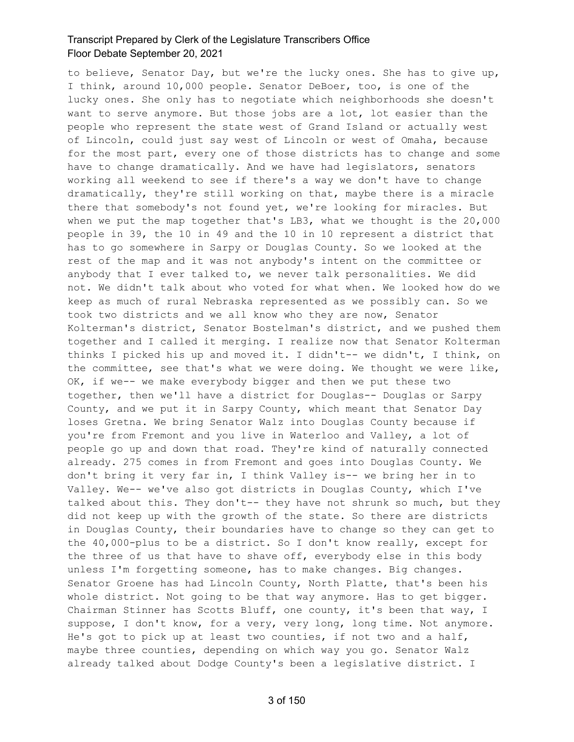to believe, Senator Day, but we're the lucky ones. She has to give up, I think, around 10,000 people. Senator DeBoer, too, is one of the lucky ones. She only has to negotiate which neighborhoods she doesn't want to serve anymore. But those jobs are a lot, lot easier than the people who represent the state west of Grand Island or actually west of Lincoln, could just say west of Lincoln or west of Omaha, because for the most part, every one of those districts has to change and some have to change dramatically. And we have had legislators, senators working all weekend to see if there's a way we don't have to change dramatically, they're still working on that, maybe there is a miracle there that somebody's not found yet, we're looking for miracles. But when we put the map together that's LB3, what we thought is the 20,000 people in 39, the 10 in 49 and the 10 in 10 represent a district that has to go somewhere in Sarpy or Douglas County. So we looked at the rest of the map and it was not anybody's intent on the committee or anybody that I ever talked to, we never talk personalities. We did not. We didn't talk about who voted for what when. We looked how do we keep as much of rural Nebraska represented as we possibly can. So we took two districts and we all know who they are now, Senator Kolterman's district, Senator Bostelman's district, and we pushed them together and I called it merging. I realize now that Senator Kolterman thinks I picked his up and moved it. I didn't-- we didn't, I think, on the committee, see that's what we were doing. We thought we were like, OK, if we-- we make everybody bigger and then we put these two together, then we'll have a district for Douglas-- Douglas or Sarpy County, and we put it in Sarpy County, which meant that Senator Day loses Gretna. We bring Senator Walz into Douglas County because if you're from Fremont and you live in Waterloo and Valley, a lot of people go up and down that road. They're kind of naturally connected already. 275 comes in from Fremont and goes into Douglas County. We don't bring it very far in, I think Valley is-- we bring her in to Valley. We-- we've also got districts in Douglas County, which I've talked about this. They don't-- they have not shrunk so much, but they did not keep up with the growth of the state. So there are districts in Douglas County, their boundaries have to change so they can get to the 40,000-plus to be a district. So I don't know really, except for the three of us that have to shave off, everybody else in this body unless I'm forgetting someone, has to make changes. Big changes. Senator Groene has had Lincoln County, North Platte, that's been his whole district. Not going to be that way anymore. Has to get bigger. Chairman Stinner has Scotts Bluff, one county, it's been that way, I suppose, I don't know, for a very, very long, long time. Not anymore. He's got to pick up at least two counties, if not two and a half, maybe three counties, depending on which way you go. Senator Walz already talked about Dodge County's been a legislative district. I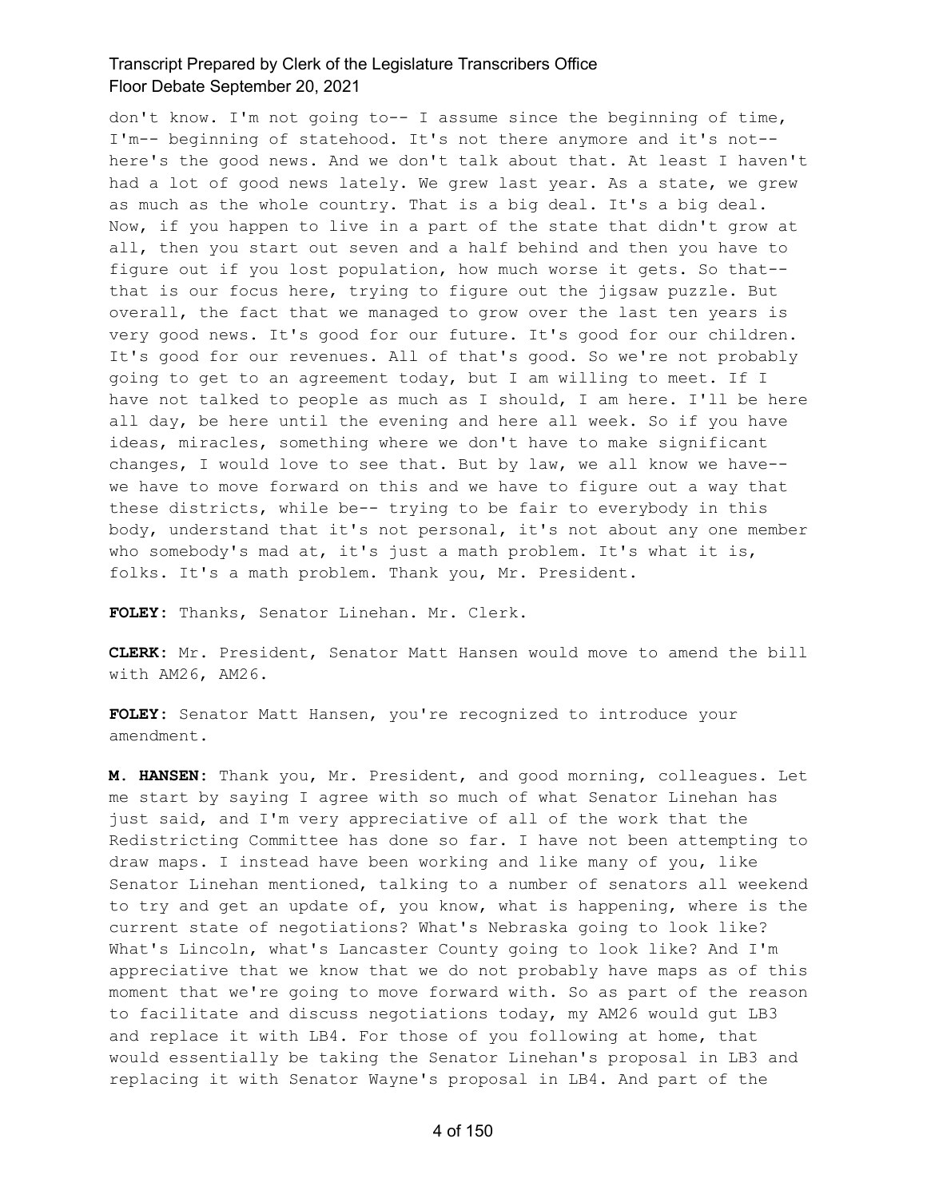don't know. I'm not going to-- I assume since the beginning of time, I'm-- beginning of statehood. It's not there anymore and it's not-- here's the good news. And we don't talk about that. At least I haven't had a lot of good news lately. We grew last year. As a state, we grew as much as the whole country. That is a big deal. It's a big deal. Now, if you happen to live in a part of the state that didn't grow at all, then you start out seven and a half behind and then you have to figure out if you lost population, how much worse it gets. So that-- that is our focus here, trying to figure out the jigsaw puzzle. But overall, the fact that we managed to grow over the last ten years is very good news. It's good for our future. It's good for our children. It's good for our revenues. All of that's good. So we're not probably going to get to an agreement today, but I am willing to meet. If I have not talked to people as much as I should, I am here. I'll be here all day, be here until the evening and here all week. So if you have ideas, miracles, something where we don't have to make significant changes, I would love to see that. But by law, we all know we have-- we have to move forward on this and we have to figure out a way that these districts, while be-- trying to be fair to everybody in this body, understand that it's not personal, it's not about any one member who somebody's mad at, it's just a math problem. It's what it is, folks. It's a math problem. Thank you, Mr. President.

**FOLEY:** Thanks, Senator Linehan. Mr. Clerk.

**CLERK:** Mr. President, Senator Matt Hansen would move to amend the bill with AM26, AM26.

**FOLEY:** Senator Matt Hansen, you're recognized to introduce your amendment.

**M. HANSEN:** Thank you, Mr. President, and good morning, colleagues. Let me start by saying I agree with so much of what Senator Linehan has just said, and I'm very appreciative of all of the work that the Redistricting Committee has done so far. I have not been attempting to draw maps. I instead have been working and like many of you, like Senator Linehan mentioned, talking to a number of senators all weekend to try and get an update of, you know, what is happening, where is the current state of negotiations? What's Nebraska going to look like? What's Lincoln, what's Lancaster County going to look like? And I'm appreciative that we know that we do not probably have maps as of this moment that we're going to move forward with. So as part of the reason to facilitate and discuss negotiations today, my AM26 would gut LB3 and replace it with LB4. For those of you following at home, that would essentially be taking the Senator Linehan's proposal in LB3 and replacing it with Senator Wayne's proposal in LB4. And part of the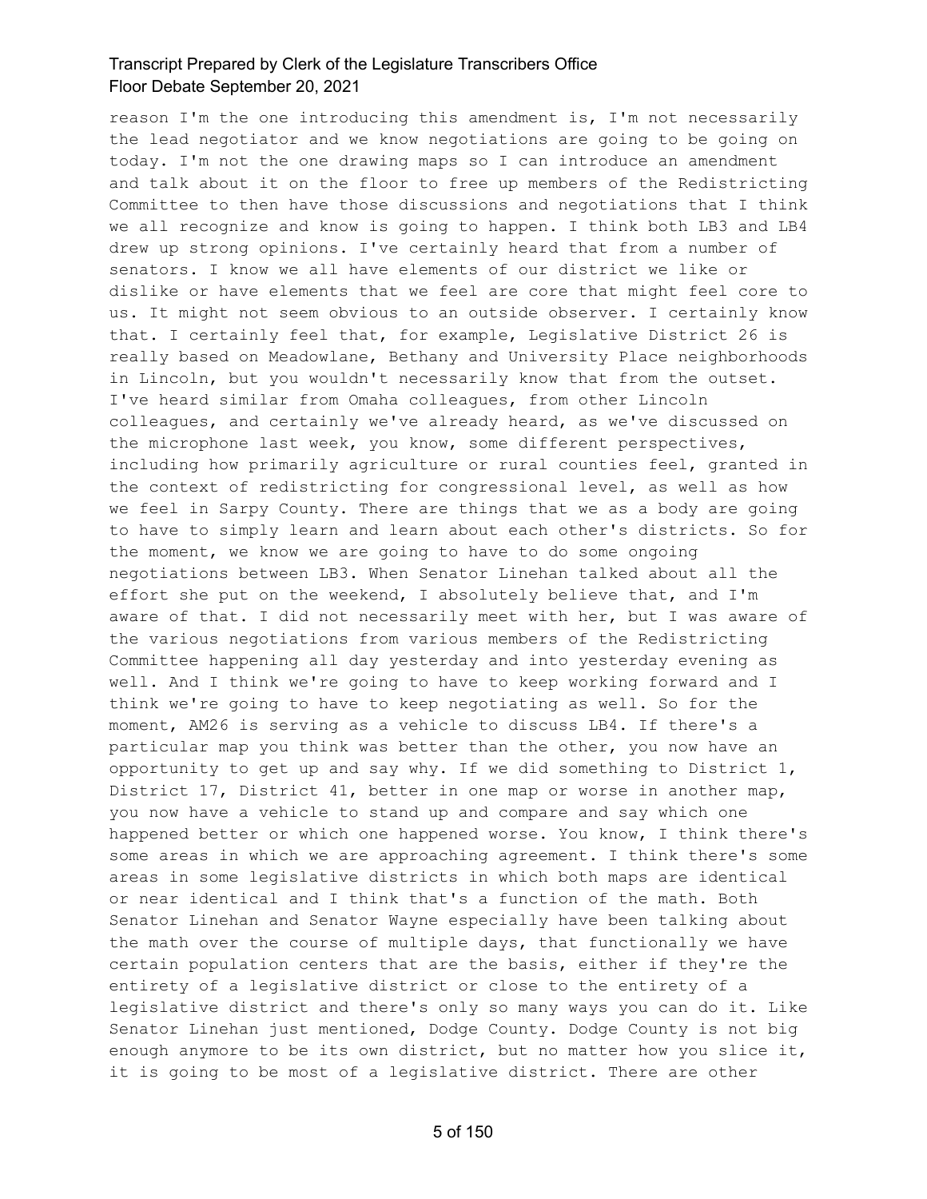reason I'm the one introducing this amendment is, I'm not necessarily the lead negotiator and we know negotiations are going to be going on today. I'm not the one drawing maps so I can introduce an amendment and talk about it on the floor to free up members of the Redistricting Committee to then have those discussions and negotiations that I think we all recognize and know is going to happen. I think both LB3 and LB4 drew up strong opinions. I've certainly heard that from a number of senators. I know we all have elements of our district we like or dislike or have elements that we feel are core that might feel core to us. It might not seem obvious to an outside observer. I certainly know that. I certainly feel that, for example, Legislative District 26 is really based on Meadowlane, Bethany and University Place neighborhoods in Lincoln, but you wouldn't necessarily know that from the outset. I've heard similar from Omaha colleagues, from other Lincoln colleagues, and certainly we've already heard, as we've discussed on the microphone last week, you know, some different perspectives, including how primarily agriculture or rural counties feel, granted in the context of redistricting for congressional level, as well as how we feel in Sarpy County. There are things that we as a body are going to have to simply learn and learn about each other's districts. So for the moment, we know we are going to have to do some ongoing negotiations between LB3. When Senator Linehan talked about all the effort she put on the weekend, I absolutely believe that, and I'm aware of that. I did not necessarily meet with her, but I was aware of the various negotiations from various members of the Redistricting Committee happening all day yesterday and into yesterday evening as well. And I think we're going to have to keep working forward and I think we're going to have to keep negotiating as well. So for the moment, AM26 is serving as a vehicle to discuss LB4. If there's a particular map you think was better than the other, you now have an opportunity to get up and say why. If we did something to District 1, District 17, District 41, better in one map or worse in another map, you now have a vehicle to stand up and compare and say which one happened better or which one happened worse. You know, I think there's some areas in which we are approaching agreement. I think there's some areas in some legislative districts in which both maps are identical or near identical and I think that's a function of the math. Both Senator Linehan and Senator Wayne especially have been talking about the math over the course of multiple days, that functionally we have certain population centers that are the basis, either if they're the entirety of a legislative district or close to the entirety of a legislative district and there's only so many ways you can do it. Like Senator Linehan just mentioned, Dodge County. Dodge County is not big enough anymore to be its own district, but no matter how you slice it, it is going to be most of a legislative district. There are other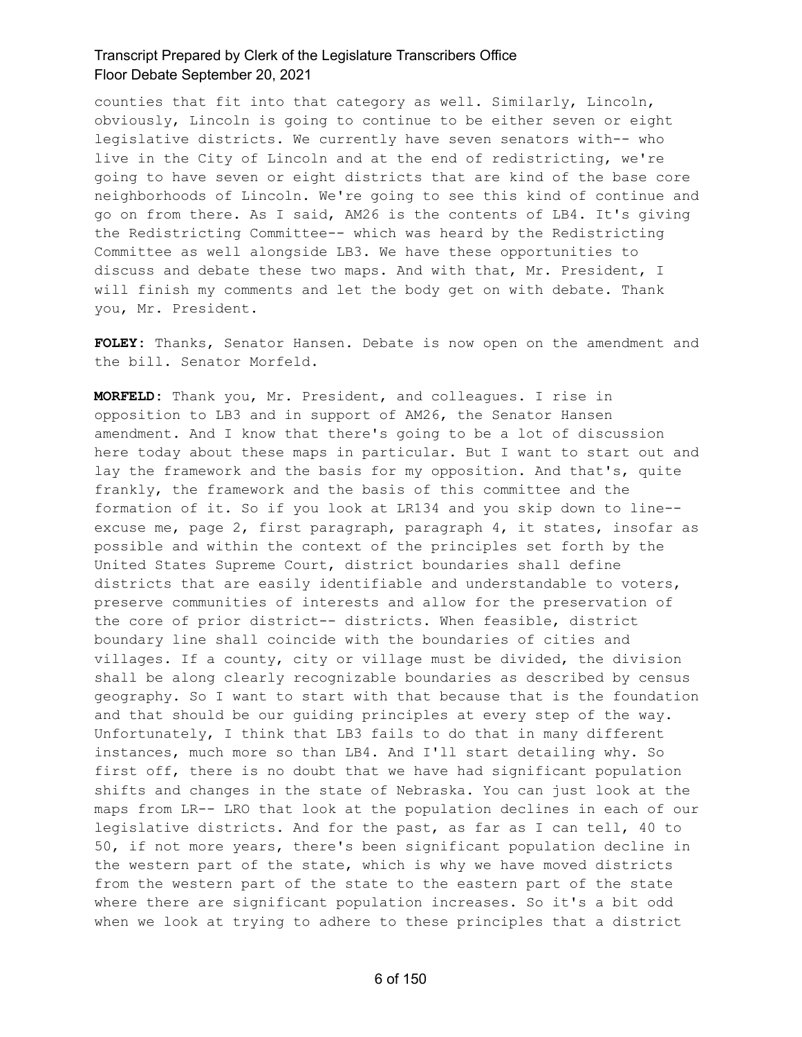counties that fit into that category as well. Similarly, Lincoln, obviously, Lincoln is going to continue to be either seven or eight legislative districts. We currently have seven senators with-- who live in the City of Lincoln and at the end of redistricting, we're going to have seven or eight districts that are kind of the base core neighborhoods of Lincoln. We're going to see this kind of continue and go on from there. As I said, AM26 is the contents of LB4. It's giving the Redistricting Committee-- which was heard by the Redistricting Committee as well alongside LB3. We have these opportunities to discuss and debate these two maps. And with that, Mr. President, I will finish my comments and let the body get on with debate. Thank you, Mr. President.

**FOLEY:** Thanks, Senator Hansen. Debate is now open on the amendment and the bill. Senator Morfeld.

**MORFELD:** Thank you, Mr. President, and colleagues. I rise in opposition to LB3 and in support of AM26, the Senator Hansen amendment. And I know that there's going to be a lot of discussion here today about these maps in particular. But I want to start out and lay the framework and the basis for my opposition. And that's, quite frankly, the framework and the basis of this committee and the formation of it. So if you look at LR134 and you skip down to line-- excuse me, page 2, first paragraph, paragraph 4, it states, insofar as possible and within the context of the principles set forth by the United States Supreme Court, district boundaries shall define districts that are easily identifiable and understandable to voters, preserve communities of interests and allow for the preservation of the core of prior district-- districts. When feasible, district boundary line shall coincide with the boundaries of cities and villages. If a county, city or village must be divided, the division shall be along clearly recognizable boundaries as described by census geography. So I want to start with that because that is the foundation and that should be our guiding principles at every step of the way. Unfortunately, I think that LB3 fails to do that in many different instances, much more so than LB4. And I'll start detailing why. So first off, there is no doubt that we have had significant population shifts and changes in the state of Nebraska. You can just look at the maps from LR-- LRO that look at the population declines in each of our legislative districts. And for the past, as far as I can tell, 40 to 50, if not more years, there's been significant population decline in the western part of the state, which is why we have moved districts from the western part of the state to the eastern part of the state where there are significant population increases. So it's a bit odd when we look at trying to adhere to these principles that a district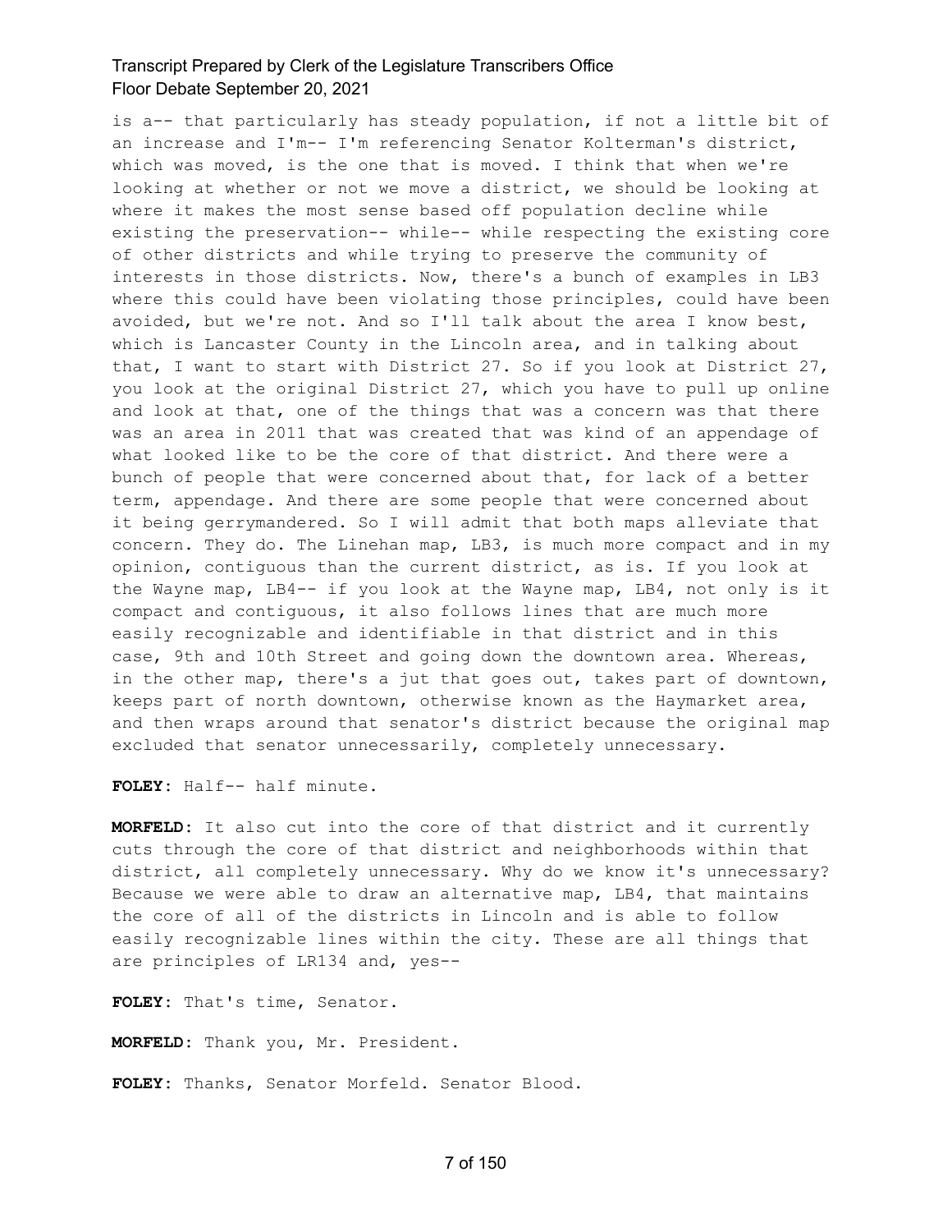is a-- that particularly has steady population, if not a little bit of an increase and I'm-- I'm referencing Senator Kolterman's district, which was moved, is the one that is moved. I think that when we're looking at whether or not we move a district, we should be looking at where it makes the most sense based off population decline while existing the preservation-- while-- while respecting the existing core of other districts and while trying to preserve the community of interests in those districts. Now, there's a bunch of examples in LB3 where this could have been violating those principles, could have been avoided, but we're not. And so I'll talk about the area I know best, which is Lancaster County in the Lincoln area, and in talking about that, I want to start with District 27. So if you look at District 27, you look at the original District 27, which you have to pull up online and look at that, one of the things that was a concern was that there was an area in 2011 that was created that was kind of an appendage of what looked like to be the core of that district. And there were a bunch of people that were concerned about that, for lack of a better term, appendage. And there are some people that were concerned about it being gerrymandered. So I will admit that both maps alleviate that concern. They do. The Linehan map, LB3, is much more compact and in my opinion, contiguous than the current district, as is. If you look at the Wayne map, LB4-- if you look at the Wayne map, LB4, not only is it compact and contiguous, it also follows lines that are much more easily recognizable and identifiable in that district and in this case, 9th and 10th Street and going down the downtown area. Whereas, in the other map, there's a jut that goes out, takes part of downtown, keeps part of north downtown, otherwise known as the Haymarket area, and then wraps around that senator's district because the original map excluded that senator unnecessarily, completely unnecessary.

**FOLEY:** Half-- half minute.

**MORFELD:** It also cut into the core of that district and it currently cuts through the core of that district and neighborhoods within that district, all completely unnecessary. Why do we know it's unnecessary? Because we were able to draw an alternative map, LB4, that maintains the core of all of the districts in Lincoln and is able to follow easily recognizable lines within the city. These are all things that are principles of LR134 and, yes--

**FOLEY:** That's time, Senator.

**MORFELD:** Thank you, Mr. President.

**FOLEY:** Thanks, Senator Morfeld. Senator Blood.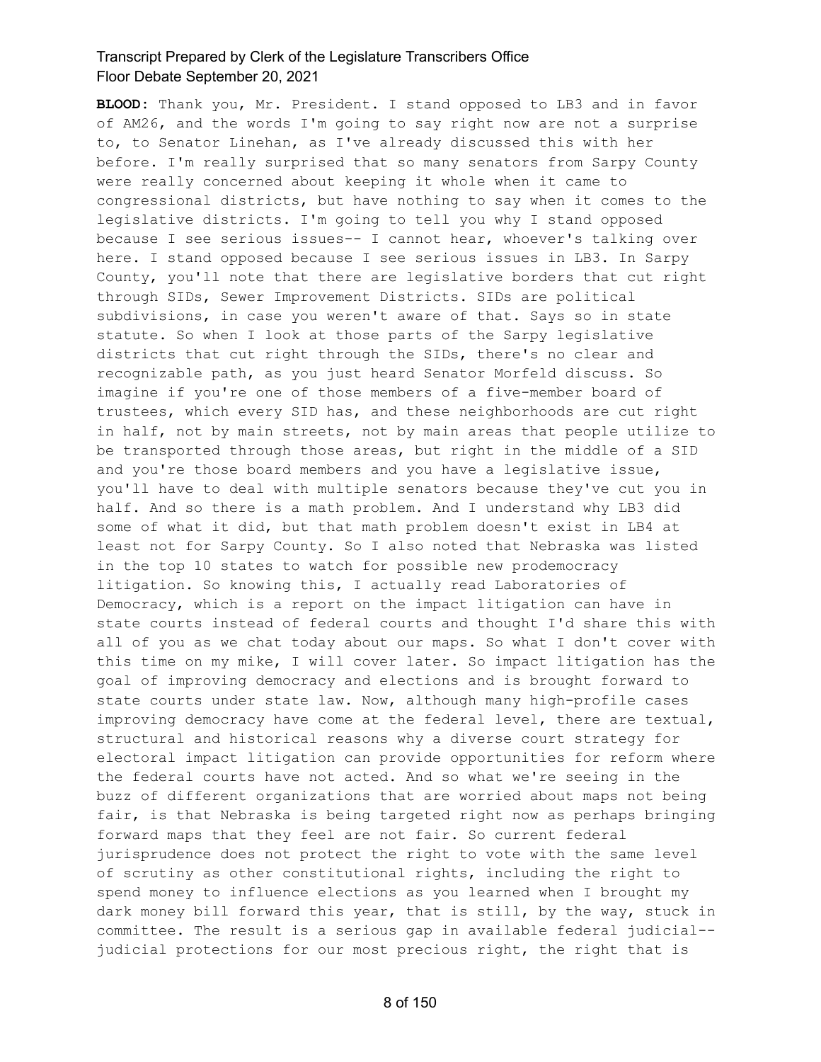**BLOOD:** Thank you, Mr. President. I stand opposed to LB3 and in favor of AM26, and the words I'm going to say right now are not a surprise to, to Senator Linehan, as I've already discussed this with her before. I'm really surprised that so many senators from Sarpy County were really concerned about keeping it whole when it came to congressional districts, but have nothing to say when it comes to the legislative districts. I'm going to tell you why I stand opposed because I see serious issues-- I cannot hear, whoever's talking over here. I stand opposed because I see serious issues in LB3. In Sarpy County, you'll note that there are legislative borders that cut right through SIDs, Sewer Improvement Districts. SIDs are political subdivisions, in case you weren't aware of that. Says so in state statute. So when I look at those parts of the Sarpy legislative districts that cut right through the SIDs, there's no clear and recognizable path, as you just heard Senator Morfeld discuss. So imagine if you're one of those members of a five-member board of trustees, which every SID has, and these neighborhoods are cut right in half, not by main streets, not by main areas that people utilize to be transported through those areas, but right in the middle of a SID and you're those board members and you have a legislative issue, you'll have to deal with multiple senators because they've cut you in half. And so there is a math problem. And I understand why LB3 did some of what it did, but that math problem doesn't exist in LB4 at least not for Sarpy County. So I also noted that Nebraska was listed in the top 10 states to watch for possible new prodemocracy litigation. So knowing this, I actually read Laboratories of Democracy, which is a report on the impact litigation can have in state courts instead of federal courts and thought I'd share this with all of you as we chat today about our maps. So what I don't cover with this time on my mike, I will cover later. So impact litigation has the goal of improving democracy and elections and is brought forward to state courts under state law. Now, although many high-profile cases improving democracy have come at the federal level, there are textual, structural and historical reasons why a diverse court strategy for electoral impact litigation can provide opportunities for reform where the federal courts have not acted. And so what we're seeing in the buzz of different organizations that are worried about maps not being fair, is that Nebraska is being targeted right now as perhaps bringing forward maps that they feel are not fair. So current federal jurisprudence does not protect the right to vote with the same level of scrutiny as other constitutional rights, including the right to spend money to influence elections as you learned when I brought my dark money bill forward this year, that is still, by the way, stuck in committee. The result is a serious gap in available federal judicial-- judicial protections for our most precious right, the right that is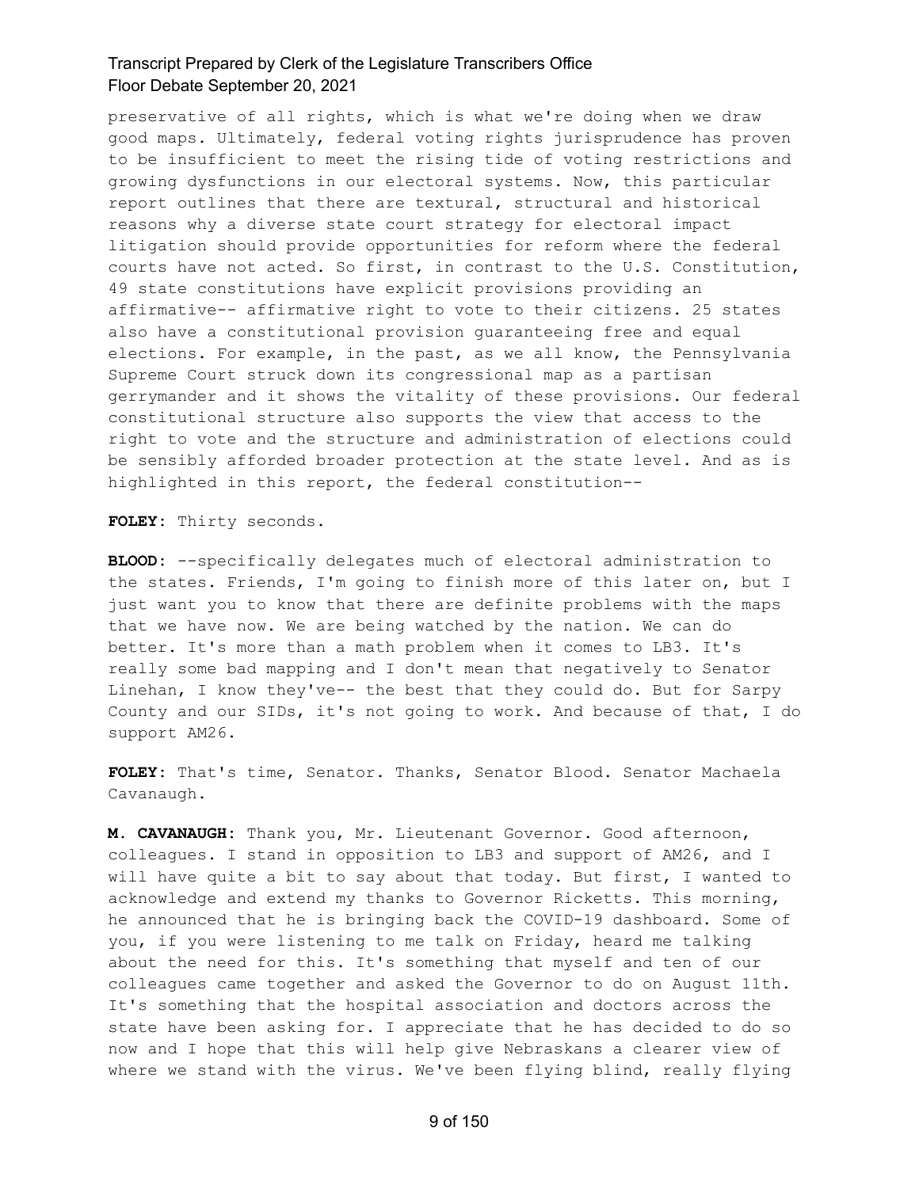preservative of all rights, which is what we're doing when we draw good maps. Ultimately, federal voting rights jurisprudence has proven to be insufficient to meet the rising tide of voting restrictions and growing dysfunctions in our electoral systems. Now, this particular report outlines that there are textural, structural and historical reasons why a diverse state court strategy for electoral impact litigation should provide opportunities for reform where the federal courts have not acted. So first, in contrast to the U.S. Constitution, 49 state constitutions have explicit provisions providing an affirmative-- affirmative right to vote to their citizens. 25 states also have a constitutional provision guaranteeing free and equal elections. For example, in the past, as we all know, the Pennsylvania Supreme Court struck down its congressional map as a partisan gerrymander and it shows the vitality of these provisions. Our federal constitutional structure also supports the view that access to the right to vote and the structure and administration of elections could be sensibly afforded broader protection at the state level. And as is highlighted in this report, the federal constitution--

**FOLEY:** Thirty seconds.

**BLOOD:** --specifically delegates much of electoral administration to the states. Friends, I'm going to finish more of this later on, but I just want you to know that there are definite problems with the maps that we have now. We are being watched by the nation. We can do better. It's more than a math problem when it comes to LB3. It's really some bad mapping and I don't mean that negatively to Senator Linehan, I know they've-- the best that they could do. But for Sarpy County and our SIDs, it's not going to work. And because of that, I do support AM26.

**FOLEY:** That's time, Senator. Thanks, Senator Blood. Senator Machaela Cavanaugh.

**M. CAVANAUGH:** Thank you, Mr. Lieutenant Governor. Good afternoon, colleagues. I stand in opposition to LB3 and support of AM26, and I will have quite a bit to say about that today. But first, I wanted to acknowledge and extend my thanks to Governor Ricketts. This morning, he announced that he is bringing back the COVID-19 dashboard. Some of you, if you were listening to me talk on Friday, heard me talking about the need for this. It's something that myself and ten of our colleagues came together and asked the Governor to do on August 11th. It's something that the hospital association and doctors across the state have been asking for. I appreciate that he has decided to do so now and I hope that this will help give Nebraskans a clearer view of where we stand with the virus. We've been flying blind, really flying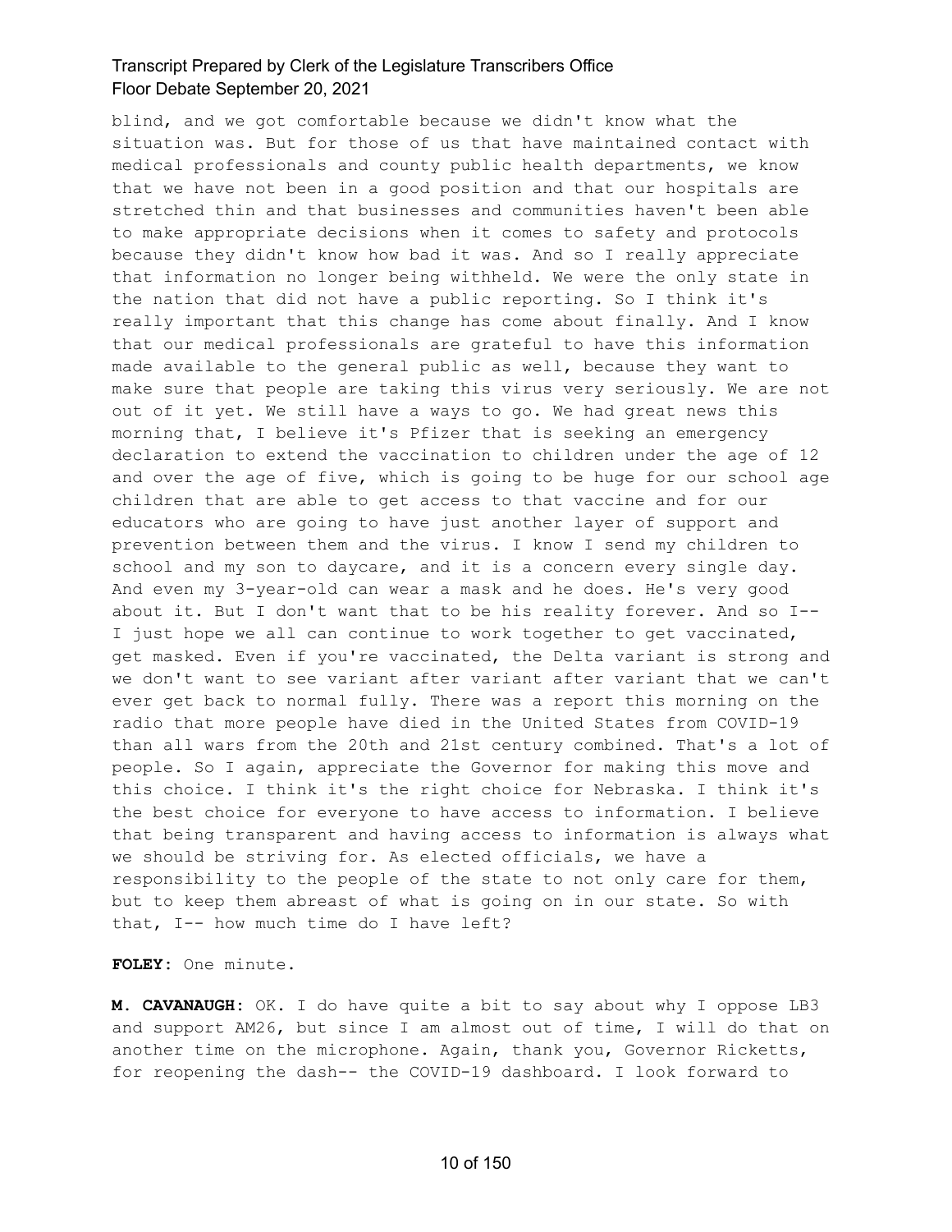blind, and we got comfortable because we didn't know what the situation was. But for those of us that have maintained contact with medical professionals and county public health departments, we know that we have not been in a good position and that our hospitals are stretched thin and that businesses and communities haven't been able to make appropriate decisions when it comes to safety and protocols because they didn't know how bad it was. And so I really appreciate that information no longer being withheld. We were the only state in the nation that did not have a public reporting. So I think it's really important that this change has come about finally. And I know that our medical professionals are grateful to have this information made available to the general public as well, because they want to make sure that people are taking this virus very seriously. We are not out of it yet. We still have a ways to go. We had great news this morning that, I believe it's Pfizer that is seeking an emergency declaration to extend the vaccination to children under the age of 12 and over the age of five, which is going to be huge for our school age children that are able to get access to that vaccine and for our educators who are going to have just another layer of support and prevention between them and the virus. I know I send my children to school and my son to daycare, and it is a concern every single day. And even my 3-year-old can wear a mask and he does. He's very good about it. But I don't want that to be his reality forever. And so I-- I just hope we all can continue to work together to get vaccinated, get masked. Even if you're vaccinated, the Delta variant is strong and we don't want to see variant after variant after variant that we can't ever get back to normal fully. There was a report this morning on the radio that more people have died in the United States from COVID-19 than all wars from the 20th and 21st century combined. That's a lot of people. So I again, appreciate the Governor for making this move and this choice. I think it's the right choice for Nebraska. I think it's the best choice for everyone to have access to information. I believe that being transparent and having access to information is always what we should be striving for. As elected officials, we have a responsibility to the people of the state to not only care for them, but to keep them abreast of what is going on in our state. So with that, I-- how much time do I have left?

**FOLEY:** One minute.

**M. CAVANAUGH:** OK. I do have quite a bit to say about why I oppose LB3 and support AM26, but since I am almost out of time, I will do that on another time on the microphone. Again, thank you, Governor Ricketts, for reopening the dash-- the COVID-19 dashboard. I look forward to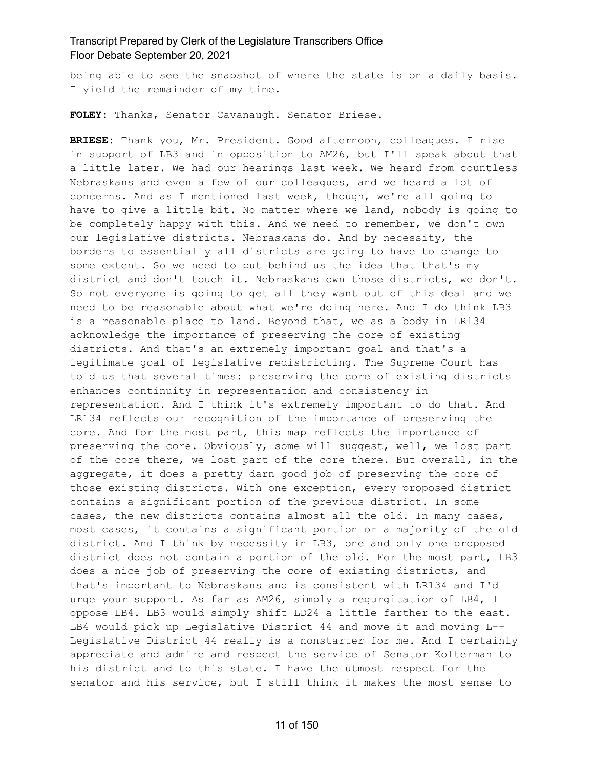being able to see the snapshot of where the state is on a daily basis. I yield the remainder of my time.

**FOLEY:** Thanks, Senator Cavanaugh. Senator Briese.

**BRIESE:** Thank you, Mr. President. Good afternoon, colleagues. I rise in support of LB3 and in opposition to AM26, but I'll speak about that a little later. We had our hearings last week. We heard from countless Nebraskans and even a few of our colleagues, and we heard a lot of concerns. And as I mentioned last week, though, we're all going to have to give a little bit. No matter where we land, nobody is going to be completely happy with this. And we need to remember, we don't own our legislative districts. Nebraskans do. And by necessity, the borders to essentially all districts are going to have to change to some extent. So we need to put behind us the idea that that's my district and don't touch it. Nebraskans own those districts, we don't. So not everyone is going to get all they want out of this deal and we need to be reasonable about what we're doing here. And I do think LB3 is a reasonable place to land. Beyond that, we as a body in LR134 acknowledge the importance of preserving the core of existing districts. And that's an extremely important goal and that's a legitimate goal of legislative redistricting. The Supreme Court has told us that several times: preserving the core of existing districts enhances continuity in representation and consistency in representation. And I think it's extremely important to do that. And LR134 reflects our recognition of the importance of preserving the core. And for the most part, this map reflects the importance of preserving the core. Obviously, some will suggest, well, we lost part of the core there, we lost part of the core there. But overall, in the aggregate, it does a pretty darn good job of preserving the core of those existing districts. With one exception, every proposed district contains a significant portion of the previous district. In some cases, the new districts contains almost all the old. In many cases, most cases, it contains a significant portion or a majority of the old district. And I think by necessity in LB3, one and only one proposed district does not contain a portion of the old. For the most part, LB3 does a nice job of preserving the core of existing districts, and that's important to Nebraskans and is consistent with LR134 and I'd urge your support. As far as AM26, simply a regurgitation of LB4, I oppose LB4. LB3 would simply shift LD24 a little farther to the east. LB4 would pick up Legislative District 44 and move it and moving L-- Legislative District 44 really is a nonstarter for me. And I certainly appreciate and admire and respect the service of Senator Kolterman to his district and to this state. I have the utmost respect for the senator and his service, but I still think it makes the most sense to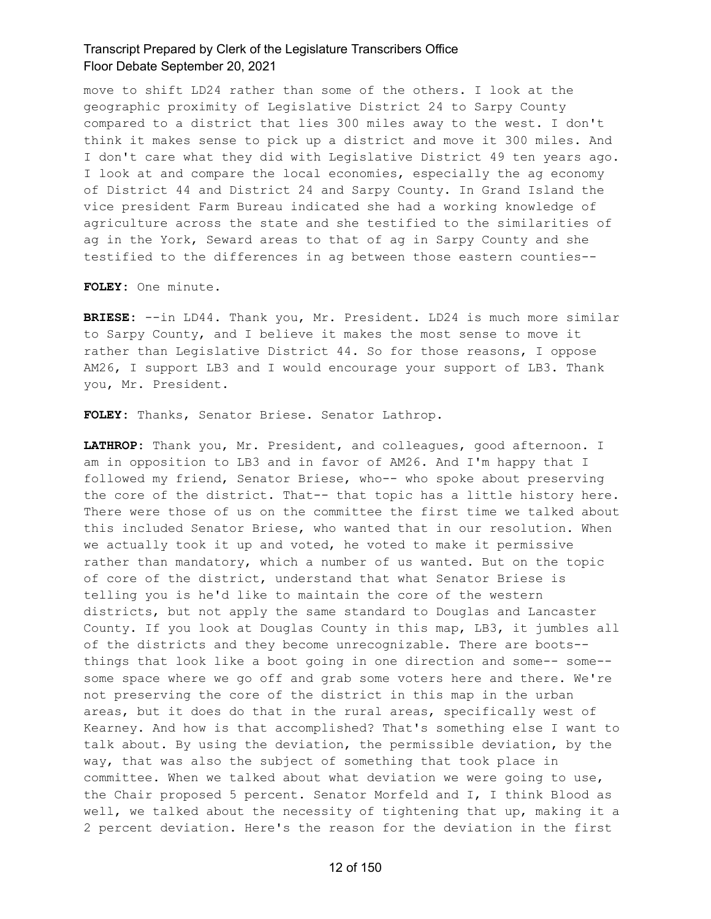move to shift LD24 rather than some of the others. I look at the geographic proximity of Legislative District 24 to Sarpy County compared to a district that lies 300 miles away to the west. I don't think it makes sense to pick up a district and move it 300 miles. And I don't care what they did with Legislative District 49 ten years ago. I look at and compare the local economies, especially the ag economy of District 44 and District 24 and Sarpy County. In Grand Island the vice president Farm Bureau indicated she had a working knowledge of agriculture across the state and she testified to the similarities of ag in the York, Seward areas to that of ag in Sarpy County and she testified to the differences in ag between those eastern counties--

**FOLEY:** One minute.

**BRIESE:** --in LD44. Thank you, Mr. President. LD24 is much more similar to Sarpy County, and I believe it makes the most sense to move it rather than Legislative District 44. So for those reasons, I oppose AM26, I support LB3 and I would encourage your support of LB3. Thank you, Mr. President.

**FOLEY:** Thanks, Senator Briese. Senator Lathrop.

**LATHROP:** Thank you, Mr. President, and colleagues, good afternoon. I am in opposition to LB3 and in favor of AM26. And I'm happy that I followed my friend, Senator Briese, who-- who spoke about preserving the core of the district. That-- that topic has a little history here. There were those of us on the committee the first time we talked about this included Senator Briese, who wanted that in our resolution. When we actually took it up and voted, he voted to make it permissive rather than mandatory, which a number of us wanted. But on the topic of core of the district, understand that what Senator Briese is telling you is he'd like to maintain the core of the western districts, but not apply the same standard to Douglas and Lancaster County. If you look at Douglas County in this map, LB3, it jumbles all of the districts and they become unrecognizable. There are boots-- things that look like a boot going in one direction and some-- some-- some space where we go off and grab some voters here and there. We're not preserving the core of the district in this map in the urban areas, but it does do that in the rural areas, specifically west of Kearney. And how is that accomplished? That's something else I want to talk about. By using the deviation, the permissible deviation, by the way, that was also the subject of something that took place in committee. When we talked about what deviation we were going to use, the Chair proposed 5 percent. Senator Morfeld and I, I think Blood as well, we talked about the necessity of tightening that up, making it a 2 percent deviation. Here's the reason for the deviation in the first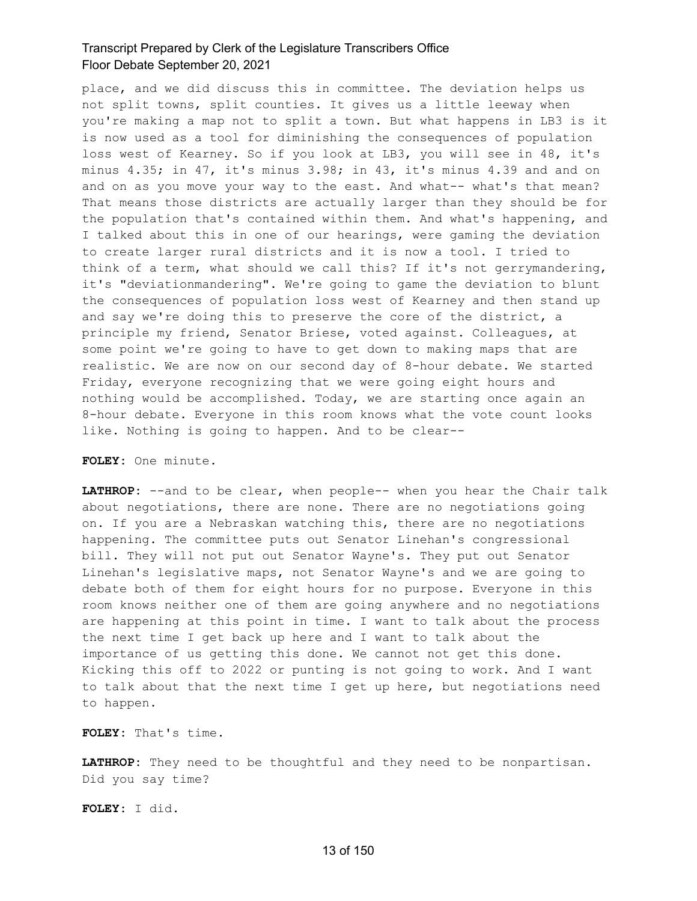place, and we did discuss this in committee. The deviation helps us not split towns, split counties. It gives us a little leeway when you're making a map not to split a town. But what happens in LB3 is it is now used as a tool for diminishing the consequences of population loss west of Kearney. So if you look at LB3, you will see in 48, it's minus 4.35; in 47, it's minus 3.98; in 43, it's minus 4.39 and and on and on as you move your way to the east. And what-- what's that mean? That means those districts are actually larger than they should be for the population that's contained within them. And what's happening, and I talked about this in one of our hearings, were gaming the deviation to create larger rural districts and it is now a tool. I tried to think of a term, what should we call this? If it's not gerrymandering, it's "deviationmandering". We're going to game the deviation to blunt the consequences of population loss west of Kearney and then stand up and say we're doing this to preserve the core of the district, a principle my friend, Senator Briese, voted against. Colleagues, at some point we're going to have to get down to making maps that are realistic. We are now on our second day of 8-hour debate. We started Friday, everyone recognizing that we were going eight hours and nothing would be accomplished. Today, we are starting once again an 8-hour debate. Everyone in this room knows what the vote count looks like. Nothing is going to happen. And to be clear--

**FOLEY:** One minute.

**LATHROP:** --and to be clear, when people-- when you hear the Chair talk about negotiations, there are none. There are no negotiations going on. If you are a Nebraskan watching this, there are no negotiations happening. The committee puts out Senator Linehan's congressional bill. They will not put out Senator Wayne's. They put out Senator Linehan's legislative maps, not Senator Wayne's and we are going to debate both of them for eight hours for no purpose. Everyone in this room knows neither one of them are going anywhere and no negotiations are happening at this point in time. I want to talk about the process the next time I get back up here and I want to talk about the importance of us getting this done. We cannot not get this done. Kicking this off to 2022 or punting is not going to work. And I want to talk about that the next time I get up here, but negotiations need to happen.

**FOLEY:** That's time.

**LATHROP:** They need to be thoughtful and they need to be nonpartisan. Did you say time?

**FOLEY:** I did.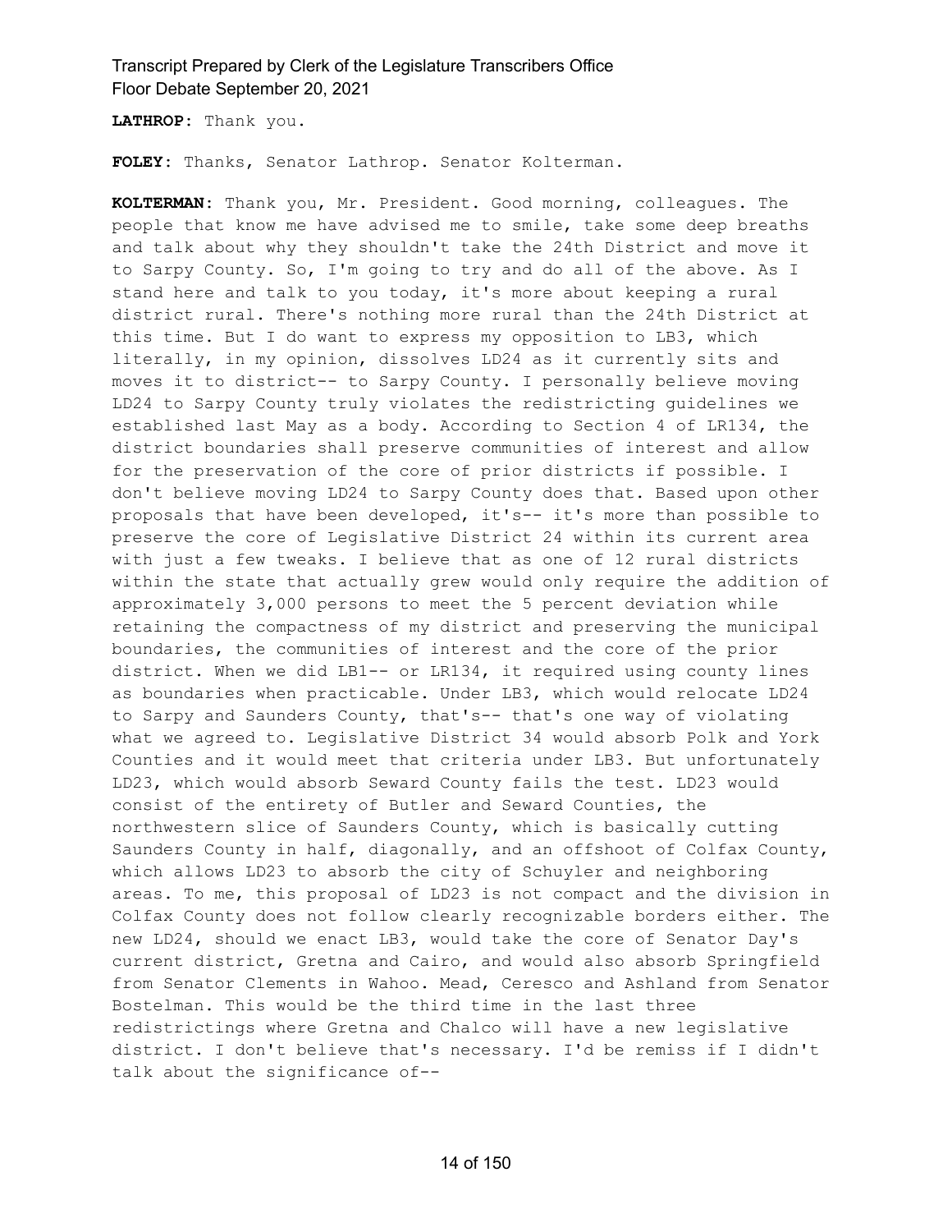**LATHROP:** Thank you.

**FOLEY:** Thanks, Senator Lathrop. Senator Kolterman.

**KOLTERMAN:** Thank you, Mr. President. Good morning, colleagues. The people that know me have advised me to smile, take some deep breaths and talk about why they shouldn't take the 24th District and move it to Sarpy County. So, I'm going to try and do all of the above. As I stand here and talk to you today, it's more about keeping a rural district rural. There's nothing more rural than the 24th District at this time. But I do want to express my opposition to LB3, which literally, in my opinion, dissolves LD24 as it currently sits and moves it to district-- to Sarpy County. I personally believe moving LD24 to Sarpy County truly violates the redistricting guidelines we established last May as a body. According to Section 4 of LR134, the district boundaries shall preserve communities of interest and allow for the preservation of the core of prior districts if possible. I don't believe moving LD24 to Sarpy County does that. Based upon other proposals that have been developed, it's-- it's more than possible to preserve the core of Legislative District 24 within its current area with just a few tweaks. I believe that as one of 12 rural districts within the state that actually grew would only require the addition of approximately 3,000 persons to meet the 5 percent deviation while retaining the compactness of my district and preserving the municipal boundaries, the communities of interest and the core of the prior district. When we did LB1-- or LR134, it required using county lines as boundaries when practicable. Under LB3, which would relocate LD24 to Sarpy and Saunders County, that's-- that's one way of violating what we agreed to. Legislative District 34 would absorb Polk and York Counties and it would meet that criteria under LB3. But unfortunately LD23, which would absorb Seward County fails the test. LD23 would consist of the entirety of Butler and Seward Counties, the northwestern slice of Saunders County, which is basically cutting Saunders County in half, diagonally, and an offshoot of Colfax County, which allows LD23 to absorb the city of Schuyler and neighboring areas. To me, this proposal of LD23 is not compact and the division in Colfax County does not follow clearly recognizable borders either. The new LD24, should we enact LB3, would take the core of Senator Day's current district, Gretna and Cairo, and would also absorb Springfield from Senator Clements in Wahoo. Mead, Ceresco and Ashland from Senator Bostelman. This would be the third time in the last three redistrictings where Gretna and Chalco will have a new legislative district. I don't believe that's necessary. I'd be remiss if I didn't talk about the significance of--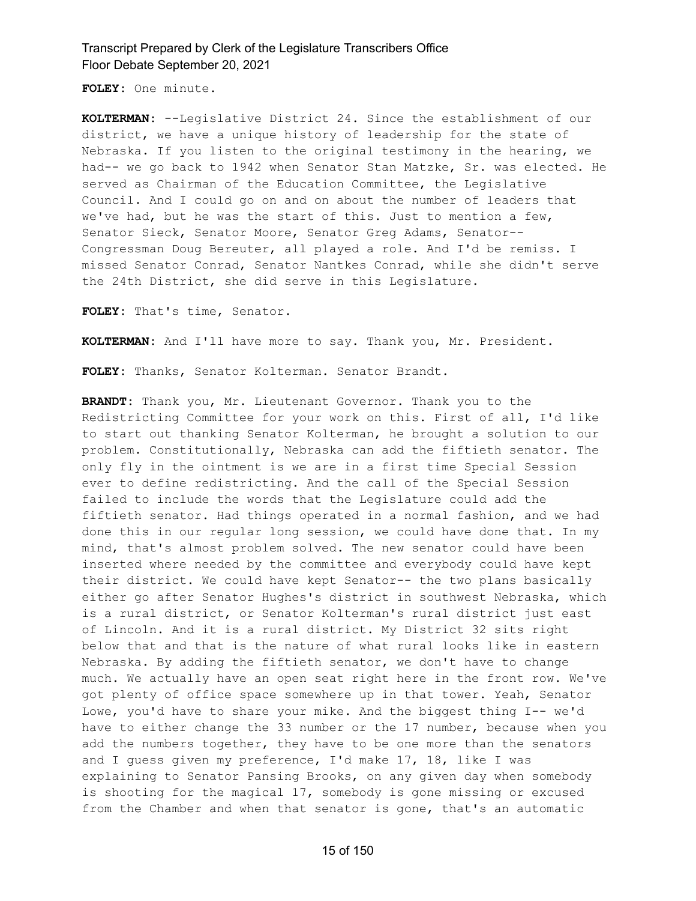**FOLEY:** One minute.

**KOLTERMAN:** --Legislative District 24. Since the establishment of our district, we have a unique history of leadership for the state of Nebraska. If you listen to the original testimony in the hearing, we had-- we go back to 1942 when Senator Stan Matzke, Sr. was elected. He served as Chairman of the Education Committee, the Legislative Council. And I could go on and on about the number of leaders that we've had, but he was the start of this. Just to mention a few, Senator Sieck, Senator Moore, Senator Greg Adams, Senator-- Congressman Doug Bereuter, all played a role. And I'd be remiss. I missed Senator Conrad, Senator Nantkes Conrad, while she didn't serve the 24th District, she did serve in this Legislature.

**FOLEY:** That's time, Senator.

**KOLTERMAN:** And I'll have more to say. Thank you, Mr. President.

**FOLEY:** Thanks, Senator Kolterman. Senator Brandt.

**BRANDT:** Thank you, Mr. Lieutenant Governor. Thank you to the Redistricting Committee for your work on this. First of all, I'd like to start out thanking Senator Kolterman, he brought a solution to our problem. Constitutionally, Nebraska can add the fiftieth senator. The only fly in the ointment is we are in a first time Special Session ever to define redistricting. And the call of the Special Session failed to include the words that the Legislature could add the fiftieth senator. Had things operated in a normal fashion, and we had done this in our regular long session, we could have done that. In my mind, that's almost problem solved. The new senator could have been inserted where needed by the committee and everybody could have kept their district. We could have kept Senator-- the two plans basically either go after Senator Hughes's district in southwest Nebraska, which is a rural district, or Senator Kolterman's rural district just east of Lincoln. And it is a rural district. My District 32 sits right below that and that is the nature of what rural looks like in eastern Nebraska. By adding the fiftieth senator, we don't have to change much. We actually have an open seat right here in the front row. We've got plenty of office space somewhere up in that tower. Yeah, Senator Lowe, you'd have to share your mike. And the biggest thing I-- we'd have to either change the 33 number or the 17 number, because when you add the numbers together, they have to be one more than the senators and I guess given my preference, I'd make 17, 18, like I was explaining to Senator Pansing Brooks, on any given day when somebody is shooting for the magical 17, somebody is gone missing or excused from the Chamber and when that senator is gone, that's an automatic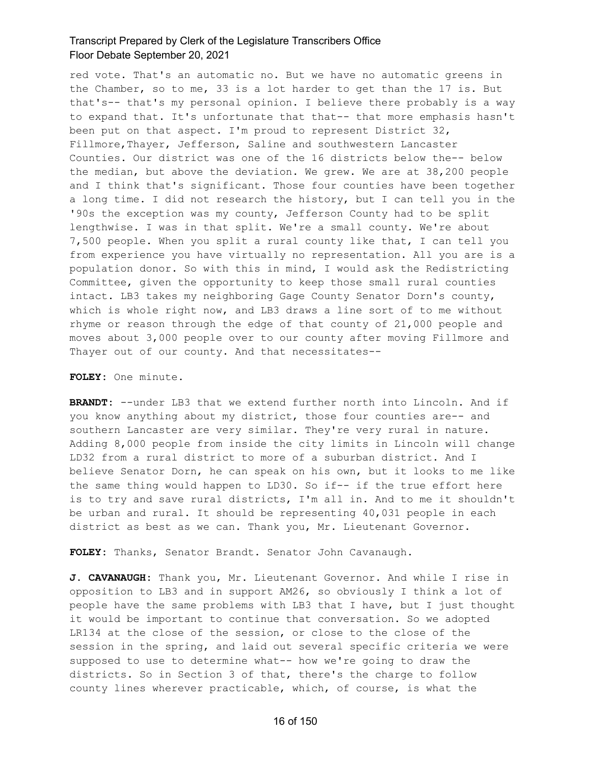red vote. That's an automatic no. But we have no automatic greens in the Chamber, so to me, 33 is a lot harder to get than the 17 is. But that's-- that's my personal opinion. I believe there probably is a way to expand that. It's unfortunate that that-- that more emphasis hasn't been put on that aspect. I'm proud to represent District 32, Fillmore,Thayer, Jefferson, Saline and southwestern Lancaster Counties. Our district was one of the 16 districts below the-- below the median, but above the deviation. We grew. We are at 38,200 people and I think that's significant. Those four counties have been together a long time. I did not research the history, but I can tell you in the '90s the exception was my county, Jefferson County had to be split lengthwise. I was in that split. We're a small county. We're about 7,500 people. When you split a rural county like that, I can tell you from experience you have virtually no representation. All you are is a population donor. So with this in mind, I would ask the Redistricting Committee, given the opportunity to keep those small rural counties intact. LB3 takes my neighboring Gage County Senator Dorn's county, which is whole right now, and LB3 draws a line sort of to me without rhyme or reason through the edge of that county of 21,000 people and moves about 3,000 people over to our county after moving Fillmore and Thayer out of our county. And that necessitates--

**FOLEY:** One minute.

**BRANDT:** --under LB3 that we extend further north into Lincoln. And if you know anything about my district, those four counties are-- and southern Lancaster are very similar. They're very rural in nature. Adding 8,000 people from inside the city limits in Lincoln will change LD32 from a rural district to more of a suburban district. And I believe Senator Dorn, he can speak on his own, but it looks to me like the same thing would happen to LD30. So if-- if the true effort here is to try and save rural districts, I'm all in. And to me it shouldn't be urban and rural. It should be representing 40,031 people in each district as best as we can. Thank you, Mr. Lieutenant Governor.

**FOLEY:** Thanks, Senator Brandt. Senator John Cavanaugh.

**J. CAVANAUGH:** Thank you, Mr. Lieutenant Governor. And while I rise in opposition to LB3 and in support AM26, so obviously I think a lot of people have the same problems with LB3 that I have, but I just thought it would be important to continue that conversation. So we adopted LR134 at the close of the session, or close to the close of the session in the spring, and laid out several specific criteria we were supposed to use to determine what-- how we're going to draw the districts. So in Section 3 of that, there's the charge to follow county lines wherever practicable, which, of course, is what the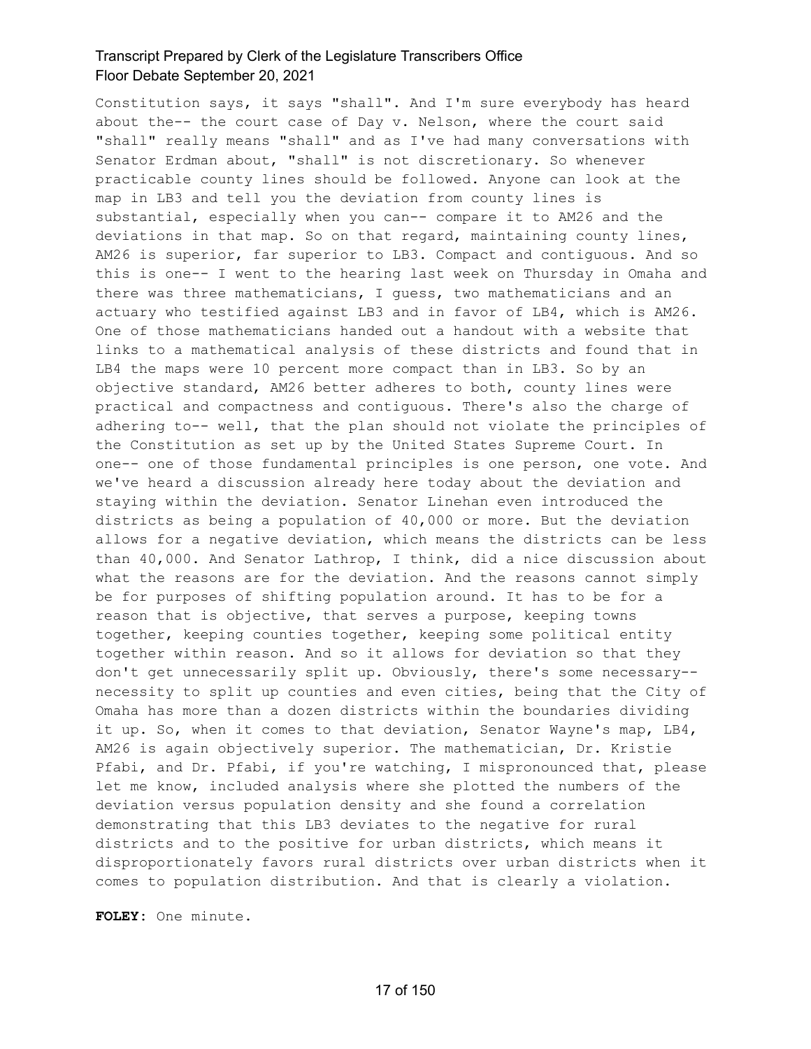Constitution says, it says "shall". And I'm sure everybody has heard about the-- the court case of Day v. Nelson, where the court said "shall" really means "shall" and as I've had many conversations with Senator Erdman about, "shall" is not discretionary. So whenever practicable county lines should be followed. Anyone can look at the map in LB3 and tell you the deviation from county lines is substantial, especially when you can-- compare it to AM26 and the deviations in that map. So on that regard, maintaining county lines, AM26 is superior, far superior to LB3. Compact and contiguous. And so this is one-- I went to the hearing last week on Thursday in Omaha and there was three mathematicians, I guess, two mathematicians and an actuary who testified against LB3 and in favor of LB4, which is AM26. One of those mathematicians handed out a handout with a website that links to a mathematical analysis of these districts and found that in LB4 the maps were 10 percent more compact than in LB3. So by an objective standard, AM26 better adheres to both, county lines were practical and compactness and contiguous. There's also the charge of adhering to-- well, that the plan should not violate the principles of the Constitution as set up by the United States Supreme Court. In one-- one of those fundamental principles is one person, one vote. And we've heard a discussion already here today about the deviation and staying within the deviation. Senator Linehan even introduced the districts as being a population of 40,000 or more. But the deviation allows for a negative deviation, which means the districts can be less than 40,000. And Senator Lathrop, I think, did a nice discussion about what the reasons are for the deviation. And the reasons cannot simply be for purposes of shifting population around. It has to be for a reason that is objective, that serves a purpose, keeping towns together, keeping counties together, keeping some political entity together within reason. And so it allows for deviation so that they don't get unnecessarily split up. Obviously, there's some necessary-- necessity to split up counties and even cities, being that the City of Omaha has more than a dozen districts within the boundaries dividing it up. So, when it comes to that deviation, Senator Wayne's map, LB4, AM26 is again objectively superior. The mathematician, Dr. Kristie Pfabi, and Dr. Pfabi, if you're watching, I mispronounced that, please let me know, included analysis where she plotted the numbers of the deviation versus population density and she found a correlation demonstrating that this LB3 deviates to the negative for rural districts and to the positive for urban districts, which means it disproportionately favors rural districts over urban districts when it comes to population distribution. And that is clearly a violation.

**FOLEY:** One minute.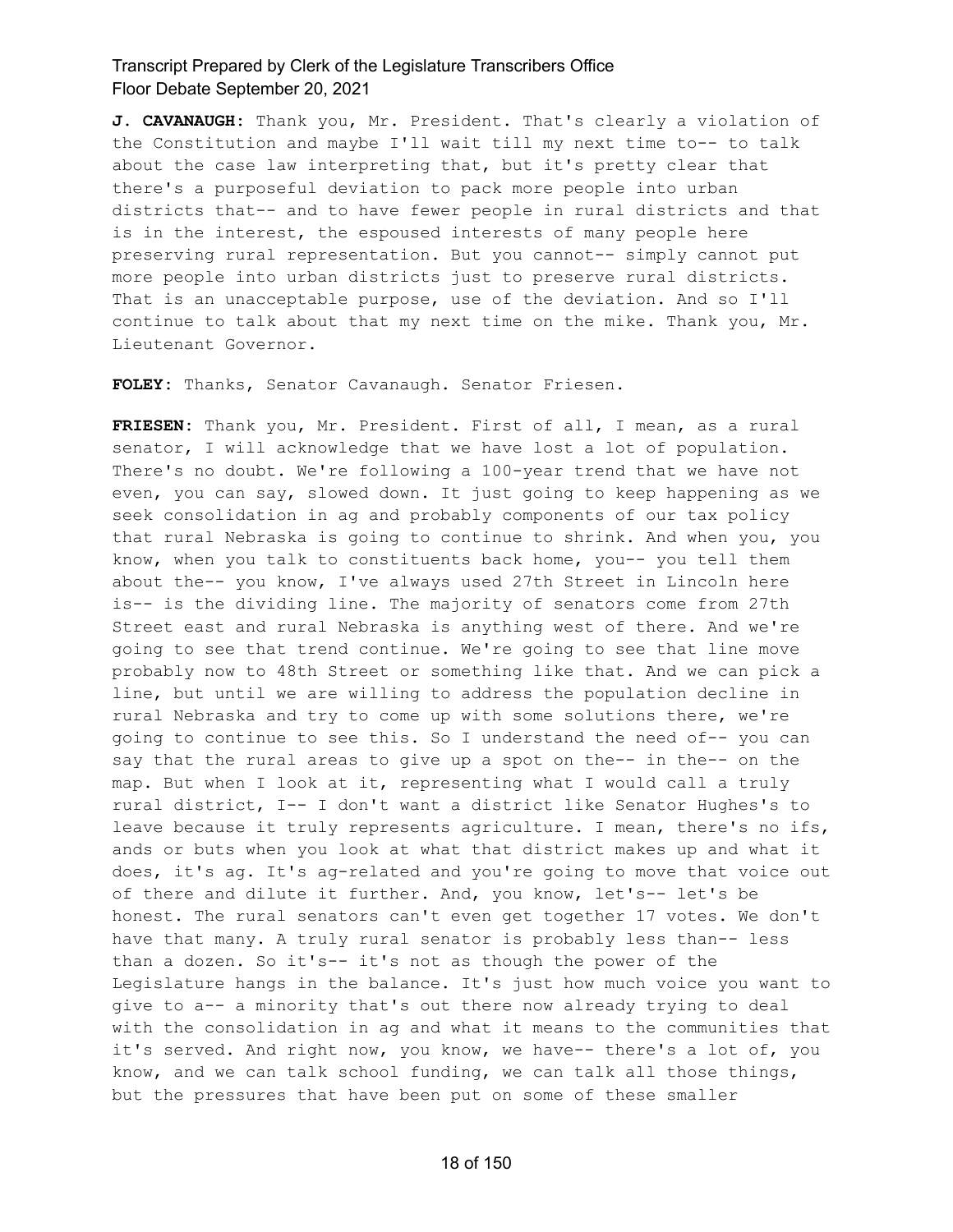**J. CAVANAUGH:** Thank you, Mr. President. That's clearly a violation of the Constitution and maybe I'll wait till my next time to-- to talk about the case law interpreting that, but it's pretty clear that there's a purposeful deviation to pack more people into urban districts that-- and to have fewer people in rural districts and that is in the interest, the espoused interests of many people here preserving rural representation. But you cannot-- simply cannot put more people into urban districts just to preserve rural districts. That is an unacceptable purpose, use of the deviation. And so I'll continue to talk about that my next time on the mike. Thank you, Mr. Lieutenant Governor.

**FOLEY:** Thanks, Senator Cavanaugh. Senator Friesen.

**FRIESEN:** Thank you, Mr. President. First of all, I mean, as a rural senator, I will acknowledge that we have lost a lot of population. There's no doubt. We're following a 100-year trend that we have not even, you can say, slowed down. It just going to keep happening as we seek consolidation in ag and probably components of our tax policy that rural Nebraska is going to continue to shrink. And when you, you know, when you talk to constituents back home, you-- you tell them about the-- you know, I've always used 27th Street in Lincoln here is-- is the dividing line. The majority of senators come from 27th Street east and rural Nebraska is anything west of there. And we're going to see that trend continue. We're going to see that line move probably now to 48th Street or something like that. And we can pick a line, but until we are willing to address the population decline in rural Nebraska and try to come up with some solutions there, we're going to continue to see this. So I understand the need of-- you can say that the rural areas to give up a spot on the-- in the-- on the map. But when I look at it, representing what I would call a truly rural district, I-- I don't want a district like Senator Hughes's to leave because it truly represents agriculture. I mean, there's no ifs, ands or buts when you look at what that district makes up and what it does, it's ag. It's ag-related and you're going to move that voice out of there and dilute it further. And, you know, let's-- let's be honest. The rural senators can't even get together 17 votes. We don't have that many. A truly rural senator is probably less than-- less than a dozen. So it's-- it's not as though the power of the Legislature hangs in the balance. It's just how much voice you want to give to a-- a minority that's out there now already trying to deal with the consolidation in ag and what it means to the communities that it's served. And right now, you know, we have-- there's a lot of, you know, and we can talk school funding, we can talk all those things, but the pressures that have been put on some of these smaller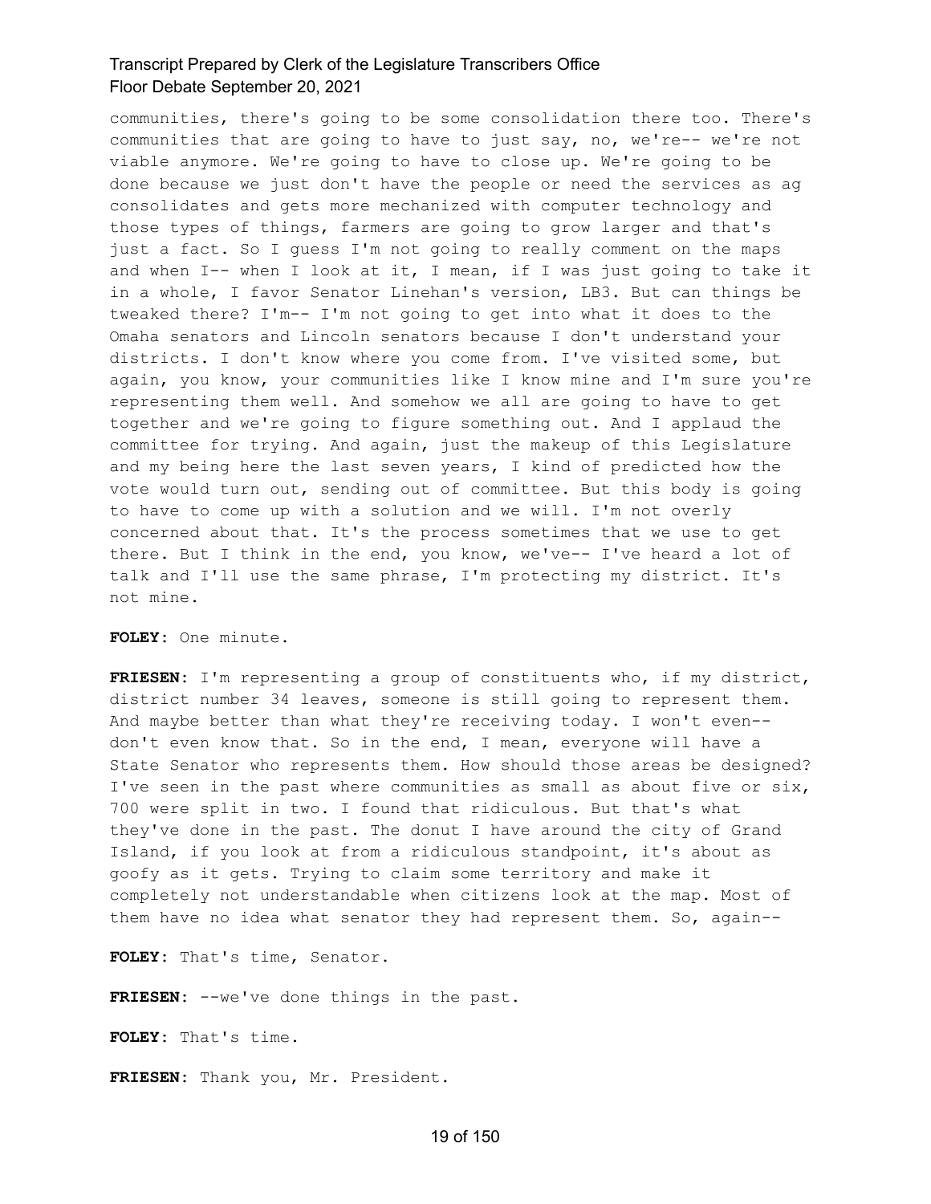communities, there's going to be some consolidation there too. There's communities that are going to have to just say, no, we're-- we're not viable anymore. We're going to have to close up. We're going to be done because we just don't have the people or need the services as ag consolidates and gets more mechanized with computer technology and those types of things, farmers are going to grow larger and that's just a fact. So I guess I'm not going to really comment on the maps and when I-- when I look at it, I mean, if I was just going to take it in a whole, I favor Senator Linehan's version, LB3. But can things be tweaked there? I'm-- I'm not going to get into what it does to the Omaha senators and Lincoln senators because I don't understand your districts. I don't know where you come from. I've visited some, but again, you know, your communities like I know mine and I'm sure you're representing them well. And somehow we all are going to have to get together and we're going to figure something out. And I applaud the committee for trying. And again, just the makeup of this Legislature and my being here the last seven years, I kind of predicted how the vote would turn out, sending out of committee. But this body is going to have to come up with a solution and we will. I'm not overly concerned about that. It's the process sometimes that we use to get there. But I think in the end, you know, we've-- I've heard a lot of talk and I'll use the same phrase, I'm protecting my district. It's not mine.

**FOLEY:** One minute.

**FRIESEN:** I'm representing a group of constituents who, if my district, district number 34 leaves, someone is still going to represent them. And maybe better than what they're receiving today. I won't even-- don't even know that. So in the end, I mean, everyone will have a State Senator who represents them. How should those areas be designed? I've seen in the past where communities as small as about five or six, 700 were split in two. I found that ridiculous. But that's what they've done in the past. The donut I have around the city of Grand Island, if you look at from a ridiculous standpoint, it's about as goofy as it gets. Trying to claim some territory and make it completely not understandable when citizens look at the map. Most of them have no idea what senator they had represent them. So, again--

**FOLEY:** That's time, Senator.

**FRIESEN:** --we've done things in the past.

**FOLEY:** That's time.

**FRIESEN:** Thank you, Mr. President.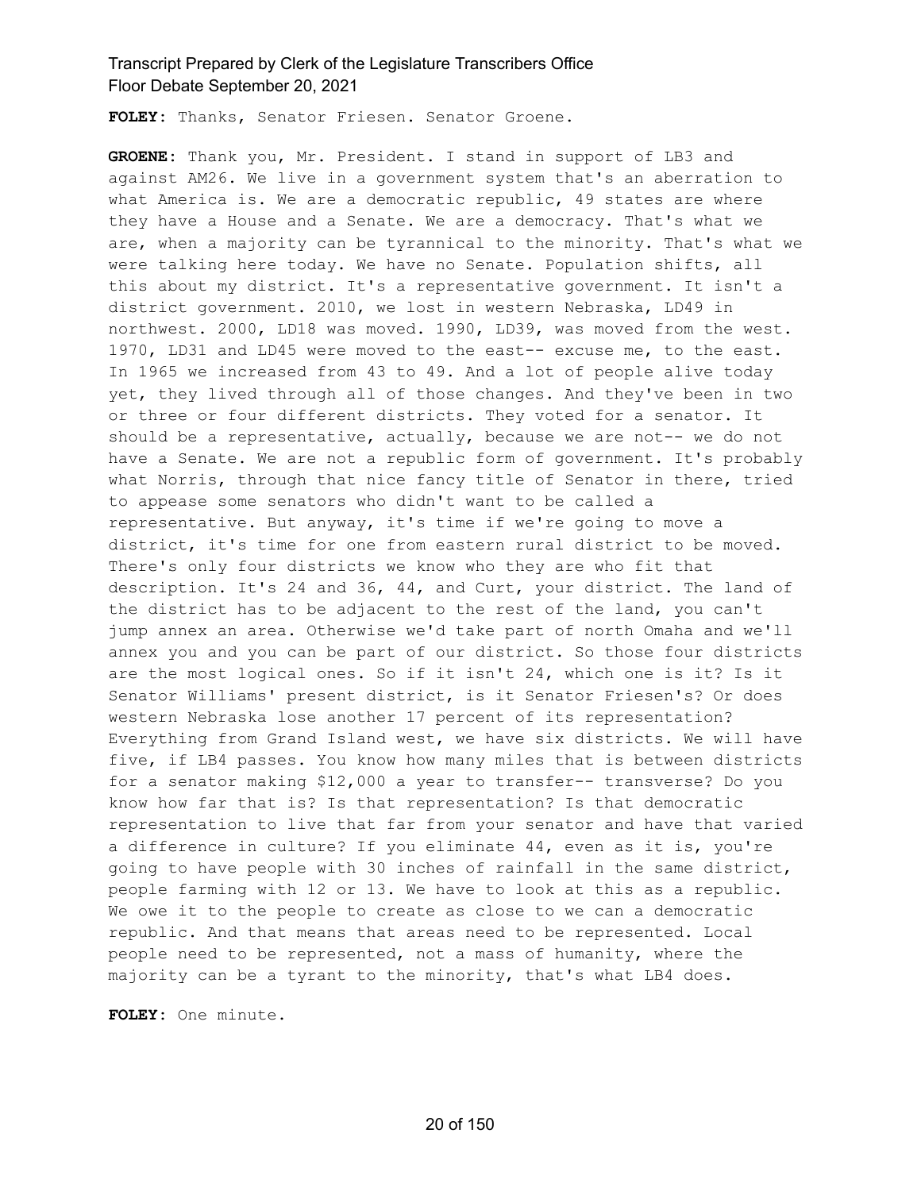**FOLEY:** Thanks, Senator Friesen. Senator Groene.

**GROENE:** Thank you, Mr. President. I stand in support of LB3 and against AM26. We live in a government system that's an aberration to what America is. We are a democratic republic, 49 states are where they have a House and a Senate. We are a democracy. That's what we are, when a majority can be tyrannical to the minority. That's what we were talking here today. We have no Senate. Population shifts, all this about my district. It's a representative government. It isn't a district government. 2010, we lost in western Nebraska, LD49 in northwest. 2000, LD18 was moved. 1990, LD39, was moved from the west. 1970, LD31 and LD45 were moved to the east-- excuse me, to the east. In 1965 we increased from 43 to 49. And a lot of people alive today yet, they lived through all of those changes. And they've been in two or three or four different districts. They voted for a senator. It should be a representative, actually, because we are not-- we do not have a Senate. We are not a republic form of government. It's probably what Norris, through that nice fancy title of Senator in there, tried to appease some senators who didn't want to be called a representative. But anyway, it's time if we're going to move a district, it's time for one from eastern rural district to be moved. There's only four districts we know who they are who fit that description. It's 24 and 36, 44, and Curt, your district. The land of the district has to be adjacent to the rest of the land, you can't jump annex an area. Otherwise we'd take part of north Omaha and we'll annex you and you can be part of our district. So those four districts are the most logical ones. So if it isn't 24, which one is it? Is it Senator Williams' present district, is it Senator Friesen's? Or does western Nebraska lose another 17 percent of its representation? Everything from Grand Island west, we have six districts. We will have five, if LB4 passes. You know how many miles that is between districts for a senator making $12,000 a year to transfer-- transverse? Do you know how far that is? Is that representation? Is that democratic representation to live that far from your senator and have that varied a difference in culture? If you eliminate 44, even as it is, you're going to have people with 30 inches of rainfall in the same district, people farming with 12 or 13. We have to look at this as a republic. We owe it to the people to create as close to we can a democratic republic. And that means that areas need to be represented. Local people need to be represented, not a mass of humanity, where the majority can be a tyrant to the minority, that's what LB4 does.

**FOLEY:** One minute.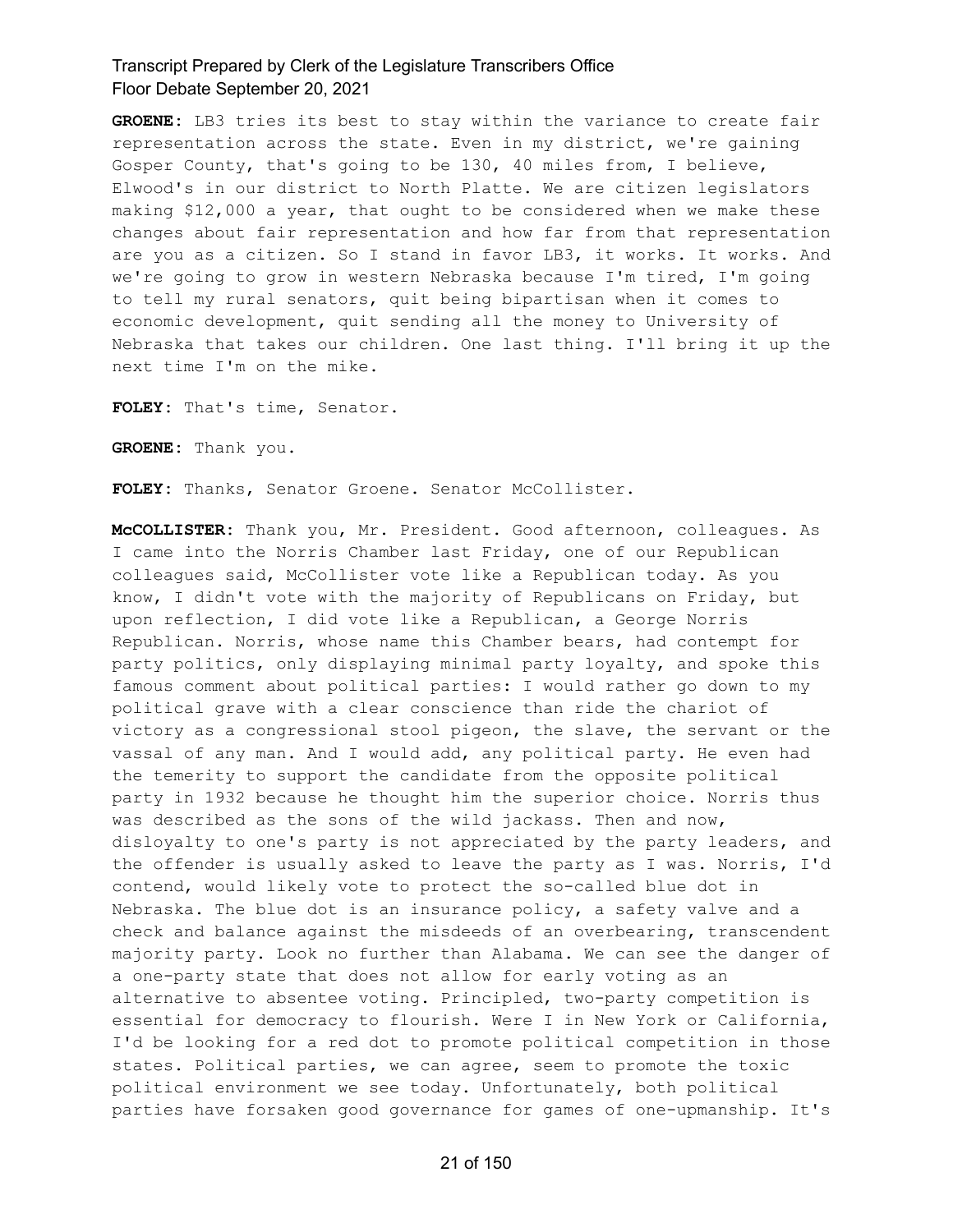**GROENE:** LB3 tries its best to stay within the variance to create fair representation across the state. Even in my district, we're gaining Gosper County, that's going to be 130, 40 miles from, I believe, Elwood's in our district to North Platte. We are citizen legislators making $12,000 a year, that ought to be considered when we make these changes about fair representation and how far from that representation are you as a citizen. So I stand in favor LB3, it works. It works. And we're going to grow in western Nebraska because I'm tired, I'm going to tell my rural senators, quit being bipartisan when it comes to economic development, quit sending all the money to University of Nebraska that takes our children. One last thing. I'll bring it up the next time I'm on the mike.

**FOLEY:** That's time, Senator.

**GROENE:** Thank you.

**FOLEY:** Thanks, Senator Groene. Senator McCollister.

**McCOLLISTER:** Thank you, Mr. President. Good afternoon, colleagues. As I came into the Norris Chamber last Friday, one of our Republican colleagues said, McCollister vote like a Republican today. As you know, I didn't vote with the majority of Republicans on Friday, but upon reflection, I did vote like a Republican, a George Norris Republican. Norris, whose name this Chamber bears, had contempt for party politics, only displaying minimal party loyalty, and spoke this famous comment about political parties: I would rather go down to my political grave with a clear conscience than ride the chariot of victory as a congressional stool pigeon, the slave, the servant or the vassal of any man. And I would add, any political party. He even had the temerity to support the candidate from the opposite political party in 1932 because he thought him the superior choice. Norris thus was described as the sons of the wild jackass. Then and now, disloyalty to one's party is not appreciated by the party leaders, and the offender is usually asked to leave the party as I was. Norris, I'd contend, would likely vote to protect the so-called blue dot in Nebraska. The blue dot is an insurance policy, a safety valve and a check and balance against the misdeeds of an overbearing, transcendent majority party. Look no further than Alabama. We can see the danger of a one-party state that does not allow for early voting as an alternative to absentee voting. Principled, two-party competition is essential for democracy to flourish. Were I in New York or California, I'd be looking for a red dot to promote political competition in those states. Political parties, we can agree, seem to promote the toxic political environment we see today. Unfortunately, both political parties have forsaken good governance for games of one-upmanship. It's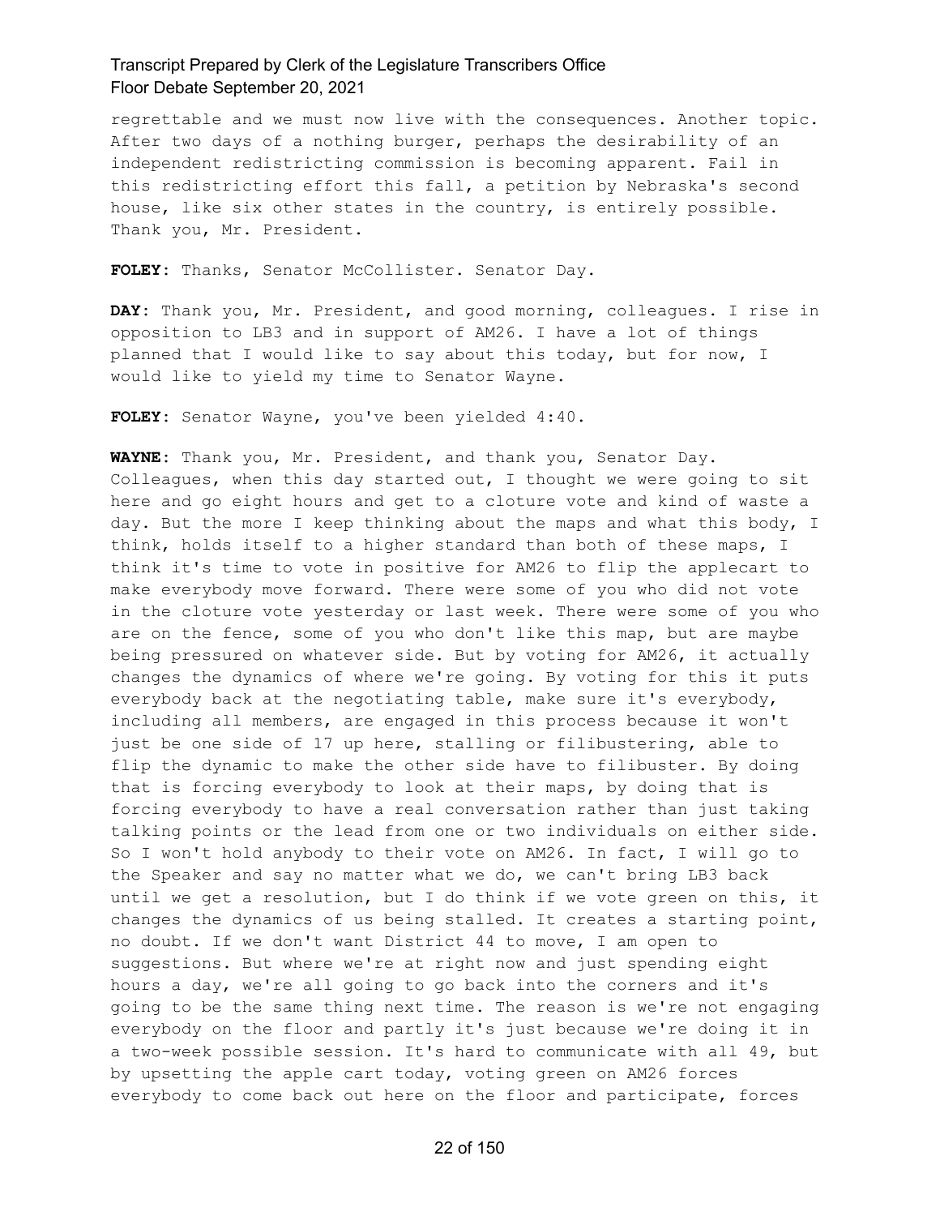regrettable and we must now live with the consequences. Another topic. After two days of a nothing burger, perhaps the desirability of an independent redistricting commission is becoming apparent. Fail in this redistricting effort this fall, a petition by Nebraska's second house, like six other states in the country, is entirely possible. Thank you, Mr. President.

**FOLEY:** Thanks, Senator McCollister. Senator Day.

**DAY:** Thank you, Mr. President, and good morning, colleagues. I rise in opposition to LB3 and in support of AM26. I have a lot of things planned that I would like to say about this today, but for now, I would like to yield my time to Senator Wayne.

**FOLEY:** Senator Wayne, you've been yielded 4:40.

**WAYNE:** Thank you, Mr. President, and thank you, Senator Day. Colleagues, when this day started out, I thought we were going to sit here and go eight hours and get to a cloture vote and kind of waste a day. But the more I keep thinking about the maps and what this body, I think, holds itself to a higher standard than both of these maps, I think it's time to vote in positive for AM26 to flip the applecart to make everybody move forward. There were some of you who did not vote in the cloture vote yesterday or last week. There were some of you who are on the fence, some of you who don't like this map, but are maybe being pressured on whatever side. But by voting for AM26, it actually changes the dynamics of where we're going. By voting for this it puts everybody back at the negotiating table, make sure it's everybody, including all members, are engaged in this process because it won't just be one side of 17 up here, stalling or filibustering, able to flip the dynamic to make the other side have to filibuster. By doing that is forcing everybody to look at their maps, by doing that is forcing everybody to have a real conversation rather than just taking talking points or the lead from one or two individuals on either side. So I won't hold anybody to their vote on AM26. In fact, I will go to the Speaker and say no matter what we do, we can't bring LB3 back until we get a resolution, but I do think if we vote green on this, it changes the dynamics of us being stalled. It creates a starting point, no doubt. If we don't want District 44 to move, I am open to suggestions. But where we're at right now and just spending eight hours a day, we're all going to go back into the corners and it's going to be the same thing next time. The reason is we're not engaging everybody on the floor and partly it's just because we're doing it in a two-week possible session. It's hard to communicate with all 49, but by upsetting the apple cart today, voting green on AM26 forces everybody to come back out here on the floor and participate, forces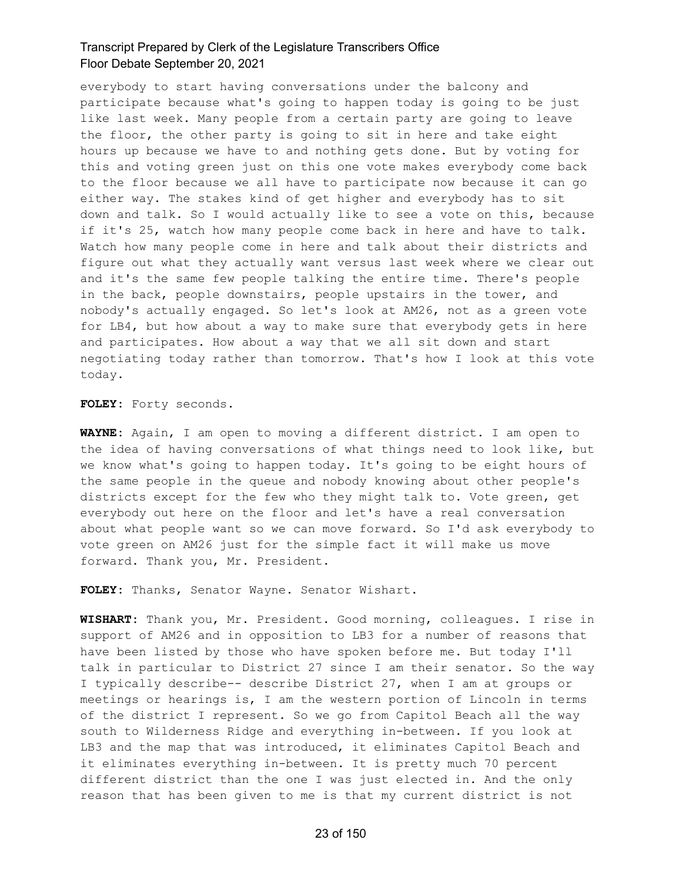everybody to start having conversations under the balcony and participate because what's going to happen today is going to be just like last week. Many people from a certain party are going to leave the floor, the other party is going to sit in here and take eight hours up because we have to and nothing gets done. But by voting for this and voting green just on this one vote makes everybody come back to the floor because we all have to participate now because it can go either way. The stakes kind of get higher and everybody has to sit down and talk. So I would actually like to see a vote on this, because if it's 25, watch how many people come back in here and have to talk. Watch how many people come in here and talk about their districts and figure out what they actually want versus last week where we clear out and it's the same few people talking the entire time. There's people in the back, people downstairs, people upstairs in the tower, and nobody's actually engaged. So let's look at AM26, not as a green vote for LB4, but how about a way to make sure that everybody gets in here and participates. How about a way that we all sit down and start negotiating today rather than tomorrow. That's how I look at this vote today.

**FOLEY:** Forty seconds.

**WAYNE:** Again, I am open to moving a different district. I am open to the idea of having conversations of what things need to look like, but we know what's going to happen today. It's going to be eight hours of the same people in the queue and nobody knowing about other people's districts except for the few who they might talk to. Vote green, get everybody out here on the floor and let's have a real conversation about what people want so we can move forward. So I'd ask everybody to vote green on AM26 just for the simple fact it will make us move forward. Thank you, Mr. President.

**FOLEY:** Thanks, Senator Wayne. Senator Wishart.

**WISHART:** Thank you, Mr. President. Good morning, colleagues. I rise in support of AM26 and in opposition to LB3 for a number of reasons that have been listed by those who have spoken before me. But today I'll talk in particular to District 27 since I am their senator. So the way I typically describe-- describe District 27, when I am at groups or meetings or hearings is, I am the western portion of Lincoln in terms of the district I represent. So we go from Capitol Beach all the way south to Wilderness Ridge and everything in-between. If you look at LB3 and the map that was introduced, it eliminates Capitol Beach and it eliminates everything in-between. It is pretty much 70 percent different district than the one I was just elected in. And the only reason that has been given to me is that my current district is not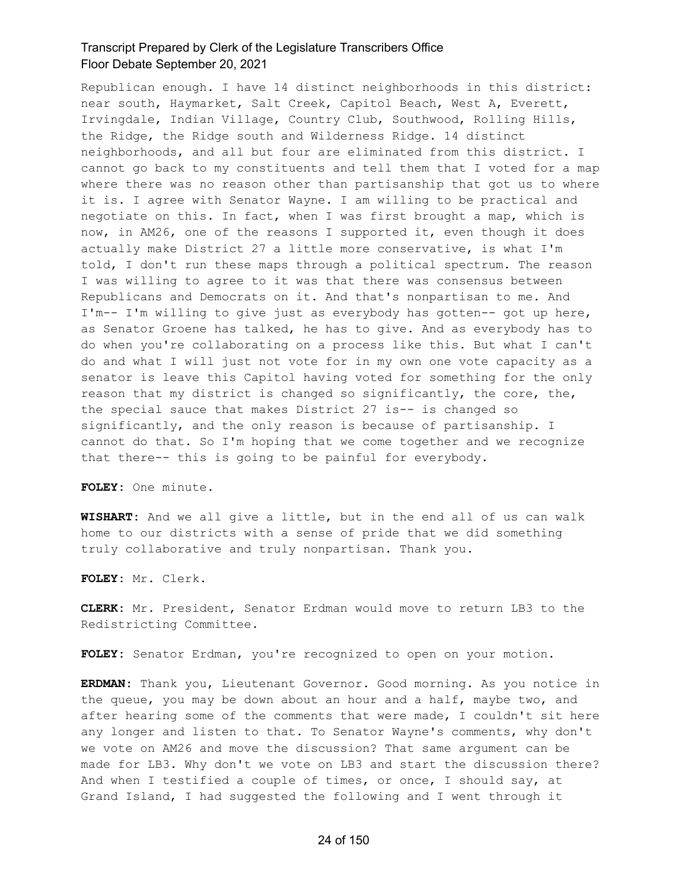Republican enough. I have 14 distinct neighborhoods in this district: near south, Haymarket, Salt Creek, Capitol Beach, West A, Everett, Irvingdale, Indian Village, Country Club, Southwood, Rolling Hills, the Ridge, the Ridge south and Wilderness Ridge. 14 distinct neighborhoods, and all but four are eliminated from this district. I cannot go back to my constituents and tell them that I voted for a map where there was no reason other than partisanship that got us to where it is. I agree with Senator Wayne. I am willing to be practical and negotiate on this. In fact, when I was first brought a map, which is now, in AM26, one of the reasons I supported it, even though it does actually make District 27 a little more conservative, is what I'm told, I don't run these maps through a political spectrum. The reason I was willing to agree to it was that there was consensus between Republicans and Democrats on it. And that's nonpartisan to me. And I'm-- I'm willing to give just as everybody has gotten-- got up here, as Senator Groene has talked, he has to give. And as everybody has to do when you're collaborating on a process like this. But what I can't do and what I will just not vote for in my own one vote capacity as a senator is leave this Capitol having voted for something for the only reason that my district is changed so significantly, the core, the, the special sauce that makes District 27 is-- is changed so significantly, and the only reason is because of partisanship. I cannot do that. So I'm hoping that we come together and we recognize that there-- this is going to be painful for everybody.

**FOLEY:** One minute.

**WISHART:** And we all give a little, but in the end all of us can walk home to our districts with a sense of pride that we did something truly collaborative and truly nonpartisan. Thank you.

**FOLEY:** Mr. Clerk.

**CLERK:** Mr. President, Senator Erdman would move to return LB3 to the Redistricting Committee.

**FOLEY:** Senator Erdman, you're recognized to open on your motion.

**ERDMAN:** Thank you, Lieutenant Governor. Good morning. As you notice in the queue, you may be down about an hour and a half, maybe two, and after hearing some of the comments that were made, I couldn't sit here any longer and listen to that. To Senator Wayne's comments, why don't we vote on AM26 and move the discussion? That same argument can be made for LB3. Why don't we vote on LB3 and start the discussion there? And when I testified a couple of times, or once, I should say, at Grand Island, I had suggested the following and I went through it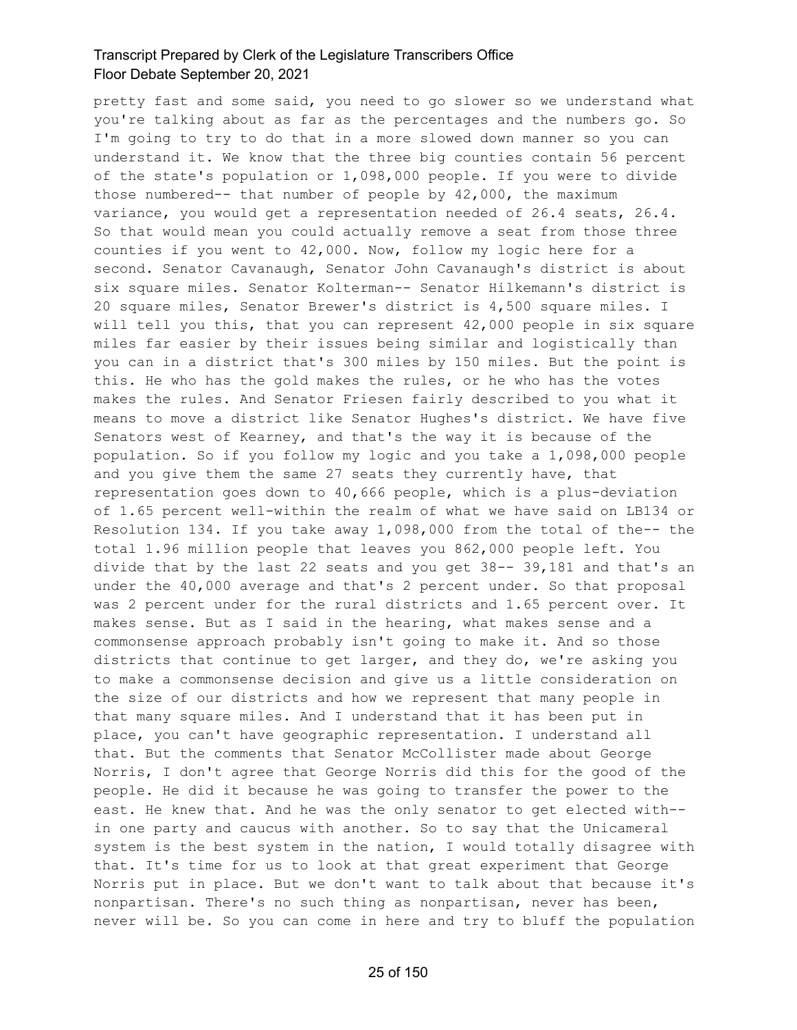pretty fast and some said, you need to go slower so we understand what you're talking about as far as the percentages and the numbers go. So I'm going to try to do that in a more slowed down manner so you can understand it. We know that the three big counties contain 56 percent of the state's population or 1,098,000 people. If you were to divide those numbered-- that number of people by 42,000, the maximum variance, you would get a representation needed of 26.4 seats, 26.4. So that would mean you could actually remove a seat from those three counties if you went to 42,000. Now, follow my logic here for a second. Senator Cavanaugh, Senator John Cavanaugh's district is about six square miles. Senator Kolterman-- Senator Hilkemann's district is 20 square miles, Senator Brewer's district is 4,500 square miles. I will tell you this, that you can represent 42,000 people in six square miles far easier by their issues being similar and logistically than you can in a district that's 300 miles by 150 miles. But the point is this. He who has the gold makes the rules, or he who has the votes makes the rules. And Senator Friesen fairly described to you what it means to move a district like Senator Hughes's district. We have five Senators west of Kearney, and that's the way it is because of the population. So if you follow my logic and you take a 1,098,000 people and you give them the same 27 seats they currently have, that representation goes down to 40,666 people, which is a plus-deviation of 1.65 percent well-within the realm of what we have said on LB134 or Resolution 134. If you take away 1,098,000 from the total of the-- the total 1.96 million people that leaves you 862,000 people left. You divide that by the last 22 seats and you get 38-- 39,181 and that's an under the 40,000 average and that's 2 percent under. So that proposal was 2 percent under for the rural districts and 1.65 percent over. It makes sense. But as I said in the hearing, what makes sense and a commonsense approach probably isn't going to make it. And so those districts that continue to get larger, and they do, we're asking you to make a commonsense decision and give us a little consideration on the size of our districts and how we represent that many people in that many square miles. And I understand that it has been put in place, you can't have geographic representation. I understand all that. But the comments that Senator McCollister made about George Norris, I don't agree that George Norris did this for the good of the people. He did it because he was going to transfer the power to the east. He knew that. And he was the only senator to get elected with-- in one party and caucus with another. So to say that the Unicameral system is the best system in the nation, I would totally disagree with that. It's time for us to look at that great experiment that George Norris put in place. But we don't want to talk about that because it's nonpartisan. There's no such thing as nonpartisan, never has been, never will be. So you can come in here and try to bluff the population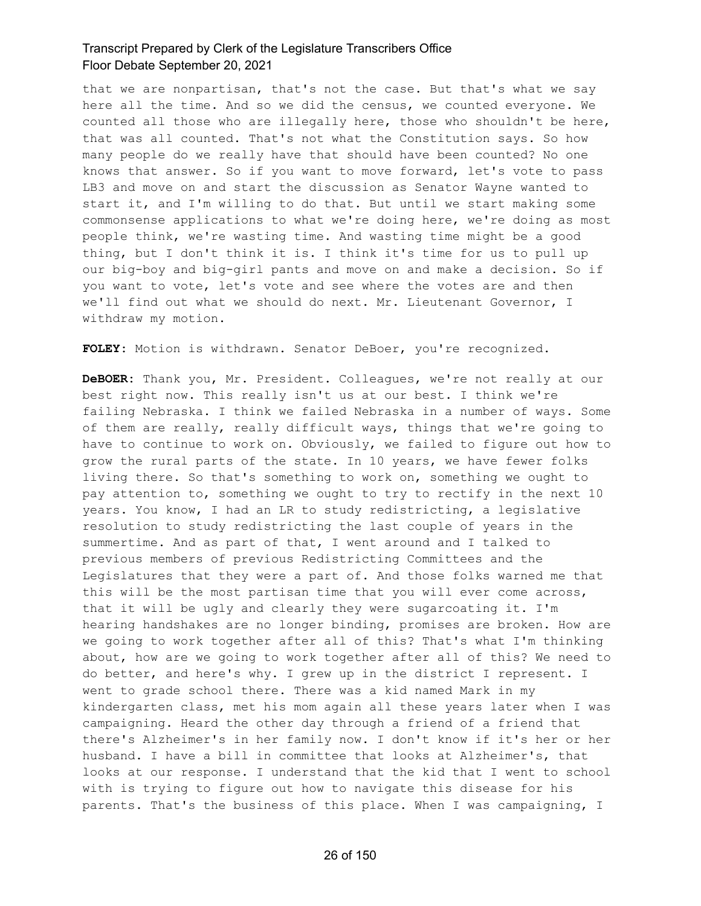that we are nonpartisan, that's not the case. But that's what we say here all the time. And so we did the census, we counted everyone. We counted all those who are illegally here, those who shouldn't be here, that was all counted. That's not what the Constitution says. So how many people do we really have that should have been counted? No one knows that answer. So if you want to move forward, let's vote to pass LB3 and move on and start the discussion as Senator Wayne wanted to start it, and I'm willing to do that. But until we start making some commonsense applications to what we're doing here, we're doing as most people think, we're wasting time. And wasting time might be a good thing, but I don't think it is. I think it's time for us to pull up our big-boy and big-girl pants and move on and make a decision. So if you want to vote, let's vote and see where the votes are and then we'll find out what we should do next. Mr. Lieutenant Governor, I withdraw my motion.

**FOLEY:** Motion is withdrawn. Senator DeBoer, you're recognized.

**DeBOER:** Thank you, Mr. President. Colleagues, we're not really at our best right now. This really isn't us at our best. I think we're failing Nebraska. I think we failed Nebraska in a number of ways. Some of them are really, really difficult ways, things that we're going to have to continue to work on. Obviously, we failed to figure out how to grow the rural parts of the state. In 10 years, we have fewer folks living there. So that's something to work on, something we ought to pay attention to, something we ought to try to rectify in the next 10 years. You know, I had an LR to study redistricting, a legislative resolution to study redistricting the last couple of years in the summertime. And as part of that, I went around and I talked to previous members of previous Redistricting Committees and the Legislatures that they were a part of. And those folks warned me that this will be the most partisan time that you will ever come across, that it will be ugly and clearly they were sugarcoating it. I'm hearing handshakes are no longer binding, promises are broken. How are we going to work together after all of this? That's what I'm thinking about, how are we going to work together after all of this? We need to do better, and here's why. I grew up in the district I represent. I went to grade school there. There was a kid named Mark in my kindergarten class, met his mom again all these years later when I was campaigning. Heard the other day through a friend of a friend that there's Alzheimer's in her family now. I don't know if it's her or her husband. I have a bill in committee that looks at Alzheimer's, that looks at our response. I understand that the kid that I went to school with is trying to figure out how to navigate this disease for his parents. That's the business of this place. When I was campaigning, I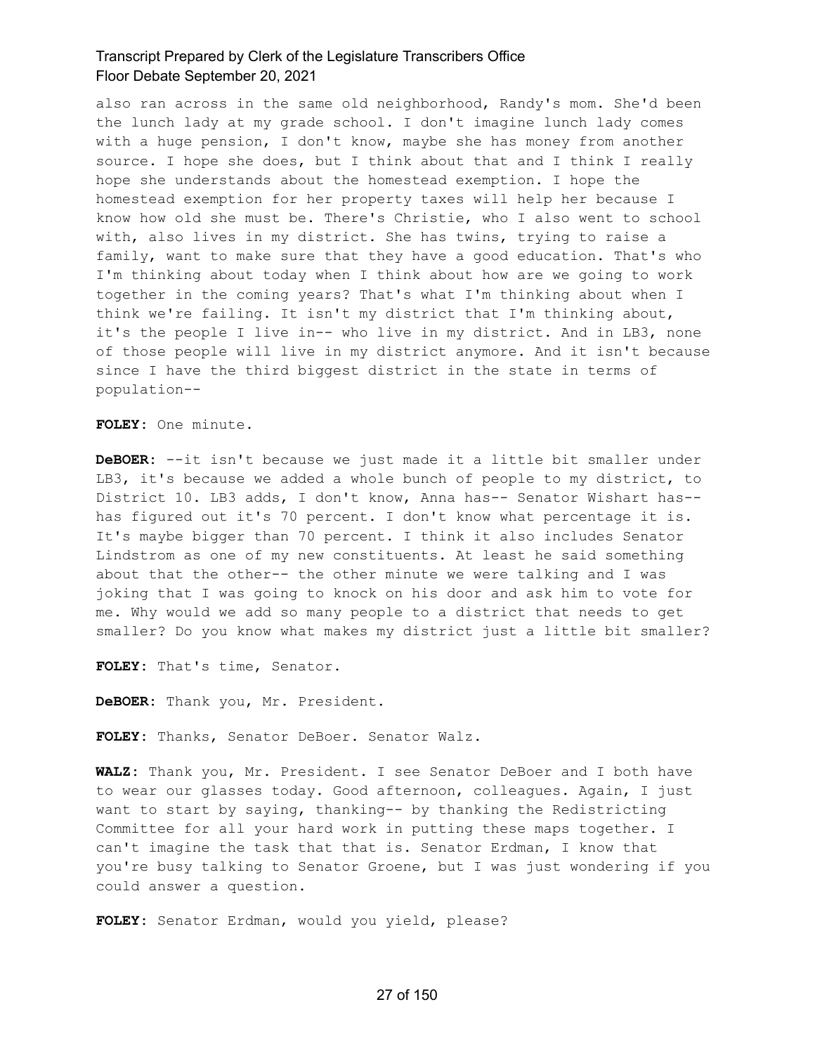also ran across in the same old neighborhood, Randy's mom. She'd been the lunch lady at my grade school. I don't imagine lunch lady comes with a huge pension, I don't know, maybe she has money from another source. I hope she does, but I think about that and I think I really hope she understands about the homestead exemption. I hope the homestead exemption for her property taxes will help her because I know how old she must be. There's Christie, who I also went to school with, also lives in my district. She has twins, trying to raise a family, want to make sure that they have a good education. That's who I'm thinking about today when I think about how are we going to work together in the coming years? That's what I'm thinking about when I think we're failing. It isn't my district that I'm thinking about, it's the people I live in-- who live in my district. And in LB3, none of those people will live in my district anymore. And it isn't because since I have the third biggest district in the state in terms of population--

**FOLEY:** One minute.

**DeBOER:** --it isn't because we just made it a little bit smaller under LB3, it's because we added a whole bunch of people to my district, to District 10. LB3 adds, I don't know, Anna has-- Senator Wishart has-- has figured out it's 70 percent. I don't know what percentage it is. It's maybe bigger than 70 percent. I think it also includes Senator Lindstrom as one of my new constituents. At least he said something about that the other-- the other minute we were talking and I was joking that I was going to knock on his door and ask him to vote for me. Why would we add so many people to a district that needs to get smaller? Do you know what makes my district just a little bit smaller?

**FOLEY:** That's time, Senator.

**DeBOER:** Thank you, Mr. President.

**FOLEY:** Thanks, Senator DeBoer. Senator Walz.

**WALZ:** Thank you, Mr. President. I see Senator DeBoer and I both have to wear our glasses today. Good afternoon, colleagues. Again, I just want to start by saying, thanking-- by thanking the Redistricting Committee for all your hard work in putting these maps together. I can't imagine the task that that is. Senator Erdman, I know that you're busy talking to Senator Groene, but I was just wondering if you could answer a question.

**FOLEY:** Senator Erdman, would you yield, please?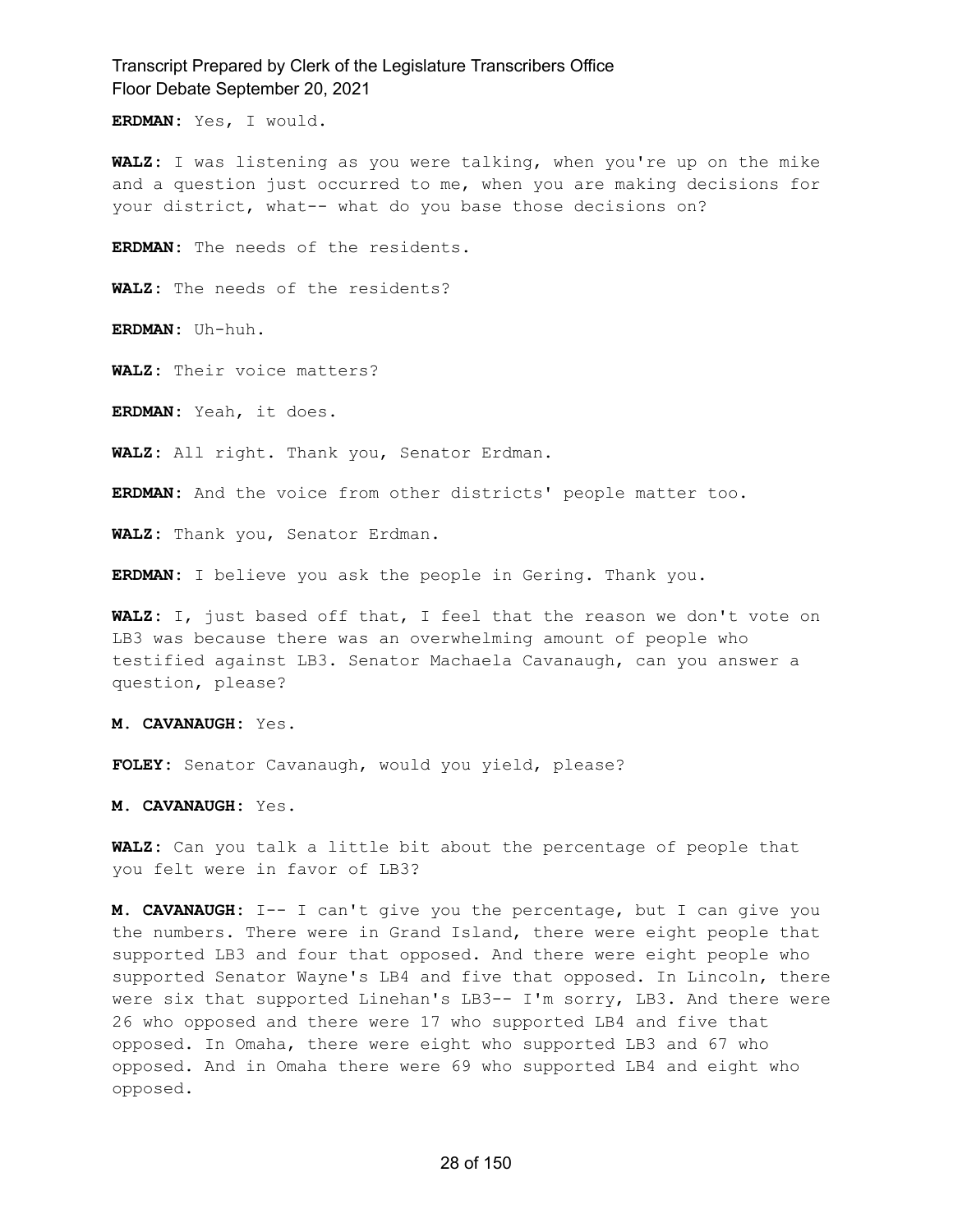**ERDMAN:** Yes, I would.

**WALZ:** I was listening as you were talking, when you're up on the mike and a question just occurred to me, when you are making decisions for your district, what-- what do you base those decisions on?

**ERDMAN:** The needs of the residents.

**WALZ:** The needs of the residents?

**ERDMAN:** Uh-huh.

**WALZ:** Their voice matters?

**ERDMAN:** Yeah, it does.

**WALZ:** All right. Thank you, Senator Erdman.

**ERDMAN:** And the voice from other districts' people matter too.

**WALZ:** Thank you, Senator Erdman.

**ERDMAN:** I believe you ask the people in Gering. Thank you.

**WALZ:** I, just based off that, I feel that the reason we don't vote on LB3 was because there was an overwhelming amount of people who testified against LB3. Senator Machaela Cavanaugh, can you answer a question, please?

**M. CAVANAUGH:** Yes.

**FOLEY:** Senator Cavanaugh, would you yield, please?

**M. CAVANAUGH:** Yes.

**WALZ:** Can you talk a little bit about the percentage of people that you felt were in favor of LB3?

**M. CAVANAUGH:** I-- I can't give you the percentage, but I can give you the numbers. There were in Grand Island, there were eight people that supported LB3 and four that opposed. And there were eight people who supported Senator Wayne's LB4 and five that opposed. In Lincoln, there were six that supported Linehan's LB3-- I'm sorry, LB3. And there were 26 who opposed and there were 17 who supported LB4 and five that opposed. In Omaha, there were eight who supported LB3 and 67 who opposed. And in Omaha there were 69 who supported LB4 and eight who opposed.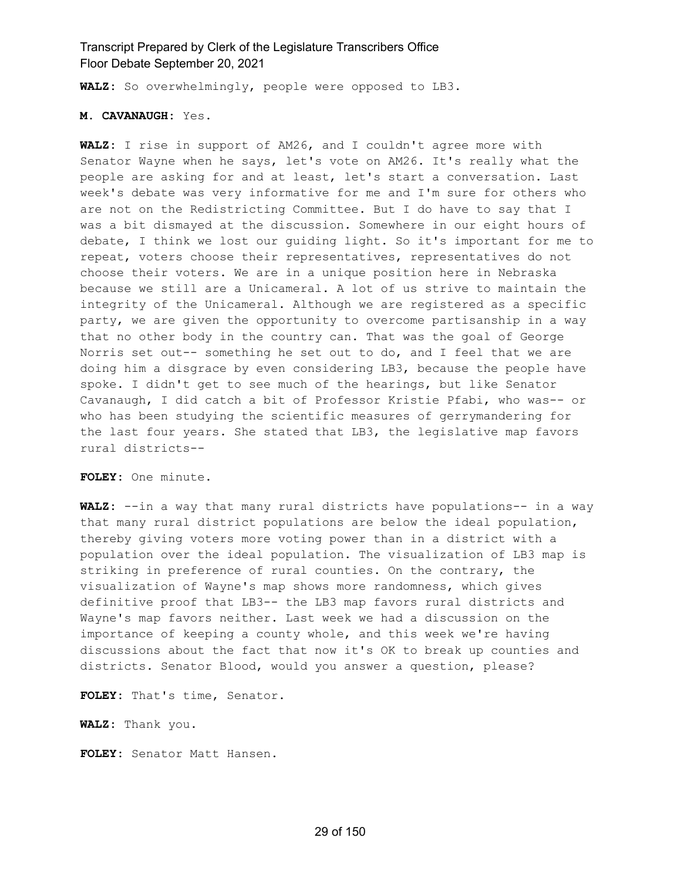**WALZ:** So overwhelmingly, people were opposed to LB3.

**M. CAVANAUGH:** Yes.

**WALZ:** I rise in support of AM26, and I couldn't agree more with Senator Wayne when he says, let's vote on AM26. It's really what the people are asking for and at least, let's start a conversation. Last week's debate was very informative for me and I'm sure for others who are not on the Redistricting Committee. But I do have to say that I was a bit dismayed at the discussion. Somewhere in our eight hours of debate, I think we lost our guiding light. So it's important for me to repeat, voters choose their representatives, representatives do not choose their voters. We are in a unique position here in Nebraska because we still are a Unicameral. A lot of us strive to maintain the integrity of the Unicameral. Although we are registered as a specific party, we are given the opportunity to overcome partisanship in a way that no other body in the country can. That was the goal of George Norris set out-- something he set out to do, and I feel that we are doing him a disgrace by even considering LB3, because the people have spoke. I didn't get to see much of the hearings, but like Senator Cavanaugh, I did catch a bit of Professor Kristie Pfabi, who was-- or who has been studying the scientific measures of gerrymandering for the last four years. She stated that LB3, the legislative map favors rural districts--

**FOLEY:** One minute.

**WALZ:** --in a way that many rural districts have populations-- in a way that many rural district populations are below the ideal population, thereby giving voters more voting power than in a district with a population over the ideal population. The visualization of LB3 map is striking in preference of rural counties. On the contrary, the visualization of Wayne's map shows more randomness, which gives definitive proof that LB3-- the LB3 map favors rural districts and Wayne's map favors neither. Last week we had a discussion on the importance of keeping a county whole, and this week we're having discussions about the fact that now it's OK to break up counties and districts. Senator Blood, would you answer a question, please?

**FOLEY:** That's time, Senator.

**WALZ:** Thank you.

**FOLEY:** Senator Matt Hansen.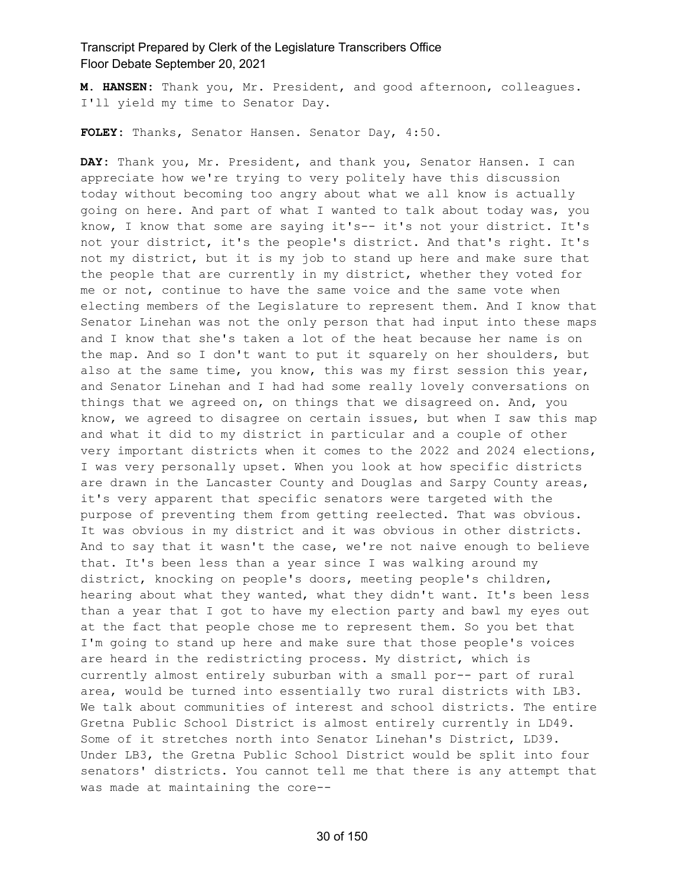**M. HANSEN:** Thank you, Mr. President, and good afternoon, colleagues. I'll yield my time to Senator Day.

**FOLEY:** Thanks, Senator Hansen. Senator Day, 4:50.

**DAY:** Thank you, Mr. President, and thank you, Senator Hansen. I can appreciate how we're trying to very politely have this discussion today without becoming too angry about what we all know is actually going on here. And part of what I wanted to talk about today was, you know, I know that some are saying it's-- it's not your district. It's not your district, it's the people's district. And that's right. It's not my district, but it is my job to stand up here and make sure that the people that are currently in my district, whether they voted for me or not, continue to have the same voice and the same vote when electing members of the Legislature to represent them. And I know that Senator Linehan was not the only person that had input into these maps and I know that she's taken a lot of the heat because her name is on the map. And so I don't want to put it squarely on her shoulders, but also at the same time, you know, this was my first session this year, and Senator Linehan and I had had some really lovely conversations on things that we agreed on, on things that we disagreed on. And, you know, we agreed to disagree on certain issues, but when I saw this map and what it did to my district in particular and a couple of other very important districts when it comes to the 2022 and 2024 elections, I was very personally upset. When you look at how specific districts are drawn in the Lancaster County and Douglas and Sarpy County areas, it's very apparent that specific senators were targeted with the purpose of preventing them from getting reelected. That was obvious. It was obvious in my district and it was obvious in other districts. And to say that it wasn't the case, we're not naive enough to believe that. It's been less than a year since I was walking around my district, knocking on people's doors, meeting people's children, hearing about what they wanted, what they didn't want. It's been less than a year that I got to have my election party and bawl my eyes out at the fact that people chose me to represent them. So you bet that I'm going to stand up here and make sure that those people's voices are heard in the redistricting process. My district, which is currently almost entirely suburban with a small por-- part of rural area, would be turned into essentially two rural districts with LB3. We talk about communities of interest and school districts. The entire Gretna Public School District is almost entirely currently in LD49. Some of it stretches north into Senator Linehan's District, LD39. Under LB3, the Gretna Public School District would be split into four senators' districts. You cannot tell me that there is any attempt that was made at maintaining the core--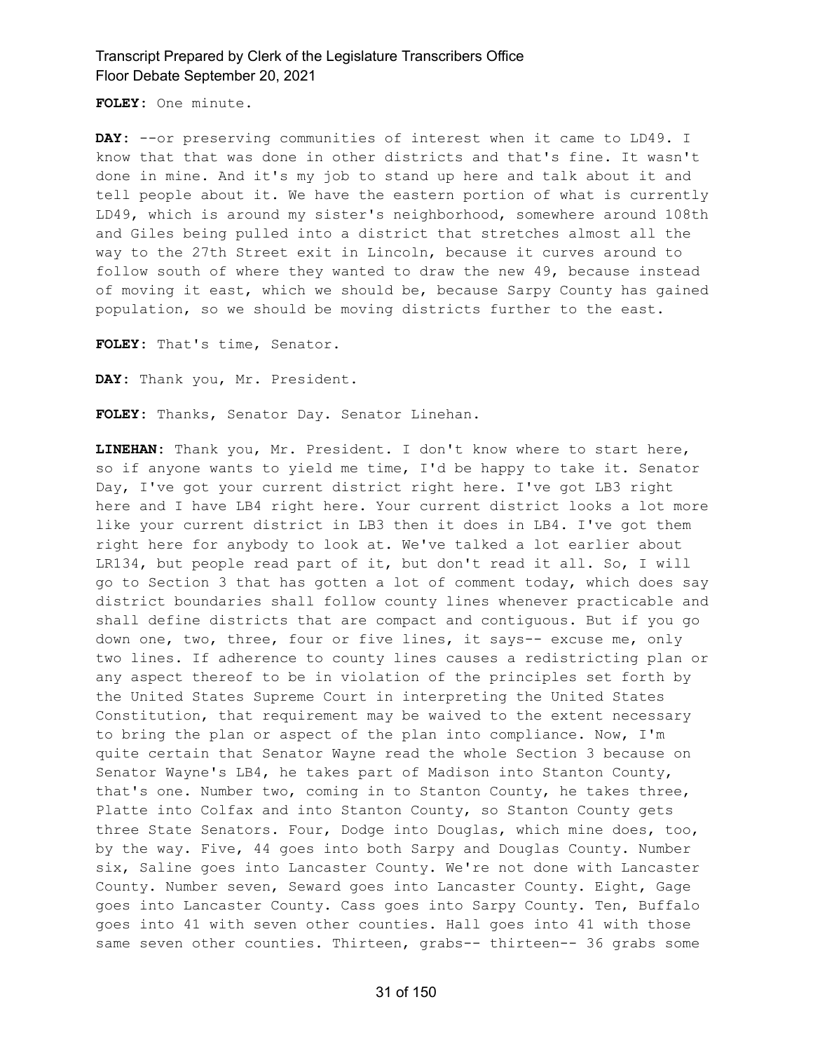**FOLEY:** One minute.

**DAY:** --or preserving communities of interest when it came to LD49. I know that that was done in other districts and that's fine. It wasn't done in mine. And it's my job to stand up here and talk about it and tell people about it. We have the eastern portion of what is currently LD49, which is around my sister's neighborhood, somewhere around 108th and Giles being pulled into a district that stretches almost all the way to the 27th Street exit in Lincoln, because it curves around to follow south of where they wanted to draw the new 49, because instead of moving it east, which we should be, because Sarpy County has gained population, so we should be moving districts further to the east.

**FOLEY:** That's time, Senator.

**DAY:** Thank you, Mr. President.

**FOLEY:** Thanks, Senator Day. Senator Linehan.

**LINEHAN:** Thank you, Mr. President. I don't know where to start here, so if anyone wants to yield me time, I'd be happy to take it. Senator Day, I've got your current district right here. I've got LB3 right here and I have LB4 right here. Your current district looks a lot more like your current district in LB3 then it does in LB4. I've got them right here for anybody to look at. We've talked a lot earlier about LR134, but people read part of it, but don't read it all. So, I will go to Section 3 that has gotten a lot of comment today, which does say district boundaries shall follow county lines whenever practicable and shall define districts that are compact and contiguous. But if you go down one, two, three, four or five lines, it says-- excuse me, only two lines. If adherence to county lines causes a redistricting plan or any aspect thereof to be in violation of the principles set forth by the United States Supreme Court in interpreting the United States Constitution, that requirement may be waived to the extent necessary to bring the plan or aspect of the plan into compliance. Now, I'm quite certain that Senator Wayne read the whole Section 3 because on Senator Wayne's LB4, he takes part of Madison into Stanton County, that's one. Number two, coming in to Stanton County, he takes three, Platte into Colfax and into Stanton County, so Stanton County gets three State Senators. Four, Dodge into Douglas, which mine does, too, by the way. Five, 44 goes into both Sarpy and Douglas County. Number six, Saline goes into Lancaster County. We're not done with Lancaster County. Number seven, Seward goes into Lancaster County. Eight, Gage goes into Lancaster County. Cass goes into Sarpy County. Ten, Buffalo goes into 41 with seven other counties. Hall goes into 41 with those same seven other counties. Thirteen, grabs-- thirteen-- 36 grabs some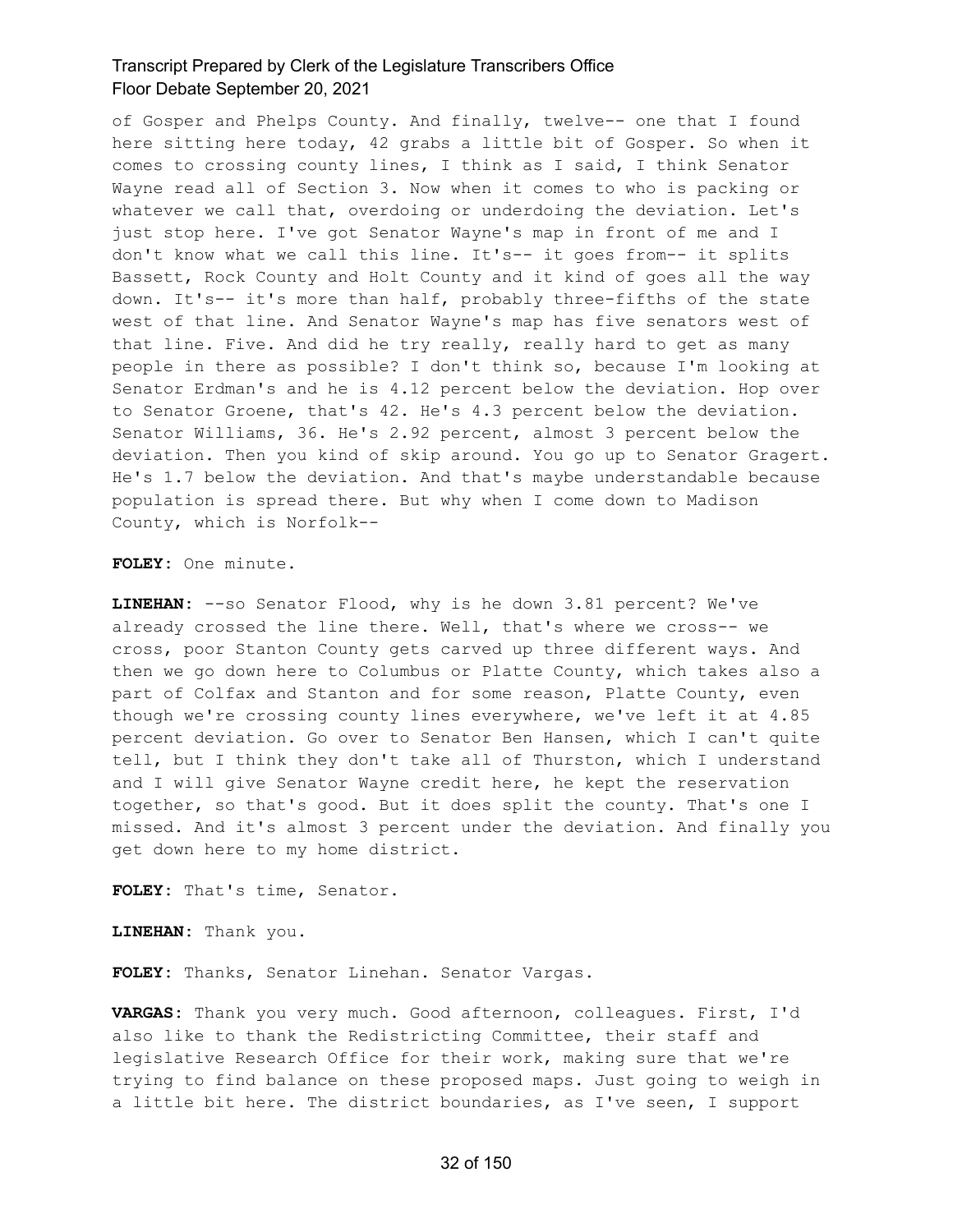of Gosper and Phelps County. And finally, twelve-- one that I found here sitting here today, 42 grabs a little bit of Gosper. So when it comes to crossing county lines, I think as I said, I think Senator Wayne read all of Section 3. Now when it comes to who is packing or whatever we call that, overdoing or underdoing the deviation. Let's just stop here. I've got Senator Wayne's map in front of me and I don't know what we call this line. It's-- it goes from-- it splits Bassett, Rock County and Holt County and it kind of goes all the way down. It's-- it's more than half, probably three-fifths of the state west of that line. And Senator Wayne's map has five senators west of that line. Five. And did he try really, really hard to get as many people in there as possible? I don't think so, because I'm looking at Senator Erdman's and he is 4.12 percent below the deviation. Hop over to Senator Groene, that's 42. He's 4.3 percent below the deviation. Senator Williams, 36. He's 2.92 percent, almost 3 percent below the deviation. Then you kind of skip around. You go up to Senator Gragert. He's 1.7 below the deviation. And that's maybe understandable because population is spread there. But why when I come down to Madison County, which is Norfolk--

**FOLEY:** One minute.

**LINEHAN:** --so Senator Flood, why is he down 3.81 percent? We've already crossed the line there. Well, that's where we cross-- we cross, poor Stanton County gets carved up three different ways. And then we go down here to Columbus or Platte County, which takes also a part of Colfax and Stanton and for some reason, Platte County, even though we're crossing county lines everywhere, we've left it at 4.85 percent deviation. Go over to Senator Ben Hansen, which I can't quite tell, but I think they don't take all of Thurston, which I understand and I will give Senator Wayne credit here, he kept the reservation together, so that's good. But it does split the county. That's one I missed. And it's almost 3 percent under the deviation. And finally you get down here to my home district.

**FOLEY:** That's time, Senator.

**LINEHAN:** Thank you.

**FOLEY:** Thanks, Senator Linehan. Senator Vargas.

**VARGAS:** Thank you very much. Good afternoon, colleagues. First, I'd also like to thank the Redistricting Committee, their staff and legislative Research Office for their work, making sure that we're trying to find balance on these proposed maps. Just going to weigh in a little bit here. The district boundaries, as I've seen, I support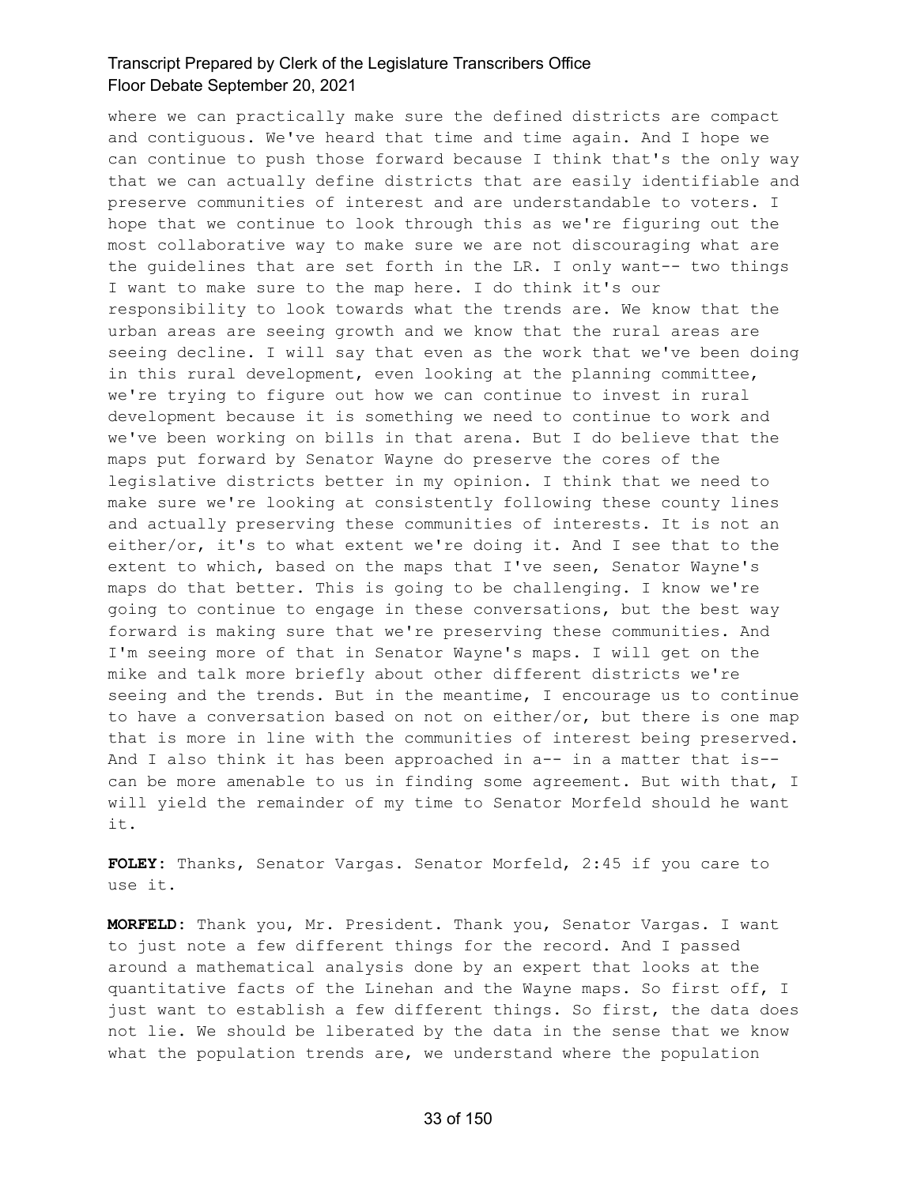where we can practically make sure the defined districts are compact and contiguous. We've heard that time and time again. And I hope we can continue to push those forward because I think that's the only way that we can actually define districts that are easily identifiable and preserve communities of interest and are understandable to voters. I hope that we continue to look through this as we're figuring out the most collaborative way to make sure we are not discouraging what are the guidelines that are set forth in the LR. I only want-- two things I want to make sure to the map here. I do think it's our responsibility to look towards what the trends are. We know that the urban areas are seeing growth and we know that the rural areas are seeing decline. I will say that even as the work that we've been doing in this rural development, even looking at the planning committee, we're trying to figure out how we can continue to invest in rural development because it is something we need to continue to work and we've been working on bills in that arena. But I do believe that the maps put forward by Senator Wayne do preserve the cores of the legislative districts better in my opinion. I think that we need to make sure we're looking at consistently following these county lines and actually preserving these communities of interests. It is not an either/or, it's to what extent we're doing it. And I see that to the extent to which, based on the maps that I've seen, Senator Wayne's maps do that better. This is going to be challenging. I know we're going to continue to engage in these conversations, but the best way forward is making sure that we're preserving these communities. And I'm seeing more of that in Senator Wayne's maps. I will get on the mike and talk more briefly about other different districts we're seeing and the trends. But in the meantime, I encourage us to continue to have a conversation based on not on either/or, but there is one map that is more in line with the communities of interest being preserved. And I also think it has been approached in a-- in a matter that is-- can be more amenable to us in finding some agreement. But with that, I will yield the remainder of my time to Senator Morfeld should he want it.

**FOLEY:** Thanks, Senator Vargas. Senator Morfeld, 2:45 if you care to use it.

**MORFELD:** Thank you, Mr. President. Thank you, Senator Vargas. I want to just note a few different things for the record. And I passed around a mathematical analysis done by an expert that looks at the quantitative facts of the Linehan and the Wayne maps. So first off, I just want to establish a few different things. So first, the data does not lie. We should be liberated by the data in the sense that we know what the population trends are, we understand where the population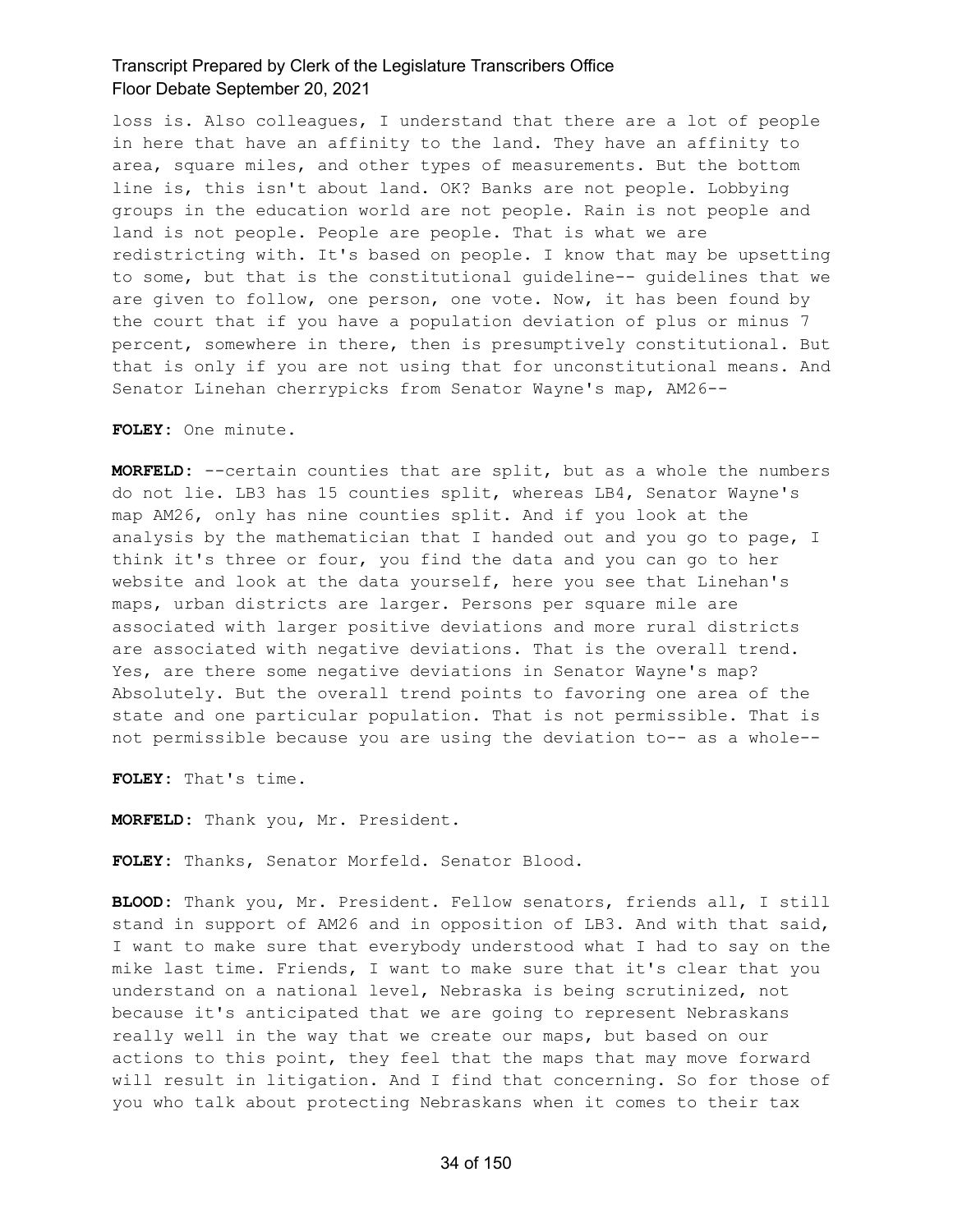loss is. Also colleagues, I understand that there are a lot of people in here that have an affinity to the land. They have an affinity to area, square miles, and other types of measurements. But the bottom line is, this isn't about land. OK? Banks are not people. Lobbying groups in the education world are not people. Rain is not people and land is not people. People are people. That is what we are redistricting with. It's based on people. I know that may be upsetting to some, but that is the constitutional guideline-- guidelines that we are given to follow, one person, one vote. Now, it has been found by the court that if you have a population deviation of plus or minus 7 percent, somewhere in there, then is presumptively constitutional. But that is only if you are not using that for unconstitutional means. And Senator Linehan cherrypicks from Senator Wayne's map, AM26--

**FOLEY:** One minute.

**MORFELD:** --certain counties that are split, but as a whole the numbers do not lie. LB3 has 15 counties split, whereas LB4, Senator Wayne's map AM26, only has nine counties split. And if you look at the analysis by the mathematician that I handed out and you go to page, I think it's three or four, you find the data and you can go to her website and look at the data yourself, here you see that Linehan's maps, urban districts are larger. Persons per square mile are associated with larger positive deviations and more rural districts are associated with negative deviations. That is the overall trend. Yes, are there some negative deviations in Senator Wayne's map? Absolutely. But the overall trend points to favoring one area of the state and one particular population. That is not permissible. That is not permissible because you are using the deviation to-- as a whole--

**FOLEY:** That's time.

**MORFELD:** Thank you, Mr. President.

**FOLEY:** Thanks, Senator Morfeld. Senator Blood.

**BLOOD:** Thank you, Mr. President. Fellow senators, friends all, I still stand in support of AM26 and in opposition of LB3. And with that said, I want to make sure that everybody understood what I had to say on the mike last time. Friends, I want to make sure that it's clear that you understand on a national level, Nebraska is being scrutinized, not because it's anticipated that we are going to represent Nebraskans really well in the way that we create our maps, but based on our actions to this point, they feel that the maps that may move forward will result in litigation. And I find that concerning. So for those of you who talk about protecting Nebraskans when it comes to their tax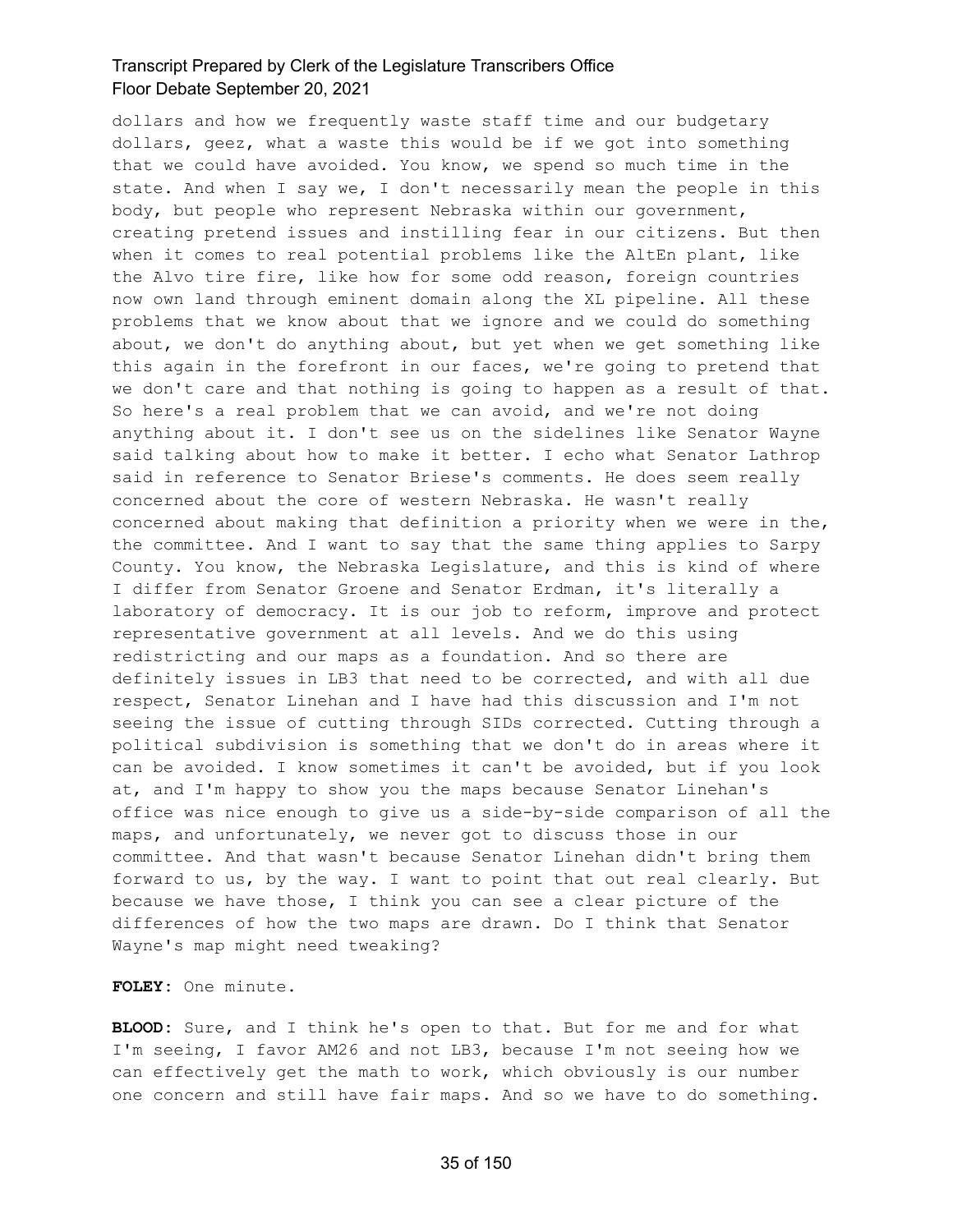dollars and how we frequently waste staff time and our budgetary dollars, geez, what a waste this would be if we got into something that we could have avoided. You know, we spend so much time in the state. And when I say we, I don't necessarily mean the people in this body, but people who represent Nebraska within our government, creating pretend issues and instilling fear in our citizens. But then when it comes to real potential problems like the AltEn plant, like the Alvo tire fire, like how for some odd reason, foreign countries now own land through eminent domain along the XL pipeline. All these problems that we know about that we ignore and we could do something about, we don't do anything about, but yet when we get something like this again in the forefront in our faces, we're going to pretend that we don't care and that nothing is going to happen as a result of that. So here's a real problem that we can avoid, and we're not doing anything about it. I don't see us on the sidelines like Senator Wayne said talking about how to make it better. I echo what Senator Lathrop said in reference to Senator Briese's comments. He does seem really concerned about the core of western Nebraska. He wasn't really concerned about making that definition a priority when we were in the, the committee. And I want to say that the same thing applies to Sarpy County. You know, the Nebraska Legislature, and this is kind of where I differ from Senator Groene and Senator Erdman, it's literally a laboratory of democracy. It is our job to reform, improve and protect representative government at all levels. And we do this using redistricting and our maps as a foundation. And so there are definitely issues in LB3 that need to be corrected, and with all due respect, Senator Linehan and I have had this discussion and I'm not seeing the issue of cutting through SIDs corrected. Cutting through a political subdivision is something that we don't do in areas where it can be avoided. I know sometimes it can't be avoided, but if you look at, and I'm happy to show you the maps because Senator Linehan's office was nice enough to give us a side-by-side comparison of all the maps, and unfortunately, we never got to discuss those in our committee. And that wasn't because Senator Linehan didn't bring them forward to us, by the way. I want to point that out real clearly. But because we have those, I think you can see a clear picture of the differences of how the two maps are drawn. Do I think that Senator Wayne's map might need tweaking?

**FOLEY:** One minute.

**BLOOD:** Sure, and I think he's open to that. But for me and for what I'm seeing, I favor AM26 and not LB3, because I'm not seeing how we can effectively get the math to work, which obviously is our number one concern and still have fair maps. And so we have to do something.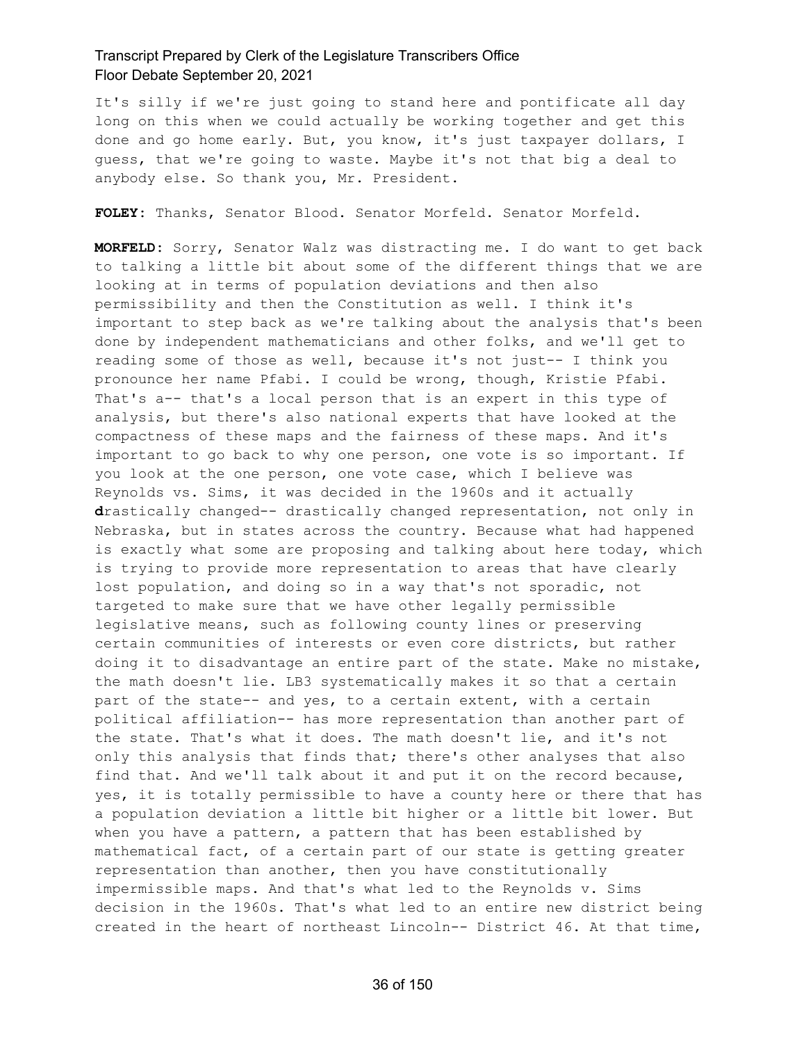It's silly if we're just going to stand here and pontificate all day long on this when we could actually be working together and get this done and go home early. But, you know, it's just taxpayer dollars, I guess, that we're going to waste. Maybe it's not that big a deal to anybody else. So thank you, Mr. President.

**FOLEY:** Thanks, Senator Blood. Senator Morfeld. Senator Morfeld.

**MORFELD:** Sorry, Senator Walz was distracting me. I do want to get back to talking a little bit about some of the different things that we are looking at in terms of population deviations and then also permissibility and then the Constitution as well. I think it's important to step back as we're talking about the analysis that's been done by independent mathematicians and other folks, and we'll get to reading some of those as well, because it's not just-- I think you pronounce her name Pfabi. I could be wrong, though, Kristie Pfabi. That's a-- that's a local person that is an expert in this type of analysis, but there's also national experts that have looked at the compactness of these maps and the fairness of these maps. And it's important to go back to why one person, one vote is so important. If you look at the one person, one vote case, which I believe was Reynolds vs. Sims, it was decided in the 1960s and it actually drastically changed-- drastically changed representation, not only in Nebraska, but in states across the country. Because what had happened is exactly what some are proposing and talking about here today, which is trying to provide more representation to areas that have clearly lost population, and doing so in a way that's not sporadic, not targeted to make sure that we have other legally permissible legislative means, such as following county lines or preserving certain communities of interests or even core districts, but rather doing it to disadvantage an entire part of the state. Make no mistake, the math doesn't lie. LB3 systematically makes it so that a certain part of the state-- and yes, to a certain extent, with a certain political affiliation-- has more representation than another part of the state. That's what it does. The math doesn't lie, and it's not only this analysis that finds that; there's other analyses that also find that. And we'll talk about it and put it on the record because, yes, it is totally permissible to have a county here or there that has a population deviation a little bit higher or a little bit lower. But when you have a pattern, a pattern that has been established by mathematical fact, of a certain part of our state is getting greater representation than another, then you have constitutionally impermissible maps. And that's what led to the Reynolds v. Sims decision in the 1960s. That's what led to an entire new district being created in the heart of northeast Lincoln-- District 46. At that time,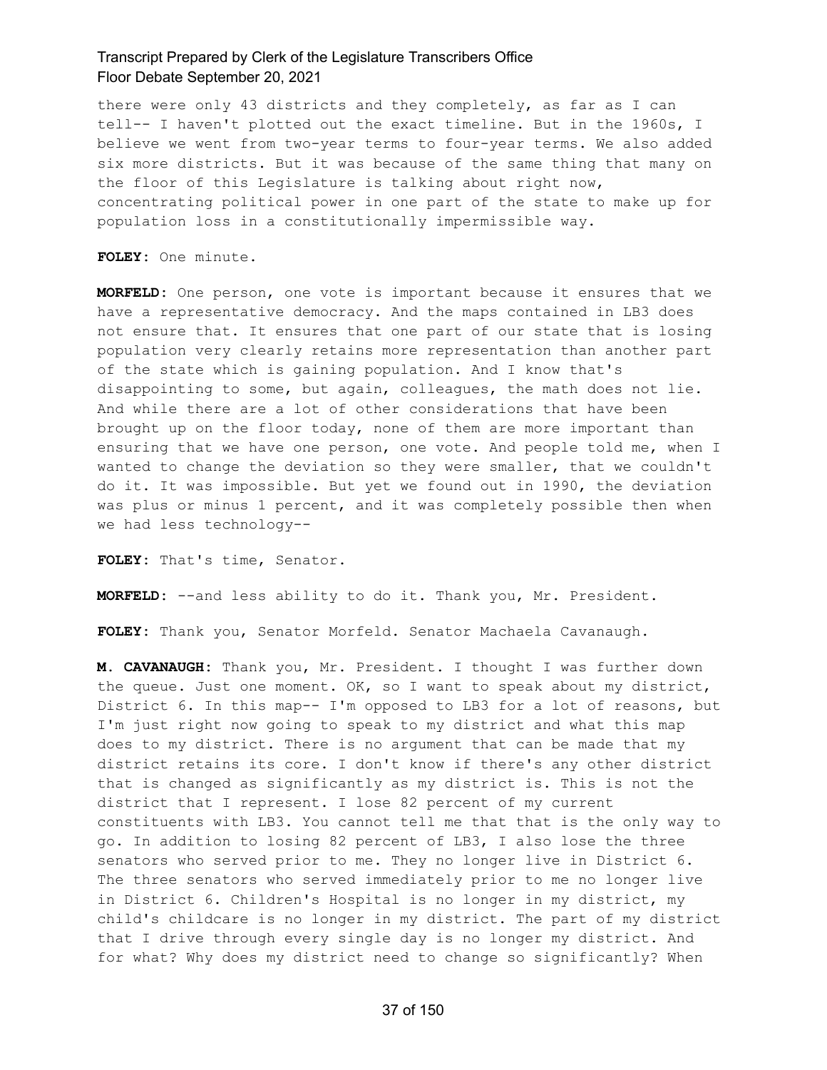there were only 43 districts and they completely, as far as I can tell-- I haven't plotted out the exact timeline. But in the 1960s, I believe we went from two-year terms to four-year terms. We also added six more districts. But it was because of the same thing that many on the floor of this Legislature is talking about right now, concentrating political power in one part of the state to make up for population loss in a constitutionally impermissible way.

**FOLEY:** One minute.

**MORFELD:** One person, one vote is important because it ensures that we have a representative democracy. And the maps contained in LB3 does not ensure that. It ensures that one part of our state that is losing population very clearly retains more representation than another part of the state which is gaining population. And I know that's disappointing to some, but again, colleagues, the math does not lie. And while there are a lot of other considerations that have been brought up on the floor today, none of them are more important than ensuring that we have one person, one vote. And people told me, when I wanted to change the deviation so they were smaller, that we couldn't do it. It was impossible. But yet we found out in 1990, the deviation was plus or minus 1 percent, and it was completely possible then when we had less technology--

**FOLEY:** That's time, Senator.

**MORFELD:** --and less ability to do it. Thank you, Mr. President.

**FOLEY:** Thank you, Senator Morfeld. Senator Machaela Cavanaugh.

**M. CAVANAUGH:** Thank you, Mr. President. I thought I was further down the queue. Just one moment. OK, so I want to speak about my district, District 6. In this map-- I'm opposed to LB3 for a lot of reasons, but I'm just right now going to speak to my district and what this map does to my district. There is no argument that can be made that my district retains its core. I don't know if there's any other district that is changed as significantly as my district is. This is not the district that I represent. I lose 82 percent of my current constituents with LB3. You cannot tell me that that is the only way to go. In addition to losing 82 percent of LB3, I also lose the three senators who served prior to me. They no longer live in District 6. The three senators who served immediately prior to me no longer live in District 6. Children's Hospital is no longer in my district, my child's childcare is no longer in my district. The part of my district that I drive through every single day is no longer my district. And for what? Why does my district need to change so significantly? When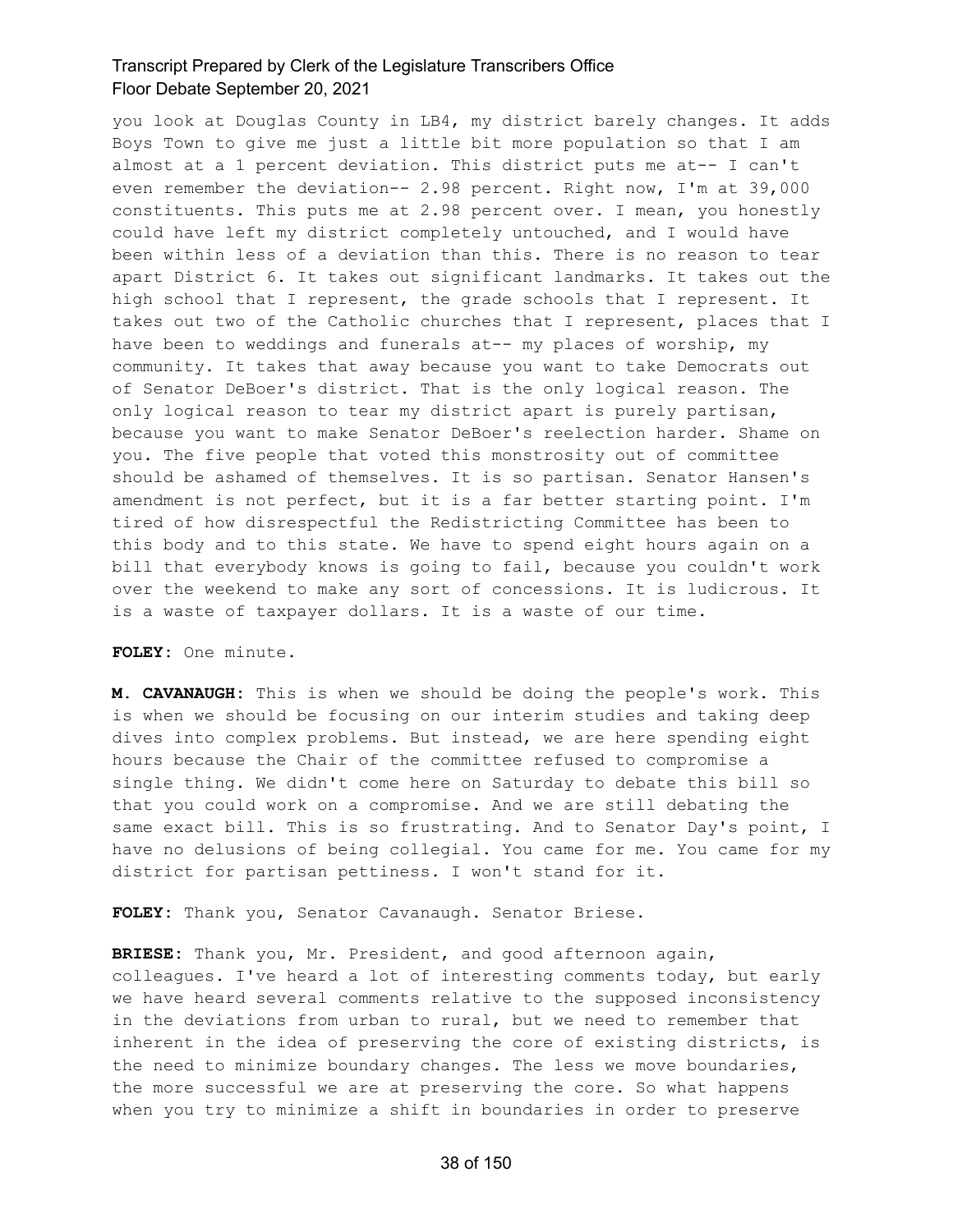you look at Douglas County in LB4, my district barely changes. It adds Boys Town to give me just a little bit more population so that I am almost at a 1 percent deviation. This district puts me at-- I can't even remember the deviation-- 2.98 percent. Right now, I'm at 39,000 constituents. This puts me at 2.98 percent over. I mean, you honestly could have left my district completely untouched, and I would have been within less of a deviation than this. There is no reason to tear apart District 6. It takes out significant landmarks. It takes out the high school that I represent, the grade schools that I represent. It takes out two of the Catholic churches that I represent, places that I have been to weddings and funerals at-- my places of worship, my community. It takes that away because you want to take Democrats out of Senator DeBoer's district. That is the only logical reason. The only logical reason to tear my district apart is purely partisan, because you want to make Senator DeBoer's reelection harder. Shame on you. The five people that voted this monstrosity out of committee should be ashamed of themselves. It is so partisan. Senator Hansen's amendment is not perfect, but it is a far better starting point. I'm tired of how disrespectful the Redistricting Committee has been to this body and to this state. We have to spend eight hours again on a bill that everybody knows is going to fail, because you couldn't work over the weekend to make any sort of concessions. It is ludicrous. It is a waste of taxpayer dollars. It is a waste of our time.

**FOLEY:** One minute.

**M. CAVANAUGH:** This is when we should be doing the people's work. This is when we should be focusing on our interim studies and taking deep dives into complex problems. But instead, we are here spending eight hours because the Chair of the committee refused to compromise a single thing. We didn't come here on Saturday to debate this bill so that you could work on a compromise. And we are still debating the same exact bill. This is so frustrating. And to Senator Day's point, I have no delusions of being collegial. You came for me. You came for my district for partisan pettiness. I won't stand for it.

**FOLEY:** Thank you, Senator Cavanaugh. Senator Briese.

**BRIESE:** Thank you, Mr. President, and good afternoon again, colleagues. I've heard a lot of interesting comments today, but early we have heard several comments relative to the supposed inconsistency in the deviations from urban to rural, but we need to remember that inherent in the idea of preserving the core of existing districts, is the need to minimize boundary changes. The less we move boundaries, the more successful we are at preserving the core. So what happens when you try to minimize a shift in boundaries in order to preserve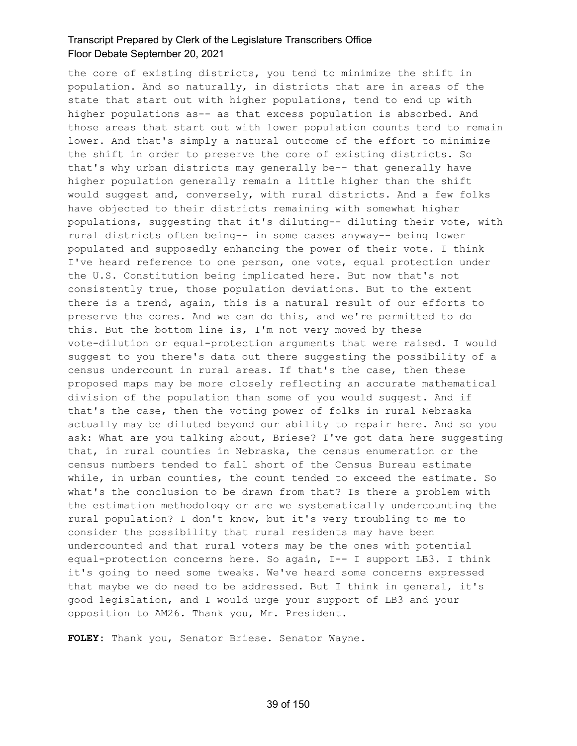the core of existing districts, you tend to minimize the shift in population. And so naturally, in districts that are in areas of the state that start out with higher populations, tend to end up with higher populations as-- as that excess population is absorbed. And those areas that start out with lower population counts tend to remain lower. And that's simply a natural outcome of the effort to minimize the shift in order to preserve the core of existing districts. So that's why urban districts may generally be-- that generally have higher population generally remain a little higher than the shift would suggest and, conversely, with rural districts. And a few folks have objected to their districts remaining with somewhat higher populations, suggesting that it's diluting-- diluting their vote, with rural districts often being-- in some cases anyway-- being lower populated and supposedly enhancing the power of their vote. I think I've heard reference to one person, one vote, equal protection under the U.S. Constitution being implicated here. But now that's not consistently true, those population deviations. But to the extent there is a trend, again, this is a natural result of our efforts to preserve the cores. And we can do this, and we're permitted to do this. But the bottom line is, I'm not very moved by these vote-dilution or equal-protection arguments that were raised. I would suggest to you there's data out there suggesting the possibility of a census undercount in rural areas. If that's the case, then these proposed maps may be more closely reflecting an accurate mathematical division of the population than some of you would suggest. And if that's the case, then the voting power of folks in rural Nebraska actually may be diluted beyond our ability to repair here. And so you ask: What are you talking about, Briese? I've got data here suggesting that, in rural counties in Nebraska, the census enumeration or the census numbers tended to fall short of the Census Bureau estimate while, in urban counties, the count tended to exceed the estimate. So what's the conclusion to be drawn from that? Is there a problem with the estimation methodology or are we systematically undercounting the rural population? I don't know, but it's very troubling to me to consider the possibility that rural residents may have been undercounted and that rural voters may be the ones with potential equal-protection concerns here. So again, I-- I support LB3. I think it's going to need some tweaks. We've heard some concerns expressed that maybe we do need to be addressed. But I think in general, it's good legislation, and I would urge your support of LB3 and your opposition to AM26. Thank you, Mr. President.

**FOLEY:** Thank you, Senator Briese. Senator Wayne.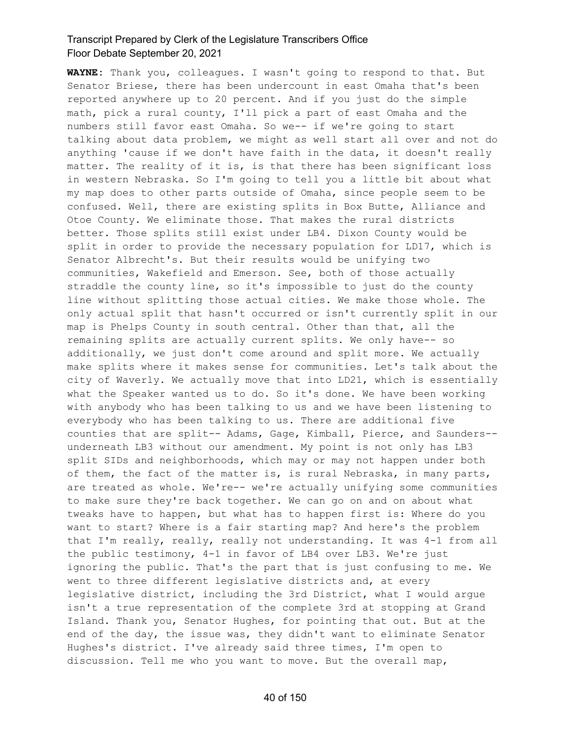**WAYNE:** Thank you, colleagues. I wasn't going to respond to that. But Senator Briese, there has been undercount in east Omaha that's been reported anywhere up to 20 percent. And if you just do the simple math, pick a rural county, I'll pick a part of east Omaha and the numbers still favor east Omaha. So we-- if we're going to start talking about data problem, we might as well start all over and not do anything 'cause if we don't have faith in the data, it doesn't really matter. The reality of it is, is that there has been significant loss in western Nebraska. So I'm going to tell you a little bit about what my map does to other parts outside of Omaha, since people seem to be confused. Well, there are existing splits in Box Butte, Alliance and Otoe County. We eliminate those. That makes the rural districts better. Those splits still exist under LB4. Dixon County would be split in order to provide the necessary population for LD17, which is Senator Albrecht's. But their results would be unifying two communities, Wakefield and Emerson. See, both of those actually straddle the county line, so it's impossible to just do the county line without splitting those actual cities. We make those whole. The only actual split that hasn't occurred or isn't currently split in our map is Phelps County in south central. Other than that, all the remaining splits are actually current splits. We only have-- so additionally, we just don't come around and split more. We actually make splits where it makes sense for communities. Let's talk about the city of Waverly. We actually move that into LD21, which is essentially what the Speaker wanted us to do. So it's done. We have been working with anybody who has been talking to us and we have been listening to everybody who has been talking to us. There are additional five counties that are split-- Adams, Gage, Kimball, Pierce, and Saunders-- underneath LB3 without our amendment. My point is not only has LB3 split SIDs and neighborhoods, which may or may not happen under both of them, the fact of the matter is, is rural Nebraska, in many parts, are treated as whole. We're-- we're actually unifying some communities to make sure they're back together. We can go on and on about what tweaks have to happen, but what has to happen first is: Where do you want to start? Where is a fair starting map? And here's the problem that I'm really, really, really not understanding. It was 4-1 from all the public testimony, 4-1 in favor of LB4 over LB3. We're just ignoring the public. That's the part that is just confusing to me. We went to three different legislative districts and, at every legislative district, including the 3rd District, what I would argue isn't a true representation of the complete 3rd at stopping at Grand Island. Thank you, Senator Hughes, for pointing that out. But at the end of the day, the issue was, they didn't want to eliminate Senator Hughes's district. I've already said three times, I'm open to discussion. Tell me who you want to move. But the overall map,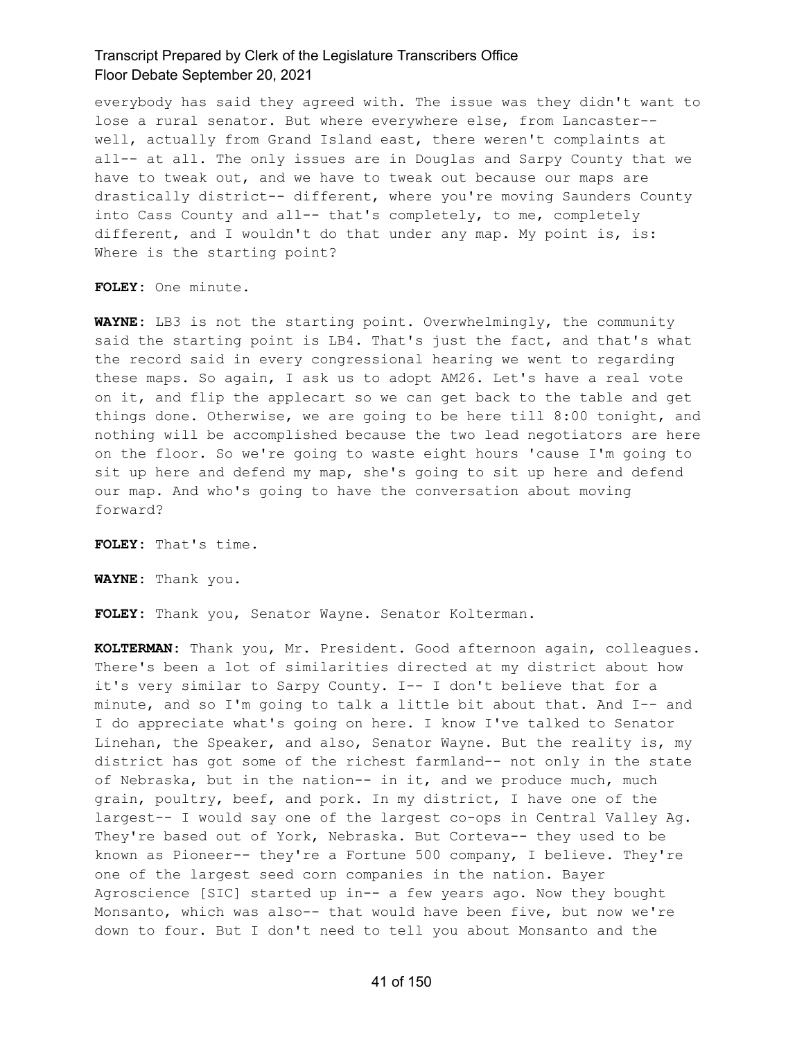everybody has said they agreed with. The issue was they didn't want to lose a rural senator. But where everywhere else, from Lancaster-- well, actually from Grand Island east, there weren't complaints at all-- at all. The only issues are in Douglas and Sarpy County that we have to tweak out, and we have to tweak out because our maps are drastically district-- different, where you're moving Saunders County into Cass County and all-- that's completely, to me, completely different, and I wouldn't do that under any map. My point is, is: Where is the starting point?

**FOLEY:** One minute.

**WAYNE:** LB3 is not the starting point. Overwhelmingly, the community said the starting point is LB4. That's just the fact, and that's what the record said in every congressional hearing we went to regarding these maps. So again, I ask us to adopt AM26. Let's have a real vote on it, and flip the applecart so we can get back to the table and get things done. Otherwise, we are going to be here till 8:00 tonight, and nothing will be accomplished because the two lead negotiators are here on the floor. So we're going to waste eight hours 'cause I'm going to sit up here and defend my map, she's going to sit up here and defend our map. And who's going to have the conversation about moving forward?

**FOLEY:** That's time.

**WAYNE:** Thank you.

**FOLEY:** Thank you, Senator Wayne. Senator Kolterman.

**KOLTERMAN:** Thank you, Mr. President. Good afternoon again, colleagues. There's been a lot of similarities directed at my district about how it's very similar to Sarpy County. I-- I don't believe that for a minute, and so I'm going to talk a little bit about that. And I-- and I do appreciate what's going on here. I know I've talked to Senator Linehan, the Speaker, and also, Senator Wayne. But the reality is, my district has got some of the richest farmland-- not only in the state of Nebraska, but in the nation-- in it, and we produce much, much grain, poultry, beef, and pork. In my district, I have one of the largest-- I would say one of the largest co-ops in Central Valley Ag. They're based out of York, Nebraska. But Corteva-- they used to be known as Pioneer-- they're a Fortune 500 company, I believe. They're one of the largest seed corn companies in the nation. Bayer Agroscience [SIC] started up in-- a few years ago. Now they bought Monsanto, which was also-- that would have been five, but now we're down to four. But I don't need to tell you about Monsanto and the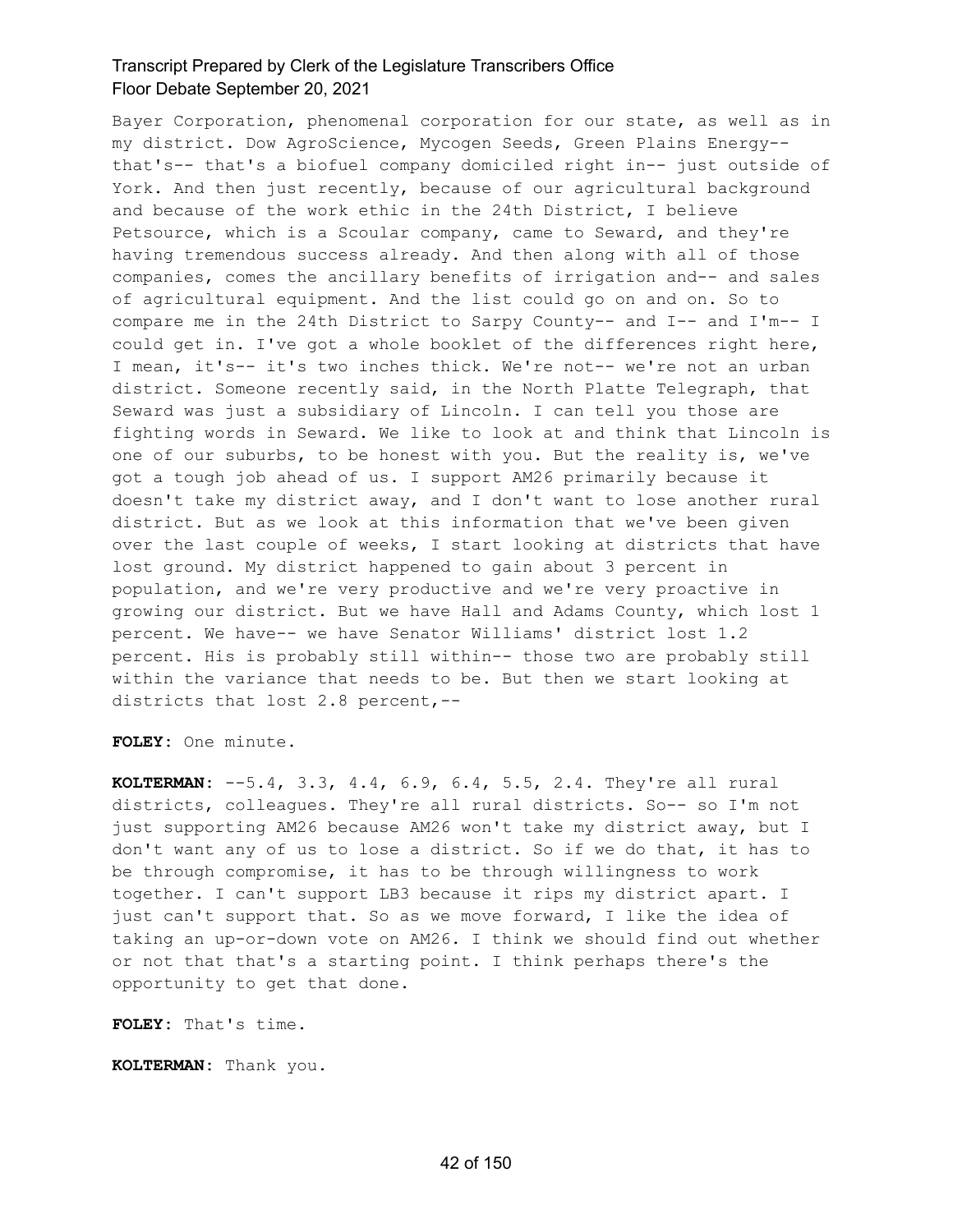Bayer Corporation, phenomenal corporation for our state, as well as in my district. Dow AgroScience, Mycogen Seeds, Green Plains Energy-- that's-- that's a biofuel company domiciled right in-- just outside of York. And then just recently, because of our agricultural background and because of the work ethic in the 24th District, I believe Petsource, which is a Scoular company, came to Seward, and they're having tremendous success already. And then along with all of those companies, comes the ancillary benefits of irrigation and-- and sales of agricultural equipment. And the list could go on and on. So to compare me in the 24th District to Sarpy County-- and I-- and I'm-- I could get in. I've got a whole booklet of the differences right here, I mean, it's-- it's two inches thick. We're not-- we're not an urban district. Someone recently said, in the North Platte Telegraph, that Seward was just a subsidiary of Lincoln. I can tell you those are fighting words in Seward. We like to look at and think that Lincoln is one of our suburbs, to be honest with you. But the reality is, we've got a tough job ahead of us. I support AM26 primarily because it doesn't take my district away, and I don't want to lose another rural district. But as we look at this information that we've been given over the last couple of weeks, I start looking at districts that have lost ground. My district happened to gain about 3 percent in population, and we're very productive and we're very proactive in growing our district. But we have Hall and Adams County, which lost 1 percent. We have-- we have Senator Williams' district lost 1.2 percent. His is probably still within-- those two are probably still within the variance that needs to be. But then we start looking at districts that lost 2.8 percent,--

**FOLEY:** One minute.

**KOLTERMAN:** --5.4, 3.3, 4.4, 6.9, 6.4, 5.5, 2.4. They're all rural districts, colleagues. They're all rural districts. So-- so I'm not just supporting AM26 because AM26 won't take my district away, but I don't want any of us to lose a district. So if we do that, it has to be through compromise, it has to be through willingness to work together. I can't support LB3 because it rips my district apart. I just can't support that. So as we move forward, I like the idea of taking an up-or-down vote on AM26. I think we should find out whether or not that that's a starting point. I think perhaps there's the opportunity to get that done.

**FOLEY:** That's time.

**KOLTERMAN:** Thank you.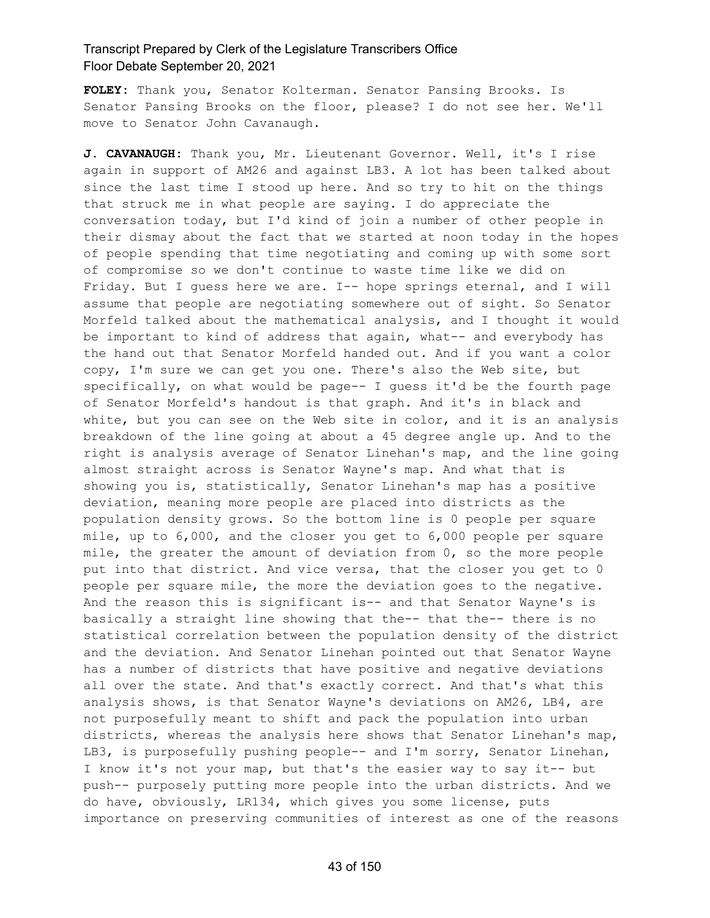**FOLEY:** Thank you, Senator Kolterman. Senator Pansing Brooks. Is Senator Pansing Brooks on the floor, please? I do not see her. We'll move to Senator John Cavanaugh.

**J. CAVANAUGH:** Thank you, Mr. Lieutenant Governor. Well, it's I rise again in support of AM26 and against LB3. A lot has been talked about since the last time I stood up here. And so try to hit on the things that struck me in what people are saying. I do appreciate the conversation today, but I'd kind of join a number of other people in their dismay about the fact that we started at noon today in the hopes of people spending that time negotiating and coming up with some sort of compromise so we don't continue to waste time like we did on Friday. But I guess here we are. I-- hope springs eternal, and I will assume that people are negotiating somewhere out of sight. So Senator Morfeld talked about the mathematical analysis, and I thought it would be important to kind of address that again, what-- and everybody has the hand out that Senator Morfeld handed out. And if you want a color copy, I'm sure we can get you one. There's also the Web site, but specifically, on what would be page-- I guess it'd be the fourth page of Senator Morfeld's handout is that graph. And it's in black and white, but you can see on the Web site in color, and it is an analysis breakdown of the line going at about a 45 degree angle up. And to the right is analysis average of Senator Linehan's map, and the line going almost straight across is Senator Wayne's map. And what that is showing you is, statistically, Senator Linehan's map has a positive deviation, meaning more people are placed into districts as the population density grows. So the bottom line is 0 people per square mile, up to 6,000, and the closer you get to 6,000 people per square mile, the greater the amount of deviation from 0, so the more people put into that district. And vice versa, that the closer you get to 0 people per square mile, the more the deviation goes to the negative. And the reason this is significant is-- and that Senator Wayne's is basically a straight line showing that the-- that the-- there is no statistical correlation between the population density of the district and the deviation. And Senator Linehan pointed out that Senator Wayne has a number of districts that have positive and negative deviations all over the state. And that's exactly correct. And that's what this analysis shows, is that Senator Wayne's deviations on AM26, LB4, are not purposefully meant to shift and pack the population into urban districts, whereas the analysis here shows that Senator Linehan's map, LB3, is purposefully pushing people-- and I'm sorry, Senator Linehan, I know it's not your map, but that's the easier way to say it-- but push-- purposely putting more people into the urban districts. And we do have, obviously, LR134, which gives you some license, puts importance on preserving communities of interest as one of the reasons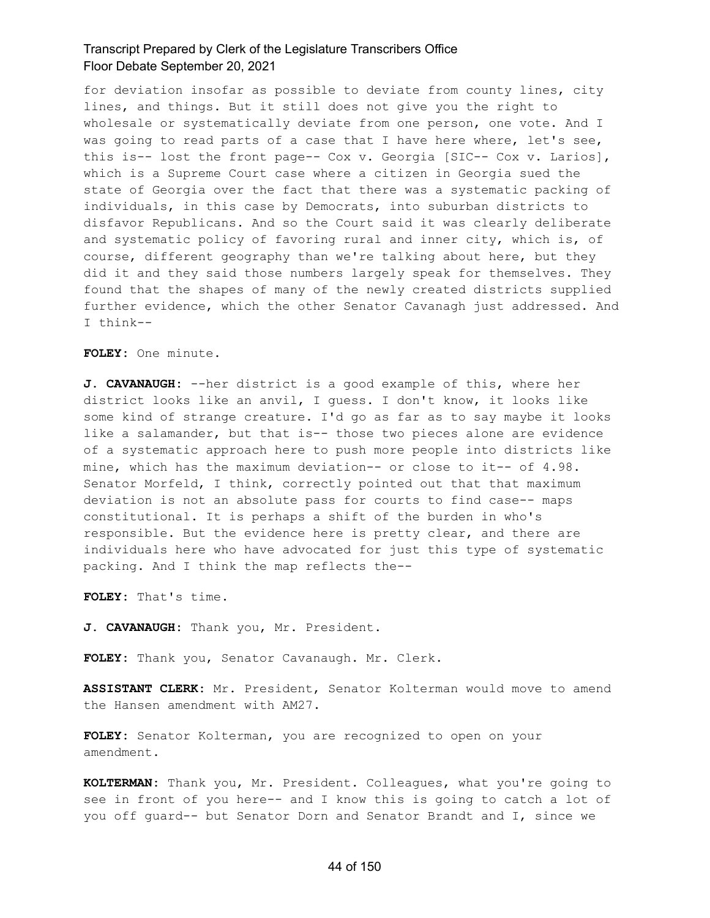for deviation insofar as possible to deviate from county lines, city lines, and things. But it still does not give you the right to wholesale or systematically deviate from one person, one vote. And I was going to read parts of a case that I have here where, let's see, this is-- lost the front page-- Cox v. Georgia [SIC-- Cox v. Larios], which is a Supreme Court case where a citizen in Georgia sued the state of Georgia over the fact that there was a systematic packing of individuals, in this case by Democrats, into suburban districts to disfavor Republicans. And so the Court said it was clearly deliberate and systematic policy of favoring rural and inner city, which is, of course, different geography than we're talking about here, but they did it and they said those numbers largely speak for themselves. They found that the shapes of many of the newly created districts supplied further evidence, which the other Senator Cavanagh just addressed. And I think--

**FOLEY:** One minute.

**J. CAVANAUGH:** --her district is a good example of this, where her district looks like an anvil, I guess. I don't know, it looks like some kind of strange creature. I'd go as far as to say maybe it looks like a salamander, but that is-- those two pieces alone are evidence of a systematic approach here to push more people into districts like mine, which has the maximum deviation-- or close to it-- of 4.98. Senator Morfeld, I think, correctly pointed out that that maximum deviation is not an absolute pass for courts to find case-- maps constitutional. It is perhaps a shift of the burden in who's responsible. But the evidence here is pretty clear, and there are individuals here who have advocated for just this type of systematic packing. And I think the map reflects the--

**FOLEY:** That's time.

**J. CAVANAUGH:** Thank you, Mr. President.

**FOLEY:** Thank you, Senator Cavanaugh. Mr. Clerk.

**ASSISTANT CLERK:** Mr. President, Senator Kolterman would move to amend the Hansen amendment with AM27.

**FOLEY:** Senator Kolterman, you are recognized to open on your amendment.

**KOLTERMAN:** Thank you, Mr. President. Colleagues, what you're going to see in front of you here-- and I know this is going to catch a lot of you off guard-- but Senator Dorn and Senator Brandt and I, since we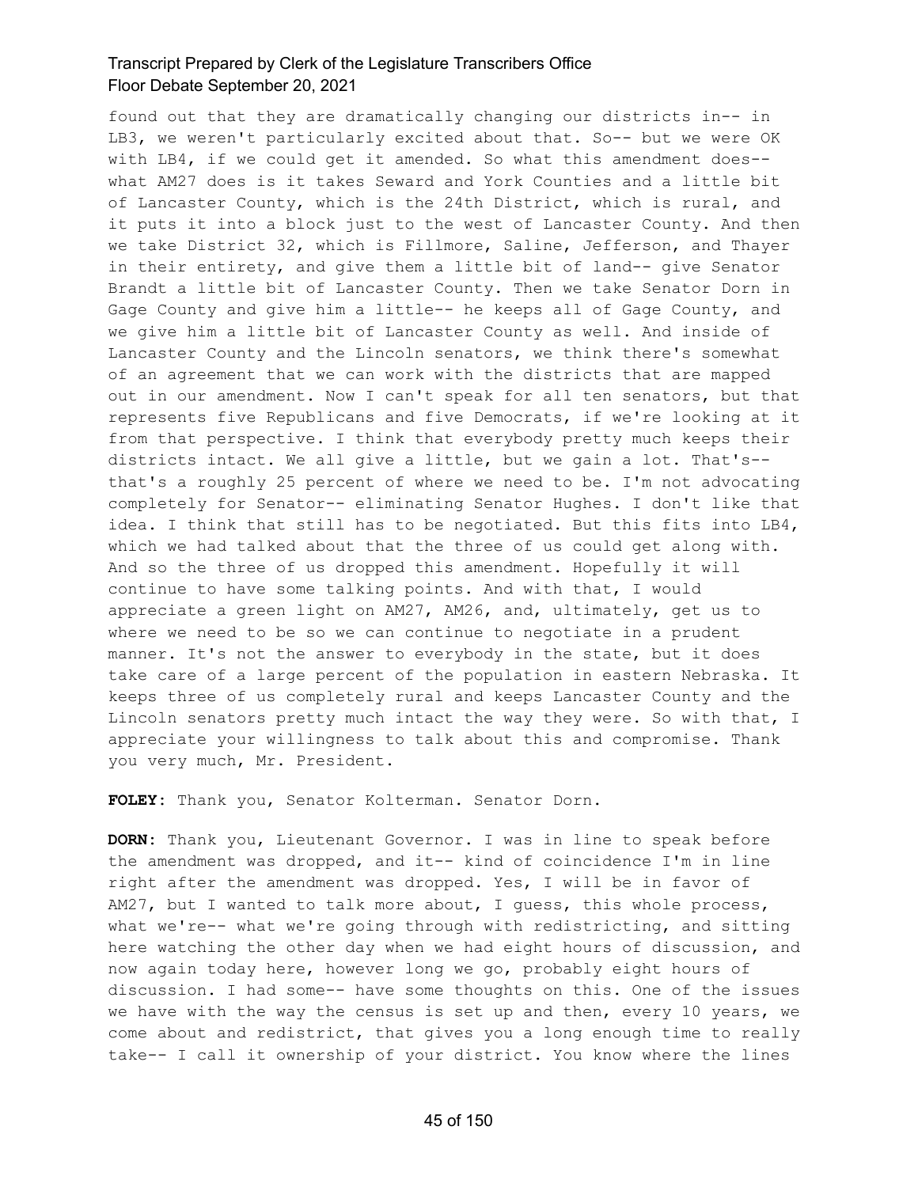found out that they are dramatically changing our districts in-- in LB3, we weren't particularly excited about that. So-- but we were OK with LB4, if we could get it amended. So what this amendment does-- what AM27 does is it takes Seward and York Counties and a little bit of Lancaster County, which is the 24th District, which is rural, and it puts it into a block just to the west of Lancaster County. And then we take District 32, which is Fillmore, Saline, Jefferson, and Thayer in their entirety, and give them a little bit of land-- give Senator Brandt a little bit of Lancaster County. Then we take Senator Dorn in Gage County and give him a little-- he keeps all of Gage County, and we give him a little bit of Lancaster County as well. And inside of Lancaster County and the Lincoln senators, we think there's somewhat of an agreement that we can work with the districts that are mapped out in our amendment. Now I can't speak for all ten senators, but that represents five Republicans and five Democrats, if we're looking at it from that perspective. I think that everybody pretty much keeps their districts intact. We all give a little, but we gain a lot. That's-- that's a roughly 25 percent of where we need to be. I'm not advocating completely for Senator-- eliminating Senator Hughes. I don't like that idea. I think that still has to be negotiated. But this fits into LB4, which we had talked about that the three of us could get along with. And so the three of us dropped this amendment. Hopefully it will continue to have some talking points. And with that, I would appreciate a green light on AM27, AM26, and, ultimately, get us to where we need to be so we can continue to negotiate in a prudent manner. It's not the answer to everybody in the state, but it does take care of a large percent of the population in eastern Nebraska. It keeps three of us completely rural and keeps Lancaster County and the Lincoln senators pretty much intact the way they were. So with that, I appreciate your willingness to talk about this and compromise. Thank you very much, Mr. President.

**FOLEY:** Thank you, Senator Kolterman. Senator Dorn.

**DORN:** Thank you, Lieutenant Governor. I was in line to speak before the amendment was dropped, and it-- kind of coincidence I'm in line right after the amendment was dropped. Yes, I will be in favor of AM27, but I wanted to talk more about, I guess, this whole process, what we're-- what we're going through with redistricting, and sitting here watching the other day when we had eight hours of discussion, and now again today here, however long we go, probably eight hours of discussion. I had some-- have some thoughts on this. One of the issues we have with the way the census is set up and then, every 10 years, we come about and redistrict, that gives you a long enough time to really take-- I call it ownership of your district. You know where the lines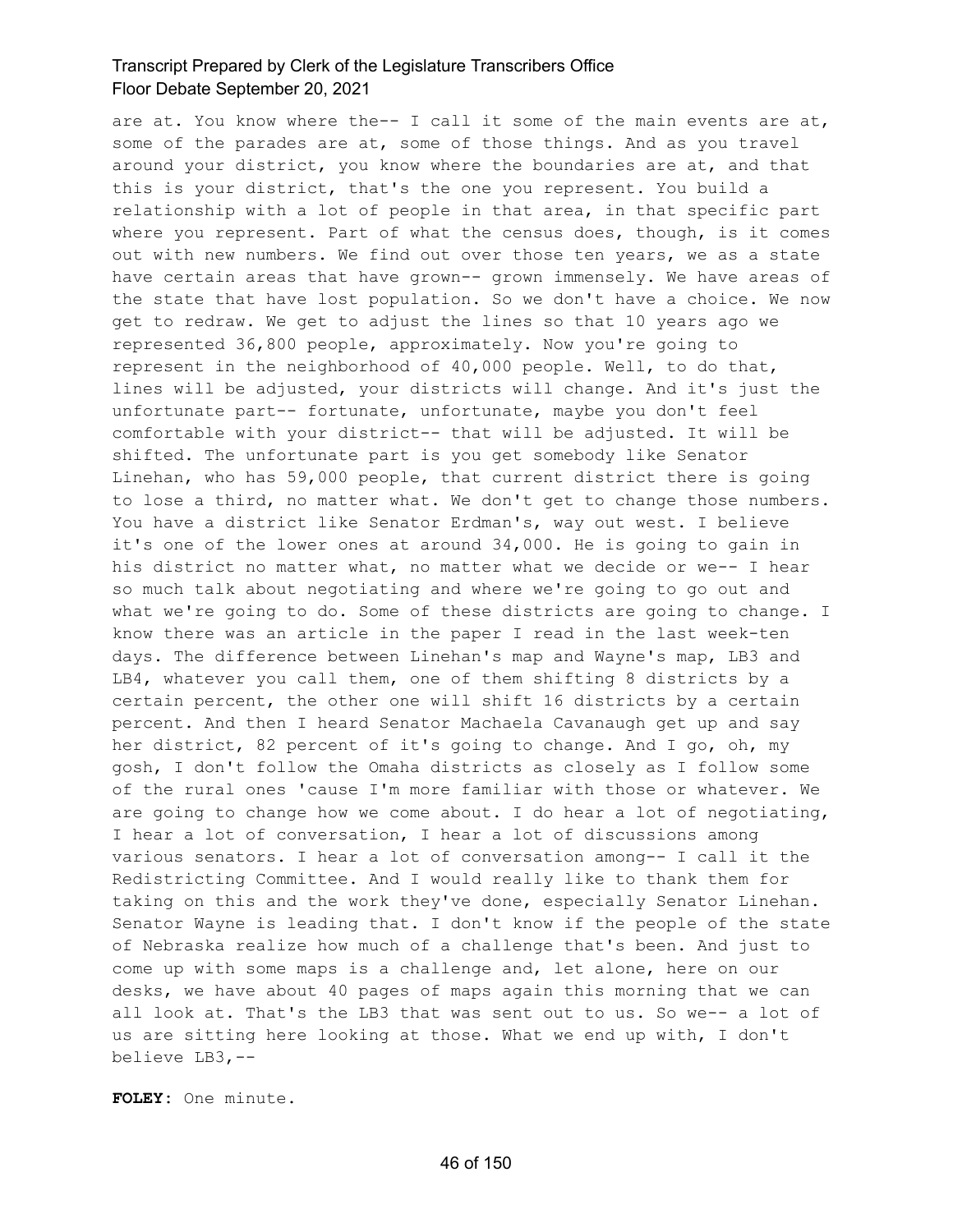are at. You know where the-- I call it some of the main events are at, some of the parades are at, some of those things. And as you travel around your district, you know where the boundaries are at, and that this is your district, that's the one you represent. You build a relationship with a lot of people in that area, in that specific part where you represent. Part of what the census does, though, is it comes out with new numbers. We find out over those ten years, we as a state have certain areas that have grown-- grown immensely. We have areas of the state that have lost population. So we don't have a choice. We now get to redraw. We get to adjust the lines so that 10 years ago we represented 36,800 people, approximately. Now you're going to represent in the neighborhood of 40,000 people. Well, to do that, lines will be adjusted, your districts will change. And it's just the unfortunate part-- fortunate, unfortunate, maybe you don't feel comfortable with your district-- that will be adjusted. It will be shifted. The unfortunate part is you get somebody like Senator Linehan, who has 59,000 people, that current district there is going to lose a third, no matter what. We don't get to change those numbers. You have a district like Senator Erdman's, way out west. I believe it's one of the lower ones at around 34,000. He is going to gain in his district no matter what, no matter what we decide or we-- I hear so much talk about negotiating and where we're going to go out and what we're going to do. Some of these districts are going to change. I know there was an article in the paper I read in the last week-ten days. The difference between Linehan's map and Wayne's map, LB3 and LB4, whatever you call them, one of them shifting 8 districts by a certain percent, the other one will shift 16 districts by a certain percent. And then I heard Senator Machaela Cavanaugh get up and say her district, 82 percent of it's going to change. And I go, oh, my gosh, I don't follow the Omaha districts as closely as I follow some of the rural ones 'cause I'm more familiar with those or whatever. We are going to change how we come about. I do hear a lot of negotiating, I hear a lot of conversation, I hear a lot of discussions among various senators. I hear a lot of conversation among-- I call it the Redistricting Committee. And I would really like to thank them for taking on this and the work they've done, especially Senator Linehan. Senator Wayne is leading that. I don't know if the people of the state of Nebraska realize how much of a challenge that's been. And just to come up with some maps is a challenge and, let alone, here on our desks, we have about 40 pages of maps again this morning that we can all look at. That's the LB3 that was sent out to us. So we-- a lot of us are sitting here looking at those. What we end up with, I don't believe LB3,--

**FOLEY:** One minute.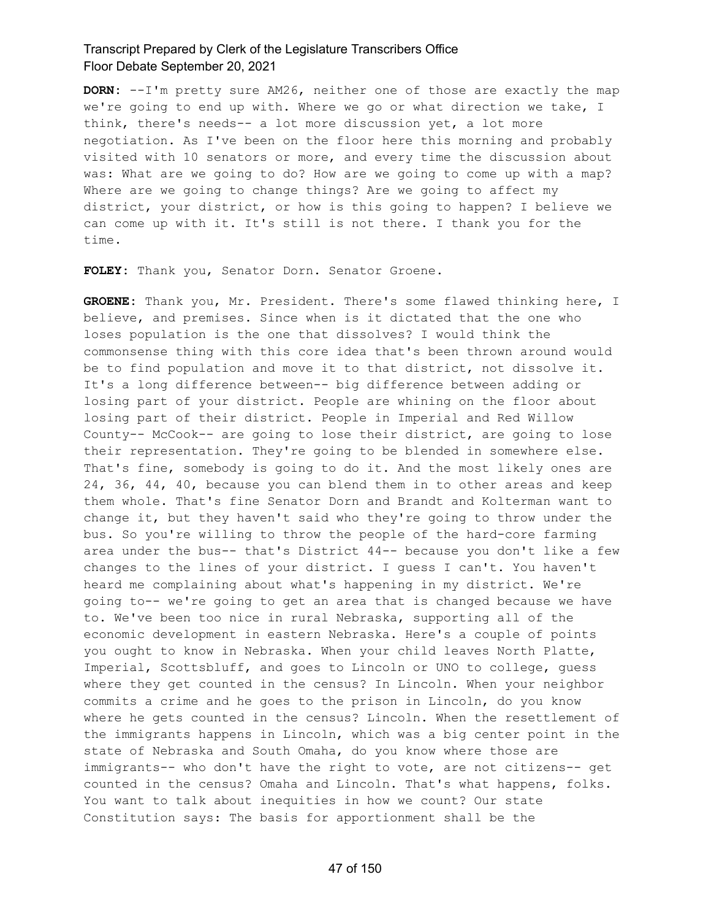**DORN:** --I'm pretty sure AM26, neither one of those are exactly the map we're going to end up with. Where we go or what direction we take, I think, there's needs-- a lot more discussion yet, a lot more negotiation. As I've been on the floor here this morning and probably visited with 10 senators or more, and every time the discussion about was: What are we going to do? How are we going to come up with a map? Where are we going to change things? Are we going to affect my district, your district, or how is this going to happen? I believe we can come up with it. It's still is not there. I thank you for the time.

**FOLEY:** Thank you, Senator Dorn. Senator Groene.

**GROENE:** Thank you, Mr. President. There's some flawed thinking here, I believe, and premises. Since when is it dictated that the one who loses population is the one that dissolves? I would think the commonsense thing with this core idea that's been thrown around would be to find population and move it to that district, not dissolve it. It's a long difference between-- big difference between adding or losing part of your district. People are whining on the floor about losing part of their district. People in Imperial and Red Willow County-- McCook-- are going to lose their district, are going to lose their representation. They're going to be blended in somewhere else. That's fine, somebody is going to do it. And the most likely ones are 24, 36, 44, 40, because you can blend them in to other areas and keep them whole. That's fine Senator Dorn and Brandt and Kolterman want to change it, but they haven't said who they're going to throw under the bus. So you're willing to throw the people of the hard-core farming area under the bus-- that's District 44-- because you don't like a few changes to the lines of your district. I guess I can't. You haven't heard me complaining about what's happening in my district. We're going to-- we're going to get an area that is changed because we have to. We've been too nice in rural Nebraska, supporting all of the economic development in eastern Nebraska. Here's a couple of points you ought to know in Nebraska. When your child leaves North Platte, Imperial, Scottsbluff, and goes to Lincoln or UNO to college, guess where they get counted in the census? In Lincoln. When your neighbor commits a crime and he goes to the prison in Lincoln, do you know where he gets counted in the census? Lincoln. When the resettlement of the immigrants happens in Lincoln, which was a big center point in the state of Nebraska and South Omaha, do you know where those are immigrants-- who don't have the right to vote, are not citizens-- get counted in the census? Omaha and Lincoln. That's what happens, folks. You want to talk about inequities in how we count? Our state Constitution says: The basis for apportionment shall be the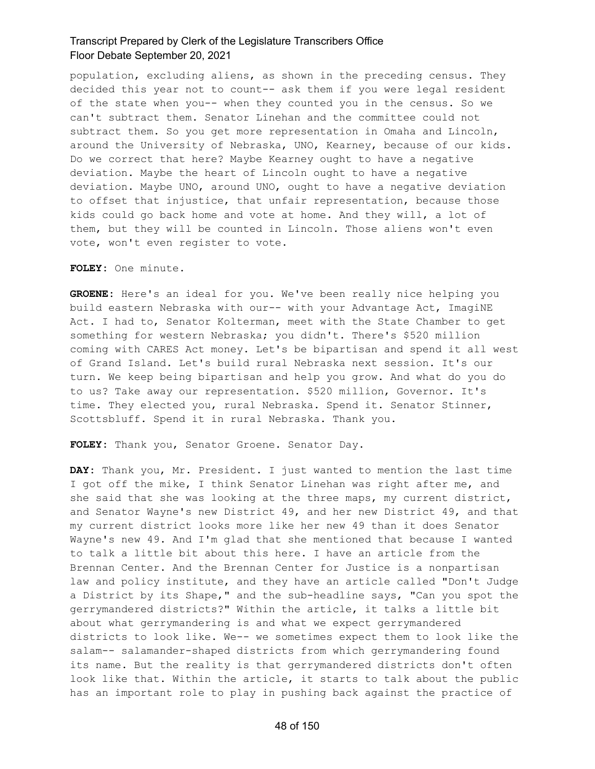population, excluding aliens, as shown in the preceding census. They decided this year not to count-- ask them if you were legal resident of the state when you-- when they counted you in the census. So we can't subtract them. Senator Linehan and the committee could not subtract them. So you get more representation in Omaha and Lincoln, around the University of Nebraska, UNO, Kearney, because of our kids. Do we correct that here? Maybe Kearney ought to have a negative deviation. Maybe the heart of Lincoln ought to have a negative deviation. Maybe UNO, around UNO, ought to have a negative deviation to offset that injustice, that unfair representation, because those kids could go back home and vote at home. And they will, a lot of them, but they will be counted in Lincoln. Those aliens won't even vote, won't even register to vote.

**FOLEY:** One minute.

**GROENE:** Here's an ideal for you. We've been really nice helping you build eastern Nebraska with our-- with your Advantage Act, ImagiNE Act. I had to, Senator Kolterman, meet with the State Chamber to get something for western Nebraska; you didn't. There's $520 million coming with CARES Act money. Let's be bipartisan and spend it all west of Grand Island. Let's build rural Nebraska next session. It's our turn. We keep being bipartisan and help you grow. And what do you do to us? Take away our representation. $520 million, Governor. It's time. They elected you, rural Nebraska. Spend it. Senator Stinner, Scottsbluff. Spend it in rural Nebraska. Thank you.

**FOLEY:** Thank you, Senator Groene. Senator Day.

**DAY:** Thank you, Mr. President. I just wanted to mention the last time I got off the mike, I think Senator Linehan was right after me, and she said that she was looking at the three maps, my current district, and Senator Wayne's new District 49, and her new District 49, and that my current district looks more like her new 49 than it does Senator Wayne's new 49. And I'm glad that she mentioned that because I wanted to talk a little bit about this here. I have an article from the Brennan Center. And the Brennan Center for Justice is a nonpartisan law and policy institute, and they have an article called "Don't Judge a District by its Shape," and the sub-headline says, "Can you spot the gerrymandered districts?" Within the article, it talks a little bit about what gerrymandering is and what we expect gerrymandered districts to look like. We-- we sometimes expect them to look like the salam-- salamander-shaped districts from which gerrymandering found its name. But the reality is that gerrymandered districts don't often look like that. Within the article, it starts to talk about the public has an important role to play in pushing back against the practice of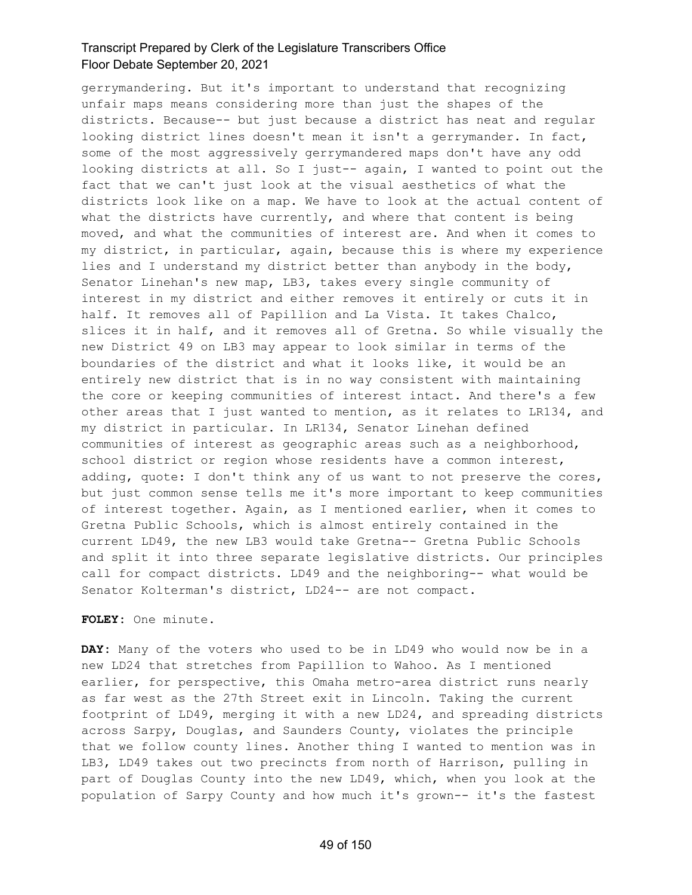gerrymandering. But it's important to understand that recognizing unfair maps means considering more than just the shapes of the districts. Because-- but just because a district has neat and regular looking district lines doesn't mean it isn't a gerrymander. In fact, some of the most aggressively gerrymandered maps don't have any odd looking districts at all. So I just-- again, I wanted to point out the fact that we can't just look at the visual aesthetics of what the districts look like on a map. We have to look at the actual content of what the districts have currently, and where that content is being moved, and what the communities of interest are. And when it comes to my district, in particular, again, because this is where my experience lies and I understand my district better than anybody in the body, Senator Linehan's new map, LB3, takes every single community of interest in my district and either removes it entirely or cuts it in half. It removes all of Papillion and La Vista. It takes Chalco, slices it in half, and it removes all of Gretna. So while visually the new District 49 on LB3 may appear to look similar in terms of the boundaries of the district and what it looks like, it would be an entirely new district that is in no way consistent with maintaining the core or keeping communities of interest intact. And there's a few other areas that I just wanted to mention, as it relates to LR134, and my district in particular. In LR134, Senator Linehan defined communities of interest as geographic areas such as a neighborhood, school district or region whose residents have a common interest, adding, quote: I don't think any of us want to not preserve the cores, but just common sense tells me it's more important to keep communities of interest together. Again, as I mentioned earlier, when it comes to Gretna Public Schools, which is almost entirely contained in the current LD49, the new LB3 would take Gretna-- Gretna Public Schools and split it into three separate legislative districts. Our principles call for compact districts. LD49 and the neighboring-- what would be Senator Kolterman's district, LD24-- are not compact.

**FOLEY:** One minute.

**DAY:** Many of the voters who used to be in LD49 who would now be in a new LD24 that stretches from Papillion to Wahoo. As I mentioned earlier, for perspective, this Omaha metro-area district runs nearly as far west as the 27th Street exit in Lincoln. Taking the current footprint of LD49, merging it with a new LD24, and spreading districts across Sarpy, Douglas, and Saunders County, violates the principle that we follow county lines. Another thing I wanted to mention was in LB3, LD49 takes out two precincts from north of Harrison, pulling in part of Douglas County into the new LD49, which, when you look at the population of Sarpy County and how much it's grown-- it's the fastest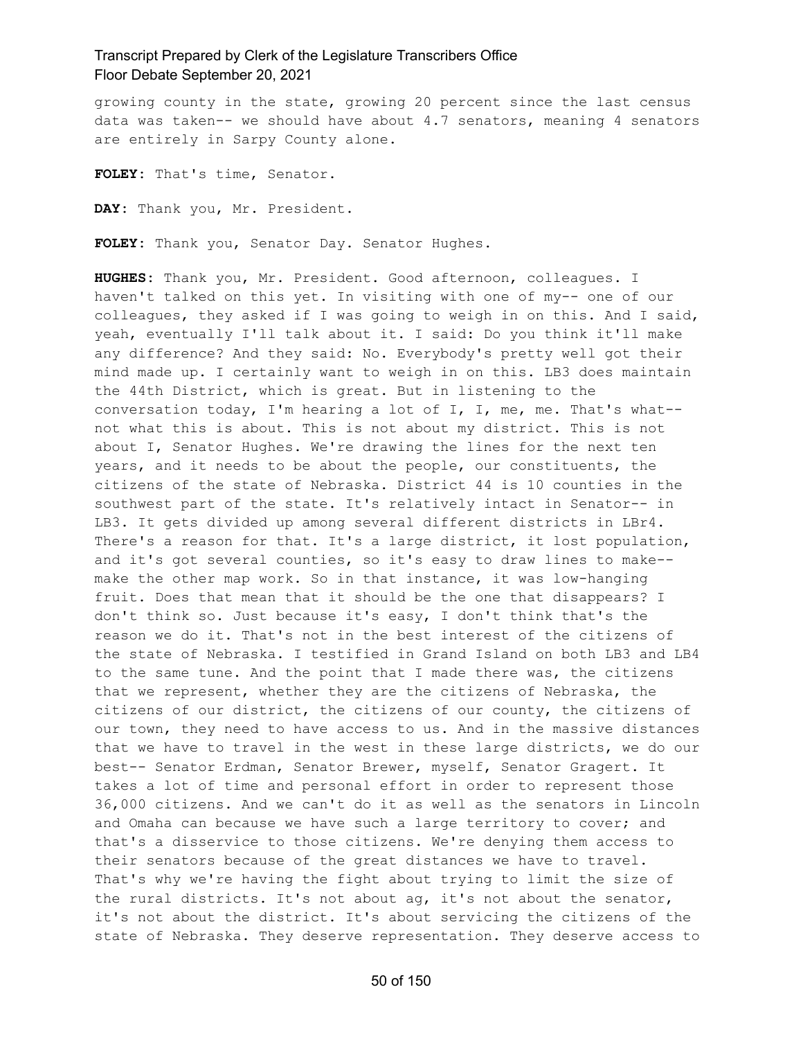growing county in the state, growing 20 percent since the last census data was taken-- we should have about 4.7 senators, meaning 4 senators are entirely in Sarpy County alone.

**FOLEY**: That's time, Senator.

**DAY**: Thank you, Mr. President.

**FOLEY**: Thank you, Senator Day. Senator Hughes.

**HUGHES**: Thank you, Mr. President. Good afternoon, colleagues. I haven't talked on this yet. In visiting with one of my-- one of our colleagues, they asked if I was going to weigh in on this. And I said, yeah, eventually I'll talk about it. I said: Do you think it'll make any difference? And they said: No. Everybody's pretty well got their mind made up. I certainly want to weigh in on this. LB3 does maintain the 44th District, which is great. But in listening to the conversation today, I'm hearing a lot of I, I, me, me. That's what-- not what this is about. This is not about my district. This is not about I, Senator Hughes. We're drawing the lines for the next ten years, and it needs to be about the people, our constituents, the citizens of the state of Nebraska. District 44 is 10 counties in the southwest part of the state. It's relatively intact in Senator-- in LB3. It gets divided up among several different districts in LBr4. There's a reason for that. It's a large district, it lost population, and it's got several counties, so it's easy to draw lines to make-- make the other map work. So in that instance, it was low-hanging fruit. Does that mean that it should be the one that disappears? I don't think so. Just because it's easy, I don't think that's the reason we do it. That's not in the best interest of the citizens of the state of Nebraska. I testified in Grand Island on both LB3 and LB4 to the same tune. And the point that I made there was, the citizens that we represent, whether they are the citizens of Nebraska, the citizens of our district, the citizens of our county, the citizens of our town, they need to have access to us. And in the massive distances that we have to travel in the west in these large districts, we do our best-- Senator Erdman, Senator Brewer, myself, Senator Gragert. It takes a lot of time and personal effort in order to represent those 36,000 citizens. And we can't do it as well as the senators in Lincoln and Omaha can because we have such a large territory to cover; and that's a disservice to those citizens. We're denying them access to their senators because of the great distances we have to travel. That's why we're having the fight about trying to limit the size of the rural districts. It's not about ag, it's not about the senator, it's not about the district. It's about servicing the citizens of the state of Nebraska. They deserve representation. They deserve access to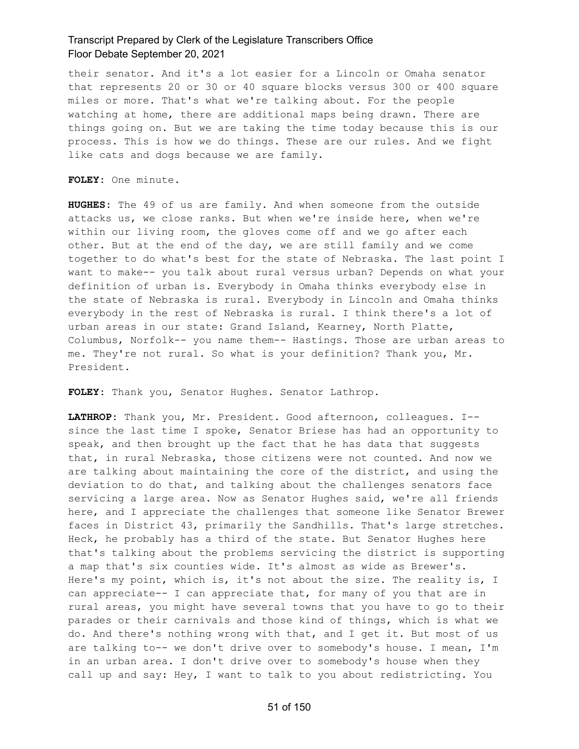their senator. And it's a lot easier for a Lincoln or Omaha senator that represents 20 or 30 or 40 square blocks versus 300 or 400 square miles or more. That's what we're talking about. For the people watching at home, there are additional maps being drawn. There are things going on. But we are taking the time today because this is our process. This is how we do things. These are our rules. And we fight like cats and dogs because we are family.

**FOLEY:** One minute.

**HUGHES:** The 49 of us are family. And when someone from the outside attacks us, we close ranks. But when we're inside here, when we're within our living room, the gloves come off and we go after each other. But at the end of the day, we are still family and we come together to do what's best for the state of Nebraska. The last point I want to make-- you talk about rural versus urban? Depends on what your definition of urban is. Everybody in Omaha thinks everybody else in the state of Nebraska is rural. Everybody in Lincoln and Omaha thinks everybody in the rest of Nebraska is rural. I think there's a lot of urban areas in our state: Grand Island, Kearney, North Platte, Columbus, Norfolk-- you name them-- Hastings. Those are urban areas to me. They're not rural. So what is your definition? Thank you, Mr. President.

**FOLEY:** Thank you, Senator Hughes. Senator Lathrop.

**LATHROP:** Thank you, Mr. President. Good afternoon, colleagues. I-- since the last time I spoke, Senator Briese has had an opportunity to speak, and then brought up the fact that he has data that suggests that, in rural Nebraska, those citizens were not counted. And now we are talking about maintaining the core of the district, and using the deviation to do that, and talking about the challenges senators face servicing a large area. Now as Senator Hughes said, we're all friends here, and I appreciate the challenges that someone like Senator Brewer faces in District 43, primarily the Sandhills. That's large stretches. Heck, he probably has a third of the state. But Senator Hughes here that's talking about the problems servicing the district is supporting a map that's six counties wide. It's almost as wide as Brewer's. Here's my point, which is, it's not about the size. The reality is, I can appreciate-- I can appreciate that, for many of you that are in rural areas, you might have several towns that you have to go to their parades or their carnivals and those kind of things, which is what we do. And there's nothing wrong with that, and I get it. But most of us are talking to-- we don't drive over to somebody's house. I mean, I'm in an urban area. I don't drive over to somebody's house when they call up and say: Hey, I want to talk to you about redistricting. You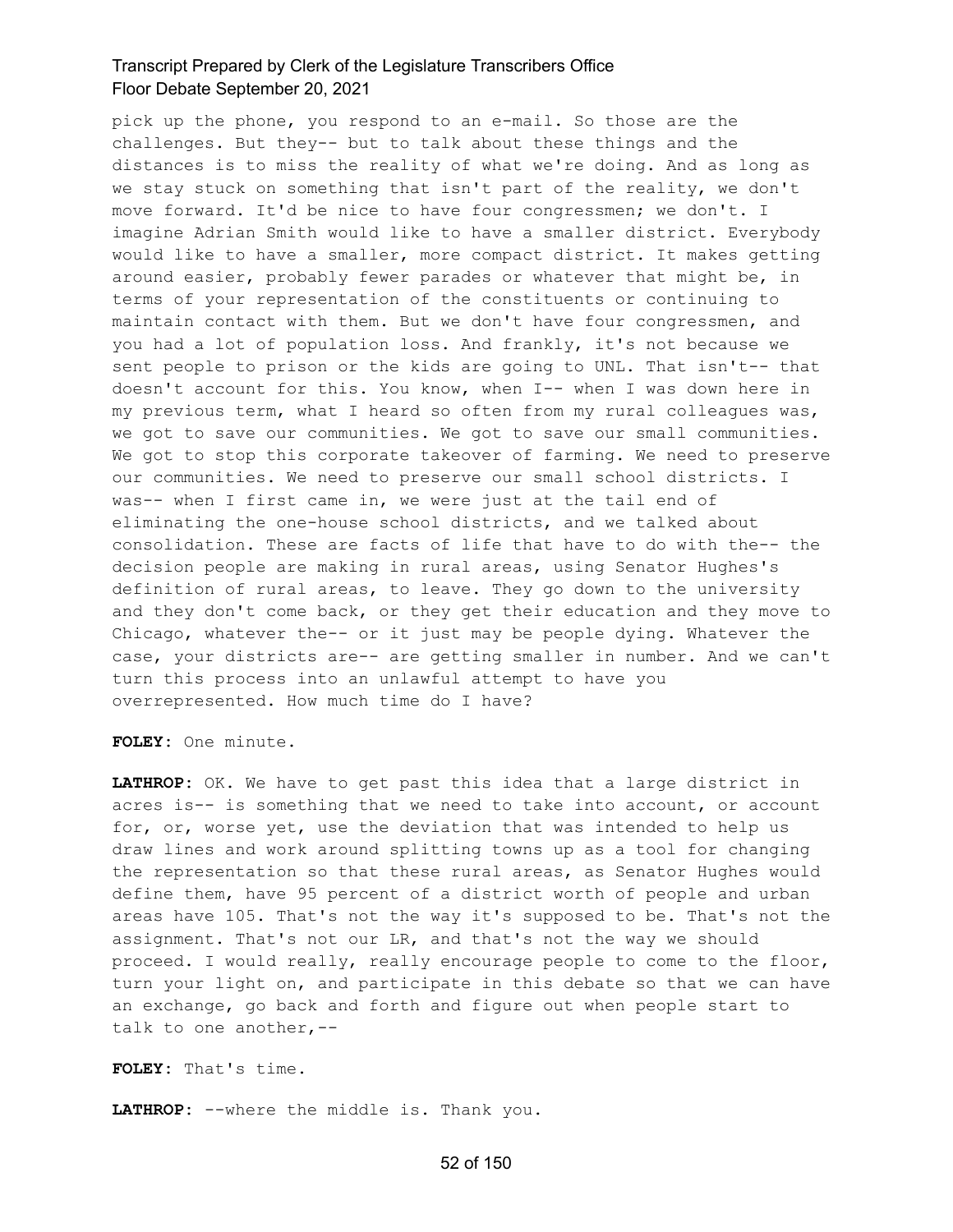pick up the phone, you respond to an e-mail. So those are the challenges. But they-- but to talk about these things and the distances is to miss the reality of what we're doing. And as long as we stay stuck on something that isn't part of the reality, we don't move forward. It'd be nice to have four congressmen; we don't. I imagine Adrian Smith would like to have a smaller district. Everybody would like to have a smaller, more compact district. It makes getting around easier, probably fewer parades or whatever that might be, in terms of your representation of the constituents or continuing to maintain contact with them. But we don't have four congressmen, and you had a lot of population loss. And frankly, it's not because we sent people to prison or the kids are going to UNL. That isn't-- that doesn't account for this. You know, when I-- when I was down here in my previous term, what I heard so often from my rural colleagues was, we got to save our communities. We got to save our small communities. We got to stop this corporate takeover of farming. We need to preserve our communities. We need to preserve our small school districts. I was-- when I first came in, we were just at the tail end of eliminating the one-house school districts, and we talked about consolidation. These are facts of life that have to do with the-- the decision people are making in rural areas, using Senator Hughes's definition of rural areas, to leave. They go down to the university and they don't come back, or they get their education and they move to Chicago, whatever the-- or it just may be people dying. Whatever the case, your districts are-- are getting smaller in number. And we can't turn this process into an unlawful attempt to have you overrepresented. How much time do I have?

**FOLEY:** One minute.

**LATHROP:** OK. We have to get past this idea that a large district in acres is-- is something that we need to take into account, or account for, or, worse yet, use the deviation that was intended to help us draw lines and work around splitting towns up as a tool for changing the representation so that these rural areas, as Senator Hughes would define them, have 95 percent of a district worth of people and urban areas have 105. That's not the way it's supposed to be. That's not the assignment. That's not our LR, and that's not the way we should proceed. I would really, really encourage people to come to the floor, turn your light on, and participate in this debate so that we can have an exchange, go back and forth and figure out when people start to talk to one another,--

**FOLEY:** That's time.

**LATHROP:** --where the middle is. Thank you.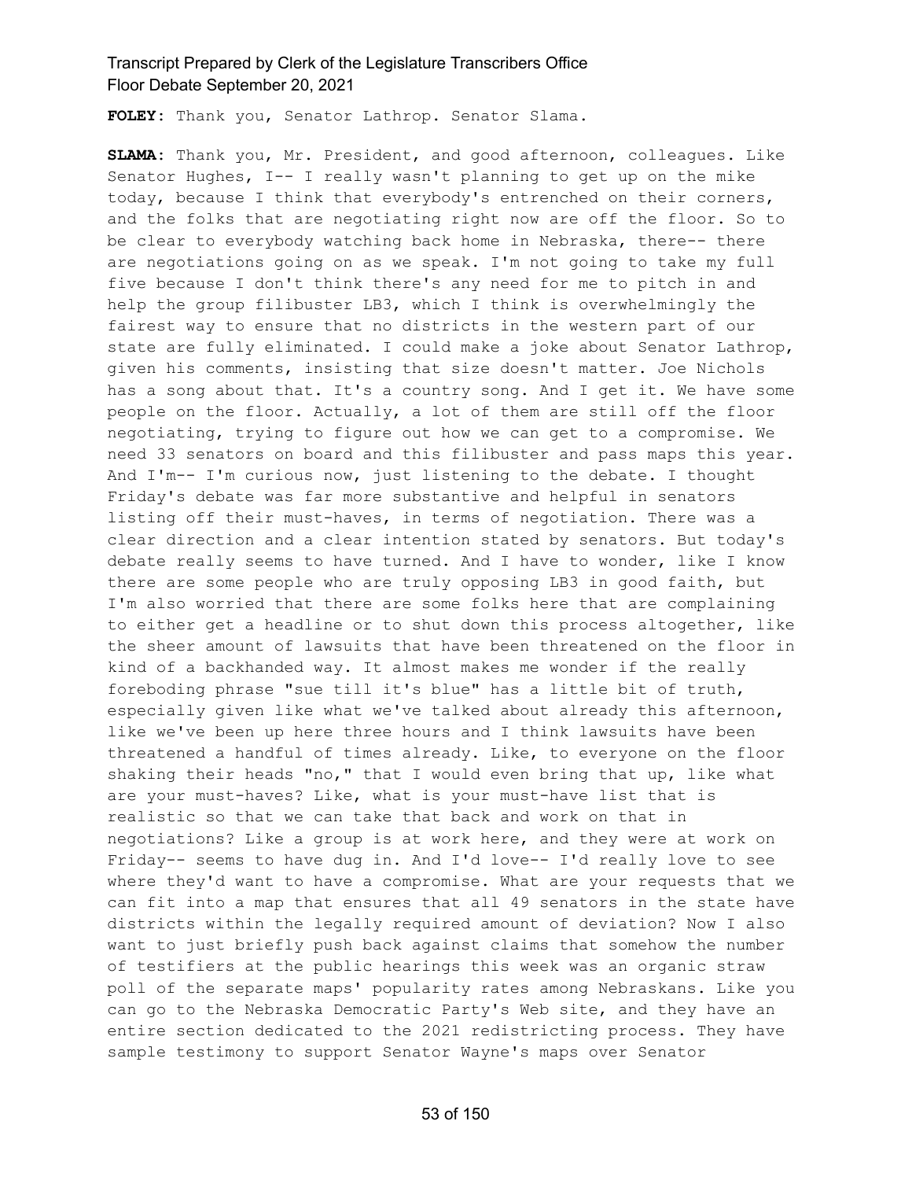**FOLEY:** Thank you, Senator Lathrop. Senator Slama.

**SLAMA:** Thank you, Mr. President, and good afternoon, colleagues. Like Senator Hughes, I-- I really wasn't planning to get up on the mike today, because I think that everybody's entrenched on their corners, and the folks that are negotiating right now are off the floor. So to be clear to everybody watching back home in Nebraska, there-- there are negotiations going on as we speak. I'm not going to take my full five because I don't think there's any need for me to pitch in and help the group filibuster LB3, which I think is overwhelmingly the fairest way to ensure that no districts in the western part of our state are fully eliminated. I could make a joke about Senator Lathrop, given his comments, insisting that size doesn't matter. Joe Nichols has a song about that. It's a country song. And I get it. We have some people on the floor. Actually, a lot of them are still off the floor negotiating, trying to figure out how we can get to a compromise. We need 33 senators on board and this filibuster and pass maps this year. And I'm-- I'm curious now, just listening to the debate. I thought Friday's debate was far more substantive and helpful in senators listing off their must-haves, in terms of negotiation. There was a clear direction and a clear intention stated by senators. But today's debate really seems to have turned. And I have to wonder, like I know there are some people who are truly opposing LB3 in good faith, but I'm also worried that there are some folks here that are complaining to either get a headline or to shut down this process altogether, like the sheer amount of lawsuits that have been threatened on the floor in kind of a backhanded way. It almost makes me wonder if the really foreboding phrase "sue till it's blue" has a little bit of truth, especially given like what we've talked about already this afternoon, like we've been up here three hours and I think lawsuits have been threatened a handful of times already. Like, to everyone on the floor shaking their heads "no," that I would even bring that up, like what are your must-haves? Like, what is your must-have list that is realistic so that we can take that back and work on that in negotiations? Like a group is at work here, and they were at work on Friday-- seems to have dug in. And I'd love-- I'd really love to see where they'd want to have a compromise. What are your requests that we can fit into a map that ensures that all 49 senators in the state have districts within the legally required amount of deviation? Now I also want to just briefly push back against claims that somehow the number of testifiers at the public hearings this week was an organic straw poll of the separate maps' popularity rates among Nebraskans. Like you can go to the Nebraska Democratic Party's Web site, and they have an entire section dedicated to the 2021 redistricting process. They have sample testimony to support Senator Wayne's maps over Senator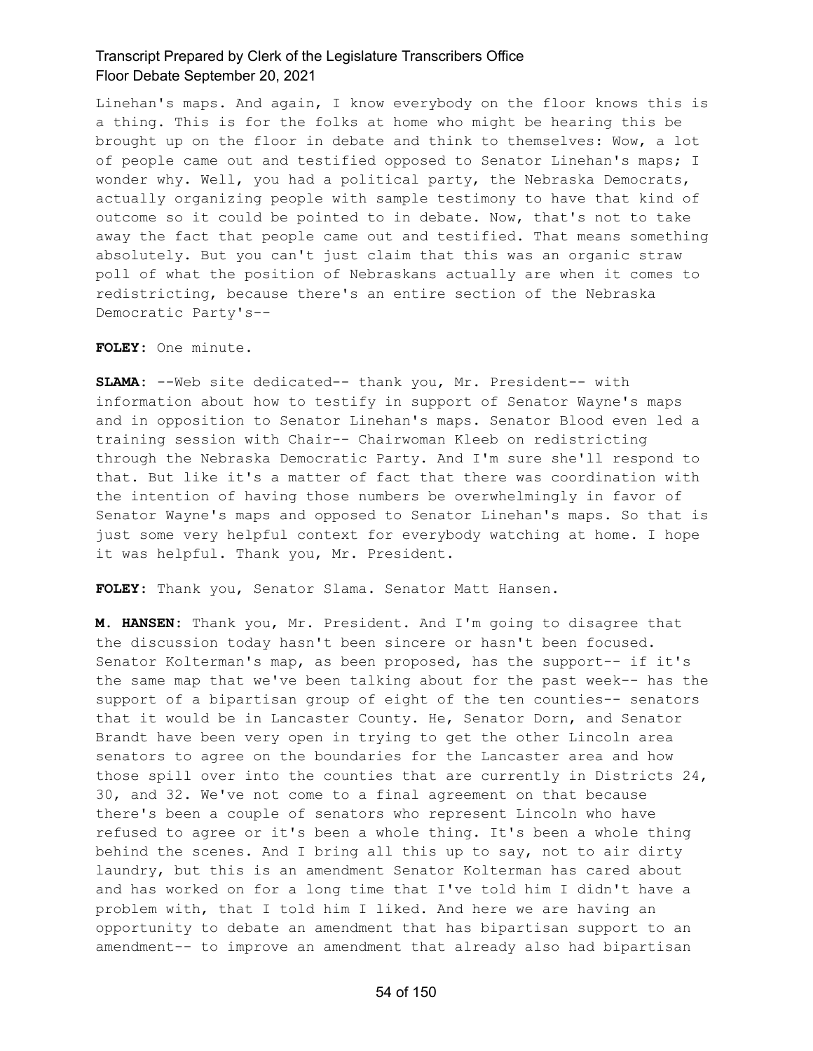Linehan's maps. And again, I know everybody on the floor knows this is a thing. This is for the folks at home who might be hearing this be brought up on the floor in debate and think to themselves: Wow, a lot of people came out and testified opposed to Senator Linehan's maps; I wonder why. Well, you had a political party, the Nebraska Democrats, actually organizing people with sample testimony to have that kind of outcome so it could be pointed to in debate. Now, that's not to take away the fact that people came out and testified. That means something absolutely. But you can't just claim that this was an organic straw poll of what the position of Nebraskans actually are when it comes to redistricting, because there's an entire section of the Nebraska Democratic Party's--

**FOLEY:** One minute.

**SLAMA:** --Web site dedicated-- thank you, Mr. President-- with information about how to testify in support of Senator Wayne's maps and in opposition to Senator Linehan's maps. Senator Blood even led a training session with Chair-- Chairwoman Kleeb on redistricting through the Nebraska Democratic Party. And I'm sure she'll respond to that. But like it's a matter of fact that there was coordination with the intention of having those numbers be overwhelmingly in favor of Senator Wayne's maps and opposed to Senator Linehan's maps. So that is just some very helpful context for everybody watching at home. I hope it was helpful. Thank you, Mr. President.

**FOLEY:** Thank you, Senator Slama. Senator Matt Hansen.

**M. HANSEN:** Thank you, Mr. President. And I'm going to disagree that the discussion today hasn't been sincere or hasn't been focused. Senator Kolterman's map, as been proposed, has the support-- if it's the same map that we've been talking about for the past week-- has the support of a bipartisan group of eight of the ten counties-- senators that it would be in Lancaster County. He, Senator Dorn, and Senator Brandt have been very open in trying to get the other Lincoln area senators to agree on the boundaries for the Lancaster area and how those spill over into the counties that are currently in Districts 24, 30, and 32. We've not come to a final agreement on that because there's been a couple of senators who represent Lincoln who have refused to agree or it's been a whole thing. It's been a whole thing behind the scenes. And I bring all this up to say, not to air dirty laundry, but this is an amendment Senator Kolterman has cared about and has worked on for a long time that I've told him I didn't have a problem with, that I told him I liked. And here we are having an opportunity to debate an amendment that has bipartisan support to an amendment-- to improve an amendment that already also had bipartisan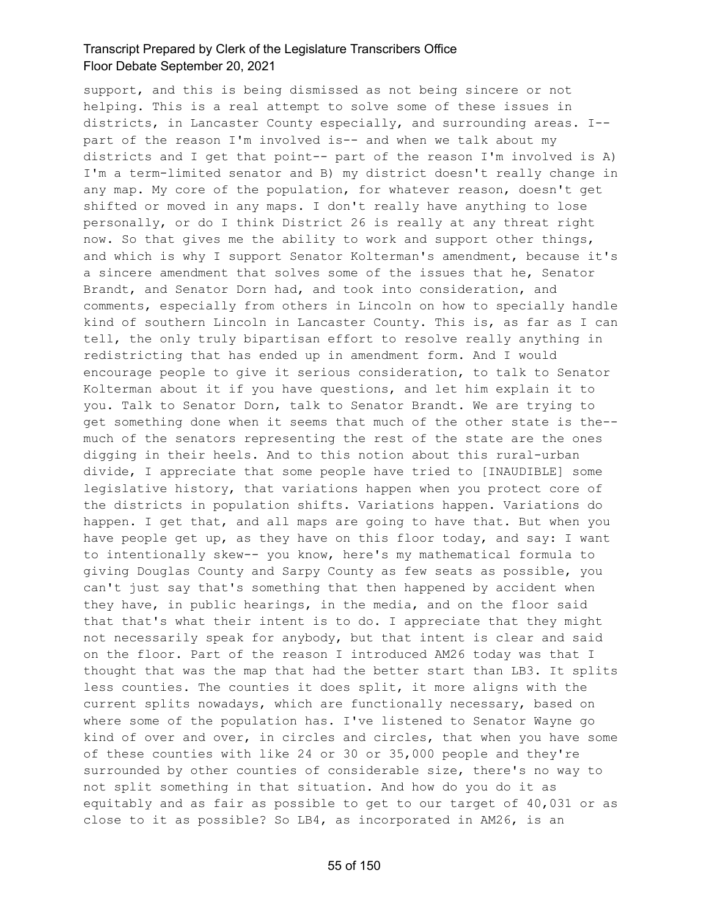support, and this is being dismissed as not being sincere or not helping. This is a real attempt to solve some of these issues in districts, in Lancaster County especially, and surrounding areas. I-- part of the reason I'm involved is-- and when we talk about my districts and I get that point-- part of the reason I'm involved is A) I'm a term-limited senator and B) my district doesn't really change in any map. My core of the population, for whatever reason, doesn't get shifted or moved in any maps. I don't really have anything to lose personally, or do I think District 26 is really at any threat right now. So that gives me the ability to work and support other things, and which is why I support Senator Kolterman's amendment, because it's a sincere amendment that solves some of the issues that he, Senator Brandt, and Senator Dorn had, and took into consideration, and comments, especially from others in Lincoln on how to specially handle kind of southern Lincoln in Lancaster County. This is, as far as I can tell, the only truly bipartisan effort to resolve really anything in redistricting that has ended up in amendment form. And I would encourage people to give it serious consideration, to talk to Senator Kolterman about it if you have questions, and let him explain it to you. Talk to Senator Dorn, talk to Senator Brandt. We are trying to get something done when it seems that much of the other state is the-- much of the senators representing the rest of the state are the ones digging in their heels. And to this notion about this rural-urban divide, I appreciate that some people have tried to [INAUDIBLE] some legislative history, that variations happen when you protect core of the districts in population shifts. Variations happen. Variations do happen. I get that, and all maps are going to have that. But when you have people get up, as they have on this floor today, and say: I want to intentionally skew-- you know, here's my mathematical formula to giving Douglas County and Sarpy County as few seats as possible, you can't just say that's something that then happened by accident when they have, in public hearings, in the media, and on the floor said that that's what their intent is to do. I appreciate that they might not necessarily speak for anybody, but that intent is clear and said on the floor. Part of the reason I introduced AM26 today was that I thought that was the map that had the better start than LB3. It splits less counties. The counties it does split, it more aligns with the current splits nowadays, which are functionally necessary, based on where some of the population has. I've listened to Senator Wayne go kind of over and over, in circles and circles, that when you have some of these counties with like 24 or 30 or 35,000 people and they're surrounded by other counties of considerable size, there's no way to not split something in that situation. And how do you do it as equitably and as fair as possible to get to our target of 40,031 or as close to it as possible? So LB4, as incorporated in AM26, is an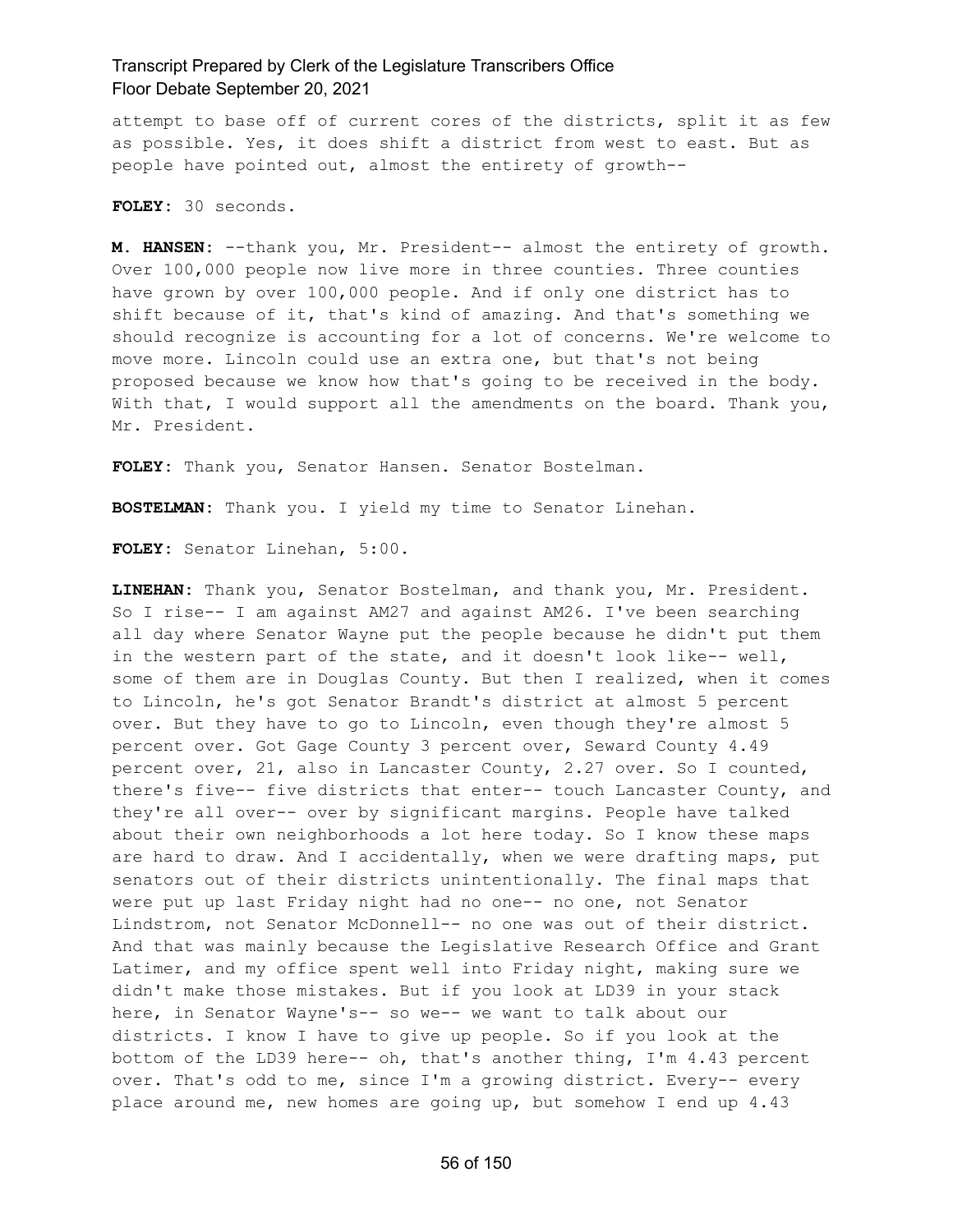attempt to base off of current cores of the districts, split it as few as possible. Yes, it does shift a district from west to east. But as people have pointed out, almost the entirety of growth--

**FOLEY:** 30 seconds.

**M. HANSEN:** --thank you, Mr. President-- almost the entirety of growth. Over 100,000 people now live more in three counties. Three counties have grown by over 100,000 people. And if only one district has to shift because of it, that's kind of amazing. And that's something we should recognize is accounting for a lot of concerns. We're welcome to move more. Lincoln could use an extra one, but that's not being proposed because we know how that's going to be received in the body. With that, I would support all the amendments on the board. Thank you, Mr. President.

**FOLEY:** Thank you, Senator Hansen. Senator Bostelman.

**BOSTELMAN:** Thank you. I yield my time to Senator Linehan.

**FOLEY:** Senator Linehan, 5:00.

**LINEHAN:** Thank you, Senator Bostelman, and thank you, Mr. President. So I rise-- I am against AM27 and against AM26. I've been searching all day where Senator Wayne put the people because he didn't put them in the western part of the state, and it doesn't look like-- well, some of them are in Douglas County. But then I realized, when it comes to Lincoln, he's got Senator Brandt's district at almost 5 percent over. But they have to go to Lincoln, even though they're almost 5 percent over. Got Gage County 3 percent over, Seward County 4.49 percent over, 21, also in Lancaster County, 2.27 over. So I counted, there's five-- five districts that enter-- touch Lancaster County, and they're all over-- over by significant margins. People have talked about their own neighborhoods a lot here today. So I know these maps are hard to draw. And I accidentally, when we were drafting maps, put senators out of their districts unintentionally. The final maps that were put up last Friday night had no one-- no one, not Senator Lindstrom, not Senator McDonnell-- no one was out of their district. And that was mainly because the Legislative Research Office and Grant Latimer, and my office spent well into Friday night, making sure we didn't make those mistakes. But if you look at LD39 in your stack here, in Senator Wayne's-- so we-- we want to talk about our districts. I know I have to give up people. So if you look at the bottom of the LD39 here-- oh, that's another thing, I'm 4.43 percent over. That's odd to me, since I'm a growing district. Every-- every place around me, new homes are going up, but somehow I end up 4.43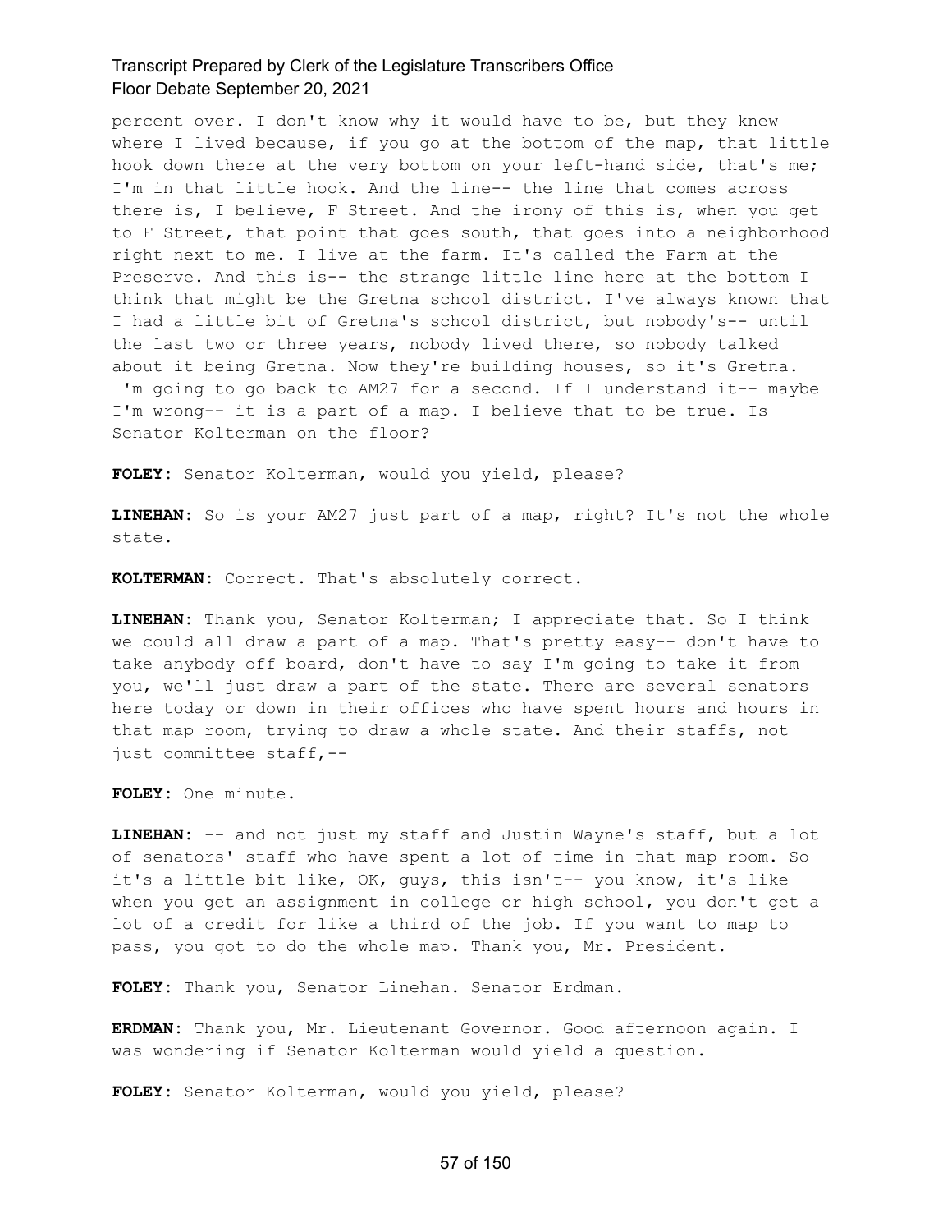percent over. I don't know why it would have to be, but they knew where I lived because, if you go at the bottom of the map, that little hook down there at the very bottom on your left-hand side, that's me; I'm in that little hook. And the line-- the line that comes across there is, I believe, F Street. And the irony of this is, when you get to F Street, that point that goes south, that goes into a neighborhood right next to me. I live at the farm. It's called the Farm at the Preserve. And this is-- the strange little line here at the bottom I think that might be the Gretna school district. I've always known that I had a little bit of Gretna's school district, but nobody's-- until the last two or three years, nobody lived there, so nobody talked about it being Gretna. Now they're building houses, so it's Gretna. I'm going to go back to AM27 for a second. If I understand it-- maybe I'm wrong-- it is a part of a map. I believe that to be true. Is Senator Kolterman on the floor?

**FOLEY:** Senator Kolterman, would you yield, please?

**LINEHAN:** So is your AM27 just part of a map, right? It's not the whole state.

**KOLTERMAN:** Correct. That's absolutely correct.

**LINEHAN:** Thank you, Senator Kolterman; I appreciate that. So I think we could all draw a part of a map. That's pretty easy-- don't have to take anybody off board, don't have to say I'm going to take it from you, we'll just draw a part of the state. There are several senators here today or down in their offices who have spent hours and hours in that map room, trying to draw a whole state. And their staffs, not just committee staff,--

**FOLEY:** One minute.

**LINEHAN:** -- and not just my staff and Justin Wayne's staff, but a lot of senators' staff who have spent a lot of time in that map room. So it's a little bit like, OK, guys, this isn't-- you know, it's like when you get an assignment in college or high school, you don't get a lot of a credit for like a third of the job. If you want to map to pass, you got to do the whole map. Thank you, Mr. President.

**FOLEY:** Thank you, Senator Linehan. Senator Erdman.

**ERDMAN:** Thank you, Mr. Lieutenant Governor. Good afternoon again. I was wondering if Senator Kolterman would yield a question.

**FOLEY:** Senator Kolterman, would you yield, please?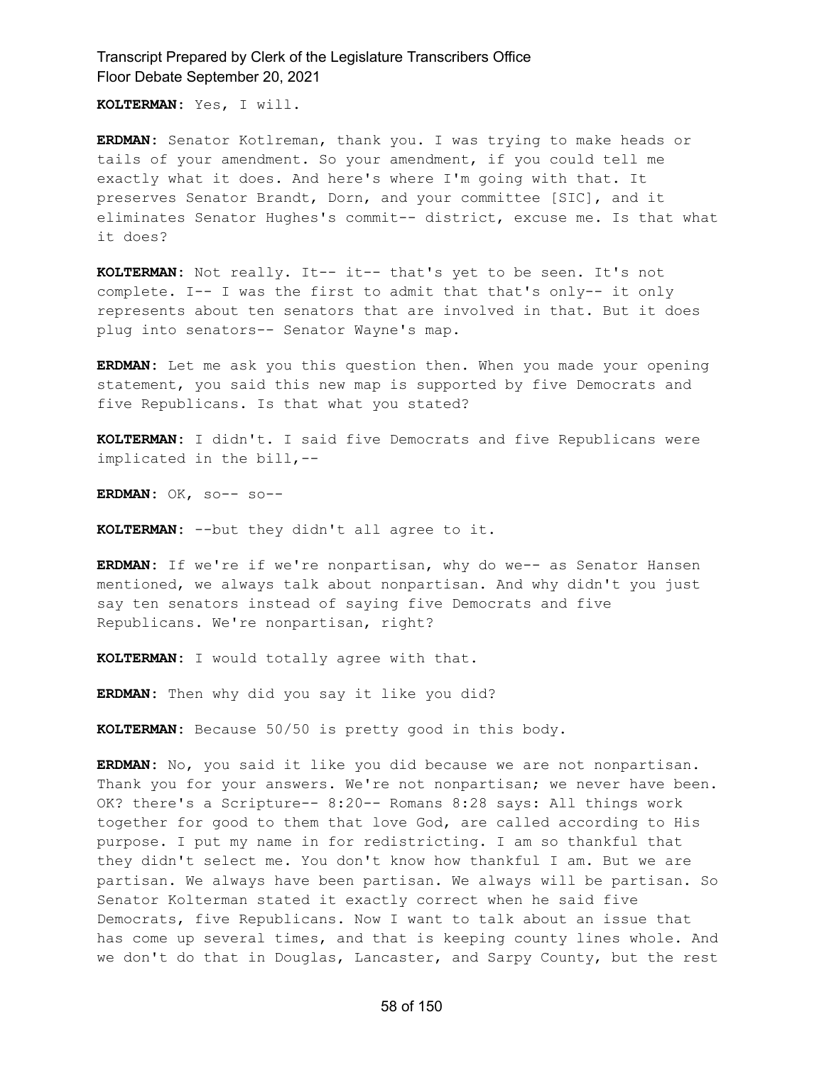**KOLTERMAN:** Yes, I will.

**ERDMAN:** Senator Kotlreman, thank you. I was trying to make heads or tails of your amendment. So your amendment, if you could tell me exactly what it does. And here's where I'm going with that. It preserves Senator Brandt, Dorn, and your committee [SIC], and it eliminates Senator Hughes's commit-- district, excuse me. Is that what it does?

**KOLTERMAN:** Not really. It-- it-- that's yet to be seen. It's not complete. I-- I was the first to admit that that's only-- it only represents about ten senators that are involved in that. But it does plug into senators-- Senator Wayne's map.

**ERDMAN:** Let me ask you this question then. When you made your opening statement, you said this new map is supported by five Democrats and five Republicans. Is that what you stated?

**KOLTERMAN:** I didn't. I said five Democrats and five Republicans were implicated in the bill,--

**ERDMAN:** OK, so-- so--

**KOLTERMAN:** --but they didn't all agree to it.

**ERDMAN:** If we're if we're nonpartisan, why do we-- as Senator Hansen mentioned, we always talk about nonpartisan. And why didn't you just say ten senators instead of saying five Democrats and five Republicans. We're nonpartisan, right?

**KOLTERMAN:** I would totally agree with that.

**ERDMAN:** Then why did you say it like you did?

**KOLTERMAN:** Because 50/50 is pretty good in this body.

**ERDMAN:** No, you said it like you did because we are not nonpartisan. Thank you for your answers. We're not nonpartisan; we never have been. OK? there's a Scripture-- 8:20-- Romans 8:28 says: All things work together for good to them that love God, are called according to His purpose. I put my name in for redistricting. I am so thankful that they didn't select me. You don't know how thankful I am. But we are partisan. We always have been partisan. We always will be partisan. So Senator Kolterman stated it exactly correct when he said five Democrats, five Republicans. Now I want to talk about an issue that has come up several times, and that is keeping county lines whole. And we don't do that in Douglas, Lancaster, and Sarpy County, but the rest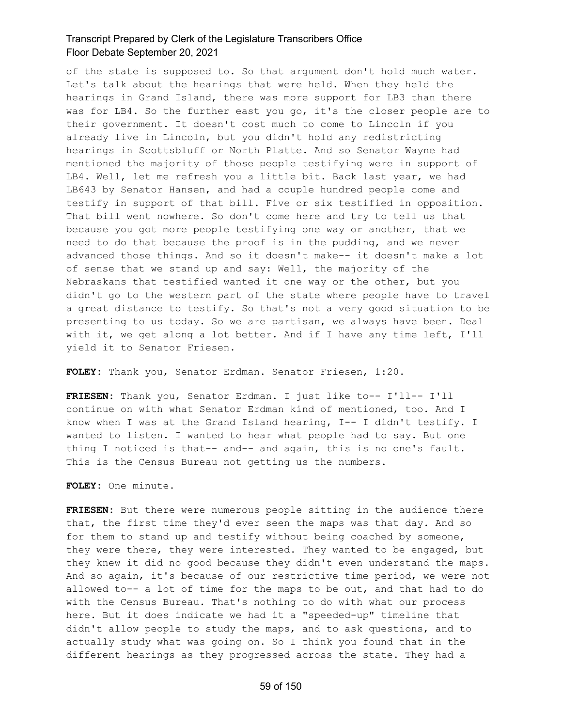of the state is supposed to. So that argument don't hold much water. Let's talk about the hearings that were held. When they held the hearings in Grand Island, there was more support for LB3 than there was for LB4. So the further east you go, it's the closer people are to their government. It doesn't cost much to come to Lincoln if you already live in Lincoln, but you didn't hold any redistricting hearings in Scottsbluff or North Platte. And so Senator Wayne had mentioned the majority of those people testifying were in support of LB4. Well, let me refresh you a little bit. Back last year, we had LB643 by Senator Hansen, and had a couple hundred people come and testify in support of that bill. Five or six testified in opposition. That bill went nowhere. So don't come here and try to tell us that because you got more people testifying one way or another, that we need to do that because the proof is in the pudding, and we never advanced those things. And so it doesn't make-- it doesn't make a lot of sense that we stand up and say: Well, the majority of the Nebraskans that testified wanted it one way or the other, but you didn't go to the western part of the state where people have to travel a great distance to testify. So that's not a very good situation to be presenting to us today. So we are partisan, we always have been. Deal with it, we get along a lot better. And if I have any time left, I'll yield it to Senator Friesen.

**FOLEY:** Thank you, Senator Erdman. Senator Friesen, 1:20.

**FRIESEN:** Thank you, Senator Erdman. I just like to-- I'll-- I'll continue on with what Senator Erdman kind of mentioned, too. And I know when I was at the Grand Island hearing, I-- I didn't testify. I wanted to listen. I wanted to hear what people had to say. But one thing I noticed is that-- and-- and again, this is no one's fault. This is the Census Bureau not getting us the numbers.

**FOLEY:** One minute.

**FRIESEN:** But there were numerous people sitting in the audience there that, the first time they'd ever seen the maps was that day. And so for them to stand up and testify without being coached by someone, they were there, they were interested. They wanted to be engaged, but they knew it did no good because they didn't even understand the maps. And so again, it's because of our restrictive time period, we were not allowed to-- a lot of time for the maps to be out, and that had to do with the Census Bureau. That's nothing to do with what our process here. But it does indicate we had it a "speeded-up" timeline that didn't allow people to study the maps, and to ask questions, and to actually study what was going on. So I think you found that in the different hearings as they progressed across the state. They had a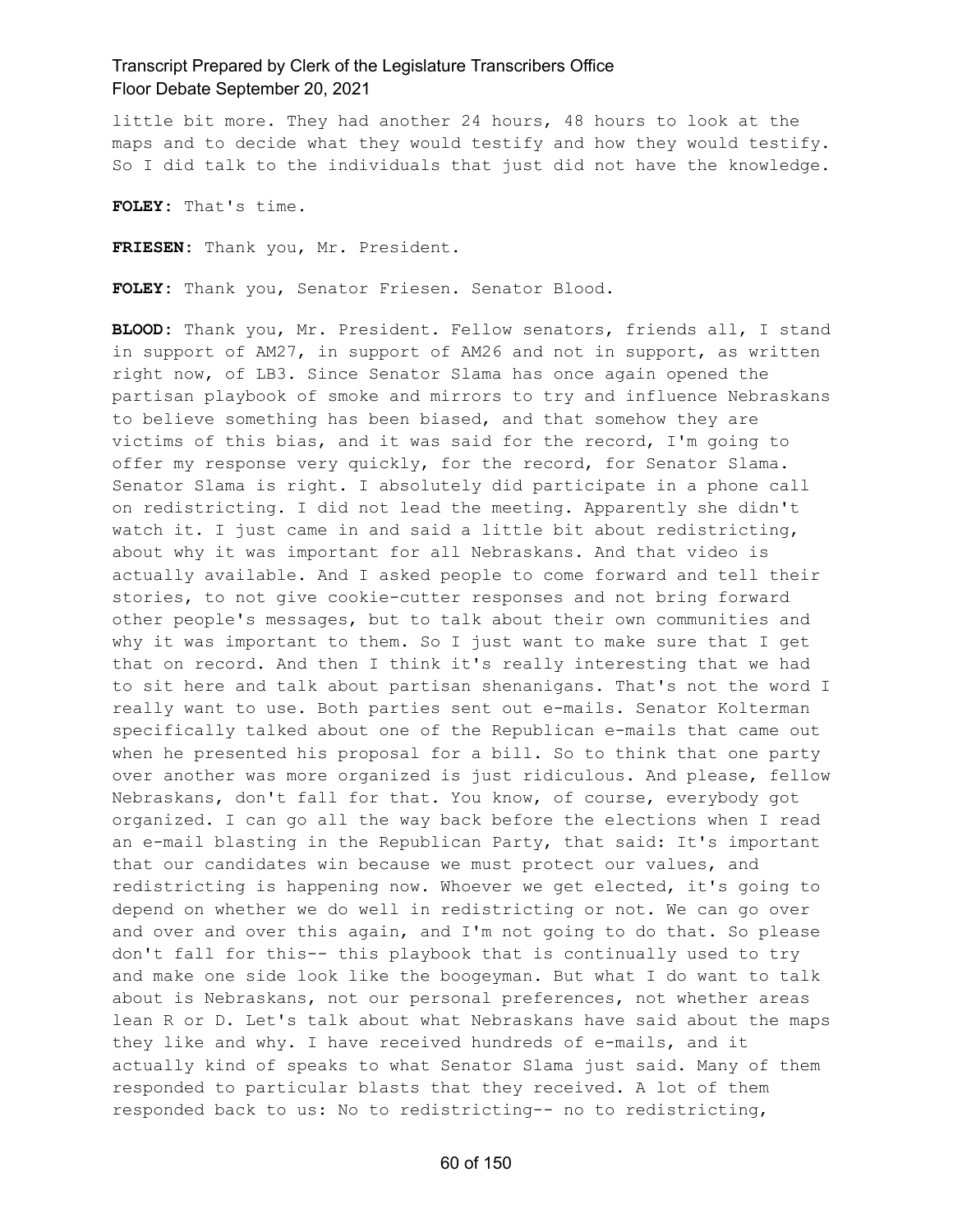little bit more. They had another 24 hours, 48 hours to look at the maps and to decide what they would testify and how they would testify. So I did talk to the individuals that just did not have the knowledge.

**FOLEY:** That's time.

**FRIESEN:** Thank you, Mr. President.

**FOLEY:** Thank you, Senator Friesen. Senator Blood.

**BLOOD:** Thank you, Mr. President. Fellow senators, friends all, I stand in support of AM27, in support of AM26 and not in support, as written right now, of LB3. Since Senator Slama has once again opened the partisan playbook of smoke and mirrors to try and influence Nebraskans to believe something has been biased, and that somehow they are victims of this bias, and it was said for the record, I'm going to offer my response very quickly, for the record, for Senator Slama. Senator Slama is right. I absolutely did participate in a phone call on redistricting. I did not lead the meeting. Apparently she didn't watch it. I just came in and said a little bit about redistricting, about why it was important for all Nebraskans. And that video is actually available. And I asked people to come forward and tell their stories, to not give cookie-cutter responses and not bring forward other people's messages, but to talk about their own communities and why it was important to them. So I just want to make sure that I get that on record. And then I think it's really interesting that we had to sit here and talk about partisan shenanigans. That's not the word I really want to use. Both parties sent out e-mails. Senator Kolterman specifically talked about one of the Republican e-mails that came out when he presented his proposal for a bill. So to think that one party over another was more organized is just ridiculous. And please, fellow Nebraskans, don't fall for that. You know, of course, everybody got organized. I can go all the way back before the elections when I read an e-mail blasting in the Republican Party, that said: It's important that our candidates win because we must protect our values, and redistricting is happening now. Whoever we get elected, it's going to depend on whether we do well in redistricting or not. We can go over and over and over this again, and I'm not going to do that. So please don't fall for this-- this playbook that is continually used to try and make one side look like the boogeyman. But what I do want to talk about is Nebraskans, not our personal preferences, not whether areas lean R or D. Let's talk about what Nebraskans have said about the maps they like and why. I have received hundreds of e-mails, and it actually kind of speaks to what Senator Slama just said. Many of them responded to particular blasts that they received. A lot of them responded back to us: No to redistricting-- no to redistricting,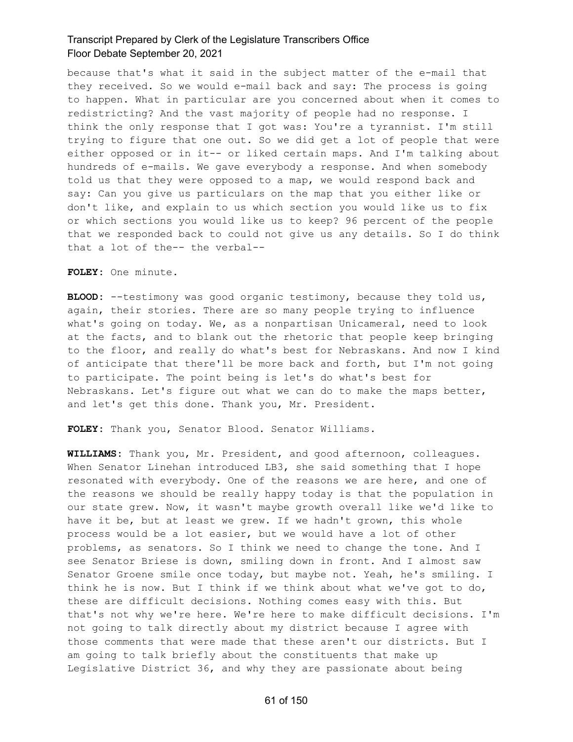because that's what it said in the subject matter of the e-mail that they received. So we would e-mail back and say: The process is going to happen. What in particular are you concerned about when it comes to redistricting? And the vast majority of people had no response. I think the only response that I got was: You're a tyrannist. I'm still trying to figure that one out. So we did get a lot of people that were either opposed or in it-- or liked certain maps. And I'm talking about hundreds of e-mails. We gave everybody a response. And when somebody told us that they were opposed to a map, we would respond back and say: Can you give us particulars on the map that you either like or don't like, and explain to us which section you would like us to fix or which sections you would like us to keep? 96 percent of the people that we responded back to could not give us any details. So I do think that a lot of the-- the verbal--

**FOLEY:** One minute.

**BLOOD:** --testimony was good organic testimony, because they told us, again, their stories. There are so many people trying to influence what's going on today. We, as a nonpartisan Unicameral, need to look at the facts, and to blank out the rhetoric that people keep bringing to the floor, and really do what's best for Nebraskans. And now I kind of anticipate that there'll be more back and forth, but I'm not going to participate. The point being is let's do what's best for Nebraskans. Let's figure out what we can do to make the maps better, and let's get this done. Thank you, Mr. President.

**FOLEY:** Thank you, Senator Blood. Senator Williams.

**WILLIAMS:** Thank you, Mr. President, and good afternoon, colleagues. When Senator Linehan introduced LB3, she said something that I hope resonated with everybody. One of the reasons we are here, and one of the reasons we should be really happy today is that the population in our state grew. Now, it wasn't maybe growth overall like we'd like to have it be, but at least we grew. If we hadn't grown, this whole process would be a lot easier, but we would have a lot of other problems, as senators. So I think we need to change the tone. And I see Senator Briese is down, smiling down in front. And I almost saw Senator Groene smile once today, but maybe not. Yeah, he's smiling. I think he is now. But I think if we think about what we've got to do, these are difficult decisions. Nothing comes easy with this. But that's not why we're here. We're here to make difficult decisions. I'm not going to talk directly about my district because I agree with those comments that were made that these aren't our districts. But I am going to talk briefly about the constituents that make up Legislative District 36, and why they are passionate about being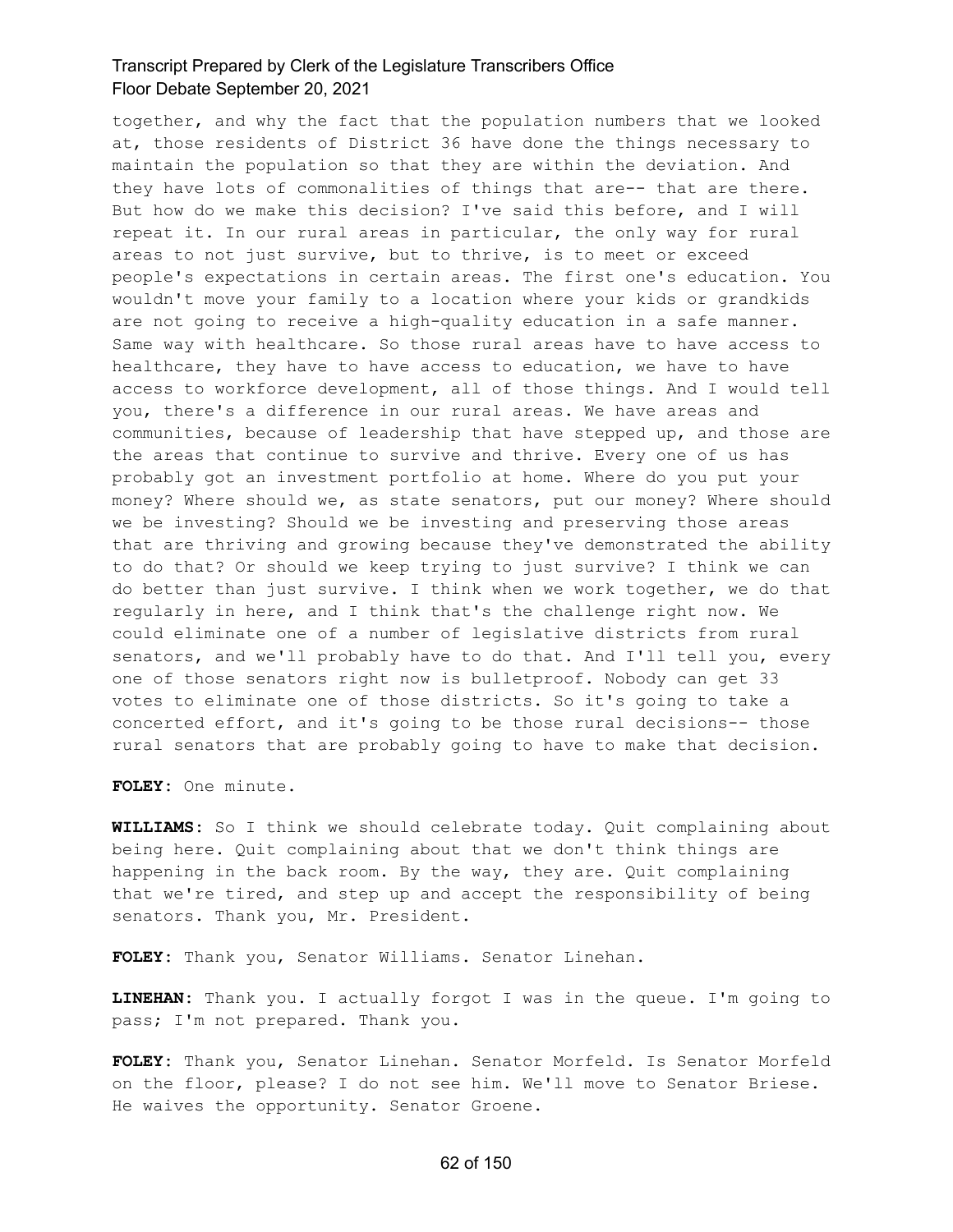together, and why the fact that the population numbers that we looked at, those residents of District 36 have done the things necessary to maintain the population so that they are within the deviation. And they have lots of commonalities of things that are-- that are there. But how do we make this decision? I've said this before, and I will repeat it. In our rural areas in particular, the only way for rural areas to not just survive, but to thrive, is to meet or exceed people's expectations in certain areas. The first one's education. You wouldn't move your family to a location where your kids or grandkids are not going to receive a high-quality education in a safe manner. Same way with healthcare. So those rural areas have to have access to healthcare, they have to have access to education, we have to have access to workforce development, all of those things. And I would tell you, there's a difference in our rural areas. We have areas and communities, because of leadership that have stepped up, and those are the areas that continue to survive and thrive. Every one of us has probably got an investment portfolio at home. Where do you put your money? Where should we, as state senators, put our money? Where should we be investing? Should we be investing and preserving those areas that are thriving and growing because they've demonstrated the ability to do that? Or should we keep trying to just survive? I think we can do better than just survive. I think when we work together, we do that regularly in here, and I think that's the challenge right now. We could eliminate one of a number of legislative districts from rural senators, and we'll probably have to do that. And I'll tell you, every one of those senators right now is bulletproof. Nobody can get 33 votes to eliminate one of those districts. So it's going to take a concerted effort, and it's going to be those rural decisions-- those rural senators that are probably going to have to make that decision.

**FOLEY:** One minute.

**WILLIAMS:** So I think we should celebrate today. Quit complaining about being here. Quit complaining about that we don't think things are happening in the back room. By the way, they are. Quit complaining that we're tired, and step up and accept the responsibility of being senators. Thank you, Mr. President.

**FOLEY:** Thank you, Senator Williams. Senator Linehan.

**LINEHAN:** Thank you. I actually forgot I was in the queue. I'm going to pass; I'm not prepared. Thank you.

**FOLEY:** Thank you, Senator Linehan. Senator Morfeld. Is Senator Morfeld on the floor, please? I do not see him. We'll move to Senator Briese. He waives the opportunity. Senator Groene.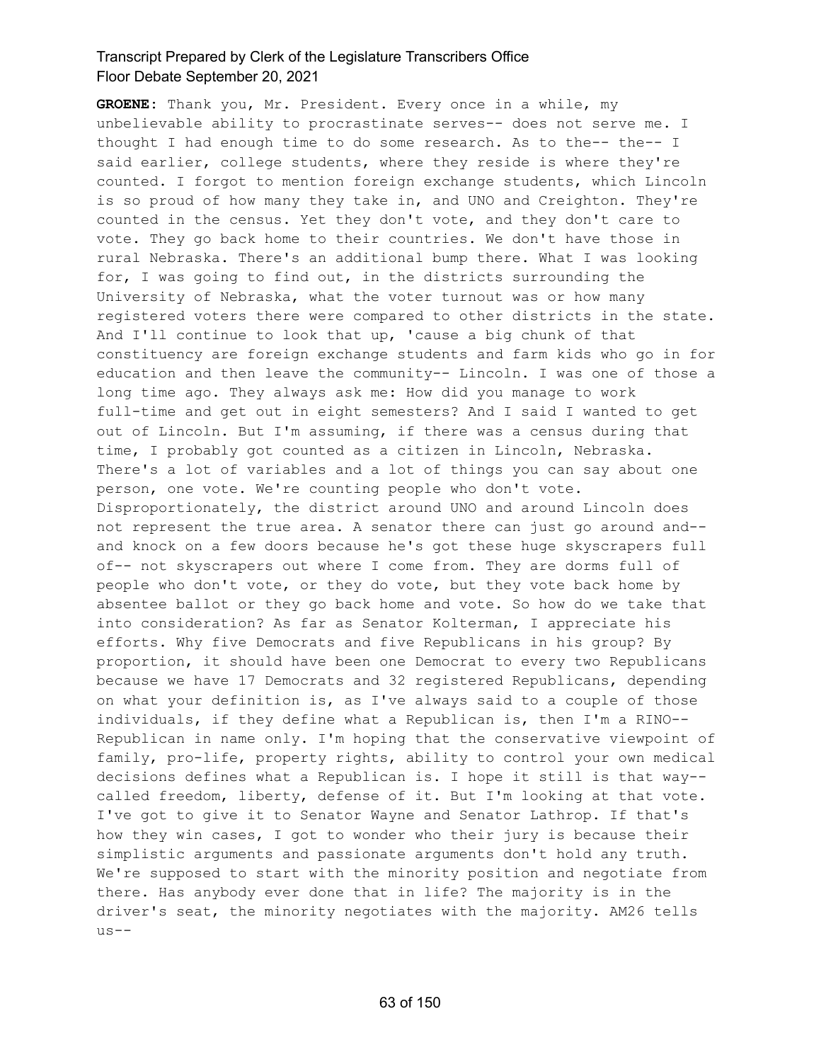**GROENE:** Thank you, Mr. President. Every once in a while, my unbelievable ability to procrastinate serves-- does not serve me. I thought I had enough time to do some research. As to the-- the-- I said earlier, college students, where they reside is where they're counted. I forgot to mention foreign exchange students, which Lincoln is so proud of how many they take in, and UNO and Creighton. They're counted in the census. Yet they don't vote, and they don't care to vote. They go back home to their countries. We don't have those in rural Nebraska. There's an additional bump there. What I was looking for, I was going to find out, in the districts surrounding the University of Nebraska, what the voter turnout was or how many registered voters there were compared to other districts in the state. And I'll continue to look that up, 'cause a big chunk of that constituency are foreign exchange students and farm kids who go in for education and then leave the community-- Lincoln. I was one of those a long time ago. They always ask me: How did you manage to work full-time and get out in eight semesters? And I said I wanted to get out of Lincoln. But I'm assuming, if there was a census during that time, I probably got counted as a citizen in Lincoln, Nebraska. There's a lot of variables and a lot of things you can say about one person, one vote. We're counting people who don't vote. Disproportionately, the district around UNO and around Lincoln does not represent the true area. A senator there can just go around and-- and knock on a few doors because he's got these huge skyscrapers full of-- not skyscrapers out where I come from. They are dorms full of people who don't vote, or they do vote, but they vote back home by absentee ballot or they go back home and vote. So how do we take that into consideration? As far as Senator Kolterman, I appreciate his efforts. Why five Democrats and five Republicans in his group? By proportion, it should have been one Democrat to every two Republicans because we have 17 Democrats and 32 registered Republicans, depending on what your definition is, as I've always said to a couple of those individuals, if they define what a Republican is, then I'm a RINO-- Republican in name only. I'm hoping that the conservative viewpoint of family, pro-life, property rights, ability to control your own medical decisions defines what a Republican is. I hope it still is that way-- called freedom, liberty, defense of it. But I'm looking at that vote. I've got to give it to Senator Wayne and Senator Lathrop. If that's how they win cases, I got to wonder who their jury is because their simplistic arguments and passionate arguments don't hold any truth. We're supposed to start with the minority position and negotiate from there. Has anybody ever done that in life? The majority is in the driver's seat, the minority negotiates with the majority. AM26 tells us--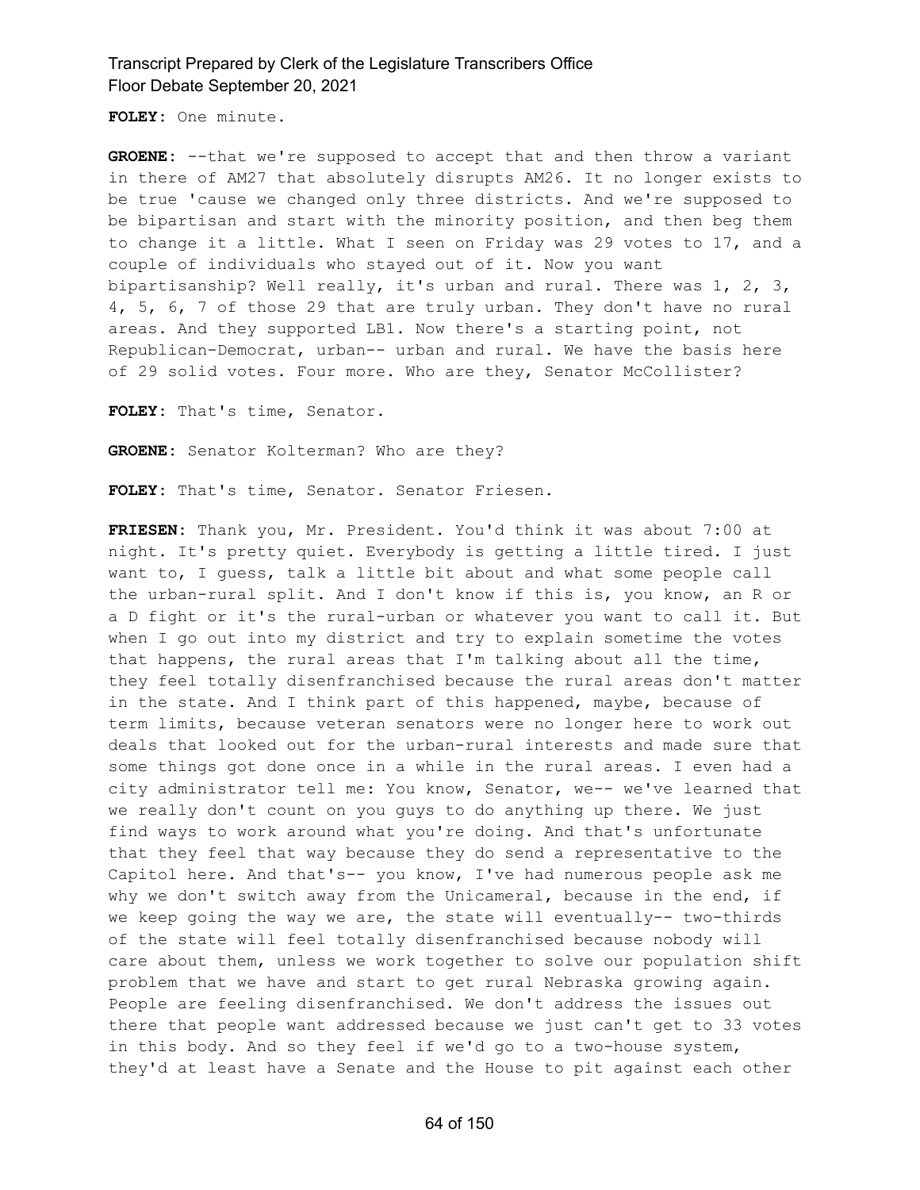**FOLEY:** One minute.

**GROENE:** --that we're supposed to accept that and then throw a variant in there of AM27 that absolutely disrupts AM26. It no longer exists to be true 'cause we changed only three districts. And we're supposed to be bipartisan and start with the minority position, and then beg them to change it a little. What I seen on Friday was 29 votes to 17, and a couple of individuals who stayed out of it. Now you want bipartisanship? Well really, it's urban and rural. There was 1, 2, 3, 4, 5, 6, 7 of those 29 that are truly urban. They don't have no rural areas. And they supported LB1. Now there's a starting point, not Republican-Democrat, urban-- urban and rural. We have the basis here of 29 solid votes. Four more. Who are they, Senator McCollister?

**FOLEY:** That's time, Senator.

**GROENE:** Senator Kolterman? Who are they?

**FOLEY:** That's time, Senator. Senator Friesen.

**FRIESEN:** Thank you, Mr. President. You'd think it was about 7:00 at night. It's pretty quiet. Everybody is getting a little tired. I just want to, I guess, talk a little bit about and what some people call the urban-rural split. And I don't know if this is, you know, an R or a D fight or it's the rural-urban or whatever you want to call it. But when I go out into my district and try to explain sometime the votes that happens, the rural areas that I'm talking about all the time, they feel totally disenfranchised because the rural areas don't matter in the state. And I think part of this happened, maybe, because of term limits, because veteran senators were no longer here to work out deals that looked out for the urban-rural interests and made sure that some things got done once in a while in the rural areas. I even had a city administrator tell me: You know, Senator, we-- we've learned that we really don't count on you guys to do anything up there. We just find ways to work around what you're doing. And that's unfortunate that they feel that way because they do send a representative to the Capitol here. And that's-- you know, I've had numerous people ask me why we don't switch away from the Unicameral, because in the end, if we keep going the way we are, the state will eventually-- two-thirds of the state will feel totally disenfranchised because nobody will care about them, unless we work together to solve our population shift problem that we have and start to get rural Nebraska growing again. People are feeling disenfranchised. We don't address the issues out there that people want addressed because we just can't get to 33 votes in this body. And so they feel if we'd go to a two-house system, they'd at least have a Senate and the House to pit against each other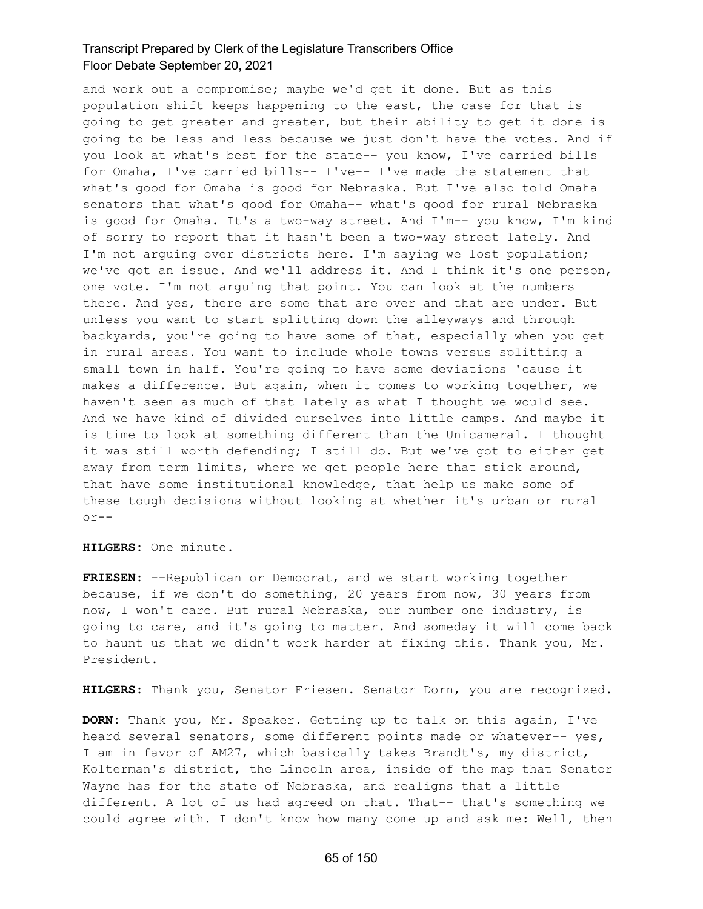and work out a compromise; maybe we'd get it done. But as this population shift keeps happening to the east, the case for that is going to get greater and greater, but their ability to get it done is going to be less and less because we just don't have the votes. And if you look at what's best for the state-- you know, I've carried bills for Omaha, I've carried bills-- I've-- I've made the statement that what's good for Omaha is good for Nebraska. But I've also told Omaha senators that what's good for Omaha-- what's good for rural Nebraska is good for Omaha. It's a two-way street. And I'm-- you know, I'm kind of sorry to report that it hasn't been a two-way street lately. And I'm not arguing over districts here. I'm saying we lost population; we've got an issue. And we'll address it. And I think it's one person, one vote. I'm not arguing that point. You can look at the numbers there. And yes, there are some that are over and that are under. But unless you want to start splitting down the alleyways and through backyards, you're going to have some of that, especially when you get in rural areas. You want to include whole towns versus splitting a small town in half. You're going to have some deviations 'cause it makes a difference. But again, when it comes to working together, we haven't seen as much of that lately as what I thought we would see. And we have kind of divided ourselves into little camps. And maybe it is time to look at something different than the Unicameral. I thought it was still worth defending; I still do. But we've got to either get away from term limits, where we get people here that stick around, that have some institutional knowledge, that help us make some of these tough decisions without looking at whether it's urban or rural or--

**HILGERS:** One minute.

**FRIESEN:** --Republican or Democrat, and we start working together because, if we don't do something, 20 years from now, 30 years from now, I won't care. But rural Nebraska, our number one industry, is going to care, and it's going to matter. And someday it will come back to haunt us that we didn't work harder at fixing this. Thank you, Mr. President.

**HILGERS:** Thank you, Senator Friesen. Senator Dorn, you are recognized.

**DORN:** Thank you, Mr. Speaker. Getting up to talk on this again, I've heard several senators, some different points made or whatever-- yes, I am in favor of AM27, which basically takes Brandt's, my district, Kolterman's district, the Lincoln area, inside of the map that Senator Wayne has for the state of Nebraska, and realigns that a little different. A lot of us had agreed on that. That-- that's something we could agree with. I don't know how many come up and ask me: Well, then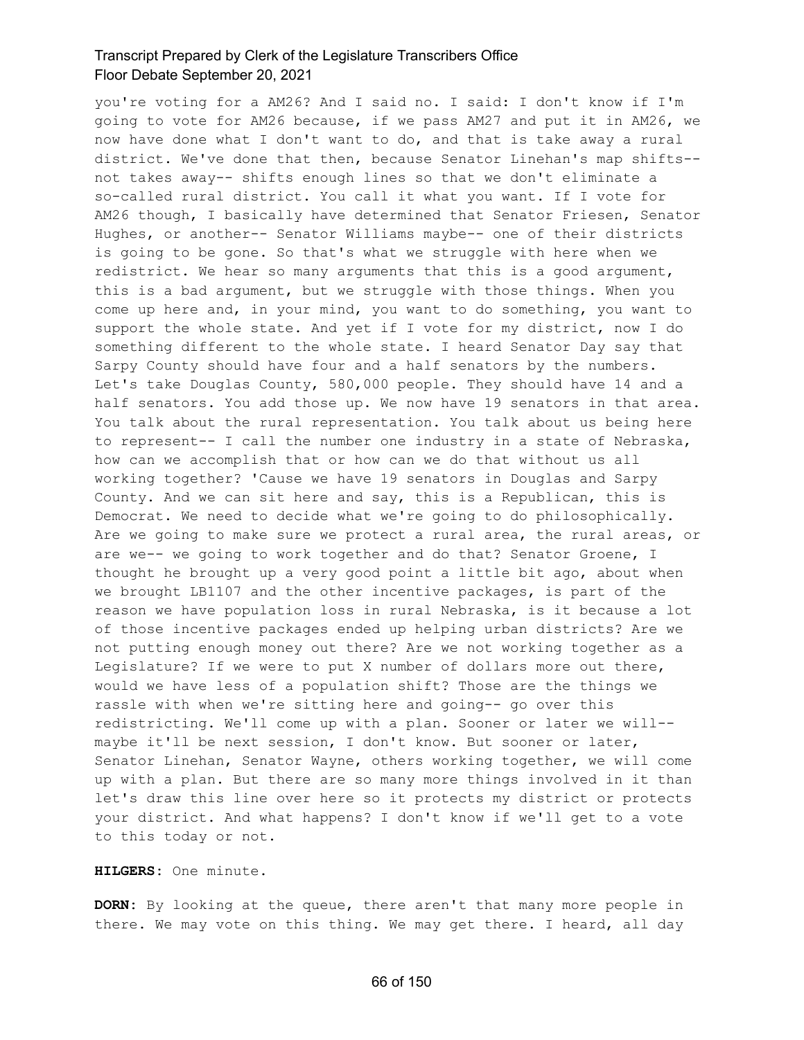you're voting for a AM26? And I said no. I said: I don't know if I'm going to vote for AM26 because, if we pass AM27 and put it in AM26, we now have done what I don't want to do, and that is take away a rural district. We've done that then, because Senator Linehan's map shifts-- not takes away-- shifts enough lines so that we don't eliminate a so-called rural district. You call it what you want. If I vote for AM26 though, I basically have determined that Senator Friesen, Senator Hughes, or another-- Senator Williams maybe-- one of their districts is going to be gone. So that's what we struggle with here when we redistrict. We hear so many arguments that this is a good argument, this is a bad argument, but we struggle with those things. When you come up here and, in your mind, you want to do something, you want to support the whole state. And yet if I vote for my district, now I do something different to the whole state. I heard Senator Day say that Sarpy County should have four and a half senators by the numbers. Let's take Douglas County, 580,000 people. They should have 14 and a half senators. You add those up. We now have 19 senators in that area. You talk about the rural representation. You talk about us being here to represent-- I call the number one industry in a state of Nebraska, how can we accomplish that or how can we do that without us all working together? 'Cause we have 19 senators in Douglas and Sarpy County. And we can sit here and say, this is a Republican, this is Democrat. We need to decide what we're going to do philosophically. Are we going to make sure we protect a rural area, the rural areas, or are we-- we going to work together and do that? Senator Groene, I thought he brought up a very good point a little bit ago, about when we brought LB1107 and the other incentive packages, is part of the reason we have population loss in rural Nebraska, is it because a lot of those incentive packages ended up helping urban districts? Are we not putting enough money out there? Are we not working together as a Legislature? If we were to put X number of dollars more out there, would we have less of a population shift? Those are the things we rassle with when we're sitting here and going-- go over this redistricting. We'll come up with a plan. Sooner or later we will-- maybe it'll be next session, I don't know. But sooner or later, Senator Linehan, Senator Wayne, others working together, we will come up with a plan. But there are so many more things involved in it than let's draw this line over here so it protects my district or protects your district. And what happens? I don't know if we'll get to a vote to this today or not.

**HILGERS:** One minute.

**DORN:** By looking at the queue, there aren't that many more people in there. We may vote on this thing. We may get there. I heard, all day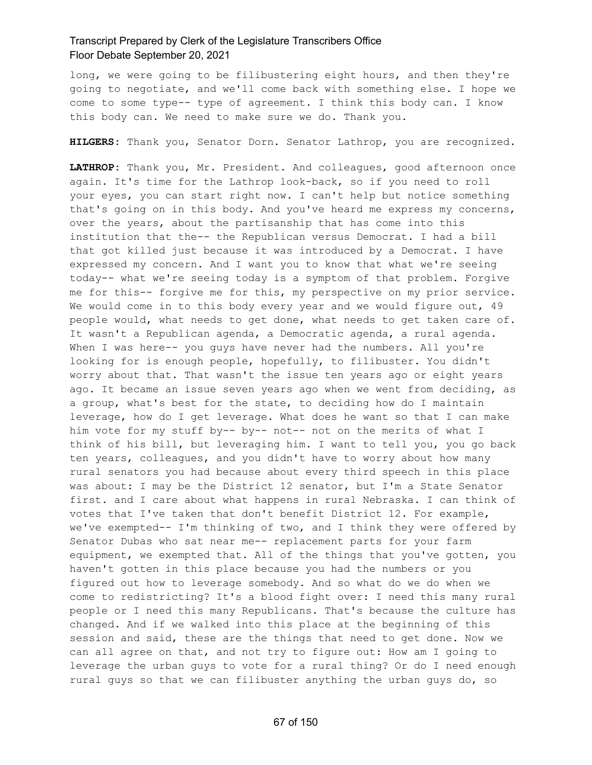long, we were going to be filibustering eight hours, and then they're going to negotiate, and we'll come back with something else. I hope we come to some type-- type of agreement. I think this body can. I know this body can. We need to make sure we do. Thank you.

**HILGERS**: Thank you, Senator Dorn. Senator Lathrop, you are recognized.

**LATHROP**: Thank you, Mr. President. And colleagues, good afternoon once again. It's time for the Lathrop look-back, so if you need to roll your eyes, you can start right now. I can't help but notice something that's going on in this body. And you've heard me express my concerns, over the years, about the partisanship that has come into this institution that the-- the Republican versus Democrat. I had a bill that got killed just because it was introduced by a Democrat. I have expressed my concern. And I want you to know that what we're seeing today-- what we're seeing today is a symptom of that problem. Forgive me for this-- forgive me for this, my perspective on my prior service. We would come in to this body every year and we would figure out, 49 people would, what needs to get done, what needs to get taken care of. It wasn't a Republican agenda, a Democratic agenda, a rural agenda. When I was here-- you guys have never had the numbers. All you're looking for is enough people, hopefully, to filibuster. You didn't worry about that. That wasn't the issue ten years ago or eight years ago. It became an issue seven years ago when we went from deciding, as a group, what's best for the state, to deciding how do I maintain leverage, how do I get leverage. What does he want so that I can make him vote for my stuff by-- by-- not-- not on the merits of what I think of his bill, but leveraging him. I want to tell you, you go back ten years, colleagues, and you didn't have to worry about how many rural senators you had because about every third speech in this place was about: I may be the District 12 senator, but I'm a State Senator first. and I care about what happens in rural Nebraska. I can think of votes that I've taken that don't benefit District 12. For example, we've exempted-- I'm thinking of two, and I think they were offered by Senator Dubas who sat near me-- replacement parts for your farm equipment, we exempted that. All of the things that you've gotten, you haven't gotten in this place because you had the numbers or you figured out how to leverage somebody. And so what do we do when we come to redistricting? It's a blood fight over: I need this many rural people or I need this many Republicans. That's because the culture has changed. And if we walked into this place at the beginning of this session and said, these are the things that need to get done. Now we can all agree on that, and not try to figure out: How am I going to leverage the urban guys to vote for a rural thing? Or do I need enough rural guys so that we can filibuster anything the urban guys do, so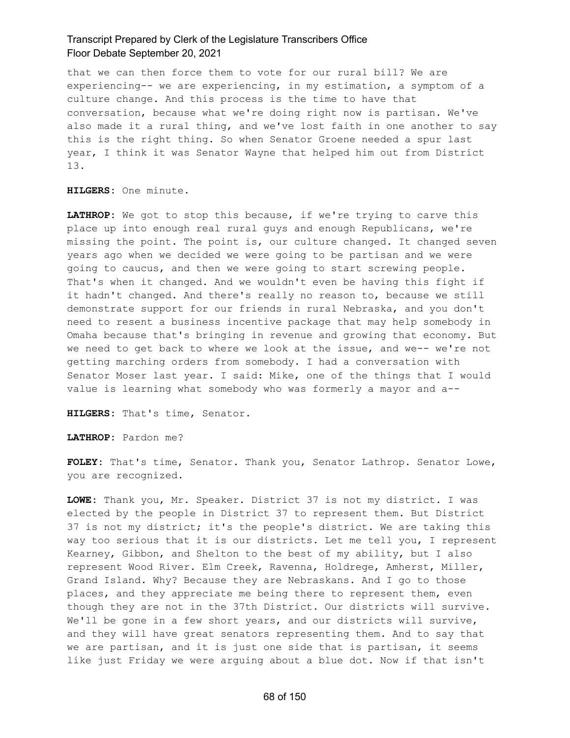that we can then force them to vote for our rural bill? We are experiencing-- we are experiencing, in my estimation, a symptom of a culture change. And this process is the time to have that conversation, because what we're doing right now is partisan. We've also made it a rural thing, and we've lost faith in one another to say this is the right thing. So when Senator Groene needed a spur last year, I think it was Senator Wayne that helped him out from District 13.

**HILGERS:** One minute.

**LATHROP:** We got to stop this because, if we're trying to carve this place up into enough real rural guys and enough Republicans, we're missing the point. The point is, our culture changed. It changed seven years ago when we decided we were going to be partisan and we were going to caucus, and then we were going to start screwing people. That's when it changed. And we wouldn't even be having this fight if it hadn't changed. And there's really no reason to, because we still demonstrate support for our friends in rural Nebraska, and you don't need to resent a business incentive package that may help somebody in Omaha because that's bringing in revenue and growing that economy. But we need to get back to where we look at the issue, and we-- we're not getting marching orders from somebody. I had a conversation with Senator Moser last year. I said: Mike, one of the things that I would value is learning what somebody who was formerly a mayor and a--

**HILGERS:** That's time, Senator.

**LATHROP:** Pardon me?

**FOLEY:** That's time, Senator. Thank you, Senator Lathrop. Senator Lowe, you are recognized.

**LOWE:** Thank you, Mr. Speaker. District 37 is not my district. I was elected by the people in District 37 to represent them. But District 37 is not my district; it's the people's district. We are taking this way too serious that it is our districts. Let me tell you, I represent Kearney, Gibbon, and Shelton to the best of my ability, but I also represent Wood River. Elm Creek, Ravenna, Holdrege, Amherst, Miller, Grand Island. Why? Because they are Nebraskans. And I go to those places, and they appreciate me being there to represent them, even though they are not in the 37th District. Our districts will survive. We'll be gone in a few short years, and our districts will survive, and they will have great senators representing them. And to say that we are partisan, and it is just one side that is partisan, it seems like just Friday we were arguing about a blue dot. Now if that isn't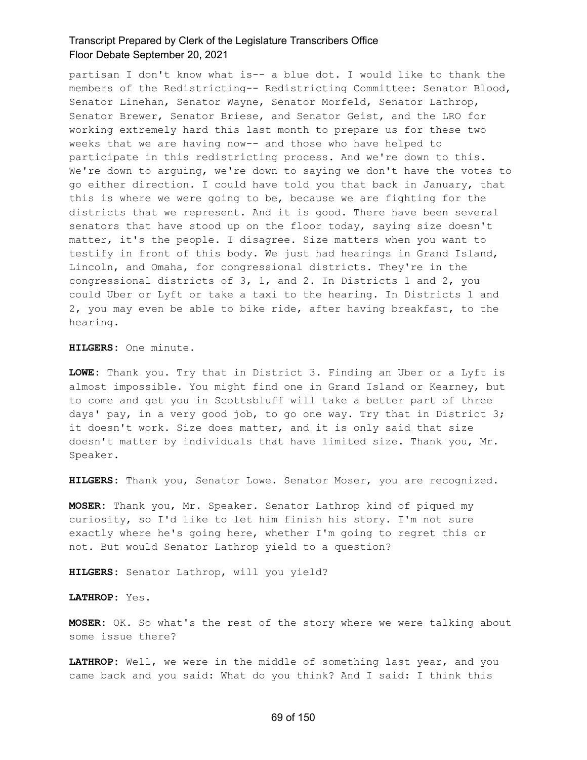partisan I don't know what is-- a blue dot. I would like to thank the members of the Redistricting-- Redistricting Committee: Senator Blood, Senator Linehan, Senator Wayne, Senator Morfeld, Senator Lathrop, Senator Brewer, Senator Briese, and Senator Geist, and the LRO for working extremely hard this last month to prepare us for these two weeks that we are having now-- and those who have helped to participate in this redistricting process. And we're down to this. We're down to arguing, we're down to saying we don't have the votes to go either direction. I could have told you that back in January, that this is where we were going to be, because we are fighting for the districts that we represent. And it is good. There have been several senators that have stood up on the floor today, saying size doesn't matter, it's the people. I disagree. Size matters when you want to testify in front of this body. We just had hearings in Grand Island, Lincoln, and Omaha, for congressional districts. They're in the congressional districts of 3, 1, and 2. In Districts 1 and 2, you could Uber or Lyft or take a taxi to the hearing. In Districts 1 and 2, you may even be able to bike ride, after having breakfast, to the hearing.

**HILGERS:** One minute.

**LOWE:** Thank you. Try that in District 3. Finding an Uber or a Lyft is almost impossible. You might find one in Grand Island or Kearney, but to come and get you in Scottsbluff will take a better part of three days' pay, in a very good job, to go one way. Try that in District 3; it doesn't work. Size does matter, and it is only said that size doesn't matter by individuals that have limited size. Thank you, Mr. Speaker.

**HILGERS:** Thank you, Senator Lowe. Senator Moser, you are recognized.

**MOSER:** Thank you, Mr. Speaker. Senator Lathrop kind of piqued my curiosity, so I'd like to let him finish his story. I'm not sure exactly where he's going here, whether I'm going to regret this or not. But would Senator Lathrop yield to a question?

**HILGERS:** Senator Lathrop, will you yield?

**LATHROP:** Yes.

**MOSER:** OK. So what's the rest of the story where we were talking about some issue there?

**LATHROP:** Well, we were in the middle of something last year, and you came back and you said: What do you think? And I said: I think this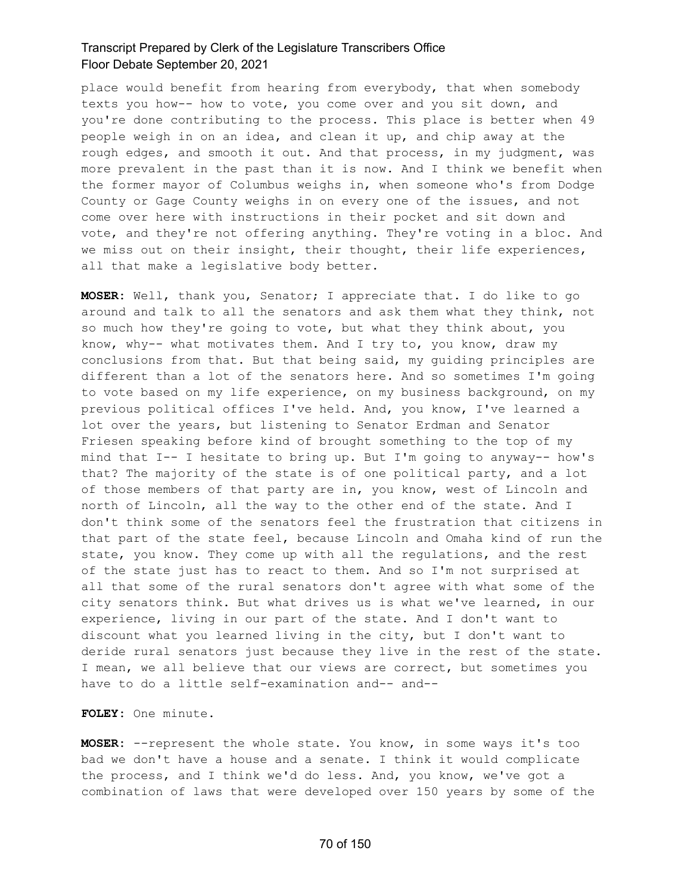place would benefit from hearing from everybody, that when somebody texts you how-- how to vote, you come over and you sit down, and you're done contributing to the process. This place is better when 49 people weigh in on an idea, and clean it up, and chip away at the rough edges, and smooth it out. And that process, in my judgment, was more prevalent in the past than it is now. And I think we benefit when the former mayor of Columbus weighs in, when someone who's from Dodge County or Gage County weighs in on every one of the issues, and not come over here with instructions in their pocket and sit down and vote, and they're not offering anything. They're voting in a bloc. And we miss out on their insight, their thought, their life experiences, all that make a legislative body better.

**MOSER:** Well, thank you, Senator; I appreciate that. I do like to go around and talk to all the senators and ask them what they think, not so much how they're going to vote, but what they think about, you know, why-- what motivates them. And I try to, you know, draw my conclusions from that. But that being said, my guiding principles are different than a lot of the senators here. And so sometimes I'm going to vote based on my life experience, on my business background, on my previous political offices I've held. And, you know, I've learned a lot over the years, but listening to Senator Erdman and Senator Friesen speaking before kind of brought something to the top of my mind that I-- I hesitate to bring up. But I'm going to anyway-- how's that? The majority of the state is of one political party, and a lot of those members of that party are in, you know, west of Lincoln and north of Lincoln, all the way to the other end of the state. And I don't think some of the senators feel the frustration that citizens in that part of the state feel, because Lincoln and Omaha kind of run the state, you know. They come up with all the regulations, and the rest of the state just has to react to them. And so I'm not surprised at all that some of the rural senators don't agree with what some of the city senators think. But what drives us is what we've learned, in our experience, living in our part of the state. And I don't want to discount what you learned living in the city, but I don't want to deride rural senators just because they live in the rest of the state. I mean, we all believe that our views are correct, but sometimes you have to do a little self-examination and-- and--

**FOLEY:** One minute.

**MOSER:** --represent the whole state. You know, in some ways it's too bad we don't have a house and a senate. I think it would complicate the process, and I think we'd do less. And, you know, we've got a combination of laws that were developed over 150 years by some of the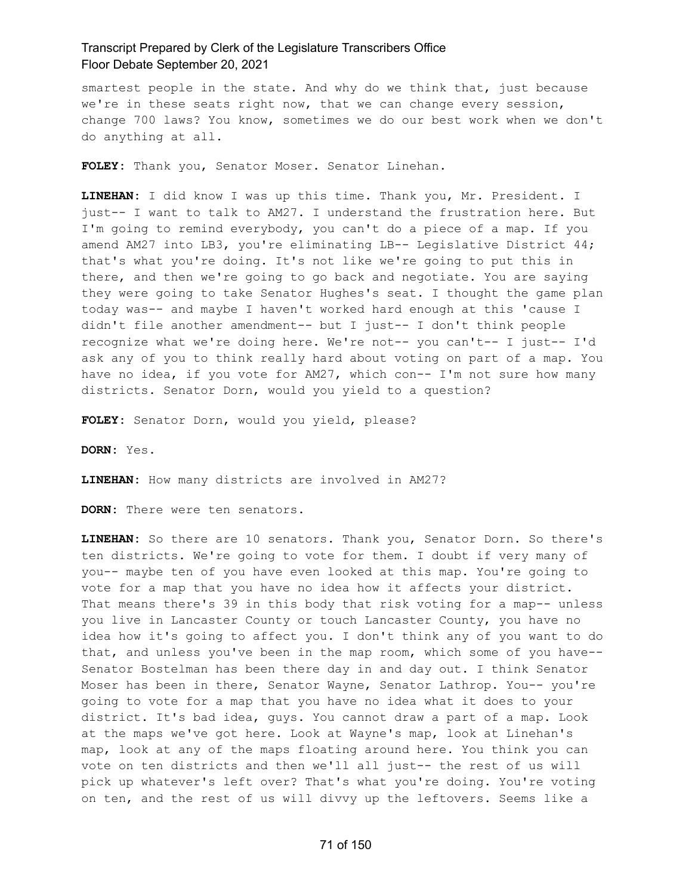smartest people in the state. And why do we think that, just because we're in these seats right now, that we can change every session, change 700 laws? You know, sometimes we do our best work when we don't do anything at all.

**FOLEY:** Thank you, Senator Moser. Senator Linehan.

**LINEHAN:** I did know I was up this time. Thank you, Mr. President. I just-- I want to talk to AM27. I understand the frustration here. But I'm going to remind everybody, you can't do a piece of a map. If you amend AM27 into LB3, you're eliminating LB-- Legislative District 44; that's what you're doing. It's not like we're going to put this in there, and then we're going to go back and negotiate. You are saying they were going to take Senator Hughes's seat. I thought the game plan today was-- and maybe I haven't worked hard enough at this 'cause I didn't file another amendment-- but I just-- I don't think people recognize what we're doing here. We're not-- you can't-- I just-- I'd ask any of you to think really hard about voting on part of a map. You have no idea, if you vote for AM27, which con-- I'm not sure how many districts. Senator Dorn, would you yield to a question?

**FOLEY:** Senator Dorn, would you yield, please?

**DORN:** Yes.

**LINEHAN:** How many districts are involved in AM27?

**DORN:** There were ten senators.

**LINEHAN:** So there are 10 senators. Thank you, Senator Dorn. So there's ten districts. We're going to vote for them. I doubt if very many of you-- maybe ten of you have even looked at this map. You're going to vote for a map that you have no idea how it affects your district. That means there's 39 in this body that risk voting for a map-- unless you live in Lancaster County or touch Lancaster County, you have no idea how it's going to affect you. I don't think any of you want to do that, and unless you've been in the map room, which some of you have-- Senator Bostelman has been there day in and day out. I think Senator Moser has been in there, Senator Wayne, Senator Lathrop. You-- you're going to vote for a map that you have no idea what it does to your district. It's bad idea, guys. You cannot draw a part of a map. Look at the maps we've got here. Look at Wayne's map, look at Linehan's map, look at any of the maps floating around here. You think you can vote on ten districts and then we'll all just-- the rest of us will pick up whatever's left over? That's what you're doing. You're voting on ten, and the rest of us will divvy up the leftovers. Seems like a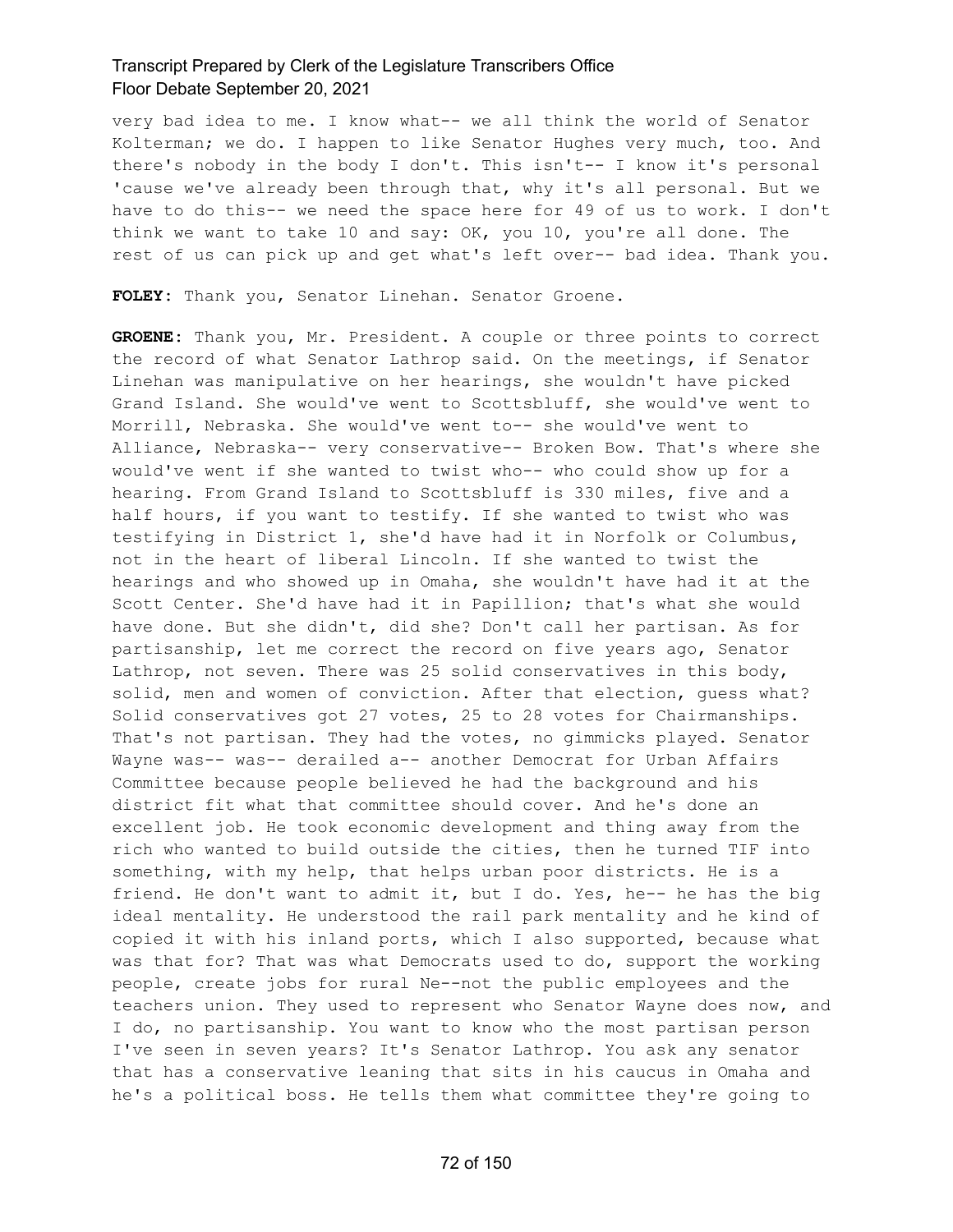very bad idea to me. I know what-- we all think the world of Senator Kolterman; we do. I happen to like Senator Hughes very much, too. And there's nobody in the body I don't. This isn't-- I know it's personal 'cause we've already been through that, why it's all personal. But we have to do this-- we need the space here for 49 of us to work. I don't think we want to take 10 and say: OK, you 10, you're all done. The rest of us can pick up and get what's left over-- bad idea. Thank you.

**FOLEY:** Thank you, Senator Linehan. Senator Groene.

**GROENE:** Thank you, Mr. President. A couple or three points to correct the record of what Senator Lathrop said. On the meetings, if Senator Linehan was manipulative on her hearings, she wouldn't have picked Grand Island. She would've went to Scottsbluff, she would've went to Morrill, Nebraska. She would've went to-- she would've went to Alliance, Nebraska-- very conservative-- Broken Bow. That's where she would've went if she wanted to twist who-- who could show up for a hearing. From Grand Island to Scottsbluff is 330 miles, five and a half hours, if you want to testify. If she wanted to twist who was testifying in District 1, she'd have had it in Norfolk or Columbus, not in the heart of liberal Lincoln. If she wanted to twist the hearings and who showed up in Omaha, she wouldn't have had it at the Scott Center. She'd have had it in Papillion; that's what she would have done. But she didn't, did she? Don't call her partisan. As for partisanship, let me correct the record on five years ago, Senator Lathrop, not seven. There was 25 solid conservatives in this body, solid, men and women of conviction. After that election, guess what? Solid conservatives got 27 votes, 25 to 28 votes for Chairmanships. That's not partisan. They had the votes, no gimmicks played. Senator Wayne was-- was-- derailed a-- another Democrat for Urban Affairs Committee because people believed he had the background and his district fit what that committee should cover. And he's done an excellent job. He took economic development and thing away from the rich who wanted to build outside the cities, then he turned TIF into something, with my help, that helps urban poor districts. He is a friend. He don't want to admit it, but I do. Yes, he-- he has the big ideal mentality. He understood the rail park mentality and he kind of copied it with his inland ports, which I also supported, because what was that for? That was what Democrats used to do, support the working people, create jobs for rural Ne--not the public employees and the teachers union. They used to represent who Senator Wayne does now, and I do, no partisanship. You want to know who the most partisan person I've seen in seven years? It's Senator Lathrop. You ask any senator that has a conservative leaning that sits in his caucus in Omaha and he's a political boss. He tells them what committee they're going to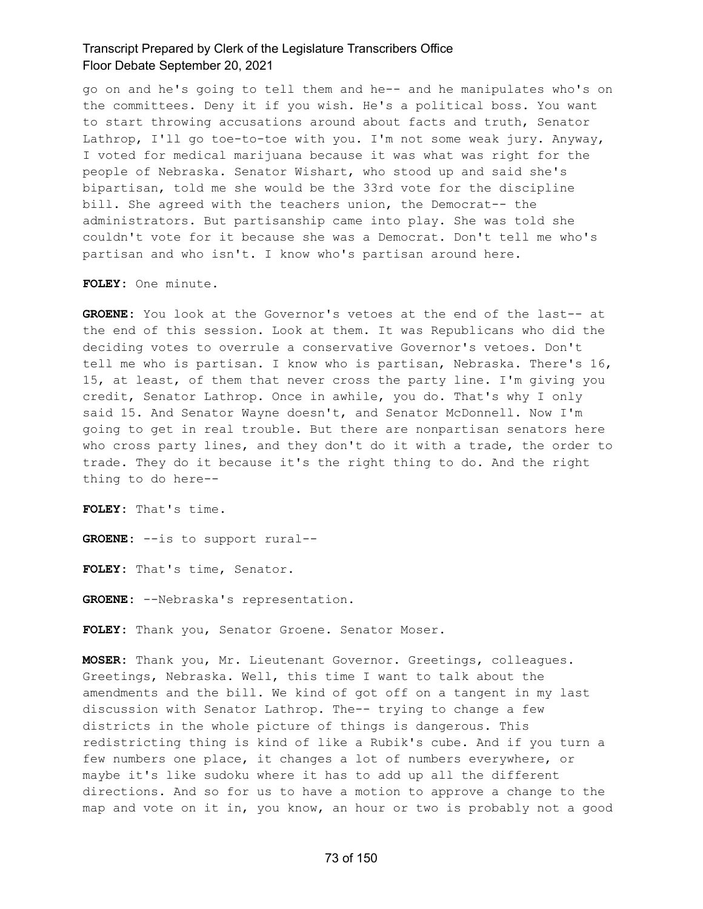go on and he's going to tell them and he-- and he manipulates who's on the committees. Deny it if you wish. He's a political boss. You want to start throwing accusations around about facts and truth, Senator Lathrop, I'll go toe-to-toe with you. I'm not some weak jury. Anyway, I voted for medical marijuana because it was what was right for the people of Nebraska. Senator Wishart, who stood up and said she's bipartisan, told me she would be the 33rd vote for the discipline bill. She agreed with the teachers union, the Democrat-- the administrators. But partisanship came into play. She was told she couldn't vote for it because she was a Democrat. Don't tell me who's partisan and who isn't. I know who's partisan around here.

**FOLEY:** One minute.

**GROENE:** You look at the Governor's vetoes at the end of the last-- at the end of this session. Look at them. It was Republicans who did the deciding votes to overrule a conservative Governor's vetoes. Don't tell me who is partisan. I know who is partisan, Nebraska. There's 16, 15, at least, of them that never cross the party line. I'm giving you credit, Senator Lathrop. Once in awhile, you do. That's why I only said 15. And Senator Wayne doesn't, and Senator McDonnell. Now I'm going to get in real trouble. But there are nonpartisan senators here who cross party lines, and they don't do it with a trade, the order to trade. They do it because it's the right thing to do. And the right thing to do here--

**FOLEY:** That's time.

**GROENE:** --is to support rural--

**FOLEY:** That's time, Senator.

**GROENE:** --Nebraska's representation.

**FOLEY:** Thank you, Senator Groene. Senator Moser.

**MOSER:** Thank you, Mr. Lieutenant Governor. Greetings, colleagues. Greetings, Nebraska. Well, this time I want to talk about the amendments and the bill. We kind of got off on a tangent in my last discussion with Senator Lathrop. The-- trying to change a few districts in the whole picture of things is dangerous. This redistricting thing is kind of like a Rubik's cube. And if you turn a few numbers one place, it changes a lot of numbers everywhere, or maybe it's like sudoku where it has to add up all the different directions. And so for us to have a motion to approve a change to the map and vote on it in, you know, an hour or two is probably not a good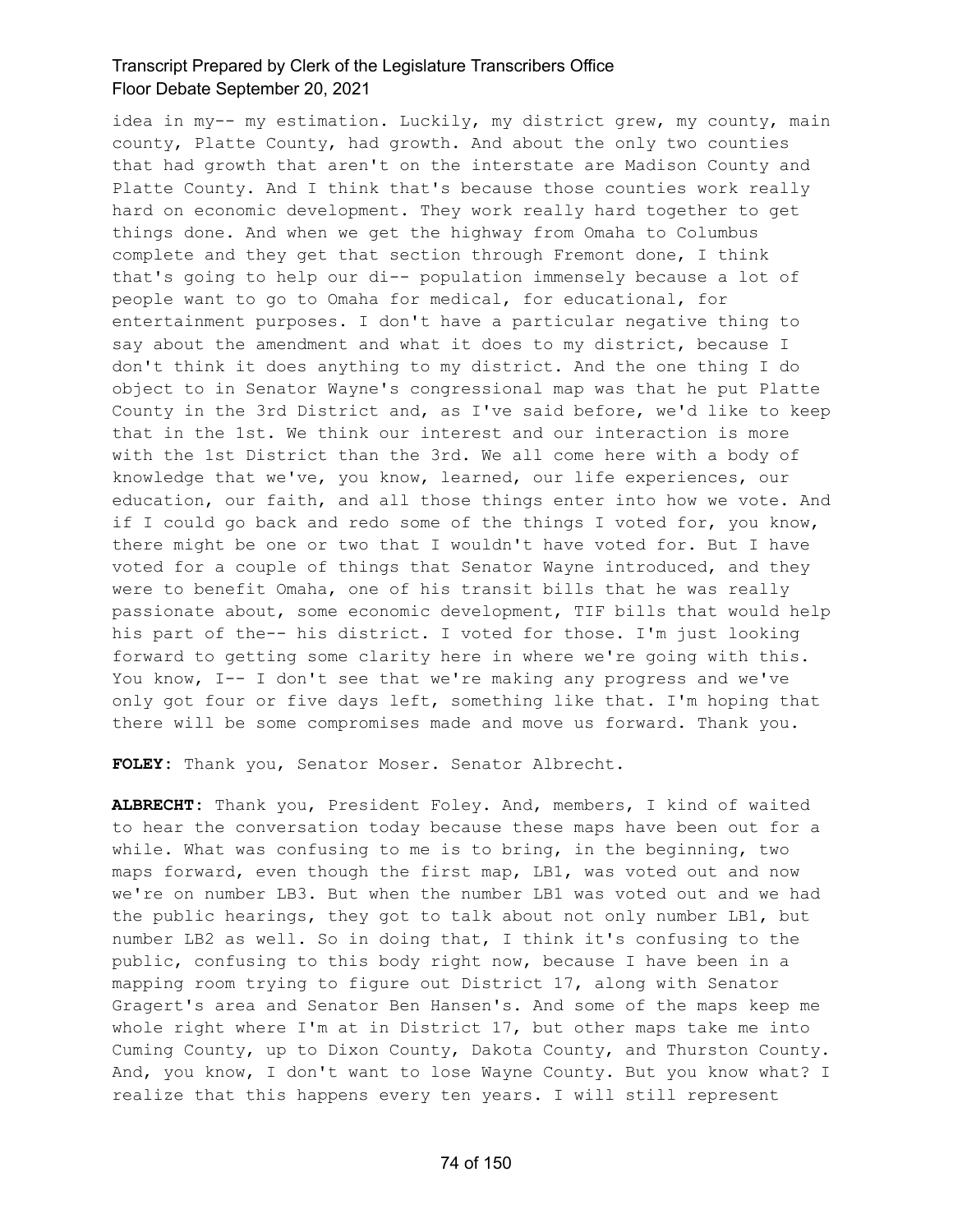idea in my-- my estimation. Luckily, my district grew, my county, main county, Platte County, had growth. And about the only two counties that had growth that aren't on the interstate are Madison County and Platte County. And I think that's because those counties work really hard on economic development. They work really hard together to get things done. And when we get the highway from Omaha to Columbus complete and they get that section through Fremont done, I think that's going to help our di-- population immensely because a lot of people want to go to Omaha for medical, for educational, for entertainment purposes. I don't have a particular negative thing to say about the amendment and what it does to my district, because I don't think it does anything to my district. And the one thing I do object to in Senator Wayne's congressional map was that he put Platte County in the 3rd District and, as I've said before, we'd like to keep that in the 1st. We think our interest and our interaction is more with the 1st District than the 3rd. We all come here with a body of knowledge that we've, you know, learned, our life experiences, our education, our faith, and all those things enter into how we vote. And if I could go back and redo some of the things I voted for, you know, there might be one or two that I wouldn't have voted for. But I have voted for a couple of things that Senator Wayne introduced, and they were to benefit Omaha, one of his transit bills that he was really passionate about, some economic development, TIF bills that would help his part of the-- his district. I voted for those. I'm just looking forward to getting some clarity here in where we're going with this. You know, I-- I don't see that we're making any progress and we've only got four or five days left, something like that. I'm hoping that there will be some compromises made and move us forward. Thank you.

**FOLEY:** Thank you, Senator Moser. Senator Albrecht.

**ALBRECHT:** Thank you, President Foley. And, members, I kind of waited to hear the conversation today because these maps have been out for a while. What was confusing to me is to bring, in the beginning, two maps forward, even though the first map, LB1, was voted out and now we're on number LB3. But when the number LB1 was voted out and we had the public hearings, they got to talk about not only number LB1, but number LB2 as well. So in doing that, I think it's confusing to the public, confusing to this body right now, because I have been in a mapping room trying to figure out District 17, along with Senator Gragert's area and Senator Ben Hansen's. And some of the maps keep me whole right where I'm at in District 17, but other maps take me into Cuming County, up to Dixon County, Dakota County, and Thurston County. And, you know, I don't want to lose Wayne County. But you know what? I realize that this happens every ten years. I will still represent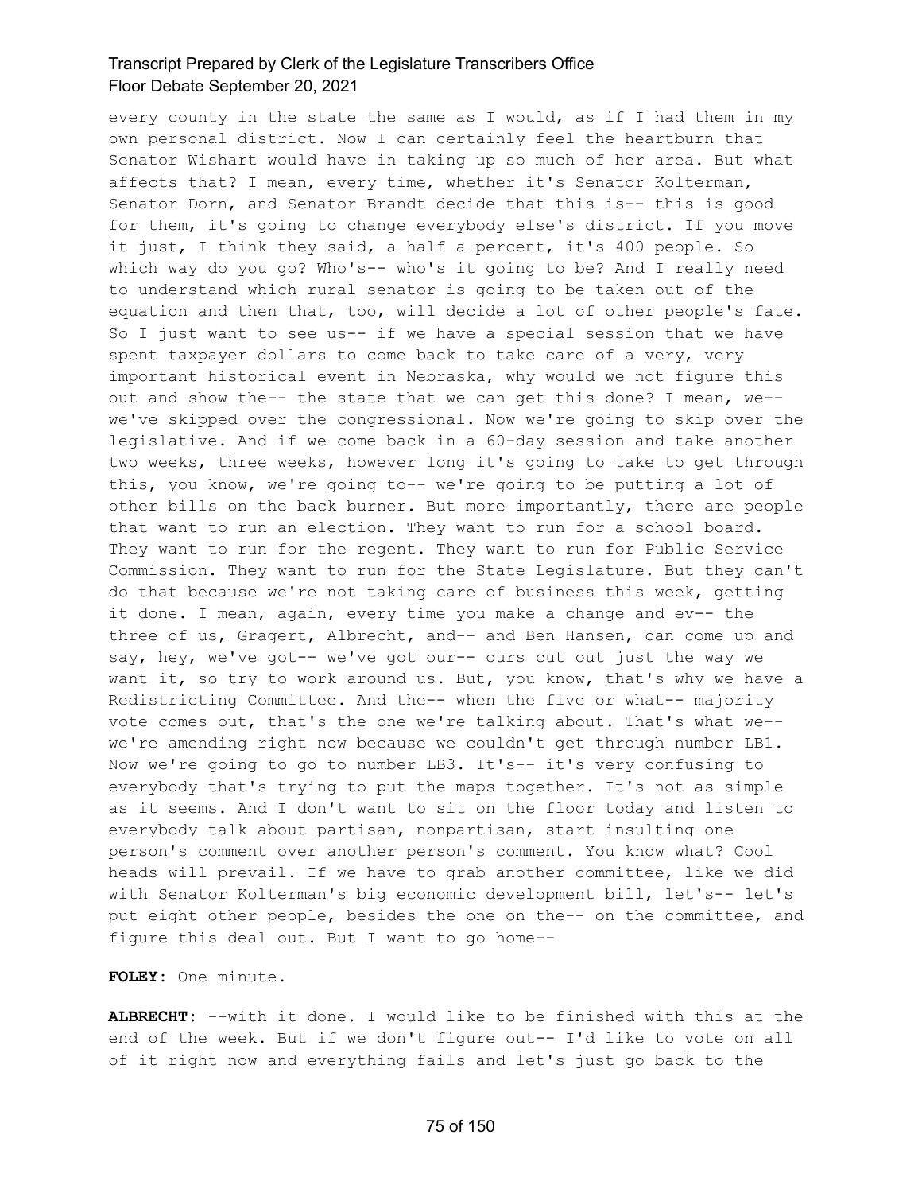every county in the state the same as I would, as if I had them in my own personal district. Now I can certainly feel the heartburn that Senator Wishart would have in taking up so much of her area. But what affects that? I mean, every time, whether it's Senator Kolterman, Senator Dorn, and Senator Brandt decide that this is-- this is good for them, it's going to change everybody else's district. If you move it just, I think they said, a half a percent, it's 400 people. So which way do you go? Who's-- who's it going to be? And I really need to understand which rural senator is going to be taken out of the equation and then that, too, will decide a lot of other people's fate. So I just want to see us-- if we have a special session that we have spent taxpayer dollars to come back to take care of a very, very important historical event in Nebraska, why would we not figure this out and show the-- the state that we can get this done? I mean, we-- we've skipped over the congressional. Now we're going to skip over the legislative. And if we come back in a 60-day session and take another two weeks, three weeks, however long it's going to take to get through this, you know, we're going to-- we're going to be putting a lot of other bills on the back burner. But more importantly, there are people that want to run an election. They want to run for a school board. They want to run for the regent. They want to run for Public Service Commission. They want to run for the State Legislature. But they can't do that because we're not taking care of business this week, getting it done. I mean, again, every time you make a change and ev-- the three of us, Gragert, Albrecht, and-- and Ben Hansen, can come up and say, hey, we've got-- we've got our-- ours cut out just the way we want it, so try to work around us. But, you know, that's why we have a Redistricting Committee. And the-- when the five or what-- majority vote comes out, that's the one we're talking about. That's what we-- we're amending right now because we couldn't get through number LB1. Now we're going to go to number LB3. It's-- it's very confusing to everybody that's trying to put the maps together. It's not as simple as it seems. And I don't want to sit on the floor today and listen to everybody talk about partisan, nonpartisan, start insulting one person's comment over another person's comment. You know what? Cool heads will prevail. If we have to grab another committee, like we did with Senator Kolterman's big economic development bill, let's-- let's put eight other people, besides the one on the-- on the committee, and figure this deal out. But I want to go home--

**FOLEY:** One minute.

**ALBRECHT:** --with it done. I would like to be finished with this at the end of the week. But if we don't figure out-- I'd like to vote on all of it right now and everything fails and let's just go back to the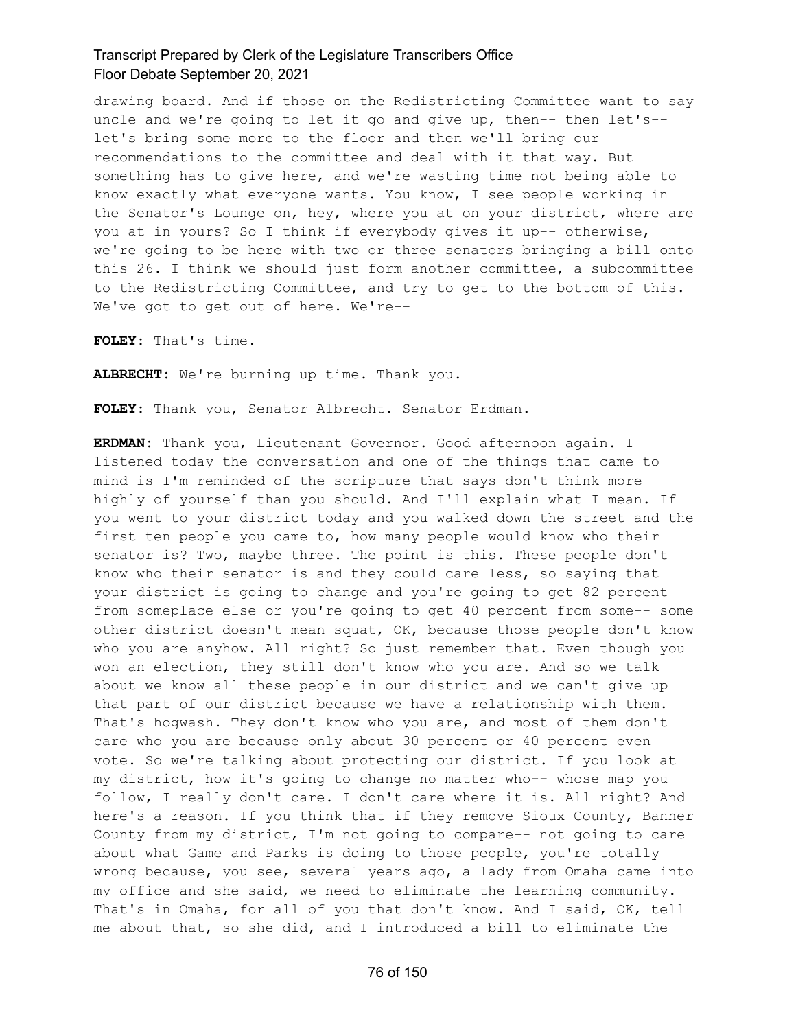drawing board. And if those on the Redistricting Committee want to say uncle and we're going to let it go and give up, then-- then let's-- let's bring some more to the floor and then we'll bring our recommendations to the committee and deal with it that way. But something has to give here, and we're wasting time not being able to know exactly what everyone wants. You know, I see people working in the Senator's Lounge on, hey, where you at on your district, where are you at in yours? So I think if everybody gives it up-- otherwise, we're going to be here with two or three senators bringing a bill onto this 26. I think we should just form another committee, a subcommittee to the Redistricting Committee, and try to get to the bottom of this. We've got to get out of here. We're--

**FOLEY:** That's time.

**ALBRECHT:** We're burning up time. Thank you.

**FOLEY:** Thank you, Senator Albrecht. Senator Erdman.

**ERDMAN:** Thank you, Lieutenant Governor. Good afternoon again. I listened today the conversation and one of the things that came to mind is I'm reminded of the scripture that says don't think more highly of yourself than you should. And I'll explain what I mean. If you went to your district today and you walked down the street and the first ten people you came to, how many people would know who their senator is? Two, maybe three. The point is this. These people don't know who their senator is and they could care less, so saying that your district is going to change and you're going to get 82 percent from someplace else or you're going to get 40 percent from some-- some other district doesn't mean squat, OK, because those people don't know who you are anyhow. All right? So just remember that. Even though you won an election, they still don't know who you are. And so we talk about we know all these people in our district and we can't give up that part of our district because we have a relationship with them. That's hogwash. They don't know who you are, and most of them don't care who you are because only about 30 percent or 40 percent even vote. So we're talking about protecting our district. If you look at my district, how it's going to change no matter who-- whose map you follow, I really don't care. I don't care where it is. All right? And here's a reason. If you think that if they remove Sioux County, Banner County from my district, I'm not going to compare-- not going to care about what Game and Parks is doing to those people, you're totally wrong because, you see, several years ago, a lady from Omaha came into my office and she said, we need to eliminate the learning community. That's in Omaha, for all of you that don't know. And I said, OK, tell me about that, so she did, and I introduced a bill to eliminate the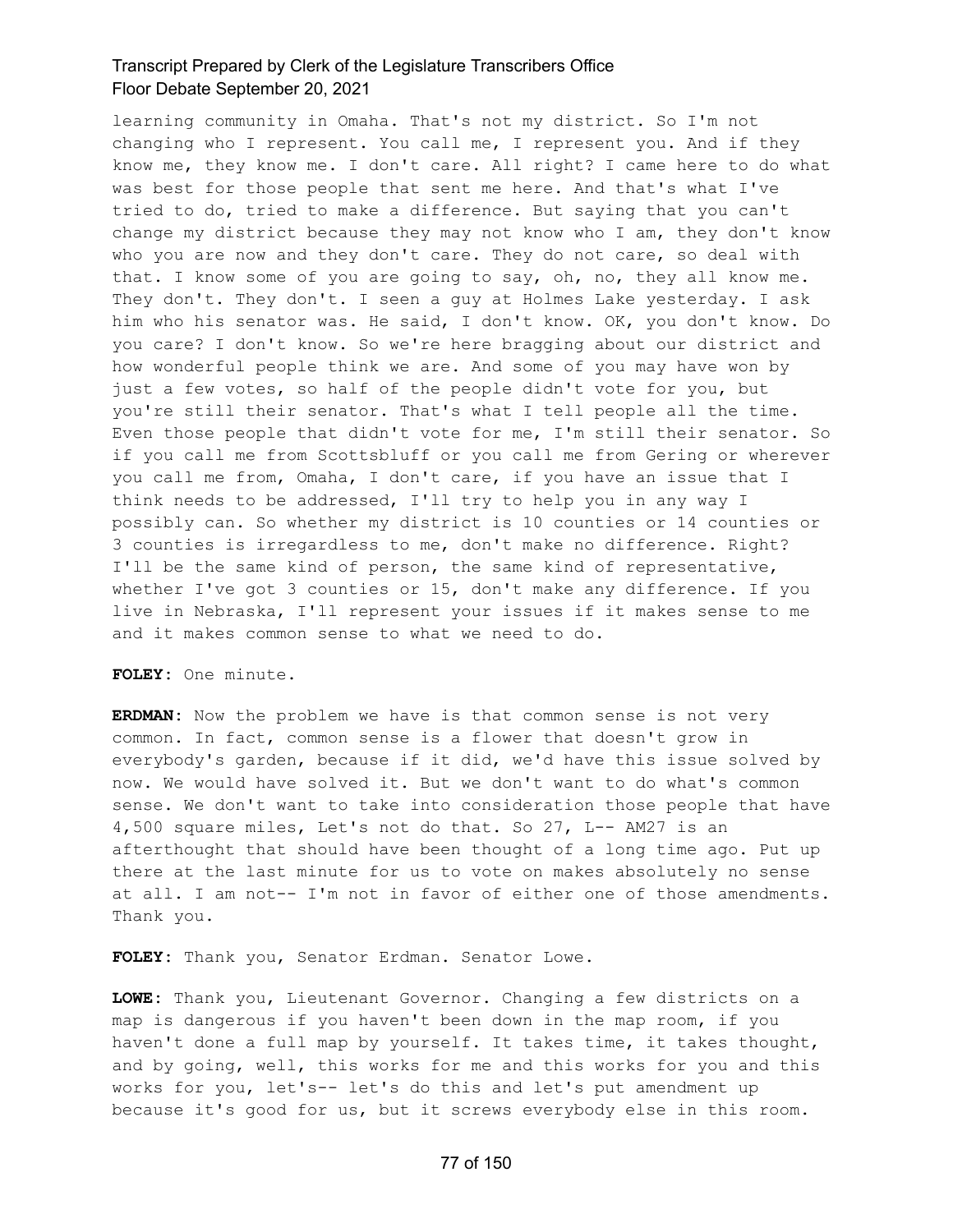learning community in Omaha. That's not my district. So I'm not changing who I represent. You call me, I represent you. And if they know me, they know me. I don't care. All right? I came here to do what was best for those people that sent me here. And that's what I've tried to do, tried to make a difference. But saying that you can't change my district because they may not know who I am, they don't know who you are now and they don't care. They do not care, so deal with that. I know some of you are going to say, oh, no, they all know me. They don't. They don't. I seen a guy at Holmes Lake yesterday. I ask him who his senator was. He said, I don't know. OK, you don't know. Do you care? I don't know. So we're here bragging about our district and how wonderful people think we are. And some of you may have won by just a few votes, so half of the people didn't vote for you, but you're still their senator. That's what I tell people all the time. Even those people that didn't vote for me, I'm still their senator. So if you call me from Scottsbluff or you call me from Gering or wherever you call me from, Omaha, I don't care, if you have an issue that I think needs to be addressed, I'll try to help you in any way I possibly can. So whether my district is 10 counties or 14 counties or 3 counties is irregardless to me, don't make no difference. Right? I'll be the same kind of person, the same kind of representative, whether I've got 3 counties or 15, don't make any difference. If you live in Nebraska, I'll represent your issues if it makes sense to me and it makes common sense to what we need to do.

**FOLEY:** One minute.

**ERDMAN:** Now the problem we have is that common sense is not very common. In fact, common sense is a flower that doesn't grow in everybody's garden, because if it did, we'd have this issue solved by now. We would have solved it. But we don't want to do what's common sense. We don't want to take into consideration those people that have 4,500 square miles, Let's not do that. So 27, L-- AM27 is an afterthought that should have been thought of a long time ago. Put up there at the last minute for us to vote on makes absolutely no sense at all. I am not-- I'm not in favor of either one of those amendments. Thank you.

**FOLEY:** Thank you, Senator Erdman. Senator Lowe.

**LOWE:** Thank you, Lieutenant Governor. Changing a few districts on a map is dangerous if you haven't been down in the map room, if you haven't done a full map by yourself. It takes time, it takes thought, and by going, well, this works for me and this works for you and this works for you, let's-- let's do this and let's put amendment up because it's good for us, but it screws everybody else in this room.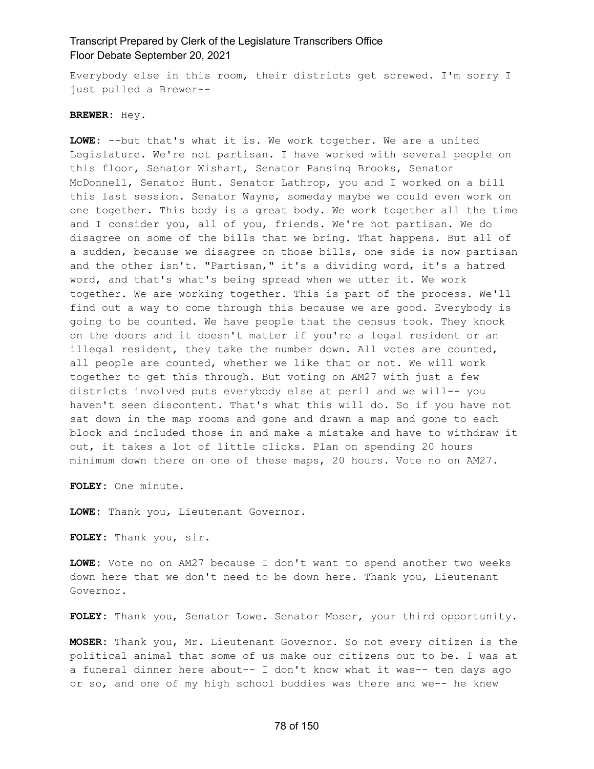Everybody else in this room, their districts get screwed. I'm sorry I just pulled a Brewer--

**BREWER:** Hey.

**LOWE:** --but that's what it is. We work together. We are a united Legislature. We're not partisan. I have worked with several people on this floor, Senator Wishart, Senator Pansing Brooks, Senator McDonnell, Senator Hunt. Senator Lathrop, you and I worked on a bill this last session. Senator Wayne, someday maybe we could even work on one together. This body is a great body. We work together all the time and I consider you, all of you, friends. We're not partisan. We do disagree on some of the bills that we bring. That happens. But all of a sudden, because we disagree on those bills, one side is now partisan and the other isn't. "Partisan," it's a dividing word, it's a hatred word, and that's what's being spread when we utter it. We work together. We are working together. This is part of the process. We'll find out a way to come through this because we are good. Everybody is going to be counted. We have people that the census took. They knock on the doors and it doesn't matter if you're a legal resident or an illegal resident, they take the number down. All votes are counted, all people are counted, whether we like that or not. We will work together to get this through. But voting on AM27 with just a few districts involved puts everybody else at peril and we will-- you haven't seen discontent. That's what this will do. So if you have not sat down in the map rooms and gone and drawn a map and gone to each block and included those in and make a mistake and have to withdraw it out, it takes a lot of little clicks. Plan on spending 20 hours minimum down there on one of these maps, 20 hours. Vote no on AM27.

**FOLEY:** One minute.

**LOWE:** Thank you, Lieutenant Governor.

**FOLEY:** Thank you, sir.

**LOWE:** Vote no on AM27 because I don't want to spend another two weeks down here that we don't need to be down here. Thank you, Lieutenant Governor.

**FOLEY:** Thank you, Senator Lowe. Senator Moser, your third opportunity.

**MOSER:** Thank you, Mr. Lieutenant Governor. So not every citizen is the political animal that some of us make our citizens out to be. I was at a funeral dinner here about-- I don't know what it was-- ten days ago or so, and one of my high school buddies was there and we-- he knew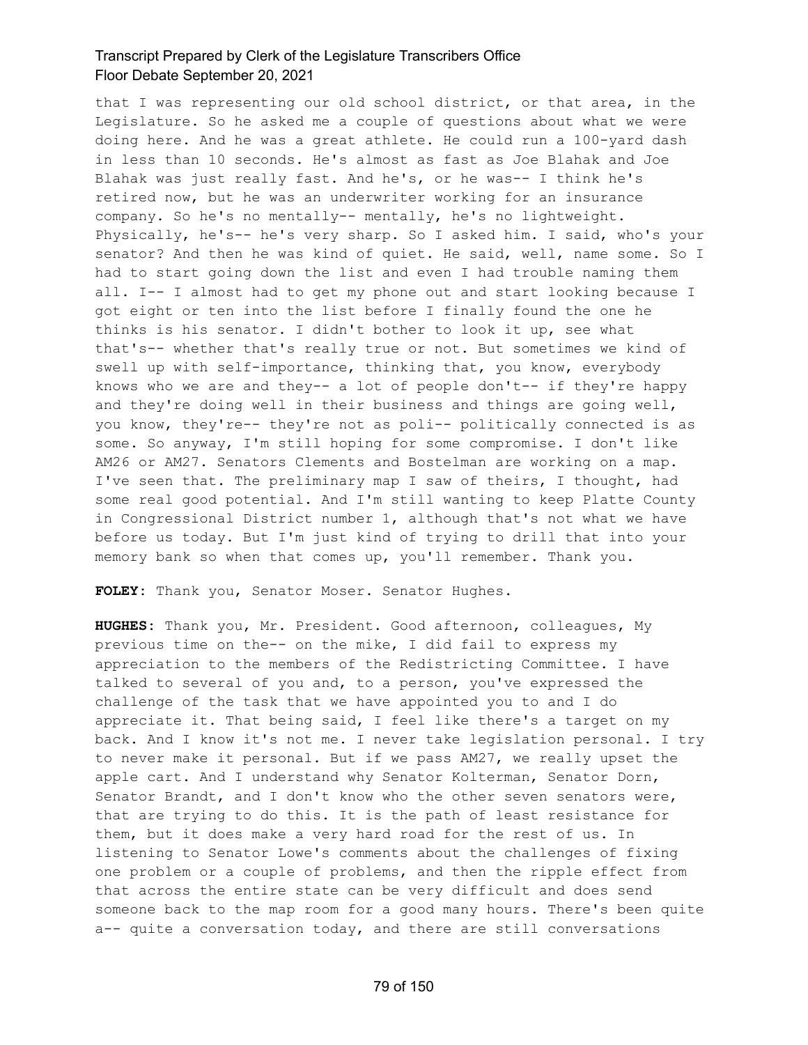that I was representing our old school district, or that area, in the Legislature. So he asked me a couple of questions about what we were doing here. And he was a great athlete. He could run a 100-yard dash in less than 10 seconds. He's almost as fast as Joe Blahak and Joe Blahak was just really fast. And he's, or he was-- I think he's retired now, but he was an underwriter working for an insurance company. So he's no mentally-- mentally, he's no lightweight. Physically, he's-- he's very sharp. So I asked him. I said, who's your senator? And then he was kind of quiet. He said, well, name some. So I had to start going down the list and even I had trouble naming them all. I-- I almost had to get my phone out and start looking because I got eight or ten into the list before I finally found the one he thinks is his senator. I didn't bother to look it up, see what that's-- whether that's really true or not. But sometimes we kind of swell up with self-importance, thinking that, you know, everybody knows who we are and they-- a lot of people don't-- if they're happy and they're doing well in their business and things are going well, you know, they're-- they're not as poli-- politically connected is as some. So anyway, I'm still hoping for some compromise. I don't like AM26 or AM27. Senators Clements and Bostelman are working on a map. I've seen that. The preliminary map I saw of theirs, I thought, had some real good potential. And I'm still wanting to keep Platte County in Congressional District number 1, although that's not what we have before us today. But I'm just kind of trying to drill that into your memory bank so when that comes up, you'll remember. Thank you.

**FOLEY:** Thank you, Senator Moser. Senator Hughes.

**HUGHES:** Thank you, Mr. President. Good afternoon, colleagues, My previous time on the-- on the mike, I did fail to express my appreciation to the members of the Redistricting Committee. I have talked to several of you and, to a person, you've expressed the challenge of the task that we have appointed you to and I do appreciate it. That being said, I feel like there's a target on my back. And I know it's not me. I never take legislation personal. I try to never make it personal. But if we pass AM27, we really upset the apple cart. And I understand why Senator Kolterman, Senator Dorn, Senator Brandt, and I don't know who the other seven senators were, that are trying to do this. It is the path of least resistance for them, but it does make a very hard road for the rest of us. In listening to Senator Lowe's comments about the challenges of fixing one problem or a couple of problems, and then the ripple effect from that across the entire state can be very difficult and does send someone back to the map room for a good many hours. There's been quite a-- quite a conversation today, and there are still conversations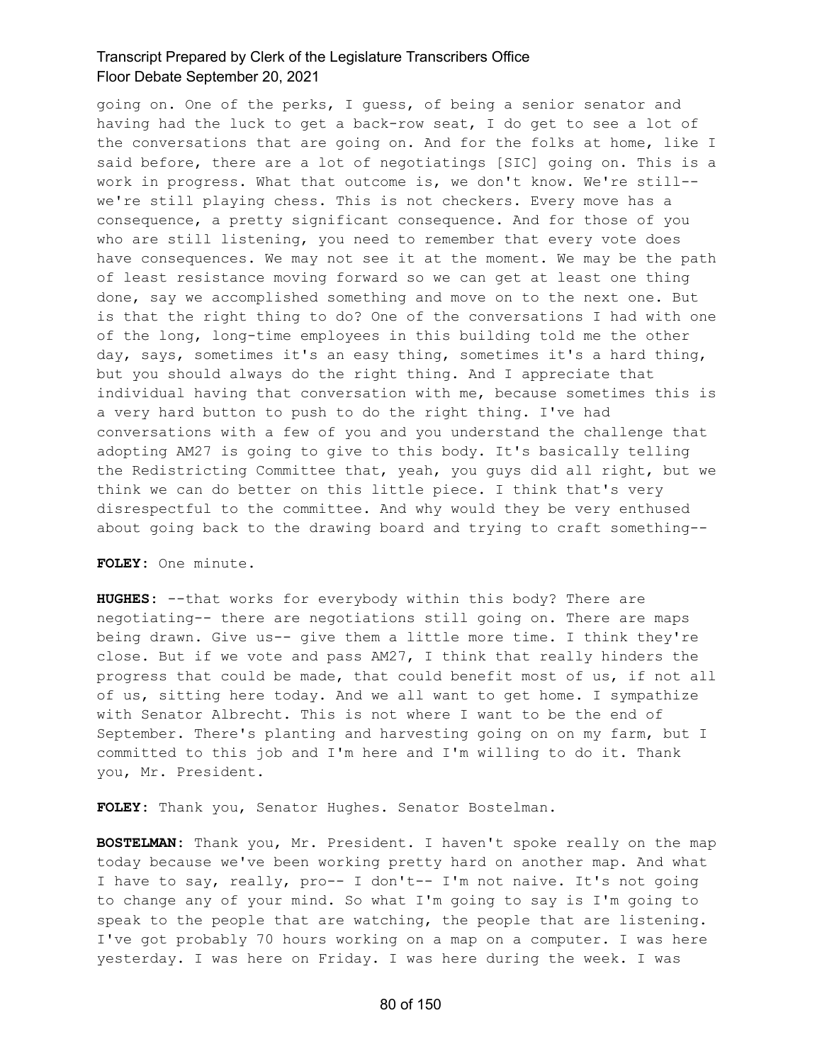going on. One of the perks, I guess, of being a senior senator and having had the luck to get a back-row seat, I do get to see a lot of the conversations that are going on. And for the folks at home, like I said before, there are a lot of negotiatings [SIC] going on. This is a work in progress. What that outcome is, we don't know. We're still-- we're still playing chess. This is not checkers. Every move has a consequence, a pretty significant consequence. And for those of you who are still listening, you need to remember that every vote does have consequences. We may not see it at the moment. We may be the path of least resistance moving forward so we can get at least one thing done, say we accomplished something and move on to the next one. But is that the right thing to do? One of the conversations I had with one of the long, long-time employees in this building told me the other day, says, sometimes it's an easy thing, sometimes it's a hard thing, but you should always do the right thing. And I appreciate that individual having that conversation with me, because sometimes this is a very hard button to push to do the right thing. I've had conversations with a few of you and you understand the challenge that adopting AM27 is going to give to this body. It's basically telling the Redistricting Committee that, yeah, you guys did all right, but we think we can do better on this little piece. I think that's very disrespectful to the committee. And why would they be very enthused about going back to the drawing board and trying to craft something--

**FOLEY:** One minute.

**HUGHES:** --that works for everybody within this body? There are negotiating-- there are negotiations still going on. There are maps being drawn. Give us-- give them a little more time. I think they're close. But if we vote and pass AM27, I think that really hinders the progress that could be made, that could benefit most of us, if not all of us, sitting here today. And we all want to get home. I sympathize with Senator Albrecht. This is not where I want to be the end of September. There's planting and harvesting going on on my farm, but I committed to this job and I'm here and I'm willing to do it. Thank you, Mr. President.

**FOLEY:** Thank you, Senator Hughes. Senator Bostelman.

**BOSTELMAN:** Thank you, Mr. President. I haven't spoke really on the map today because we've been working pretty hard on another map. And what I have to say, really, pro-- I don't-- I'm not naive. It's not going to change any of your mind. So what I'm going to say is I'm going to speak to the people that are watching, the people that are listening. I've got probably 70 hours working on a map on a computer. I was here yesterday. I was here on Friday. I was here during the week. I was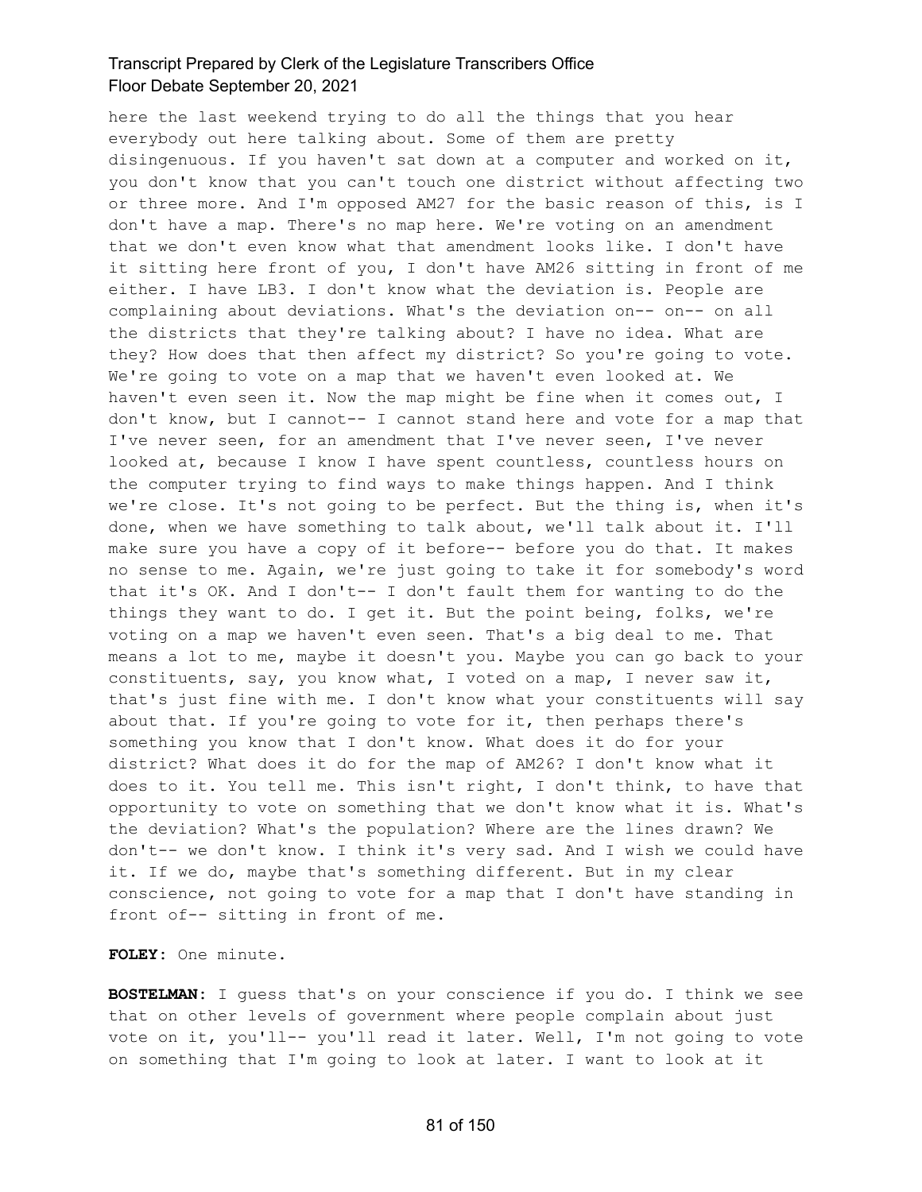here the last weekend trying to do all the things that you hear everybody out here talking about. Some of them are pretty disingenuous. If you haven't sat down at a computer and worked on it, you don't know that you can't touch one district without affecting two or three more. And I'm opposed AM27 for the basic reason of this, is I don't have a map. There's no map here. We're voting on an amendment that we don't even know what that amendment looks like. I don't have it sitting here front of you, I don't have AM26 sitting in front of me either. I have LB3. I don't know what the deviation is. People are complaining about deviations. What's the deviation on-- on-- on all the districts that they're talking about? I have no idea. What are they? How does that then affect my district? So you're going to vote. We're going to vote on a map that we haven't even looked at. We haven't even seen it. Now the map might be fine when it comes out, I don't know, but I cannot-- I cannot stand here and vote for a map that I've never seen, for an amendment that I've never seen, I've never looked at, because I know I have spent countless, countless hours on the computer trying to find ways to make things happen. And I think we're close. It's not going to be perfect. But the thing is, when it's done, when we have something to talk about, we'll talk about it. I'll make sure you have a copy of it before-- before you do that. It makes no sense to me. Again, we're just going to take it for somebody's word that it's OK. And I don't-- I don't fault them for wanting to do the things they want to do. I get it. But the point being, folks, we're voting on a map we haven't even seen. That's a big deal to me. That means a lot to me, maybe it doesn't you. Maybe you can go back to your constituents, say, you know what, I voted on a map, I never saw it, that's just fine with me. I don't know what your constituents will say about that. If you're going to vote for it, then perhaps there's something you know that I don't know. What does it do for your district? What does it do for the map of AM26? I don't know what it does to it. You tell me. This isn't right, I don't think, to have that opportunity to vote on something that we don't know what it is. What's the deviation? What's the population? Where are the lines drawn? We don't-- we don't know. I think it's very sad. And I wish we could have it. If we do, maybe that's something different. But in my clear conscience, not going to vote for a map that I don't have standing in front of-- sitting in front of me.

**FOLEY:** One minute.

**BOSTELMAN:** I guess that's on your conscience if you do. I think we see that on other levels of government where people complain about just vote on it, you'll-- you'll read it later. Well, I'm not going to vote on something that I'm going to look at later. I want to look at it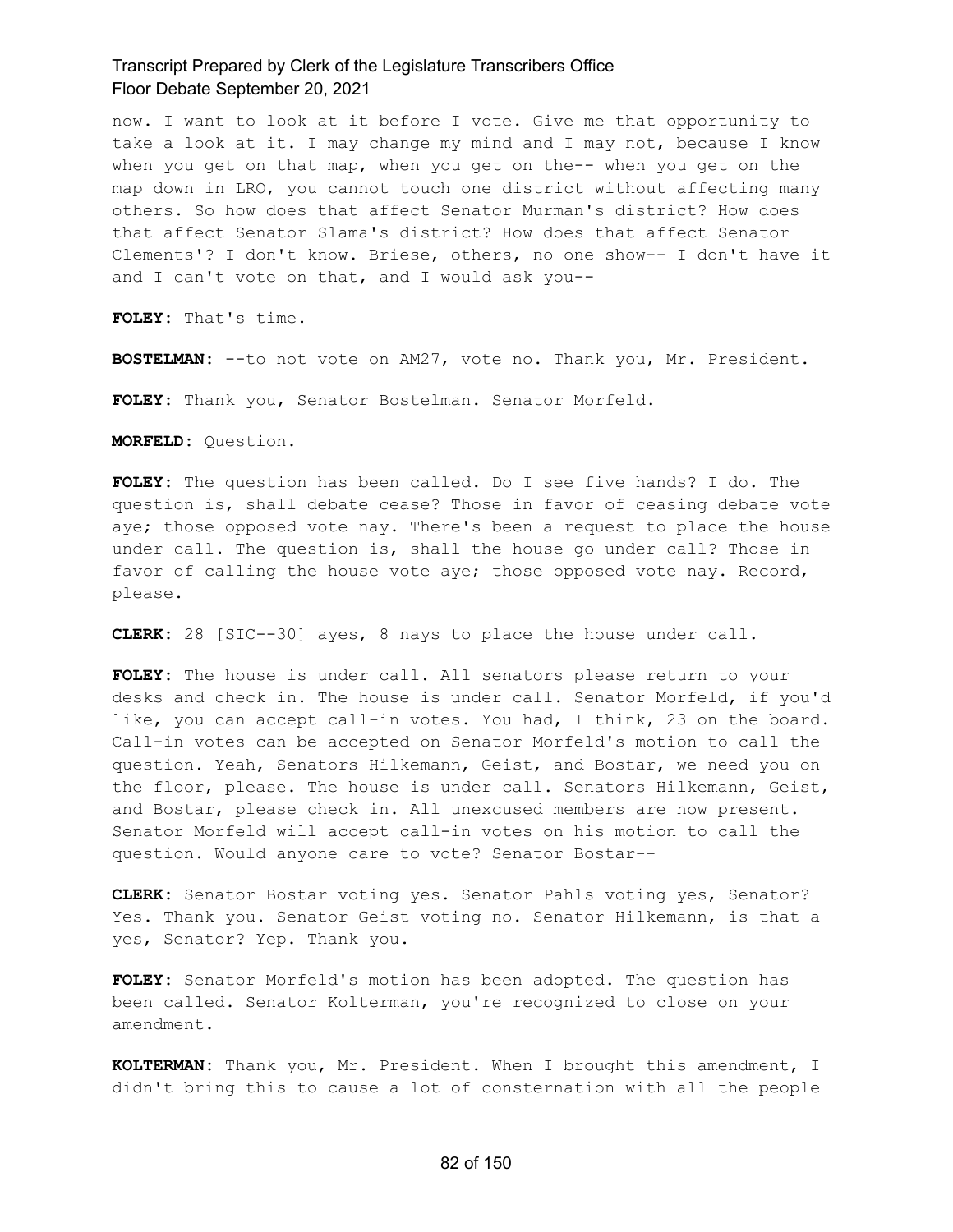now. I want to look at it before I vote. Give me that opportunity to take a look at it. I may change my mind and I may not, because I know when you get on that map, when you get on the-- when you get on the map down in LRO, you cannot touch one district without affecting many others. So how does that affect Senator Murman's district? How does that affect Senator Slama's district? How does that affect Senator Clements'? I don't know. Briese, others, no one show-- I don't have it and I can't vote on that, and I would ask you--

**FOLEY:** That's time.

**BOSTELMAN:** --to not vote on AM27, vote no. Thank you, Mr. President.

**FOLEY:** Thank you, Senator Bostelman. Senator Morfeld.

**MORFELD:** Question.

**FOLEY:** The question has been called. Do I see five hands? I do. The question is, shall debate cease? Those in favor of ceasing debate vote aye; those opposed vote nay. There's been a request to place the house under call. The question is, shall the house go under call? Those in favor of calling the house vote aye; those opposed vote nay. Record, please.

**CLERK:** 28 [SIC--30] ayes, 8 nays to place the house under call.

**FOLEY:** The house is under call. All senators please return to your desks and check in. The house is under call. Senator Morfeld, if you'd like, you can accept call-in votes. You had, I think, 23 on the board. Call-in votes can be accepted on Senator Morfeld's motion to call the question. Yeah, Senators Hilkemann, Geist, and Bostar, we need you on the floor, please. The house is under call. Senators Hilkemann, Geist, and Bostar, please check in. All unexcused members are now present. Senator Morfeld will accept call-in votes on his motion to call the question. Would anyone care to vote? Senator Bostar--

**CLERK:** Senator Bostar voting yes. Senator Pahls voting yes, Senator? Yes. Thank you. Senator Geist voting no. Senator Hilkemann, is that a yes, Senator? Yep. Thank you.

**FOLEY:** Senator Morfeld's motion has been adopted. The question has been called. Senator Kolterman, you're recognized to close on your amendment.

**KOLTERMAN:** Thank you, Mr. President. When I brought this amendment, I didn't bring this to cause a lot of consternation with all the people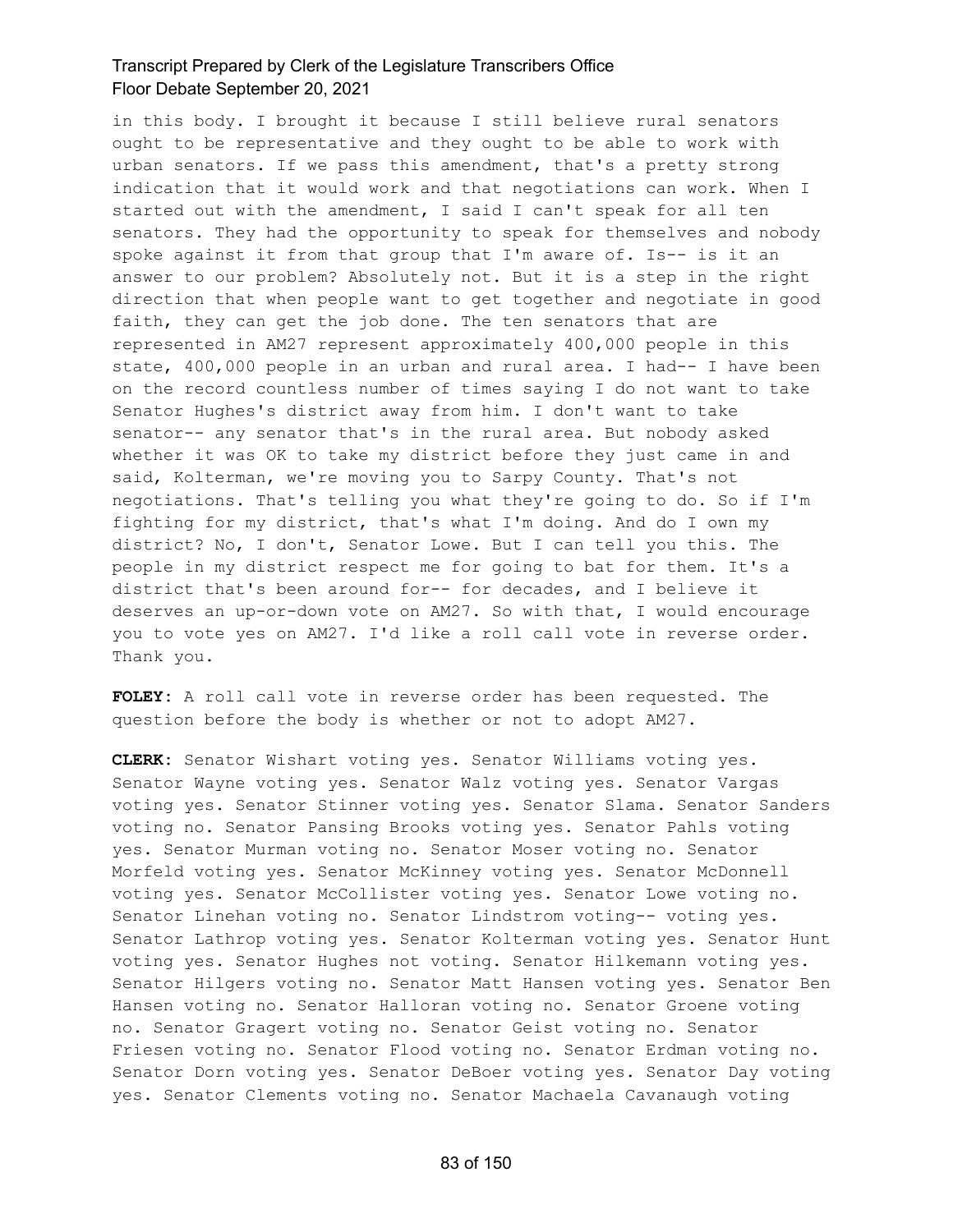in this body. I brought it because I still believe rural senators ought to be representative and they ought to be able to work with urban senators. If we pass this amendment, that's a pretty strong indication that it would work and that negotiations can work. When I started out with the amendment, I said I can't speak for all ten senators. They had the opportunity to speak for themselves and nobody spoke against it from that group that I'm aware of. Is-- is it an answer to our problem? Absolutely not. But it is a step in the right direction that when people want to get together and negotiate in good faith, they can get the job done. The ten senators that are represented in AM27 represent approximately 400,000 people in this state, 400,000 people in an urban and rural area. I had-- I have been on the record countless number of times saying I do not want to take Senator Hughes's district away from him. I don't want to take senator-- any senator that's in the rural area. But nobody asked whether it was OK to take my district before they just came in and said, Kolterman, we're moving you to Sarpy County. That's not negotiations. That's telling you what they're going to do. So if I'm fighting for my district, that's what I'm doing. And do I own my district? No, I don't, Senator Lowe. But I can tell you this. The people in my district respect me for going to bat for them. It's a district that's been around for-- for decades, and I believe it deserves an up-or-down vote on AM27. So with that, I would encourage you to vote yes on AM27. I'd like a roll call vote in reverse order. Thank you.

**FOLEY:** A roll call vote in reverse order has been requested. The question before the body is whether or not to adopt AM27.

**CLERK:** Senator Wishart voting yes. Senator Williams voting yes. Senator Wayne voting yes. Senator Walz voting yes. Senator Vargas voting yes. Senator Stinner voting yes. Senator Slama. Senator Sanders voting no. Senator Pansing Brooks voting yes. Senator Pahls voting yes. Senator Murman voting no. Senator Moser voting no. Senator Morfeld voting yes. Senator McKinney voting yes. Senator McDonnell voting yes. Senator McCollister voting yes. Senator Lowe voting no. Senator Linehan voting no. Senator Lindstrom voting-- voting yes. Senator Lathrop voting yes. Senator Kolterman voting yes. Senator Hunt voting yes. Senator Hughes not voting. Senator Hilkemann voting yes. Senator Hilgers voting no. Senator Matt Hansen voting yes. Senator Ben Hansen voting no. Senator Halloran voting no. Senator Groene voting no. Senator Gragert voting no. Senator Geist voting no. Senator Friesen voting no. Senator Flood voting no. Senator Erdman voting no. Senator Dorn voting yes. Senator DeBoer voting yes. Senator Day voting yes. Senator Clements voting no. Senator Machaela Cavanaugh voting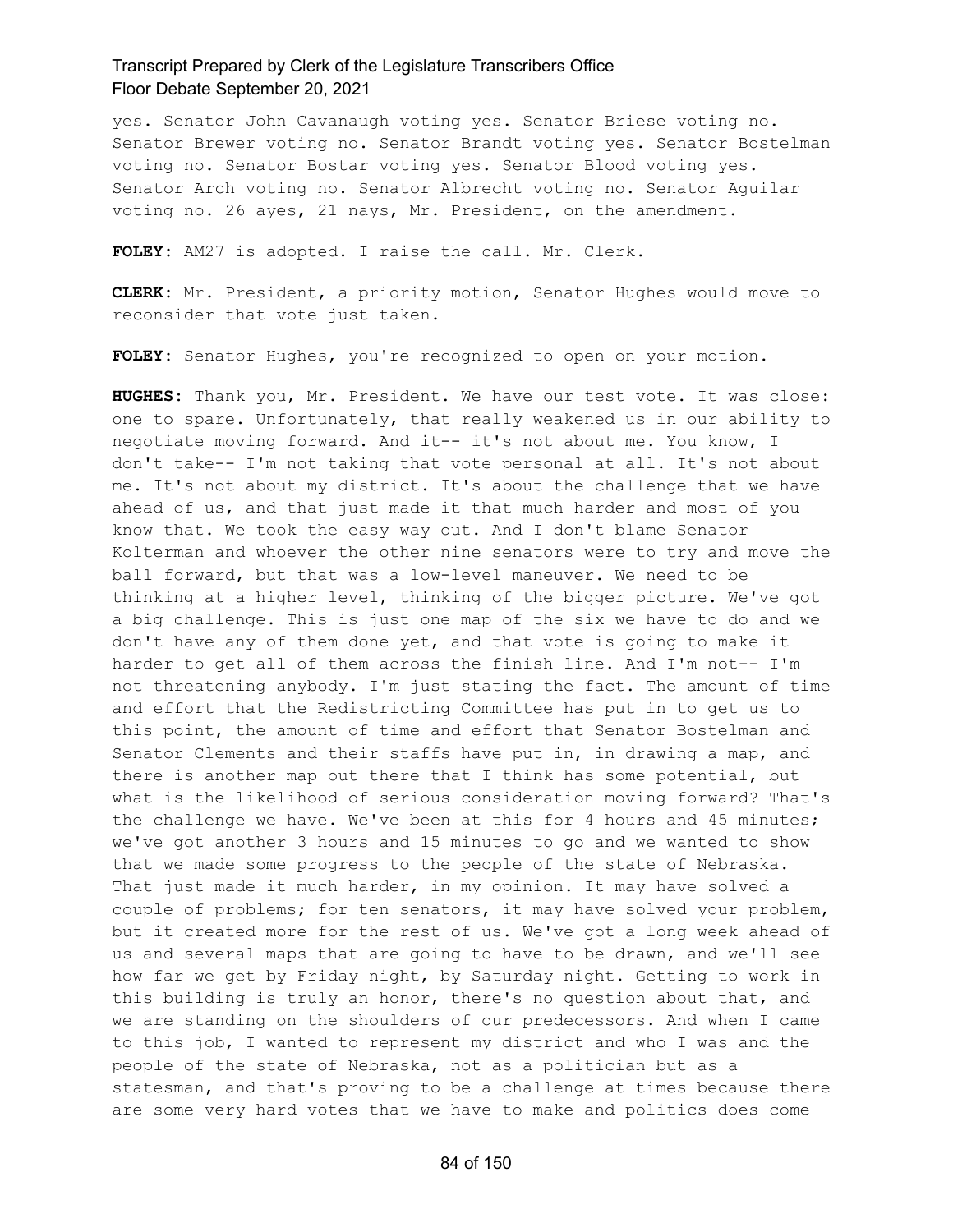yes. Senator John Cavanaugh voting yes. Senator Briese voting no. Senator Brewer voting no. Senator Brandt voting yes. Senator Bostelman voting no. Senator Bostar voting yes. Senator Blood voting yes. Senator Arch voting no. Senator Albrecht voting no. Senator Aguilar voting no. 26 ayes, 21 nays, Mr. President, on the amendment.

**FOLEY:** AM27 is adopted. I raise the call. Mr. Clerk.

**CLERK:** Mr. President, a priority motion, Senator Hughes would move to reconsider that vote just taken.

**FOLEY:** Senator Hughes, you're recognized to open on your motion.

**HUGHES:** Thank you, Mr. President. We have our test vote. It was close: one to spare. Unfortunately, that really weakened us in our ability to negotiate moving forward. And it-- it's not about me. You know, I don't take-- I'm not taking that vote personal at all. It's not about me. It's not about my district. It's about the challenge that we have ahead of us, and that just made it that much harder and most of you know that. We took the easy way out. And I don't blame Senator Kolterman and whoever the other nine senators were to try and move the ball forward, but that was a low-level maneuver. We need to be thinking at a higher level, thinking of the bigger picture. We've got a big challenge. This is just one map of the six we have to do and we don't have any of them done yet, and that vote is going to make it harder to get all of them across the finish line. And I'm not-- I'm not threatening anybody. I'm just stating the fact. The amount of time and effort that the Redistricting Committee has put in to get us to this point, the amount of time and effort that Senator Bostelman and Senator Clements and their staffs have put in, in drawing a map, and there is another map out there that I think has some potential, but what is the likelihood of serious consideration moving forward? That's the challenge we have. We've been at this for 4 hours and 45 minutes; we've got another 3 hours and 15 minutes to go and we wanted to show that we made some progress to the people of the state of Nebraska. That just made it much harder, in my opinion. It may have solved a couple of problems; for ten senators, it may have solved your problem, but it created more for the rest of us. We've got a long week ahead of us and several maps that are going to have to be drawn, and we'll see how far we get by Friday night, by Saturday night. Getting to work in this building is truly an honor, there's no question about that, and we are standing on the shoulders of our predecessors. And when I came to this job, I wanted to represent my district and who I was and the people of the state of Nebraska, not as a politician but as a statesman, and that's proving to be a challenge at times because there are some very hard votes that we have to make and politics does come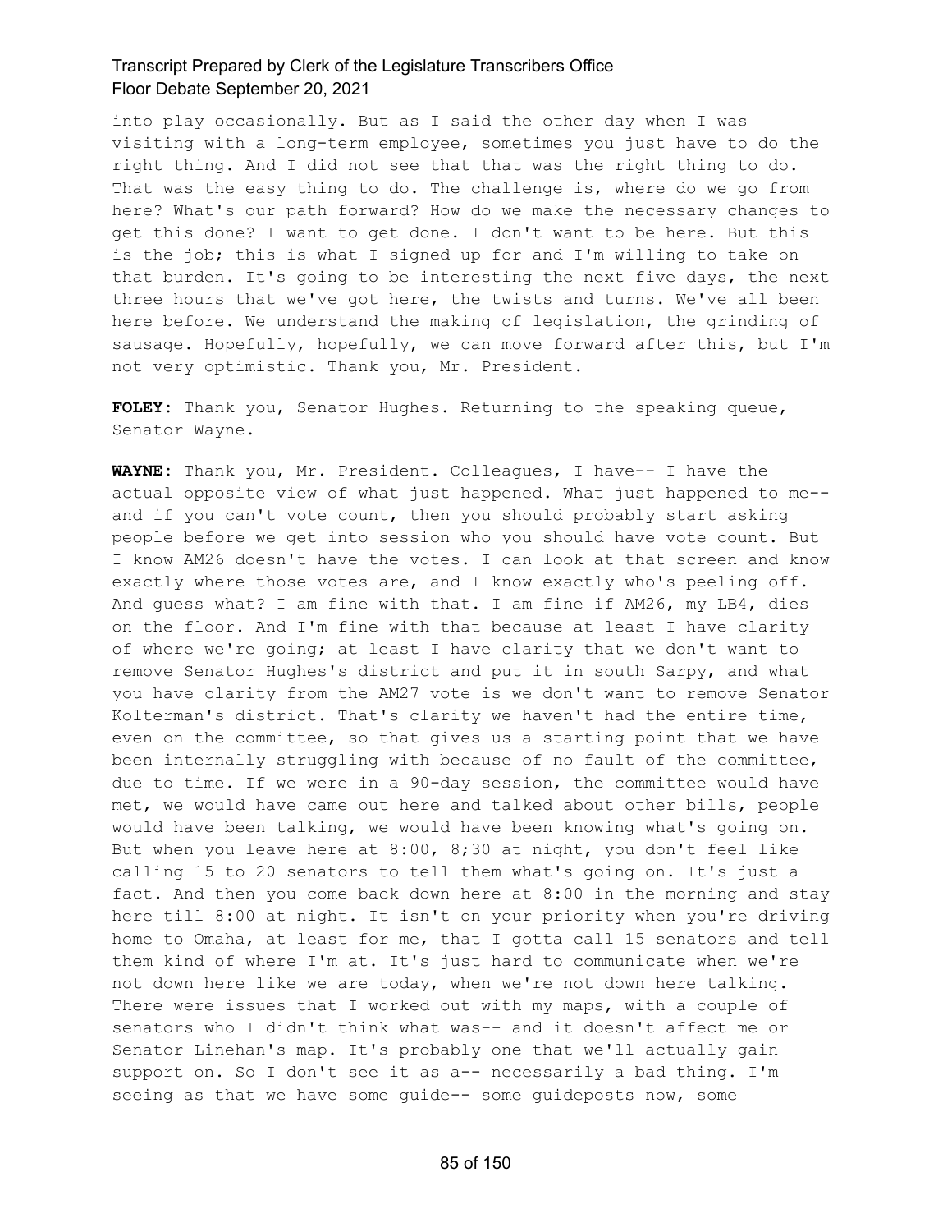into play occasionally. But as I said the other day when I was visiting with a long-term employee, sometimes you just have to do the right thing. And I did not see that that was the right thing to do. That was the easy thing to do. The challenge is, where do we go from here? What's our path forward? How do we make the necessary changes to get this done? I want to get done. I don't want to be here. But this is the job; this is what I signed up for and I'm willing to take on that burden. It's going to be interesting the next five days, the next three hours that we've got here, the twists and turns. We've all been here before. We understand the making of legislation, the grinding of sausage. Hopefully, hopefully, we can move forward after this, but I'm not very optimistic. Thank you, Mr. President.

**FOLEY:** Thank you, Senator Hughes. Returning to the speaking queue, Senator Wayne.

**WAYNE:** Thank you, Mr. President. Colleagues, I have-- I have the actual opposite view of what just happened. What just happened to me-- and if you can't vote count, then you should probably start asking people before we get into session who you should have vote count. But I know AM26 doesn't have the votes. I can look at that screen and know exactly where those votes are, and I know exactly who's peeling off. And guess what? I am fine with that. I am fine if AM26, my LB4, dies on the floor. And I'm fine with that because at least I have clarity of where we're going; at least I have clarity that we don't want to remove Senator Hughes's district and put it in south Sarpy, and what you have clarity from the AM27 vote is we don't want to remove Senator Kolterman's district. That's clarity we haven't had the entire time, even on the committee, so that gives us a starting point that we have been internally struggling with because of no fault of the committee, due to time. If we were in a 90-day session, the committee would have met, we would have came out here and talked about other bills, people would have been talking, we would have been knowing what's going on. But when you leave here at 8:00, 8;30 at night, you don't feel like calling 15 to 20 senators to tell them what's going on. It's just a fact. And then you come back down here at 8:00 in the morning and stay here till 8:00 at night. It isn't on your priority when you're driving home to Omaha, at least for me, that I gotta call 15 senators and tell them kind of where I'm at. It's just hard to communicate when we're not down here like we are today, when we're not down here talking. There were issues that I worked out with my maps, with a couple of senators who I didn't think what was-- and it doesn't affect me or Senator Linehan's map. It's probably one that we'll actually gain support on. So I don't see it as a-- necessarily a bad thing. I'm seeing as that we have some guide-- some guideposts now, some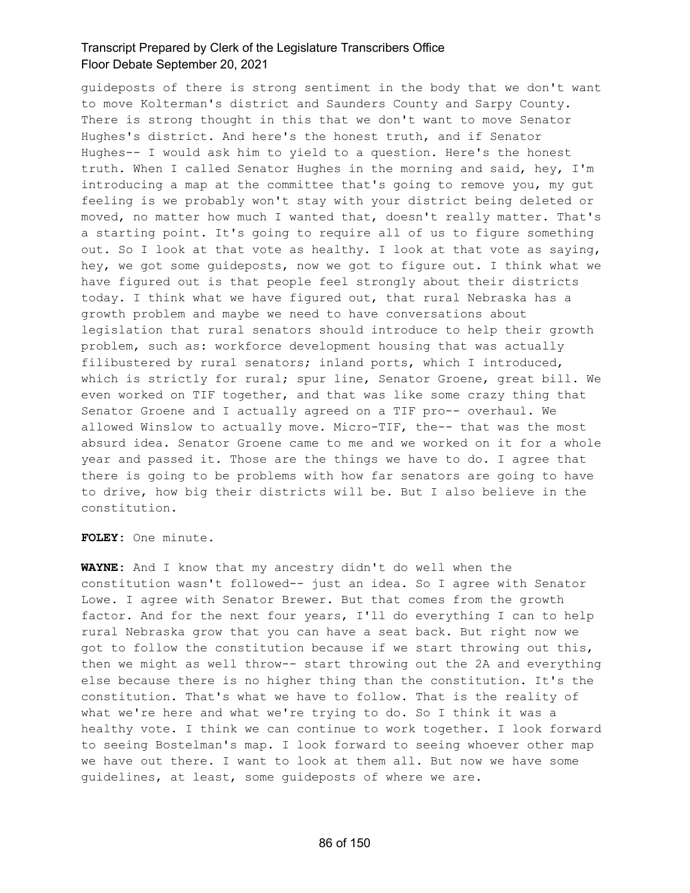guideposts of there is strong sentiment in the body that we don't want to move Kolterman's district and Saunders County and Sarpy County. There is strong thought in this that we don't want to move Senator Hughes's district. And here's the honest truth, and if Senator Hughes-- I would ask him to yield to a question. Here's the honest truth. When I called Senator Hughes in the morning and said, hey, I'm introducing a map at the committee that's going to remove you, my gut feeling is we probably won't stay with your district being deleted or moved, no matter how much I wanted that, doesn't really matter. That's a starting point. It's going to require all of us to figure something out. So I look at that vote as healthy. I look at that vote as saying, hey, we got some guideposts, now we got to figure out. I think what we have figured out is that people feel strongly about their districts today. I think what we have figured out, that rural Nebraska has a growth problem and maybe we need to have conversations about legislation that rural senators should introduce to help their growth problem, such as: workforce development housing that was actually filibustered by rural senators; inland ports, which I introduced, which is strictly for rural; spur line, Senator Groene, great bill. We even worked on TIF together, and that was like some crazy thing that Senator Groene and I actually agreed on a TIF pro-- overhaul. We allowed Winslow to actually move. Micro-TIF, the-- that was the most absurd idea. Senator Groene came to me and we worked on it for a whole year and passed it. Those are the things we have to do. I agree that there is going to be problems with how far senators are going to have to drive, how big their districts will be. But I also believe in the constitution.

**FOLEY:** One minute.

**WAYNE:** And I know that my ancestry didn't do well when the constitution wasn't followed-- just an idea. So I agree with Senator Lowe. I agree with Senator Brewer. But that comes from the growth factor. And for the next four years, I'll do everything I can to help rural Nebraska grow that you can have a seat back. But right now we got to follow the constitution because if we start throwing out this, then we might as well throw-- start throwing out the 2A and everything else because there is no higher thing than the constitution. It's the constitution. That's what we have to follow. That is the reality of what we're here and what we're trying to do. So I think it was a healthy vote. I think we can continue to work together. I look forward to seeing Bostelman's map. I look forward to seeing whoever other map we have out there. I want to look at them all. But now we have some guidelines, at least, some guideposts of where we are.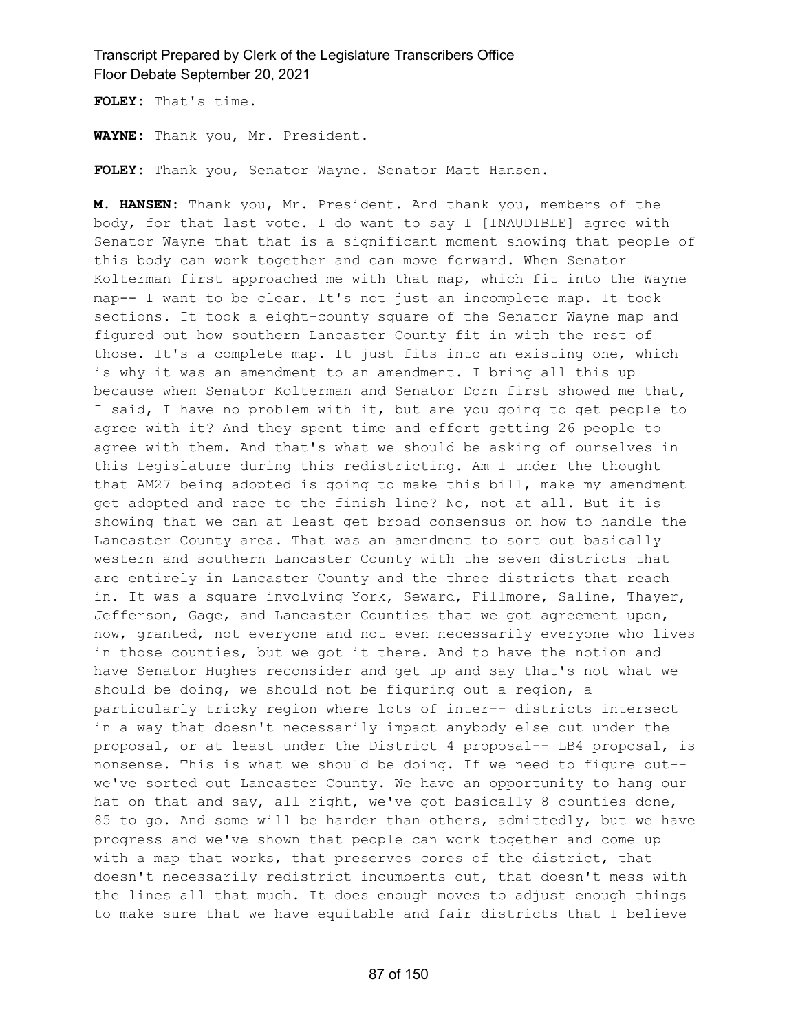**FOLEY:** That's time.

**WAYNE:** Thank you, Mr. President.

**FOLEY:** Thank you, Senator Wayne. Senator Matt Hansen.

**M. HANSEN:** Thank you, Mr. President. And thank you, members of the body, for that last vote. I do want to say I [INAUDIBLE] agree with Senator Wayne that that is a significant moment showing that people of this body can work together and can move forward. When Senator Kolterman first approached me with that map, which fit into the Wayne map-- I want to be clear. It's not just an incomplete map. It took sections. It took a eight-county square of the Senator Wayne map and figured out how southern Lancaster County fit in with the rest of those. It's a complete map. It just fits into an existing one, which is why it was an amendment to an amendment. I bring all this up because when Senator Kolterman and Senator Dorn first showed me that, I said, I have no problem with it, but are you going to get people to agree with it? And they spent time and effort getting 26 people to agree with them. And that's what we should be asking of ourselves in this Legislature during this redistricting. Am I under the thought that AM27 being adopted is going to make this bill, make my amendment get adopted and race to the finish line? No, not at all. But it is showing that we can at least get broad consensus on how to handle the Lancaster County area. That was an amendment to sort out basically western and southern Lancaster County with the seven districts that are entirely in Lancaster County and the three districts that reach in. It was a square involving York, Seward, Fillmore, Saline, Thayer, Jefferson, Gage, and Lancaster Counties that we got agreement upon, now, granted, not everyone and not even necessarily everyone who lives in those counties, but we got it there. And to have the notion and have Senator Hughes reconsider and get up and say that's not what we should be doing, we should not be figuring out a region, a particularly tricky region where lots of inter-- districts intersect in a way that doesn't necessarily impact anybody else out under the proposal, or at least under the District 4 proposal-- LB4 proposal, is nonsense. This is what we should be doing. If we need to figure out-- we've sorted out Lancaster County. We have an opportunity to hang our hat on that and say, all right, we've got basically 8 counties done, 85 to go. And some will be harder than others, admittedly, but we have progress and we've shown that people can work together and come up with a map that works, that preserves cores of the district, that doesn't necessarily redistrict incumbents out, that doesn't mess with the lines all that much. It does enough moves to adjust enough things to make sure that we have equitable and fair districts that I believe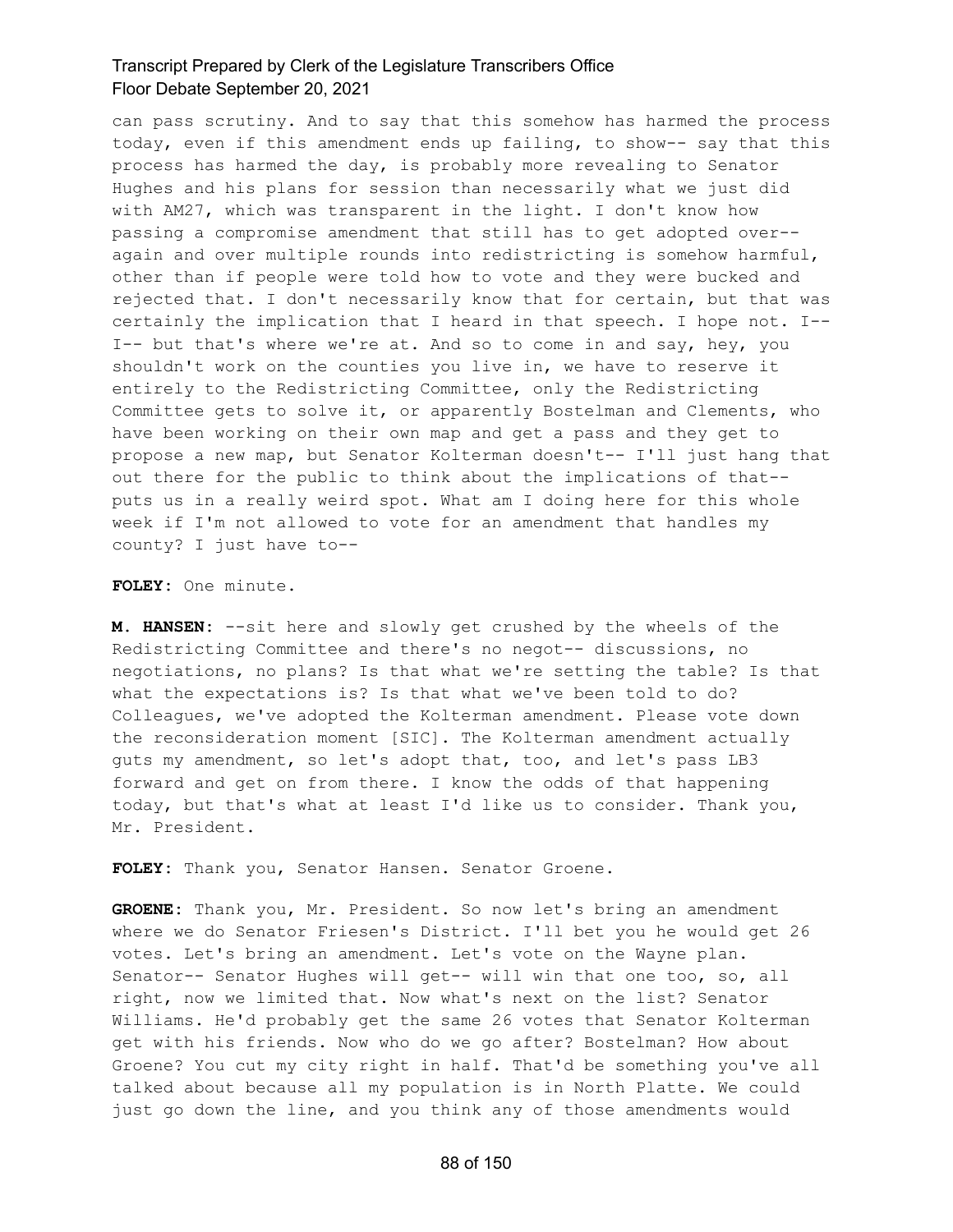can pass scrutiny. And to say that this somehow has harmed the process today, even if this amendment ends up failing, to show-- say that this process has harmed the day, is probably more revealing to Senator Hughes and his plans for session than necessarily what we just did with AM27, which was transparent in the light. I don't know how passing a compromise amendment that still has to get adopted over-- again and over multiple rounds into redistricting is somehow harmful, other than if people were told how to vote and they were bucked and rejected that. I don't necessarily know that for certain, but that was certainly the implication that I heard in that speech. I hope not. I-- I-- but that's where we're at. And so to come in and say, hey, you shouldn't work on the counties you live in, we have to reserve it entirely to the Redistricting Committee, only the Redistricting Committee gets to solve it, or apparently Bostelman and Clements, who have been working on their own map and get a pass and they get to propose a new map, but Senator Kolterman doesn't-- I'll just hang that out there for the public to think about the implications of that-- puts us in a really weird spot. What am I doing here for this whole week if I'm not allowed to vote for an amendment that handles my county? I just have to--

**FOLEY:** One minute.

**M. HANSEN:** --sit here and slowly get crushed by the wheels of the Redistricting Committee and there's no negot-- discussions, no negotiations, no plans? Is that what we're setting the table? Is that what the expectations is? Is that what we've been told to do? Colleagues, we've adopted the Kolterman amendment. Please vote down the reconsideration moment [SIC]. The Kolterman amendment actually guts my amendment, so let's adopt that, too, and let's pass LB3 forward and get on from there. I know the odds of that happening today, but that's what at least I'd like us to consider. Thank you, Mr. President.

**FOLEY:** Thank you, Senator Hansen. Senator Groene.

**GROENE:** Thank you, Mr. President. So now let's bring an amendment where we do Senator Friesen's District. I'll bet you he would get 26 votes. Let's bring an amendment. Let's vote on the Wayne plan. Senator-- Senator Hughes will get-- will win that one too, so, all right, now we limited that. Now what's next on the list? Senator Williams. He'd probably get the same 26 votes that Senator Kolterman get with his friends. Now who do we go after? Bostelman? How about Groene? You cut my city right in half. That'd be something you've all talked about because all my population is in North Platte. We could just go down the line, and you think any of those amendments would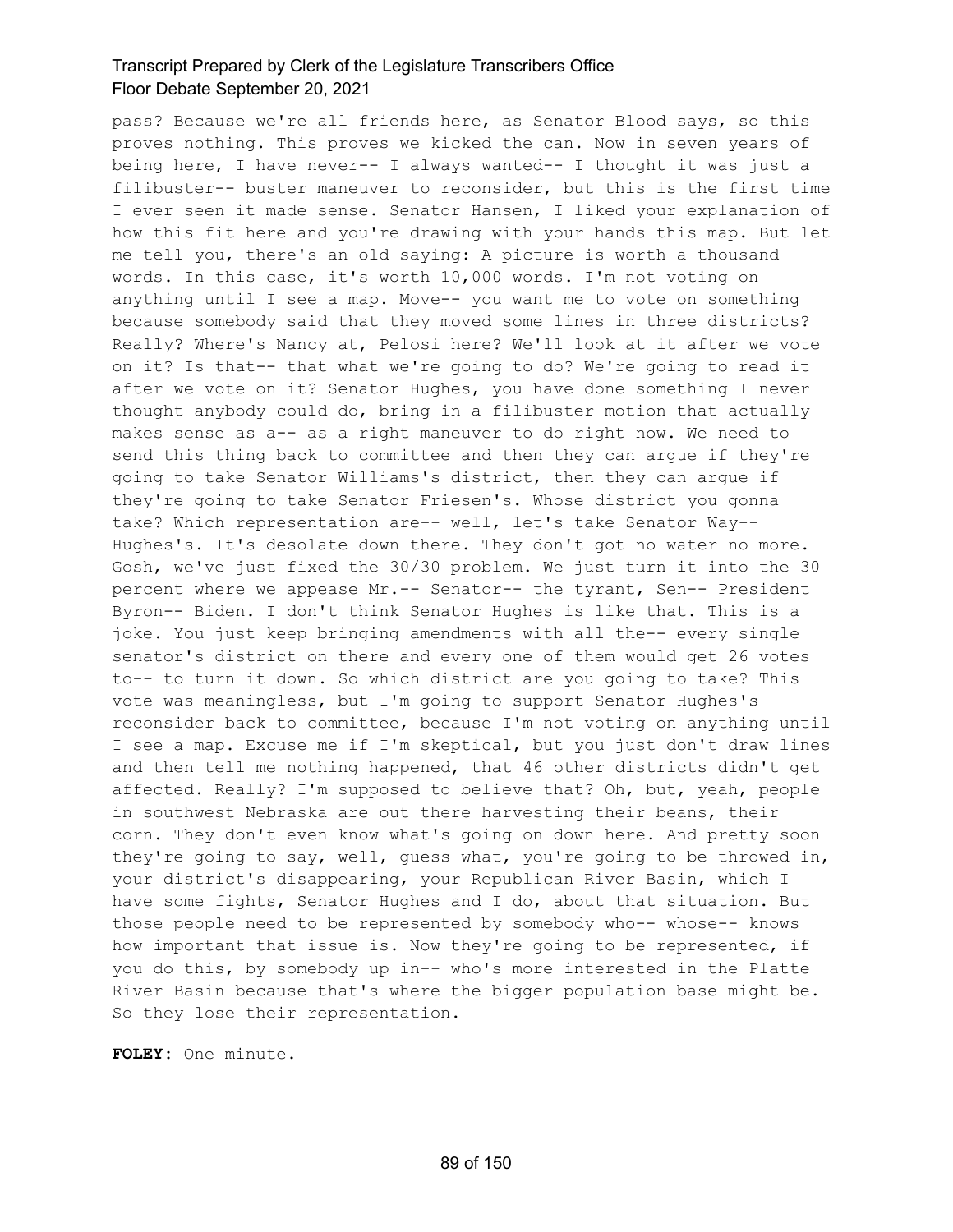pass? Because we're all friends here, as Senator Blood says, so this proves nothing. This proves we kicked the can. Now in seven years of being here, I have never-- I always wanted-- I thought it was just a filibuster-- buster maneuver to reconsider, but this is the first time I ever seen it made sense. Senator Hansen, I liked your explanation of how this fit here and you're drawing with your hands this map. But let me tell you, there's an old saying: A picture is worth a thousand words. In this case, it's worth 10,000 words. I'm not voting on anything until I see a map. Move-- you want me to vote on something because somebody said that they moved some lines in three districts? Really? Where's Nancy at, Pelosi here? We'll look at it after we vote on it? Is that-- that what we're going to do? We're going to read it after we vote on it? Senator Hughes, you have done something I never thought anybody could do, bring in a filibuster motion that actually makes sense as a-- as a right maneuver to do right now. We need to send this thing back to committee and then they can argue if they're going to take Senator Williams's district, then they can argue if they're going to take Senator Friesen's. Whose district you gonna take? Which representation are-- well, let's take Senator Way-- Hughes's. It's desolate down there. They don't got no water no more. Gosh, we've just fixed the 30/30 problem. We just turn it into the 30 percent where we appease Mr.-- Senator-- the tyrant, Sen-- President Byron-- Biden. I don't think Senator Hughes is like that. This is a joke. You just keep bringing amendments with all the-- every single senator's district on there and every one of them would get 26 votes to-- to turn it down. So which district are you going to take? This vote was meaningless, but I'm going to support Senator Hughes's reconsider back to committee, because I'm not voting on anything until I see a map. Excuse me if I'm skeptical, but you just don't draw lines and then tell me nothing happened, that 46 other districts didn't get affected. Really? I'm supposed to believe that? Oh, but, yeah, people in southwest Nebraska are out there harvesting their beans, their corn. They don't even know what's going on down here. And pretty soon they're going to say, well, guess what, you're going to be throwed in, your district's disappearing, your Republican River Basin, which I have some fights, Senator Hughes and I do, about that situation. But those people need to be represented by somebody who-- whose-- knows how important that issue is. Now they're going to be represented, if you do this, by somebody up in-- who's more interested in the Platte River Basin because that's where the bigger population base might be. So they lose their representation.

**FOLEY:** One minute.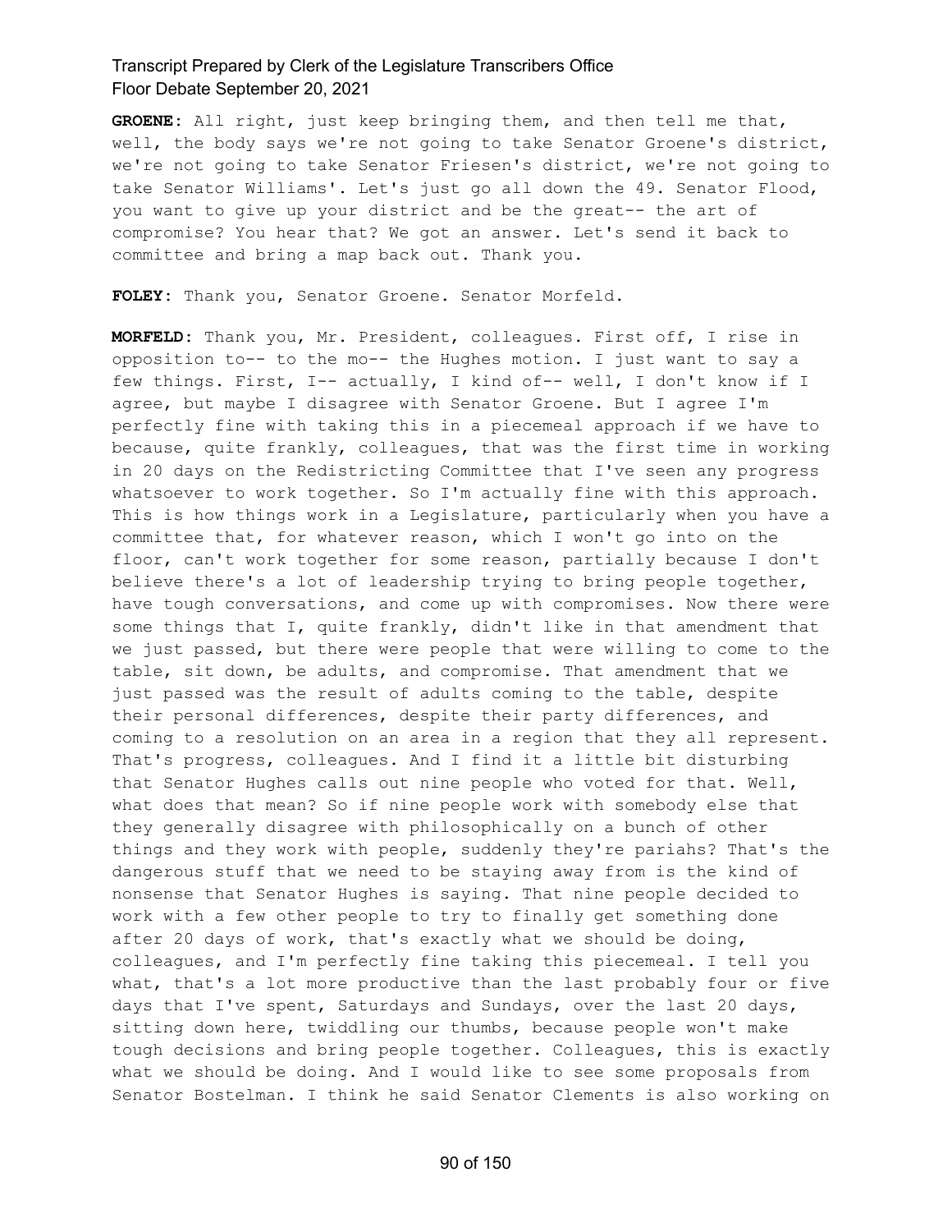**GROENE:** All right, just keep bringing them, and then tell me that, well, the body says we're not going to take Senator Groene's district, we're not going to take Senator Friesen's district, we're not going to take Senator Williams'. Let's just go all down the 49. Senator Flood, you want to give up your district and be the great-- the art of compromise? You hear that? We got an answer. Let's send it back to committee and bring a map back out. Thank you.

**FOLEY:** Thank you, Senator Groene. Senator Morfeld.

**MORFELD:** Thank you, Mr. President, colleagues. First off, I rise in opposition to-- to the mo-- the Hughes motion. I just want to say a few things. First, I-- actually, I kind of-- well, I don't know if I agree, but maybe I disagree with Senator Groene. But I agree I'm perfectly fine with taking this in a piecemeal approach if we have to because, quite frankly, colleagues, that was the first time in working in 20 days on the Redistricting Committee that I've seen any progress whatsoever to work together. So I'm actually fine with this approach. This is how things work in a Legislature, particularly when you have a committee that, for whatever reason, which I won't go into on the floor, can't work together for some reason, partially because I don't believe there's a lot of leadership trying to bring people together, have tough conversations, and come up with compromises. Now there were some things that I, quite frankly, didn't like in that amendment that we just passed, but there were people that were willing to come to the table, sit down, be adults, and compromise. That amendment that we just passed was the result of adults coming to the table, despite their personal differences, despite their party differences, and coming to a resolution on an area in a region that they all represent. That's progress, colleagues. And I find it a little bit disturbing that Senator Hughes calls out nine people who voted for that. Well, what does that mean? So if nine people work with somebody else that they generally disagree with philosophically on a bunch of other things and they work with people, suddenly they're pariahs? That's the dangerous stuff that we need to be staying away from is the kind of nonsense that Senator Hughes is saying. That nine people decided to work with a few other people to try to finally get something done after 20 days of work, that's exactly what we should be doing, colleagues, and I'm perfectly fine taking this piecemeal. I tell you what, that's a lot more productive than the last probably four or five days that I've spent, Saturdays and Sundays, over the last 20 days, sitting down here, twiddling our thumbs, because people won't make tough decisions and bring people together. Colleagues, this is exactly what we should be doing. And I would like to see some proposals from Senator Bostelman. I think he said Senator Clements is also working on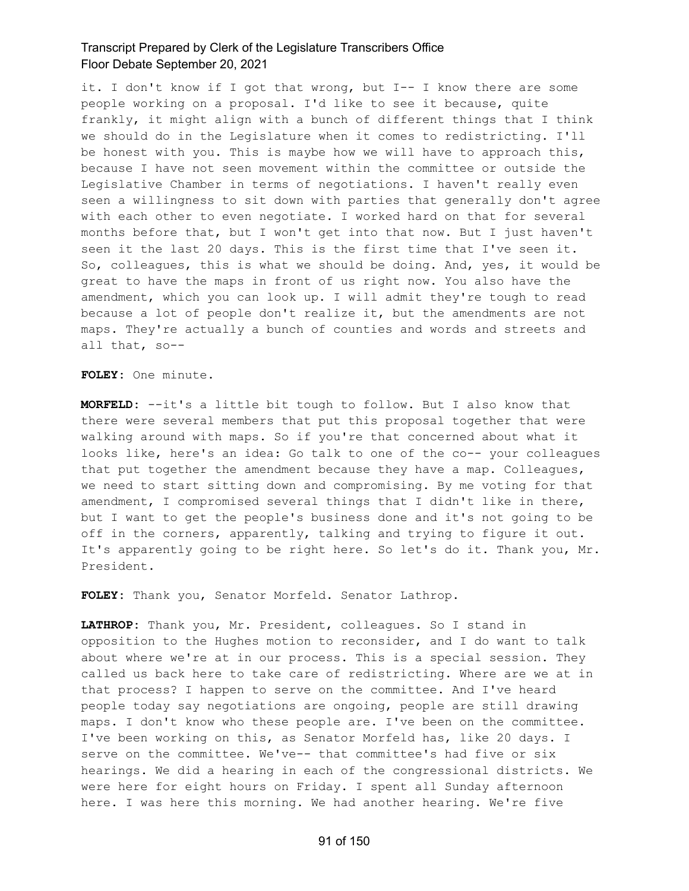it. I don't know if I got that wrong, but I-- I know there are some people working on a proposal. I'd like to see it because, quite frankly, it might align with a bunch of different things that I think we should do in the Legislature when it comes to redistricting. I'll be honest with you. This is maybe how we will have to approach this, because I have not seen movement within the committee or outside the Legislative Chamber in terms of negotiations. I haven't really even seen a willingness to sit down with parties that generally don't agree with each other to even negotiate. I worked hard on that for several months before that, but I won't get into that now. But I just haven't seen it the last 20 days. This is the first time that I've seen it. So, colleagues, this is what we should be doing. And, yes, it would be great to have the maps in front of us right now. You also have the amendment, which you can look up. I will admit they're tough to read because a lot of people don't realize it, but the amendments are not maps. They're actually a bunch of counties and words and streets and all that, so--

**FOLEY:** One minute.

**MORFELD:** --it's a little bit tough to follow. But I also know that there were several members that put this proposal together that were walking around with maps. So if you're that concerned about what it looks like, here's an idea: Go talk to one of the co-- your colleagues that put together the amendment because they have a map. Colleagues, we need to start sitting down and compromising. By me voting for that amendment, I compromised several things that I didn't like in there, but I want to get the people's business done and it's not going to be off in the corners, apparently, talking and trying to figure it out. It's apparently going to be right here. So let's do it. Thank you, Mr. President.

**FOLEY:** Thank you, Senator Morfeld. Senator Lathrop.

**LATHROP:** Thank you, Mr. President, colleagues. So I stand in opposition to the Hughes motion to reconsider, and I do want to talk about where we're at in our process. This is a special session. They called us back here to take care of redistricting. Where are we at in that process? I happen to serve on the committee. And I've heard people today say negotiations are ongoing, people are still drawing maps. I don't know who these people are. I've been on the committee. I've been working on this, as Senator Morfeld has, like 20 days. I serve on the committee. We've-- that committee's had five or six hearings. We did a hearing in each of the congressional districts. We were here for eight hours on Friday. I spent all Sunday afternoon here. I was here this morning. We had another hearing. We're five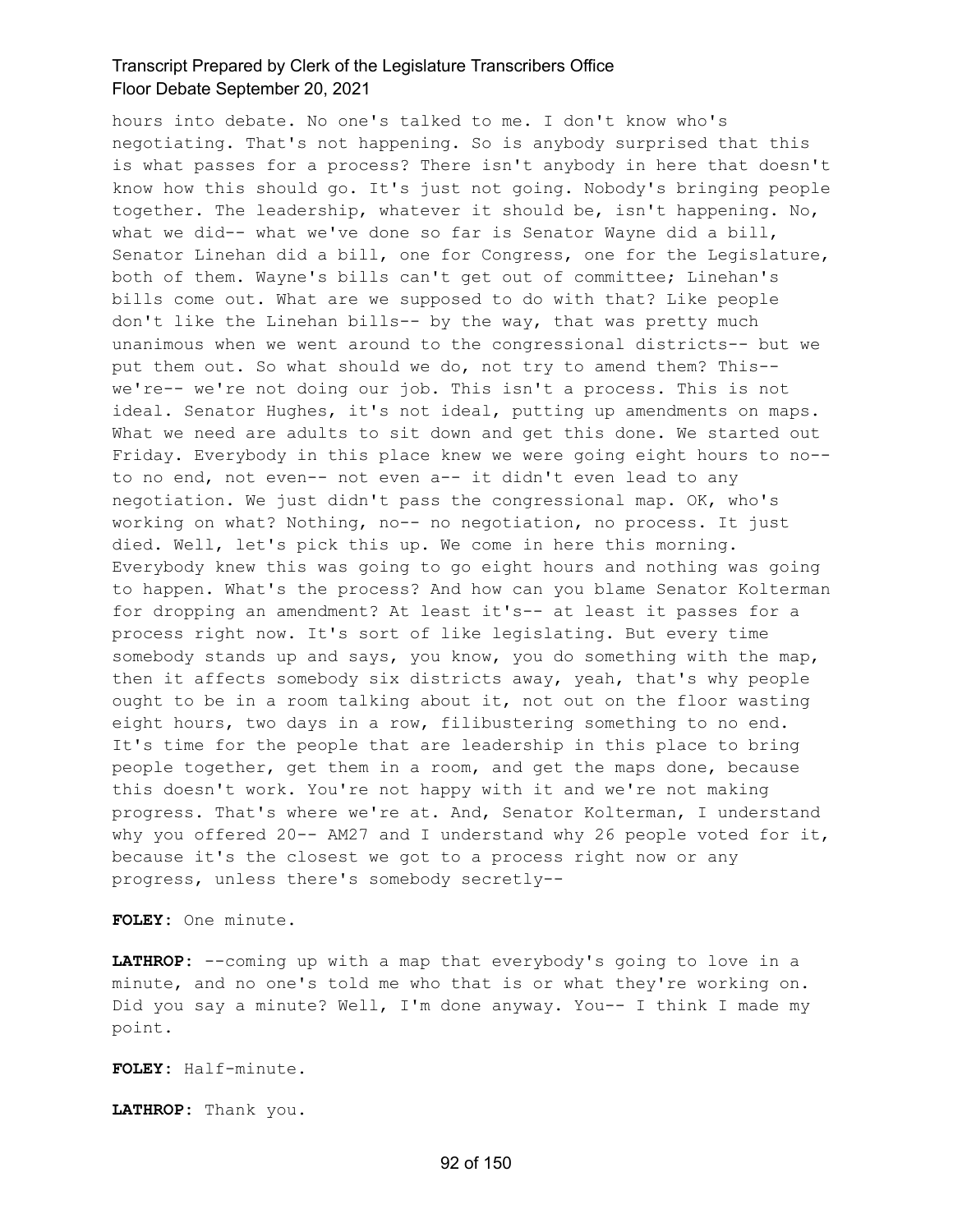hours into debate. No one's talked to me. I don't know who's negotiating. That's not happening. So is anybody surprised that this is what passes for a process? There isn't anybody in here that doesn't know how this should go. It's just not going. Nobody's bringing people together. The leadership, whatever it should be, isn't happening. No, what we did-- what we've done so far is Senator Wayne did a bill, Senator Linehan did a bill, one for Congress, one for the Legislature, both of them. Wayne's bills can't get out of committee; Linehan's bills come out. What are we supposed to do with that? Like people don't like the Linehan bills-- by the way, that was pretty much unanimous when we went around to the congressional districts-- but we put them out. So what should we do, not try to amend them? This-- we're-- we're not doing our job. This isn't a process. This is not ideal. Senator Hughes, it's not ideal, putting up amendments on maps. What we need are adults to sit down and get this done. We started out Friday. Everybody in this place knew we were going eight hours to no-- to no end, not even-- not even a-- it didn't even lead to any negotiation. We just didn't pass the congressional map. OK, who's working on what? Nothing, no-- no negotiation, no process. It just died. Well, let's pick this up. We come in here this morning. Everybody knew this was going to go eight hours and nothing was going to happen. What's the process? And how can you blame Senator Kolterman for dropping an amendment? At least it's-- at least it passes for a process right now. It's sort of like legislating. But every time somebody stands up and says, you know, you do something with the map, then it affects somebody six districts away, yeah, that's why people ought to be in a room talking about it, not out on the floor wasting eight hours, two days in a row, filibustering something to no end. It's time for the people that are leadership in this place to bring people together, get them in a room, and get the maps done, because this doesn't work. You're not happy with it and we're not making progress. That's where we're at. And, Senator Kolterman, I understand why you offered 20-- AM27 and I understand why 26 people voted for it, because it's the closest we got to a process right now or any progress, unless there's somebody secretly--

**FOLEY:** One minute.

**LATHROP:** --coming up with a map that everybody's going to love in a minute, and no one's told me who that is or what they're working on. Did you say a minute? Well, I'm done anyway. You-- I think I made my point.

**FOLEY:** Half-minute.

**LATHROP:** Thank you.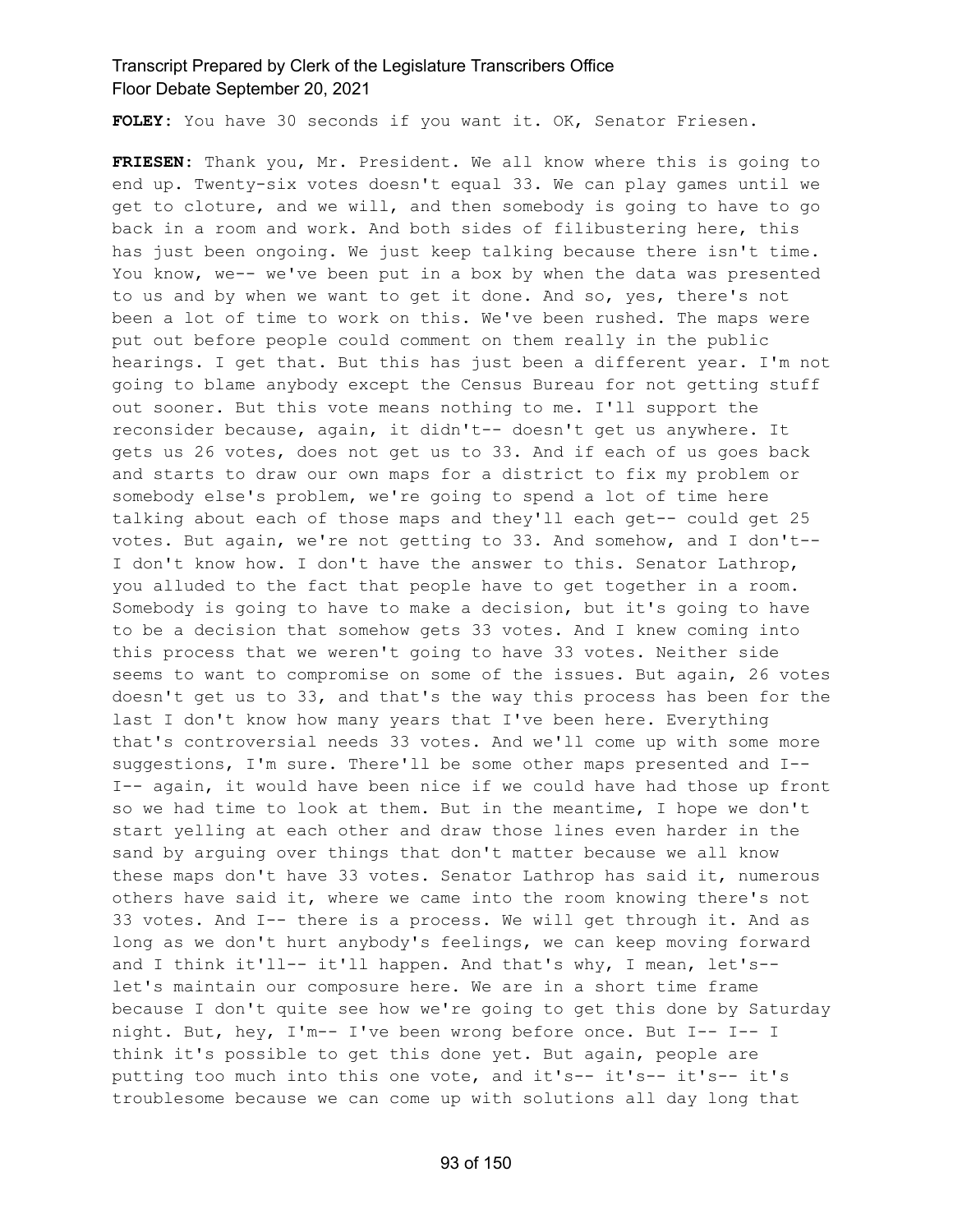**FOLEY:** You have 30 seconds if you want it. OK, Senator Friesen.

**FRIESEN:** Thank you, Mr. President. We all know where this is going to end up. Twenty-six votes doesn't equal 33. We can play games until we get to cloture, and we will, and then somebody is going to have to go back in a room and work. And both sides of filibustering here, this has just been ongoing. We just keep talking because there isn't time. You know, we-- we've been put in a box by when the data was presented to us and by when we want to get it done. And so, yes, there's not been a lot of time to work on this. We've been rushed. The maps were put out before people could comment on them really in the public hearings. I get that. But this has just been a different year. I'm not going to blame anybody except the Census Bureau for not getting stuff out sooner. But this vote means nothing to me. I'll support the reconsider because, again, it didn't-- doesn't get us anywhere. It gets us 26 votes, does not get us to 33. And if each of us goes back and starts to draw our own maps for a district to fix my problem or somebody else's problem, we're going to spend a lot of time here talking about each of those maps and they'll each get-- could get 25 votes. But again, we're not getting to 33. And somehow, and I don't-- I don't know how. I don't have the answer to this. Senator Lathrop, you alluded to the fact that people have to get together in a room. Somebody is going to have to make a decision, but it's going to have to be a decision that somehow gets 33 votes. And I knew coming into this process that we weren't going to have 33 votes. Neither side seems to want to compromise on some of the issues. But again, 26 votes doesn't get us to 33, and that's the way this process has been for the last I don't know how many years that I've been here. Everything that's controversial needs 33 votes. And we'll come up with some more suggestions, I'm sure. There'll be some other maps presented and I-- I-- again, it would have been nice if we could have had those up front so we had time to look at them. But in the meantime, I hope we don't start yelling at each other and draw those lines even harder in the sand by arguing over things that don't matter because we all know these maps don't have 33 votes. Senator Lathrop has said it, numerous others have said it, where we came into the room knowing there's not 33 votes. And I-- there is a process. We will get through it. And as long as we don't hurt anybody's feelings, we can keep moving forward and I think it'll-- it'll happen. And that's why, I mean, let's-- let's maintain our composure here. We are in a short time frame because I don't quite see how we're going to get this done by Saturday night. But, hey, I'm-- I've been wrong before once. But I-- I-- I think it's possible to get this done yet. But again, people are putting too much into this one vote, and it's-- it's-- it's-- it's troublesome because we can come up with solutions all day long that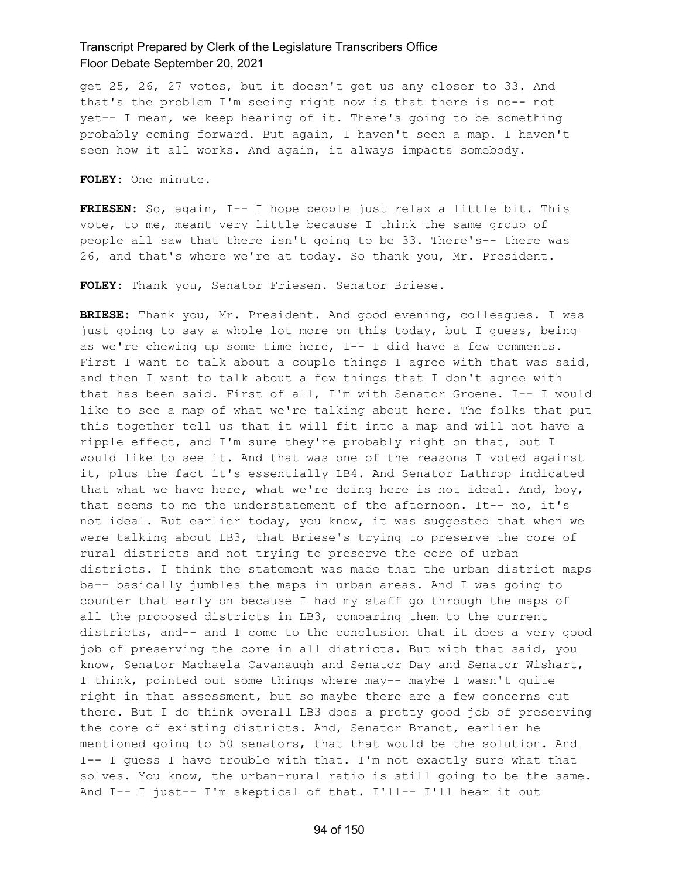get 25, 26, 27 votes, but it doesn't get us any closer to 33. And that's the problem I'm seeing right now is that there is no-- not yet-- I mean, we keep hearing of it. There's going to be something probably coming forward. But again, I haven't seen a map. I haven't seen how it all works. And again, it always impacts somebody.

**FOLEY:** One minute.

**FRIESEN:** So, again, I-- I hope people just relax a little bit. This vote, to me, meant very little because I think the same group of people all saw that there isn't going to be 33. There's-- there was 26, and that's where we're at today. So thank you, Mr. President.

**FOLEY:** Thank you, Senator Friesen. Senator Briese.

**BRIESE:** Thank you, Mr. President. And good evening, colleagues. I was just going to say a whole lot more on this today, but I guess, being as we're chewing up some time here, I-- I did have a few comments. First I want to talk about a couple things I agree with that was said, and then I want to talk about a few things that I don't agree with that has been said. First of all, I'm with Senator Groene. I-- I would like to see a map of what we're talking about here. The folks that put this together tell us that it will fit into a map and will not have a ripple effect, and I'm sure they're probably right on that, but I would like to see it. And that was one of the reasons I voted against it, plus the fact it's essentially LB4. And Senator Lathrop indicated that what we have here, what we're doing here is not ideal. And, boy, that seems to me the understatement of the afternoon. It-- no, it's not ideal. But earlier today, you know, it was suggested that when we were talking about LB3, that Briese's trying to preserve the core of rural districts and not trying to preserve the core of urban districts. I think the statement was made that the urban district maps ba-- basically jumbles the maps in urban areas. And I was going to counter that early on because I had my staff go through the maps of all the proposed districts in LB3, comparing them to the current districts, and-- and I come to the conclusion that it does a very good job of preserving the core in all districts. But with that said, you know, Senator Machaela Cavanaugh and Senator Day and Senator Wishart, I think, pointed out some things where may-- maybe I wasn't quite right in that assessment, but so maybe there are a few concerns out there. But I do think overall LB3 does a pretty good job of preserving the core of existing districts. And, Senator Brandt, earlier he mentioned going to 50 senators, that that would be the solution. And I-- I guess I have trouble with that. I'm not exactly sure what that solves. You know, the urban-rural ratio is still going to be the same. And I-- I just-- I'm skeptical of that. I'll-- I'll hear it out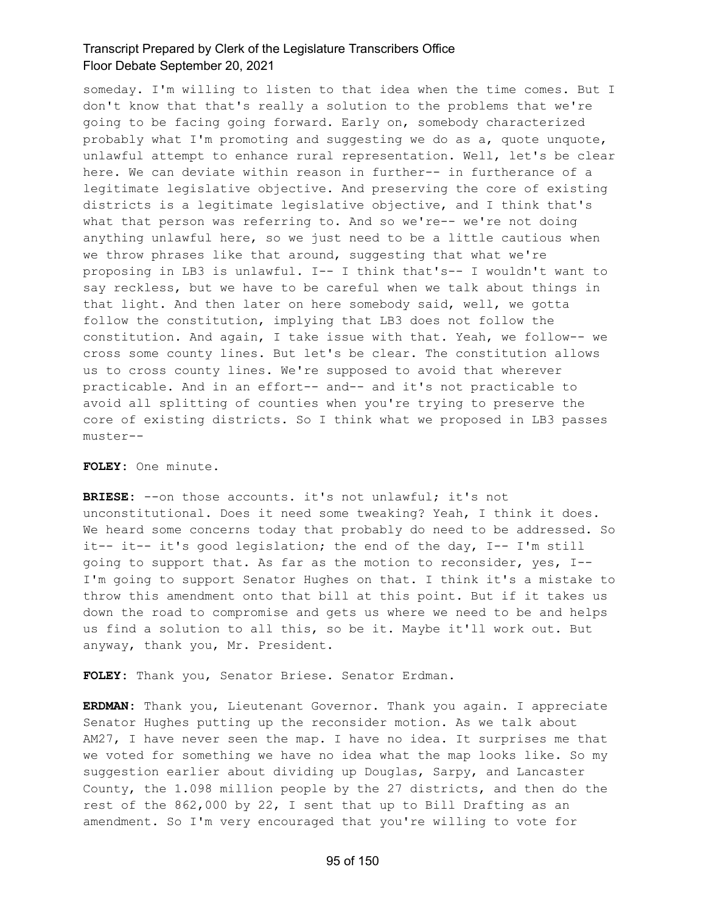someday. I'm willing to listen to that idea when the time comes. But I don't know that that's really a solution to the problems that we're going to be facing going forward. Early on, somebody characterized probably what I'm promoting and suggesting we do as a, quote unquote, unlawful attempt to enhance rural representation. Well, let's be clear here. We can deviate within reason in further-- in furtherance of a legitimate legislative objective. And preserving the core of existing districts is a legitimate legislative objective, and I think that's what that person was referring to. And so we're-- we're not doing anything unlawful here, so we just need to be a little cautious when we throw phrases like that around, suggesting that what we're proposing in LB3 is unlawful. I-- I think that's-- I wouldn't want to say reckless, but we have to be careful when we talk about things in that light. And then later on here somebody said, well, we gotta follow the constitution, implying that LB3 does not follow the constitution. And again, I take issue with that. Yeah, we follow-- we cross some county lines. But let's be clear. The constitution allows us to cross county lines. We're supposed to avoid that wherever practicable. And in an effort-- and-- and it's not practicable to avoid all splitting of counties when you're trying to preserve the core of existing districts. So I think what we proposed in LB3 passes muster--

**FOLEY:** One minute.

**BRIESE:** --on those accounts. it's not unlawful; it's not unconstitutional. Does it need some tweaking? Yeah, I think it does. We heard some concerns today that probably do need to be addressed. So it-- it-- it's good legislation; the end of the day, I-- I'm still going to support that. As far as the motion to reconsider, yes, I-- I'm going to support Senator Hughes on that. I think it's a mistake to throw this amendment onto that bill at this point. But if it takes us down the road to compromise and gets us where we need to be and helps us find a solution to all this, so be it. Maybe it'll work out. But anyway, thank you, Mr. President.

**FOLEY:** Thank you, Senator Briese. Senator Erdman.

**ERDMAN:** Thank you, Lieutenant Governor. Thank you again. I appreciate Senator Hughes putting up the reconsider motion. As we talk about AM27, I have never seen the map. I have no idea. It surprises me that we voted for something we have no idea what the map looks like. So my suggestion earlier about dividing up Douglas, Sarpy, and Lancaster County, the 1.098 million people by the 27 districts, and then do the rest of the 862,000 by 22, I sent that up to Bill Drafting as an amendment. So I'm very encouraged that you're willing to vote for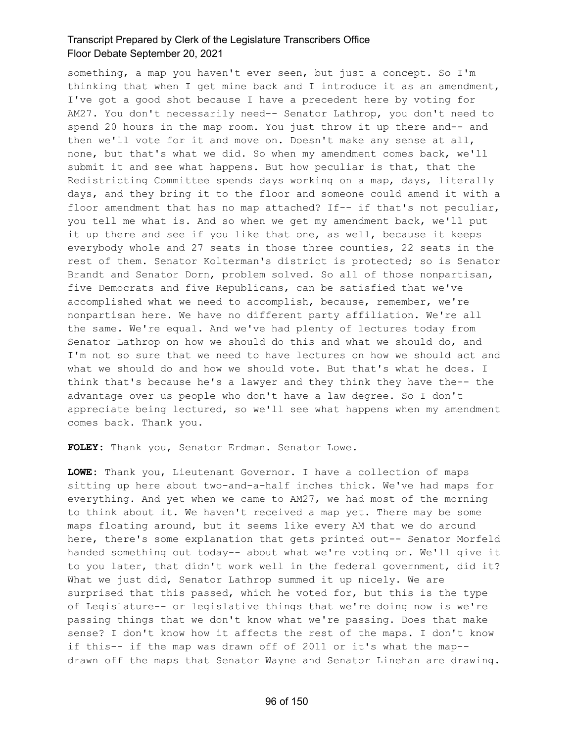something, a map you haven't ever seen, but just a concept. So I'm thinking that when I get mine back and I introduce it as an amendment, I've got a good shot because I have a precedent here by voting for AM27. You don't necessarily need-- Senator Lathrop, you don't need to spend 20 hours in the map room. You just throw it up there and-- and then we'll vote for it and move on. Doesn't make any sense at all, none, but that's what we did. So when my amendment comes back, we'll submit it and see what happens. But how peculiar is that, that the Redistricting Committee spends days working on a map, days, literally days, and they bring it to the floor and someone could amend it with a floor amendment that has no map attached? If-- if that's not peculiar, you tell me what is. And so when we get my amendment back, we'll put it up there and see if you like that one, as well, because it keeps everybody whole and 27 seats in those three counties, 22 seats in the rest of them. Senator Kolterman's district is protected; so is Senator Brandt and Senator Dorn, problem solved. So all of those nonpartisan, five Democrats and five Republicans, can be satisfied that we've accomplished what we need to accomplish, because, remember, we're nonpartisan here. We have no different party affiliation. We're all the same. We're equal. And we've had plenty of lectures today from Senator Lathrop on how we should do this and what we should do, and I'm not so sure that we need to have lectures on how we should act and what we should do and how we should vote. But that's what he does. I think that's because he's a lawyer and they think they have the-- the advantage over us people who don't have a law degree. So I don't appreciate being lectured, so we'll see what happens when my amendment comes back. Thank you.

**FOLEY:** Thank you, Senator Erdman. Senator Lowe.

**LOWE:** Thank you, Lieutenant Governor. I have a collection of maps sitting up here about two-and-a-half inches thick. We've had maps for everything. And yet when we came to AM27, we had most of the morning to think about it. We haven't received a map yet. There may be some maps floating around, but it seems like every AM that we do around here, there's some explanation that gets printed out-- Senator Morfeld handed something out today-- about what we're voting on. We'll give it to you later, that didn't work well in the federal government, did it? What we just did, Senator Lathrop summed it up nicely. We are surprised that this passed, which he voted for, but this is the type of Legislature-- or legislative things that we're doing now is we're passing things that we don't know what we're passing. Does that make sense? I don't know how it affects the rest of the maps. I don't know if this-- if the map was drawn off of 2011 or it's what the map-- drawn off the maps that Senator Wayne and Senator Linehan are drawing.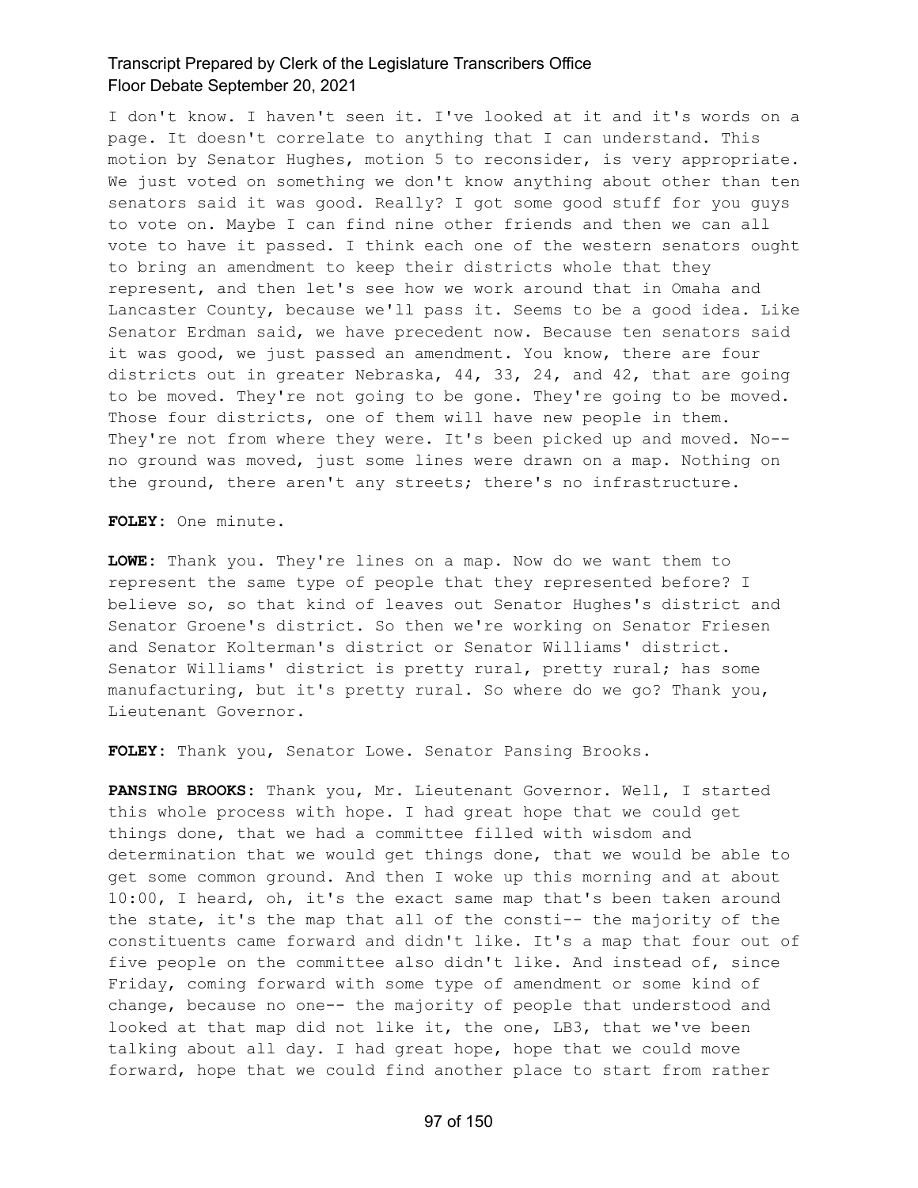I don't know. I haven't seen it. I've looked at it and it's words on a page. It doesn't correlate to anything that I can understand. This motion by Senator Hughes, motion 5 to reconsider, is very appropriate. We just voted on something we don't know anything about other than ten senators said it was good. Really? I got some good stuff for you guys to vote on. Maybe I can find nine other friends and then we can all vote to have it passed. I think each one of the western senators ought to bring an amendment to keep their districts whole that they represent, and then let's see how we work around that in Omaha and Lancaster County, because we'll pass it. Seems to be a good idea. Like Senator Erdman said, we have precedent now. Because ten senators said it was good, we just passed an amendment. You know, there are four districts out in greater Nebraska, 44, 33, 24, and 42, that are going to be moved. They're not going to be gone. They're going to be moved. Those four districts, one of them will have new people in them. They're not from where they were. It's been picked up and moved. No-- no ground was moved, just some lines were drawn on a map. Nothing on the ground, there aren't any streets; there's no infrastructure.

**FOLEY:** One minute.

**LOWE:** Thank you. They're lines on a map. Now do we want them to represent the same type of people that they represented before? I believe so, so that kind of leaves out Senator Hughes's district and Senator Groene's district. So then we're working on Senator Friesen and Senator Kolterman's district or Senator Williams' district. Senator Williams' district is pretty rural, pretty rural; has some manufacturing, but it's pretty rural. So where do we go? Thank you, Lieutenant Governor.

**FOLEY:** Thank you, Senator Lowe. Senator Pansing Brooks.

**PANSING BROOKS:** Thank you, Mr. Lieutenant Governor. Well, I started this whole process with hope. I had great hope that we could get things done, that we had a committee filled with wisdom and determination that we would get things done, that we would be able to get some common ground. And then I woke up this morning and at about 10:00, I heard, oh, it's the exact same map that's been taken around the state, it's the map that all of the consti-- the majority of the constituents came forward and didn't like. It's a map that four out of five people on the committee also didn't like. And instead of, since Friday, coming forward with some type of amendment or some kind of change, because no one-- the majority of people that understood and looked at that map did not like it, the one, LB3, that we've been talking about all day. I had great hope, hope that we could move forward, hope that we could find another place to start from rather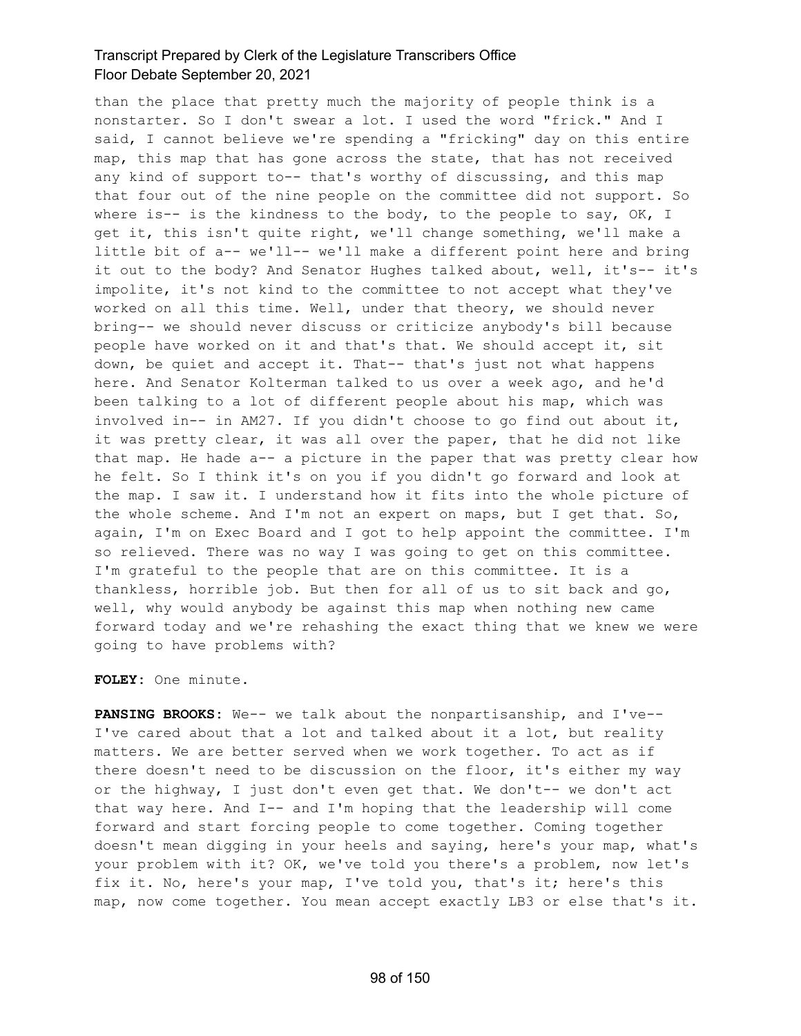than the place that pretty much the majority of people think is a nonstarter. So I don't swear a lot. I used the word "frick." And I said, I cannot believe we're spending a "fricking" day on this entire map, this map that has gone across the state, that has not received any kind of support to-- that's worthy of discussing, and this map that four out of the nine people on the committee did not support. So where is-- is the kindness to the body, to the people to say, OK, I get it, this isn't quite right, we'll change something, we'll make a little bit of a-- we'll-- we'll make a different point here and bring it out to the body? And Senator Hughes talked about, well, it's-- it's impolite, it's not kind to the committee to not accept what they've worked on all this time. Well, under that theory, we should never bring-- we should never discuss or criticize anybody's bill because people have worked on it and that's that. We should accept it, sit down, be quiet and accept it. That-- that's just not what happens here. And Senator Kolterman talked to us over a week ago, and he'd been talking to a lot of different people about his map, which was involved in-- in AM27. If you didn't choose to go find out about it, it was pretty clear, it was all over the paper, that he did not like that map. He hade a-- a picture in the paper that was pretty clear how he felt. So I think it's on you if you didn't go forward and look at the map. I saw it. I understand how it fits into the whole picture of the whole scheme. And I'm not an expert on maps, but I get that. So, again, I'm on Exec Board and I got to help appoint the committee. I'm so relieved. There was no way I was going to get on this committee. I'm grateful to the people that are on this committee. It is a thankless, horrible job. But then for all of us to sit back and go, well, why would anybody be against this map when nothing new came forward today and we're rehashing the exact thing that we knew we were going to have problems with?

**FOLEY:** One minute.

**PANSING BROOKS:** We-- we talk about the nonpartisanship, and I've-- I've cared about that a lot and talked about it a lot, but reality matters. We are better served when we work together. To act as if there doesn't need to be discussion on the floor, it's either my way or the highway, I just don't even get that. We don't-- we don't act that way here. And I-- and I'm hoping that the leadership will come forward and start forcing people to come together. Coming together doesn't mean digging in your heels and saying, here's your map, what's your problem with it? OK, we've told you there's a problem, now let's fix it. No, here's your map, I've told you, that's it; here's this map, now come together. You mean accept exactly LB3 or else that's it.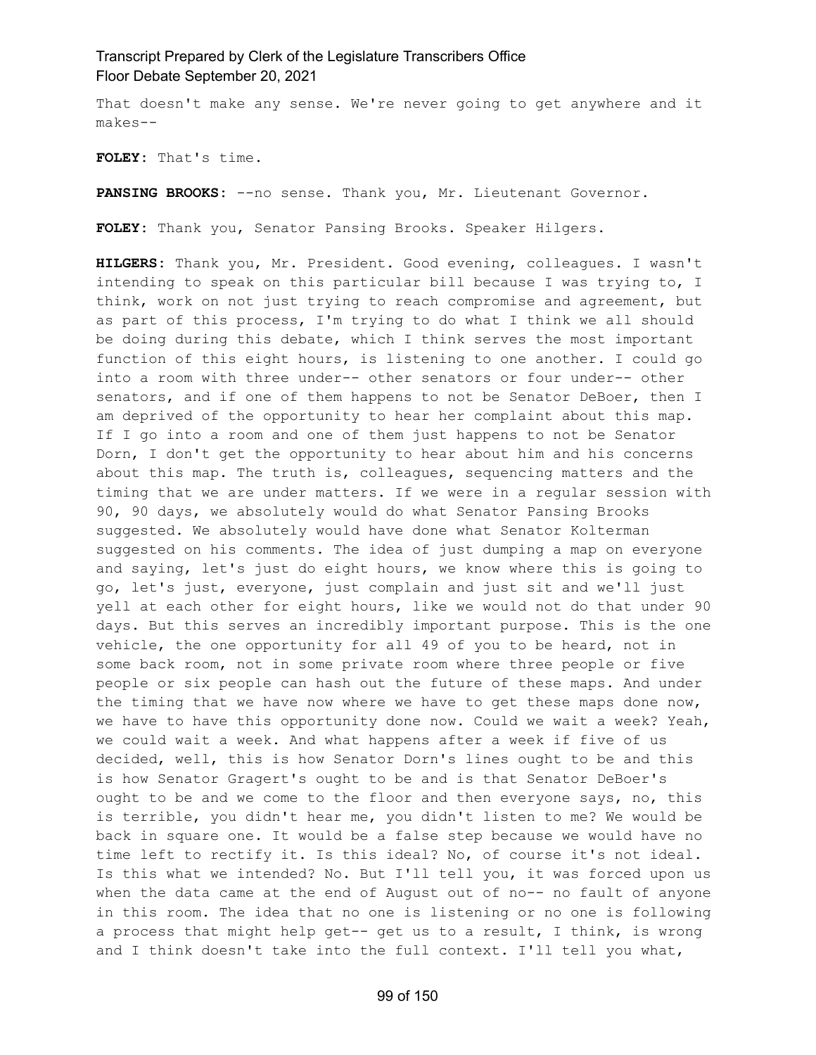That doesn't make any sense. We're never going to get anywhere and it makes--

**FOLEY:** That's time.

**PANSING BROOKS:** --no sense. Thank you, Mr. Lieutenant Governor.

**FOLEY:** Thank you, Senator Pansing Brooks. Speaker Hilgers.

**HILGERS:** Thank you, Mr. President. Good evening, colleagues. I wasn't intending to speak on this particular bill because I was trying to, I think, work on not just trying to reach compromise and agreement, but as part of this process, I'm trying to do what I think we all should be doing during this debate, which I think serves the most important function of this eight hours, is listening to one another. I could go into a room with three under-- other senators or four under-- other senators, and if one of them happens to not be Senator DeBoer, then I am deprived of the opportunity to hear her complaint about this map. If I go into a room and one of them just happens to not be Senator Dorn, I don't get the opportunity to hear about him and his concerns about this map. The truth is, colleagues, sequencing matters and the timing that we are under matters. If we were in a regular session with 90, 90 days, we absolutely would do what Senator Pansing Brooks suggested. We absolutely would have done what Senator Kolterman suggested on his comments. The idea of just dumping a map on everyone and saying, let's just do eight hours, we know where this is going to go, let's just, everyone, just complain and just sit and we'll just yell at each other for eight hours, like we would not do that under 90 days. But this serves an incredibly important purpose. This is the one vehicle, the one opportunity for all 49 of you to be heard, not in some back room, not in some private room where three people or five people or six people can hash out the future of these maps. And under the timing that we have now where we have to get these maps done now, we have to have this opportunity done now. Could we wait a week? Yeah, we could wait a week. And what happens after a week if five of us decided, well, this is how Senator Dorn's lines ought to be and this is how Senator Gragert's ought to be and is that Senator DeBoer's ought to be and we come to the floor and then everyone says, no, this is terrible, you didn't hear me, you didn't listen to me? We would be back in square one. It would be a false step because we would have no time left to rectify it. Is this ideal? No, of course it's not ideal. Is this what we intended? No. But I'll tell you, it was forced upon us when the data came at the end of August out of no-- no fault of anyone in this room. The idea that no one is listening or no one is following a process that might help get-- get us to a result, I think, is wrong and I think doesn't take into the full context. I'll tell you what,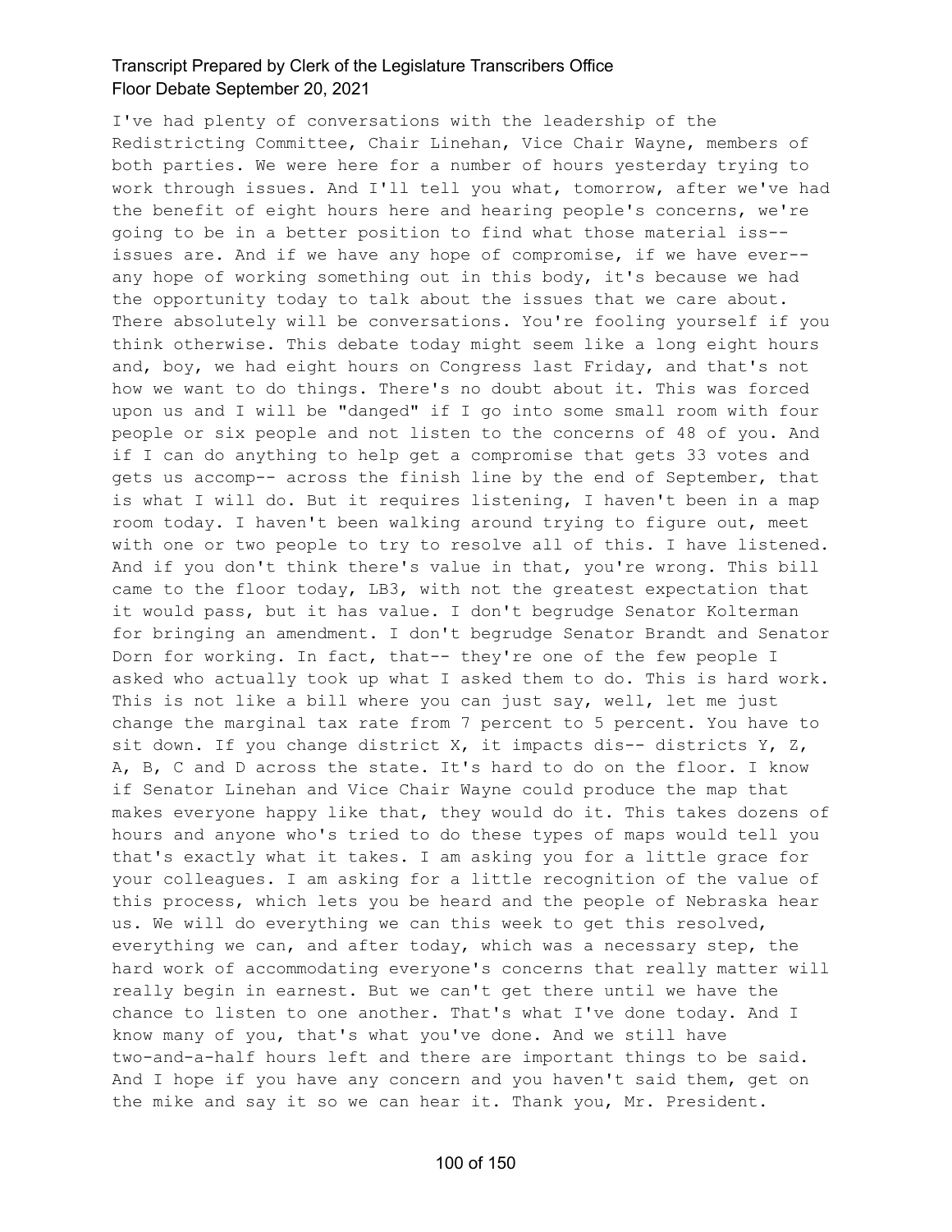I've had plenty of conversations with the leadership of the Redistricting Committee, Chair Linehan, Vice Chair Wayne, members of both parties. We were here for a number of hours yesterday trying to work through issues. And I'll tell you what, tomorrow, after we've had the benefit of eight hours here and hearing people's concerns, we're going to be in a better position to find what those material iss-- issues are. And if we have any hope of compromise, if we have ever-- any hope of working something out in this body, it's because we had the opportunity today to talk about the issues that we care about. There absolutely will be conversations. You're fooling yourself if you think otherwise. This debate today might seem like a long eight hours and, boy, we had eight hours on Congress last Friday, and that's not how we want to do things. There's no doubt about it. This was forced upon us and I will be "danged" if I go into some small room with four people or six people and not listen to the concerns of 48 of you. And if I can do anything to help get a compromise that gets 33 votes and gets us accomp-- across the finish line by the end of September, that is what I will do. But it requires listening, I haven't been in a map room today. I haven't been walking around trying to figure out, meet with one or two people to try to resolve all of this. I have listened. And if you don't think there's value in that, you're wrong. This bill came to the floor today, LB3, with not the greatest expectation that it would pass, but it has value. I don't begrudge Senator Kolterman for bringing an amendment. I don't begrudge Senator Brandt and Senator Dorn for working. In fact, that-- they're one of the few people I asked who actually took up what I asked them to do. This is hard work. This is not like a bill where you can just say, well, let me just change the marginal tax rate from 7 percent to 5 percent. You have to sit down. If you change district X, it impacts dis-- districts Y, Z, A, B, C and D across the state. It's hard to do on the floor. I know if Senator Linehan and Vice Chair Wayne could produce the map that makes everyone happy like that, they would do it. This takes dozens of hours and anyone who's tried to do these types of maps would tell you that's exactly what it takes. I am asking you for a little grace for your colleagues. I am asking for a little recognition of the value of this process, which lets you be heard and the people of Nebraska hear us. We will do everything we can this week to get this resolved, everything we can, and after today, which was a necessary step, the hard work of accommodating everyone's concerns that really matter will really begin in earnest. But we can't get there until we have the chance to listen to one another. That's what I've done today. And I know many of you, that's what you've done. And we still have two-and-a-half hours left and there are important things to be said. And I hope if you have any concern and you haven't said them, get on the mike and say it so we can hear it. Thank you, Mr. President.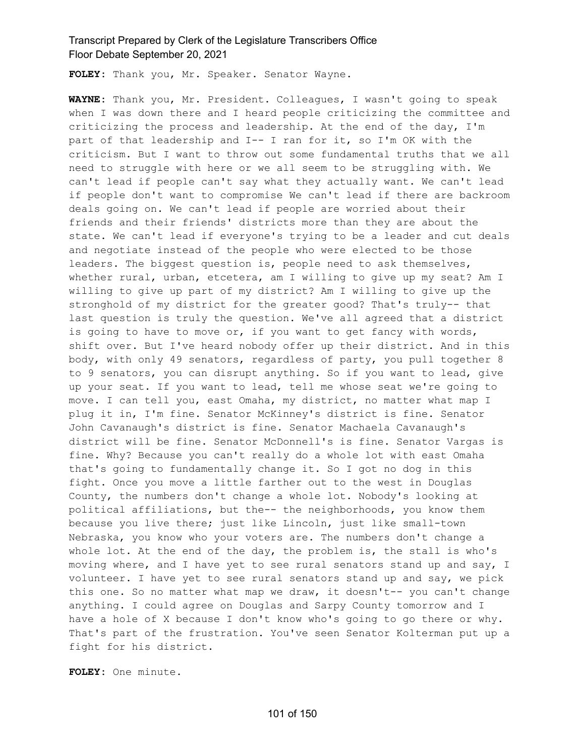**FOLEY:** Thank you, Mr. Speaker. Senator Wayne.

**WAYNE:** Thank you, Mr. President. Colleagues, I wasn't going to speak when I was down there and I heard people criticizing the committee and criticizing the process and leadership. At the end of the day, I'm part of that leadership and I-- I ran for it, so I'm OK with the criticism. But I want to throw out some fundamental truths that we all need to struggle with here or we all seem to be struggling with. We can't lead if people can't say what they actually want. We can't lead if people don't want to compromise We can't lead if there are backroom deals going on. We can't lead if people are worried about their friends and their friends' districts more than they are about the state. We can't lead if everyone's trying to be a leader and cut deals and negotiate instead of the people who were elected to be those leaders. The biggest question is, people need to ask themselves, whether rural, urban, etcetera, am I willing to give up my seat? Am I willing to give up part of my district? Am I willing to give up the stronghold of my district for the greater good? That's truly-- that last question is truly the question. We've all agreed that a district is going to have to move or, if you want to get fancy with words, shift over. But I've heard nobody offer up their district. And in this body, with only 49 senators, regardless of party, you pull together 8 to 9 senators, you can disrupt anything. So if you want to lead, give up your seat. If you want to lead, tell me whose seat we're going to move. I can tell you, east Omaha, my district, no matter what map I plug it in, I'm fine. Senator McKinney's district is fine. Senator John Cavanaugh's district is fine. Senator Machaela Cavanaugh's district will be fine. Senator McDonnell's is fine. Senator Vargas is fine. Why? Because you can't really do a whole lot with east Omaha that's going to fundamentally change it. So I got no dog in this fight. Once you move a little farther out to the west in Douglas County, the numbers don't change a whole lot. Nobody's looking at political affiliations, but the-- the neighborhoods, you know them because you live there; just like Lincoln, just like small-town Nebraska, you know who your voters are. The numbers don't change a whole lot. At the end of the day, the problem is, the stall is who's moving where, and I have yet to see rural senators stand up and say, I volunteer. I have yet to see rural senators stand up and say, we pick this one. So no matter what map we draw, it doesn't-- you can't change anything. I could agree on Douglas and Sarpy County tomorrow and I have a hole of X because I don't know who's going to go there or why. That's part of the frustration. You've seen Senator Kolterman put up a fight for his district.

**FOLEY:** One minute.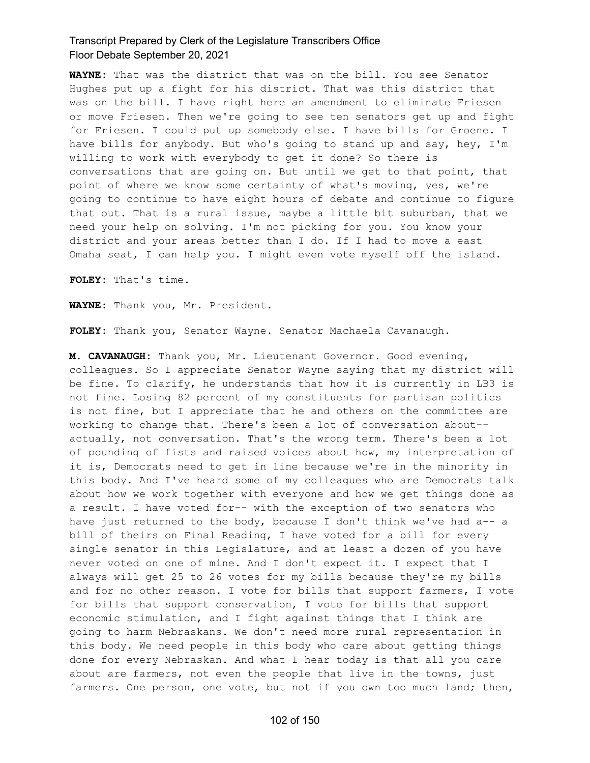**WAYNE:** That was the district that was on the bill. You see Senator Hughes put up a fight for his district. That was this district that was on the bill. I have right here an amendment to eliminate Friesen or move Friesen. Then we're going to see ten senators get up and fight for Friesen. I could put up somebody else. I have bills for Groene. I have bills for anybody. But who's going to stand up and say, hey, I'm willing to work with everybody to get it done? So there is conversations that are going on. But until we get to that point, that point of where we know some certainty of what's moving, yes, we're going to continue to have eight hours of debate and continue to figure that out. That is a rural issue, maybe a little bit suburban, that we need your help on solving. I'm not picking for you. You know your district and your areas better than I do. If I had to move a east Omaha seat, I can help you. I might even vote myself off the island.

**FOLEY:** That's time.

**WAYNE:** Thank you, Mr. President.

**FOLEY:** Thank you, Senator Wayne. Senator Machaela Cavanaugh.

**M. CAVANAUGH:** Thank you, Mr. Lieutenant Governor. Good evening, colleagues. So I appreciate Senator Wayne saying that my district will be fine. To clarify, he understands that how it is currently in LB3 is not fine. Losing 82 percent of my constituents for partisan politics is not fine, but I appreciate that he and others on the committee are working to change that. There's been a lot of conversation about-- actually, not conversation. That's the wrong term. There's been a lot of pounding of fists and raised voices about how, my interpretation of it is, Democrats need to get in line because we're in the minority in this body. And I've heard some of my colleagues who are Democrats talk about how we work together with everyone and how we get things done as a result. I have voted for-- with the exception of two senators who have just returned to the body, because I don't think we've had a-- a bill of theirs on Final Reading, I have voted for a bill for every single senator in this Legislature, and at least a dozen of you have never voted on one of mine. And I don't expect it. I expect that I always will get 25 to 26 votes for my bills because they're my bills and for no other reason. I vote for bills that support farmers, I vote for bills that support conservation, I vote for bills that support economic stimulation, and I fight against things that I think are going to harm Nebraskans. We don't need more rural representation in this body. We need people in this body who care about getting things done for every Nebraskan. And what I hear today is that all you care about are farmers, not even the people that live in the towns, just farmers. One person, one vote, but not if you own too much land; then,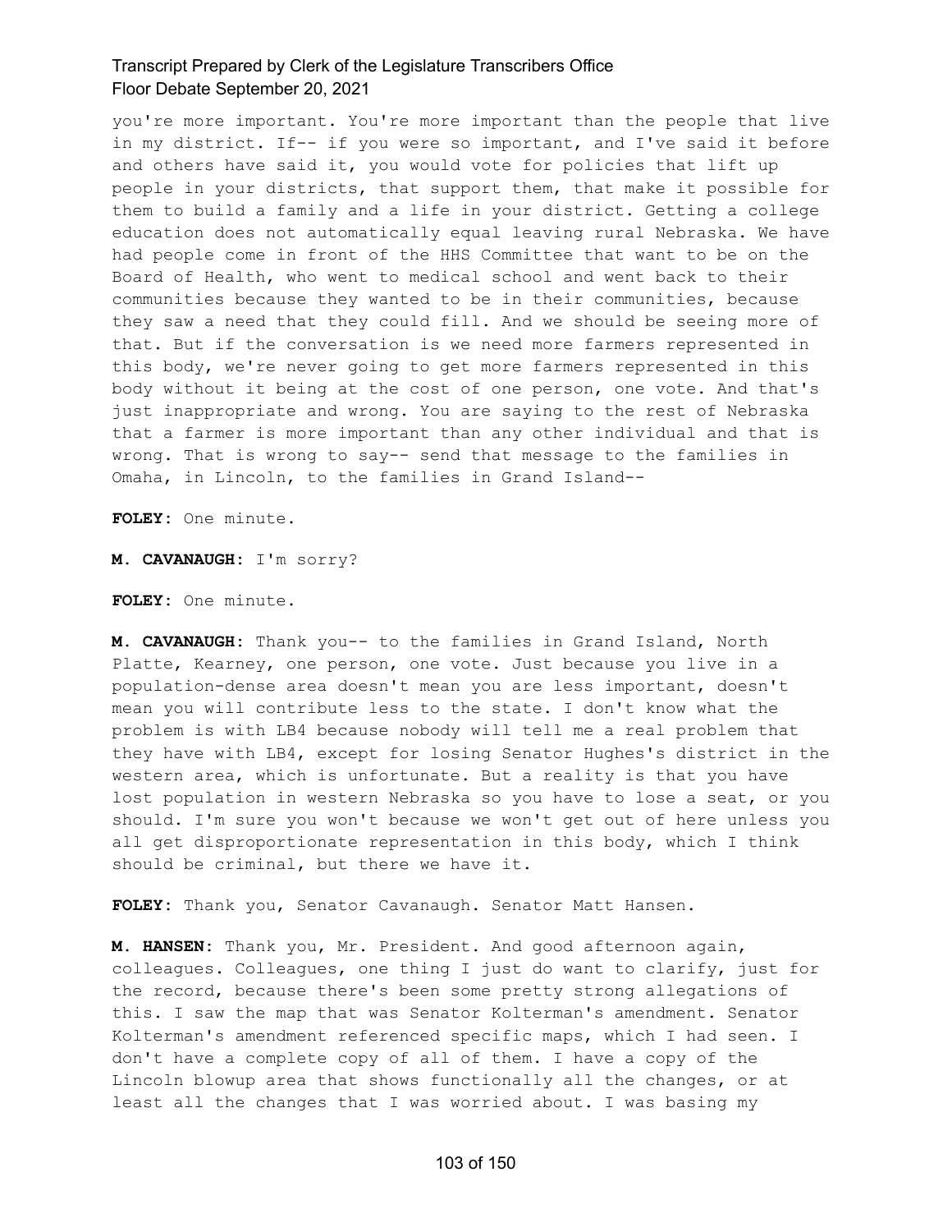you're more important. You're more important than the people that live in my district. If-- if you were so important, and I've said it before and others have said it, you would vote for policies that lift up people in your districts, that support them, that make it possible for them to build a family and a life in your district. Getting a college education does not automatically equal leaving rural Nebraska. We have had people come in front of the HHS Committee that want to be on the Board of Health, who went to medical school and went back to their communities because they wanted to be in their communities, because they saw a need that they could fill. And we should be seeing more of that. But if the conversation is we need more farmers represented in this body, we're never going to get more farmers represented in this body without it being at the cost of one person, one vote. And that's just inappropriate and wrong. You are saying to the rest of Nebraska that a farmer is more important than any other individual and that is wrong. That is wrong to say-- send that message to the families in Omaha, in Lincoln, to the families in Grand Island--

**FOLEY:** One minute.

**M. CAVANAUGH:** I'm sorry?

**FOLEY:** One minute.

**M. CAVANAUGH:** Thank you-- to the families in Grand Island, North Platte, Kearney, one person, one vote. Just because you live in a population-dense area doesn't mean you are less important, doesn't mean you will contribute less to the state. I don't know what the problem is with LB4 because nobody will tell me a real problem that they have with LB4, except for losing Senator Hughes's district in the western area, which is unfortunate. But a reality is that you have lost population in western Nebraska so you have to lose a seat, or you should. I'm sure you won't because we won't get out of here unless you all get disproportionate representation in this body, which I think should be criminal, but there we have it.

**FOLEY:** Thank you, Senator Cavanaugh. Senator Matt Hansen.

**M. HANSEN:** Thank you, Mr. President. And good afternoon again, colleagues. Colleagues, one thing I just do want to clarify, just for the record, because there's been some pretty strong allegations of this. I saw the map that was Senator Kolterman's amendment. Senator Kolterman's amendment referenced specific maps, which I had seen. I don't have a complete copy of all of them. I have a copy of the Lincoln blowup area that shows functionally all the changes, or at least all the changes that I was worried about. I was basing my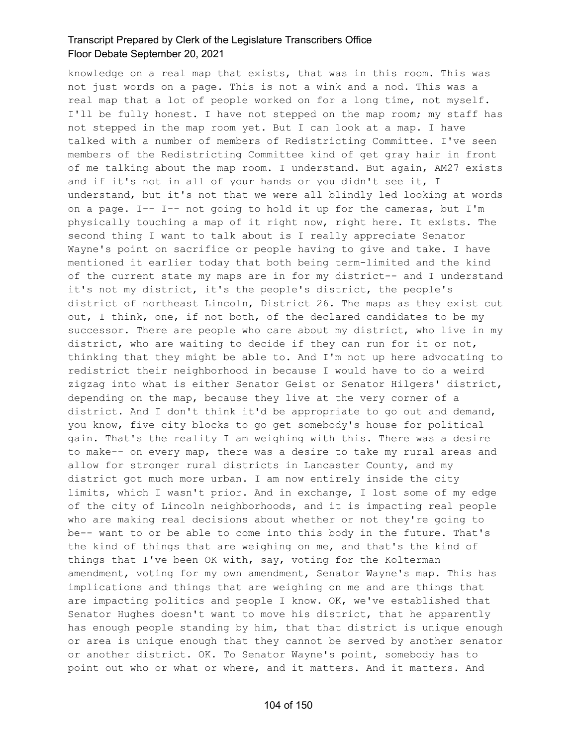knowledge on a real map that exists, that was in this room. This was not just words on a page. This is not a wink and a nod. This was a real map that a lot of people worked on for a long time, not myself. I'll be fully honest. I have not stepped on the map room; my staff has not stepped in the map room yet. But I can look at a map. I have talked with a number of members of Redistricting Committee. I've seen members of the Redistricting Committee kind of get gray hair in front of me talking about the map room. I understand. But again, AM27 exists and if it's not in all of your hands or you didn't see it, I understand, but it's not that we were all blindly led looking at words on a page. I-- I-- not going to hold it up for the cameras, but I'm physically touching a map of it right now, right here. It exists. The second thing I want to talk about is I really appreciate Senator Wayne's point on sacrifice or people having to give and take. I have mentioned it earlier today that both being term-limited and the kind of the current state my maps are in for my district-- and I understand it's not my district, it's the people's district, the people's district of northeast Lincoln, District 26. The maps as they exist cut out, I think, one, if not both, of the declared candidates to be my successor. There are people who care about my district, who live in my district, who are waiting to decide if they can run for it or not, thinking that they might be able to. And I'm not up here advocating to redistrict their neighborhood in because I would have to do a weird zigzag into what is either Senator Geist or Senator Hilgers' district, depending on the map, because they live at the very corner of a district. And I don't think it'd be appropriate to go out and demand, you know, five city blocks to go get somebody's house for political gain. That's the reality I am weighing with this. There was a desire to make-- on every map, there was a desire to take my rural areas and allow for stronger rural districts in Lancaster County, and my district got much more urban. I am now entirely inside the city limits, which I wasn't prior. And in exchange, I lost some of my edge of the city of Lincoln neighborhoods, and it is impacting real people who are making real decisions about whether or not they're going to be-- want to or be able to come into this body in the future. That's the kind of things that are weighing on me, and that's the kind of things that I've been OK with, say, voting for the Kolterman amendment, voting for my own amendment, Senator Wayne's map. This has implications and things that are weighing on me and are things that are impacting politics and people I know. OK, we've established that Senator Hughes doesn't want to move his district, that he apparently has enough people standing by him, that that district is unique enough or area is unique enough that they cannot be served by another senator or another district. OK. To Senator Wayne's point, somebody has to point out who or what or where, and it matters. And it matters. And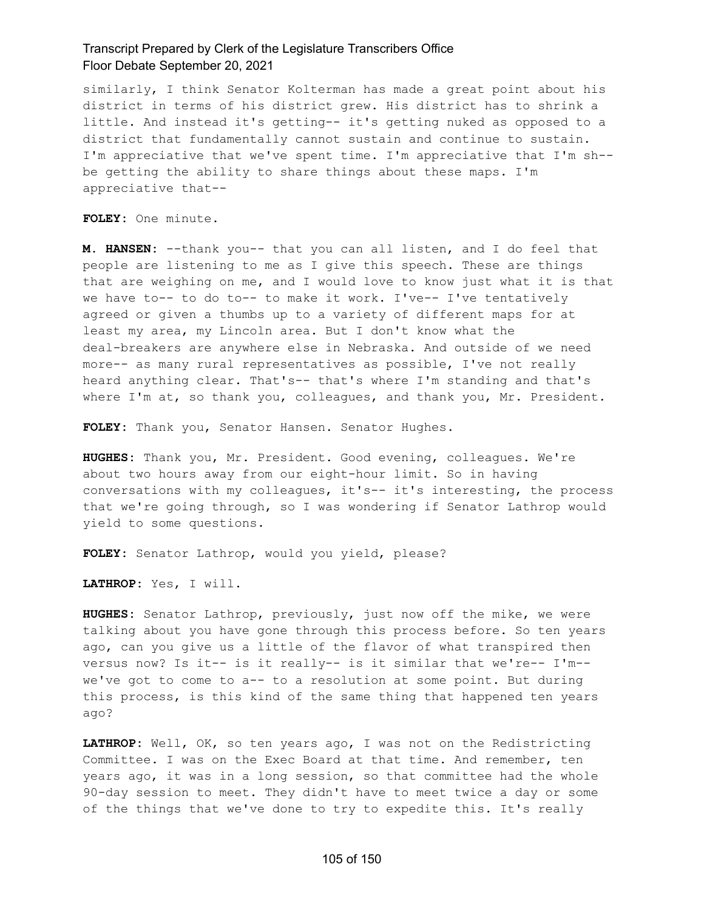similarly, I think Senator Kolterman has made a great point about his district in terms of his district grew. His district has to shrink a little. And instead it's getting-- it's getting nuked as opposed to a district that fundamentally cannot sustain and continue to sustain. I'm appreciative that we've spent time. I'm appreciative that I'm sh-- be getting the ability to share things about these maps. I'm appreciative that--

**FOLEY:** One minute.

**M. HANSEN:** --thank you-- that you can all listen, and I do feel that people are listening to me as I give this speech. These are things that are weighing on me, and I would love to know just what it is that we have to-- to do to-- to make it work. I've-- I've tentatively agreed or given a thumbs up to a variety of different maps for at least my area, my Lincoln area. But I don't know what the deal-breakers are anywhere else in Nebraska. And outside of we need more-- as many rural representatives as possible, I've not really heard anything clear. That's-- that's where I'm standing and that's where I'm at, so thank you, colleagues, and thank you, Mr. President.

**FOLEY:** Thank you, Senator Hansen. Senator Hughes.

**HUGHES:** Thank you, Mr. President. Good evening, colleagues. We're about two hours away from our eight-hour limit. So in having conversations with my colleagues, it's-- it's interesting, the process that we're going through, so I was wondering if Senator Lathrop would yield to some questions.

**FOLEY:** Senator Lathrop, would you yield, please?

**LATHROP:** Yes, I will.

**HUGHES:** Senator Lathrop, previously, just now off the mike, we were talking about you have gone through this process before. So ten years ago, can you give us a little of the flavor of what transpired then versus now? Is it-- is it really-- is it similar that we're-- I'm-- we've got to come to a-- to a resolution at some point. But during this process, is this kind of the same thing that happened ten years ago?

**LATHROP:** Well, OK, so ten years ago, I was not on the Redistricting Committee. I was on the Exec Board at that time. And remember, ten years ago, it was in a long session, so that committee had the whole 90-day session to meet. They didn't have to meet twice a day or some of the things that we've done to try to expedite this. It's really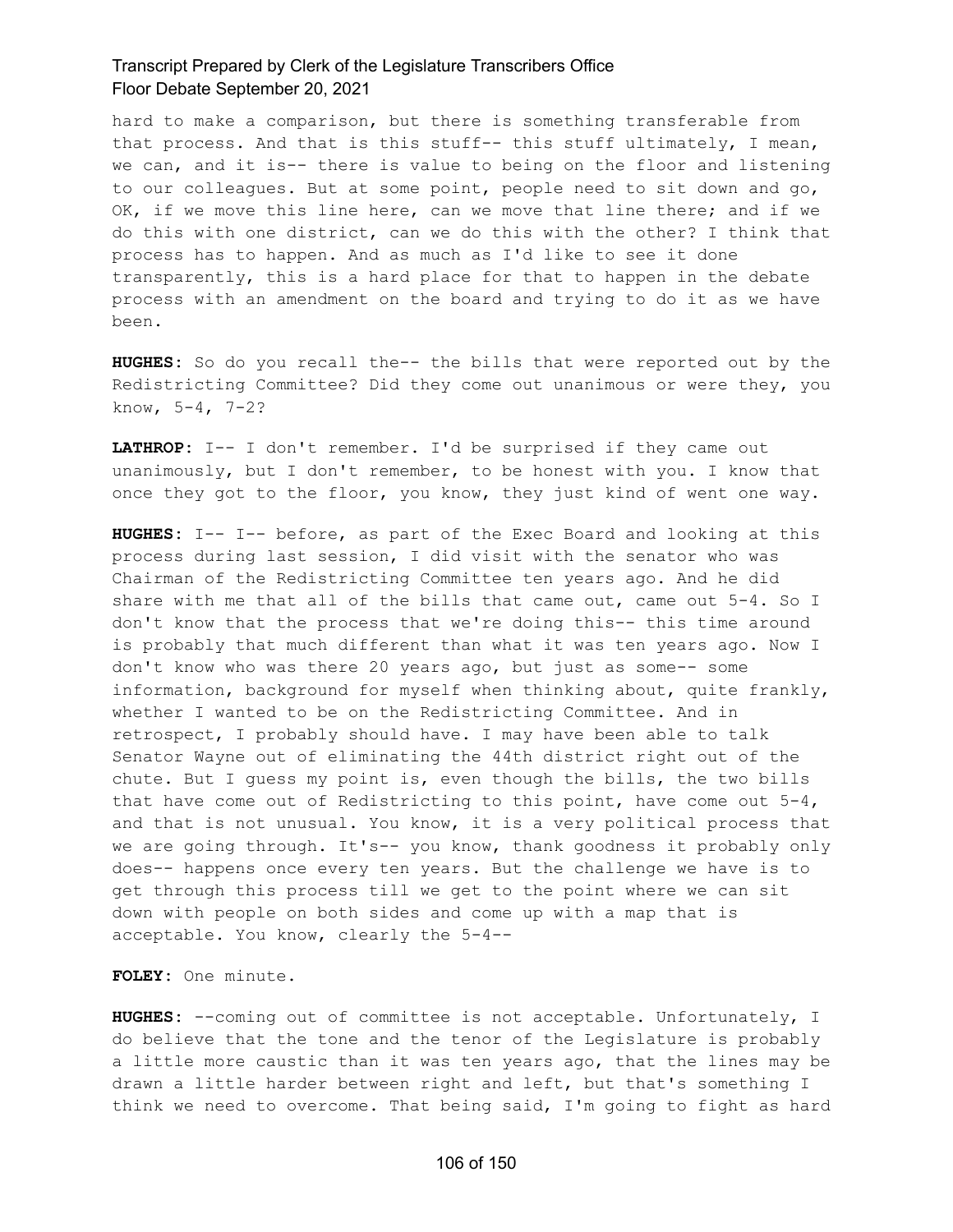hard to make a comparison, but there is something transferable from that process. And that is this stuff-- this stuff ultimately, I mean, we can, and it is-- there is value to being on the floor and listening to our colleagues. But at some point, people need to sit down and go, OK, if we move this line here, can we move that line there; and if we do this with one district, can we do this with the other? I think that process has to happen. And as much as I'd like to see it done transparently, this is a hard place for that to happen in the debate process with an amendment on the board and trying to do it as we have been.

**HUGHES:** So do you recall the-- the bills that were reported out by the Redistricting Committee? Did they come out unanimous or were they, you know, 5-4, 7-2?

**LATHROP:** I-- I don't remember. I'd be surprised if they came out unanimously, but I don't remember, to be honest with you. I know that once they got to the floor, you know, they just kind of went one way.

**HUGHES:** I-- I-- before, as part of the Exec Board and looking at this process during last session, I did visit with the senator who was Chairman of the Redistricting Committee ten years ago. And he did share with me that all of the bills that came out, came out 5-4. So I don't know that the process that we're doing this-- this time around is probably that much different than what it was ten years ago. Now I don't know who was there 20 years ago, but just as some-- some information, background for myself when thinking about, quite frankly, whether I wanted to be on the Redistricting Committee. And in retrospect, I probably should have. I may have been able to talk Senator Wayne out of eliminating the 44th district right out of the chute. But I guess my point is, even though the bills, the two bills that have come out of Redistricting to this point, have come out 5-4, and that is not unusual. You know, it is a very political process that we are going through. It's-- you know, thank goodness it probably only does-- happens once every ten years. But the challenge we have is to get through this process till we get to the point where we can sit down with people on both sides and come up with a map that is acceptable. You know, clearly the 5-4--

**FOLEY:** One minute.

**HUGHES:** --coming out of committee is not acceptable. Unfortunately, I do believe that the tone and the tenor of the Legislature is probably a little more caustic than it was ten years ago, that the lines may be drawn a little harder between right and left, but that's something I think we need to overcome. That being said, I'm going to fight as hard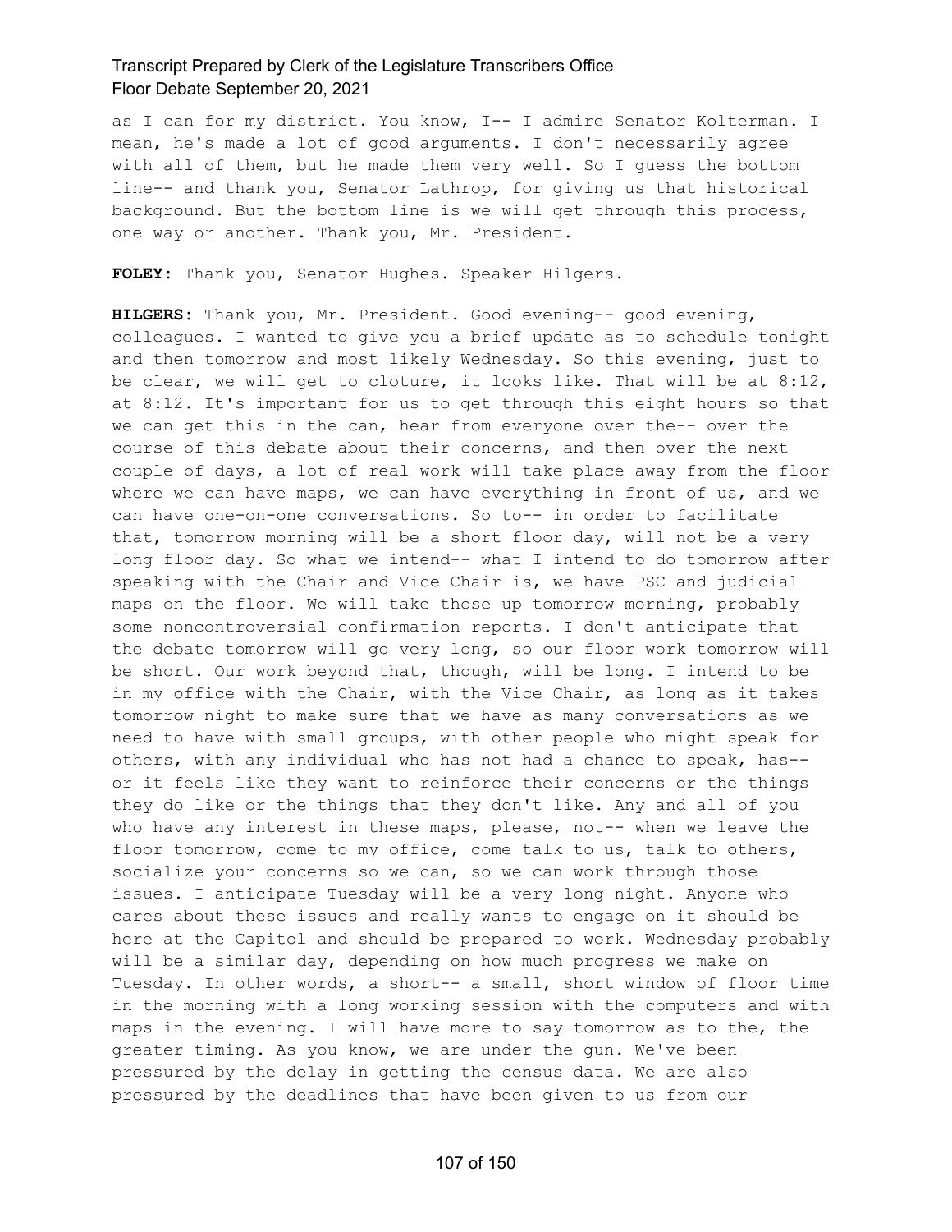as I can for my district. You know, I-- I admire Senator Kolterman. I mean, he's made a lot of good arguments. I don't necessarily agree with all of them, but he made them very well. So I guess the bottom line-- and thank you, Senator Lathrop, for giving us that historical background. But the bottom line is we will get through this process, one way or another. Thank you, Mr. President.

**FOLEY**: Thank you, Senator Hughes. Speaker Hilgers.

**HILGERS**: Thank you, Mr. President. Good evening-- good evening, colleagues. I wanted to give you a brief update as to schedule tonight and then tomorrow and most likely Wednesday. So this evening, just to be clear, we will get to cloture, it looks like. That will be at 8:12, at 8:12. It's important for us to get through this eight hours so that we can get this in the can, hear from everyone over the-- over the course of this debate about their concerns, and then over the next couple of days, a lot of real work will take place away from the floor where we can have maps, we can have everything in front of us, and we can have one-on-one conversations. So to-- in order to facilitate that, tomorrow morning will be a short floor day, will not be a very long floor day. So what we intend-- what I intend to do tomorrow after speaking with the Chair and Vice Chair is, we have PSC and judicial maps on the floor. We will take those up tomorrow morning, probably some noncontroversial confirmation reports. I don't anticipate that the debate tomorrow will go very long, so our floor work tomorrow will be short. Our work beyond that, though, will be long. I intend to be in my office with the Chair, with the Vice Chair, as long as it takes tomorrow night to make sure that we have as many conversations as we need to have with small groups, with other people who might speak for others, with any individual who has not had a chance to speak, has-- or it feels like they want to reinforce their concerns or the things they do like or the things that they don't like. Any and all of you who have any interest in these maps, please, not-- when we leave the floor tomorrow, come to my office, come talk to us, talk to others, socialize your concerns so we can, so we can work through those issues. I anticipate Tuesday will be a very long night. Anyone who cares about these issues and really wants to engage on it should be here at the Capitol and should be prepared to work. Wednesday probably will be a similar day, depending on how much progress we make on Tuesday. In other words, a short-- a small, short window of floor time in the morning with a long working session with the computers and with maps in the evening. I will have more to say tomorrow as to the, the greater timing. As you know, we are under the gun. We've been pressured by the delay in getting the census data. We are also pressured by the deadlines that have been given to us from our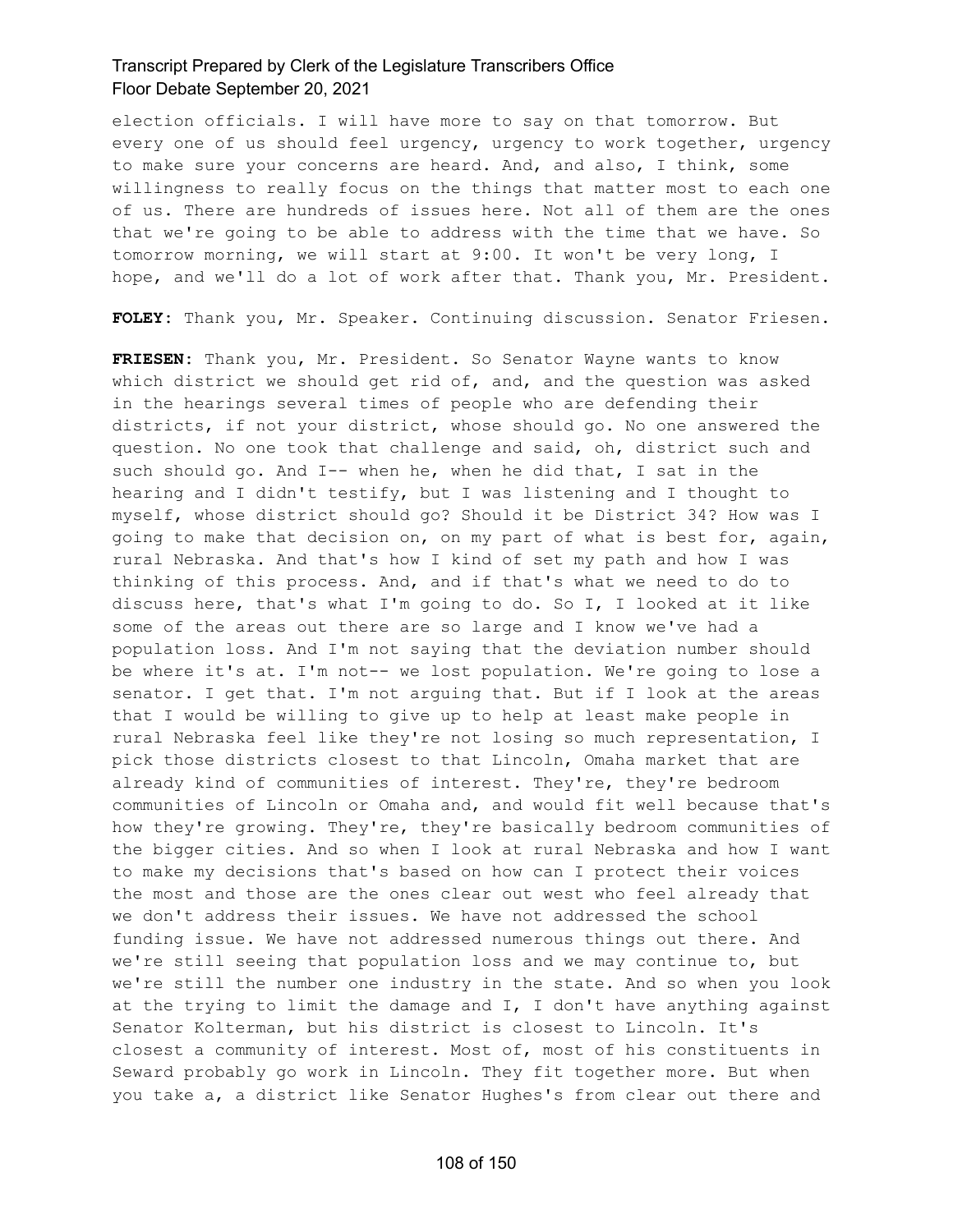election officials. I will have more to say on that tomorrow. But every one of us should feel urgency, urgency to work together, urgency to make sure your concerns are heard. And, and also, I think, some willingness to really focus on the things that matter most to each one of us. There are hundreds of issues here. Not all of them are the ones that we're going to be able to address with the time that we have. So tomorrow morning, we will start at 9:00. It won't be very long, I hope, and we'll do a lot of work after that. Thank you, Mr. President.

**FOLEY:** Thank you, Mr. Speaker. Continuing discussion. Senator Friesen.

**FRIESEN:** Thank you, Mr. President. So Senator Wayne wants to know which district we should get rid of, and, and the question was asked in the hearings several times of people who are defending their districts, if not your district, whose should go. No one answered the question. No one took that challenge and said, oh, district such and such should go. And I-- when he, when he did that, I sat in the hearing and I didn't testify, but I was listening and I thought to myself, whose district should go? Should it be District 34? How was I going to make that decision on, on my part of what is best for, again, rural Nebraska. And that's how I kind of set my path and how I was thinking of this process. And, and if that's what we need to do to discuss here, that's what I'm going to do. So I, I looked at it like some of the areas out there are so large and I know we've had a population loss. And I'm not saying that the deviation number should be where it's at. I'm not-- we lost population. We're going to lose a senator. I get that. I'm not arguing that. But if I look at the areas that I would be willing to give up to help at least make people in rural Nebraska feel like they're not losing so much representation, I pick those districts closest to that Lincoln, Omaha market that are already kind of communities of interest. They're, they're bedroom communities of Lincoln or Omaha and, and would fit well because that's how they're growing. They're, they're basically bedroom communities of the bigger cities. And so when I look at rural Nebraska and how I want to make my decisions that's based on how can I protect their voices the most and those are the ones clear out west who feel already that we don't address their issues. We have not addressed the school funding issue. We have not addressed numerous things out there. And we're still seeing that population loss and we may continue to, but we're still the number one industry in the state. And so when you look at the trying to limit the damage and I, I don't have anything against Senator Kolterman, but his district is closest to Lincoln. It's closest a community of interest. Most of, most of his constituents in Seward probably go work in Lincoln. They fit together more. But when you take a, a district like Senator Hughes's from clear out there and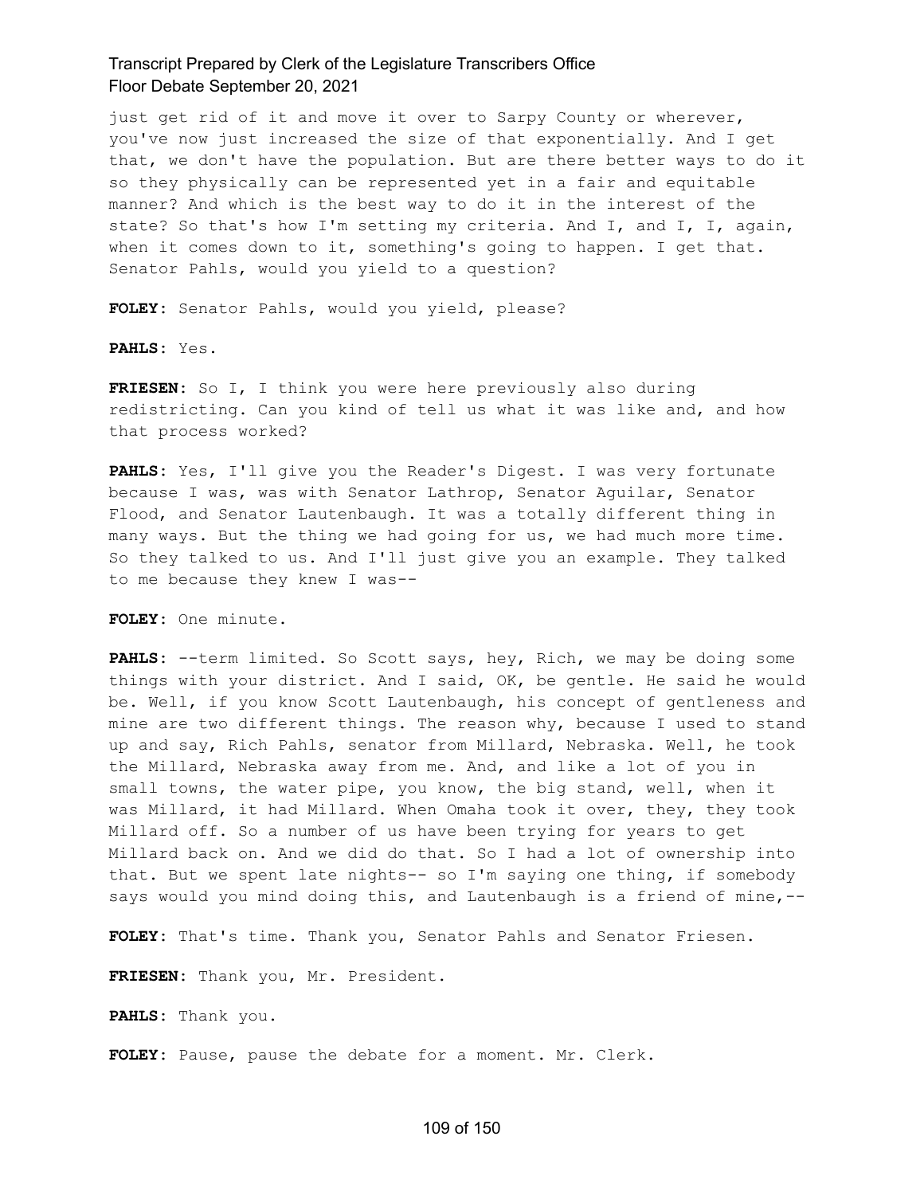just get rid of it and move it over to Sarpy County or wherever, you've now just increased the size of that exponentially. And I get that, we don't have the population. But are there better ways to do it so they physically can be represented yet in a fair and equitable manner? And which is the best way to do it in the interest of the state? So that's how I'm setting my criteria. And I, and I, I, again, when it comes down to it, something's going to happen. I get that. Senator Pahls, would you yield to a question?

**FOLEY:** Senator Pahls, would you yield, please?

**PAHLS:** Yes.

**FRIESEN:** So I, I think you were here previously also during redistricting. Can you kind of tell us what it was like and, and how that process worked?

**PAHLS:** Yes, I'll give you the Reader's Digest. I was very fortunate because I was, was with Senator Lathrop, Senator Aguilar, Senator Flood, and Senator Lautenbaugh. It was a totally different thing in many ways. But the thing we had going for us, we had much more time. So they talked to us. And I'll just give you an example. They talked to me because they knew I was--

**FOLEY:** One minute.

**PAHLS:** --term limited. So Scott says, hey, Rich, we may be doing some things with your district. And I said, OK, be gentle. He said he would be. Well, if you know Scott Lautenbaugh, his concept of gentleness and mine are two different things. The reason why, because I used to stand up and say, Rich Pahls, senator from Millard, Nebraska. Well, he took the Millard, Nebraska away from me. And, and like a lot of you in small towns, the water pipe, you know, the big stand, well, when it was Millard, it had Millard. When Omaha took it over, they, they took Millard off. So a number of us have been trying for years to get Millard back on. And we did do that. So I had a lot of ownership into that. But we spent late nights-- so I'm saying one thing, if somebody says would you mind doing this, and Lautenbaugh is a friend of mine,--

**FOLEY:** That's time. Thank you, Senator Pahls and Senator Friesen.

**FRIESEN:** Thank you, Mr. President.

**PAHLS:** Thank you.

**FOLEY:** Pause, pause the debate for a moment. Mr. Clerk.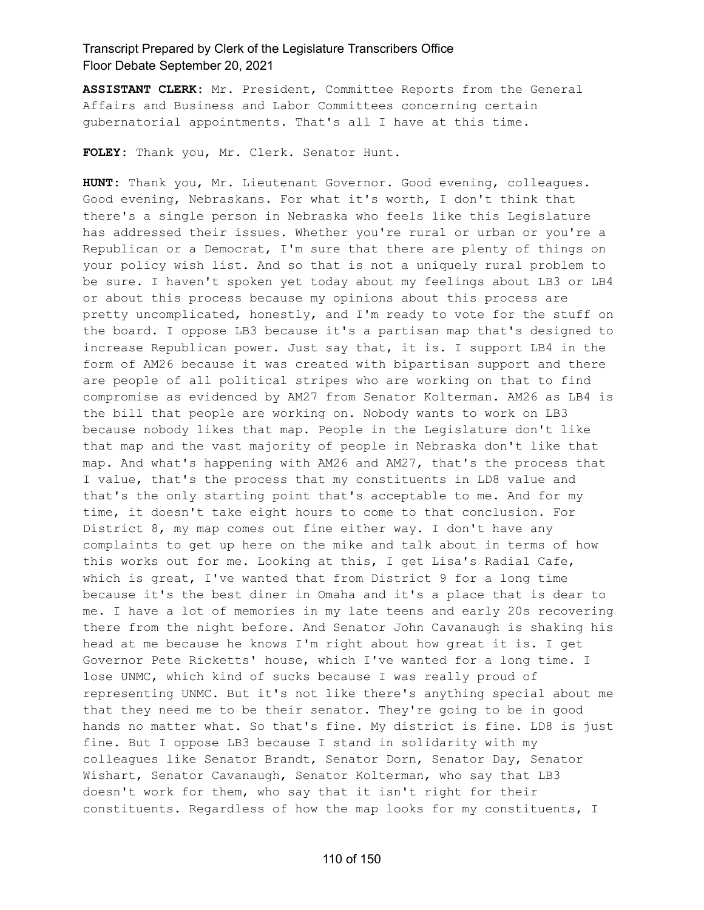**ASSISTANT CLERK:** Mr. President, Committee Reports from the General Affairs and Business and Labor Committees concerning certain gubernatorial appointments. That's all I have at this time.

**FOLEY:** Thank you, Mr. Clerk. Senator Hunt.

**HUNT:** Thank you, Mr. Lieutenant Governor. Good evening, colleagues. Good evening, Nebraskans. For what it's worth, I don't think that there's a single person in Nebraska who feels like this Legislature has addressed their issues. Whether you're rural or urban or you're a Republican or a Democrat, I'm sure that there are plenty of things on your policy wish list. And so that is not a uniquely rural problem to be sure. I haven't spoken yet today about my feelings about LB3 or LB4 or about this process because my opinions about this process are pretty uncomplicated, honestly, and I'm ready to vote for the stuff on the board. I oppose LB3 because it's a partisan map that's designed to increase Republican power. Just say that, it is. I support LB4 in the form of AM26 because it was created with bipartisan support and there are people of all political stripes who are working on that to find compromise as evidenced by AM27 from Senator Kolterman. AM26 as LB4 is the bill that people are working on. Nobody wants to work on LB3 because nobody likes that map. People in the Legislature don't like that map and the vast majority of people in Nebraska don't like that map. And what's happening with AM26 and AM27, that's the process that I value, that's the process that my constituents in LD8 value and that's the only starting point that's acceptable to me. And for my time, it doesn't take eight hours to come to that conclusion. For District 8, my map comes out fine either way. I don't have any complaints to get up here on the mike and talk about in terms of how this works out for me. Looking at this, I get Lisa's Radial Cafe, which is great, I've wanted that from District 9 for a long time because it's the best diner in Omaha and it's a place that is dear to me. I have a lot of memories in my late teens and early 20s recovering there from the night before. And Senator John Cavanaugh is shaking his head at me because he knows I'm right about how great it is. I get Governor Pete Ricketts' house, which I've wanted for a long time. I lose UNMC, which kind of sucks because I was really proud of representing UNMC. But it's not like there's anything special about me that they need me to be their senator. They're going to be in good hands no matter what. So that's fine. My district is fine. LD8 is just fine. But I oppose LB3 because I stand in solidarity with my colleagues like Senator Brandt, Senator Dorn, Senator Day, Senator Wishart, Senator Cavanaugh, Senator Kolterman, who say that LB3 doesn't work for them, who say that it isn't right for their constituents. Regardless of how the map looks for my constituents, I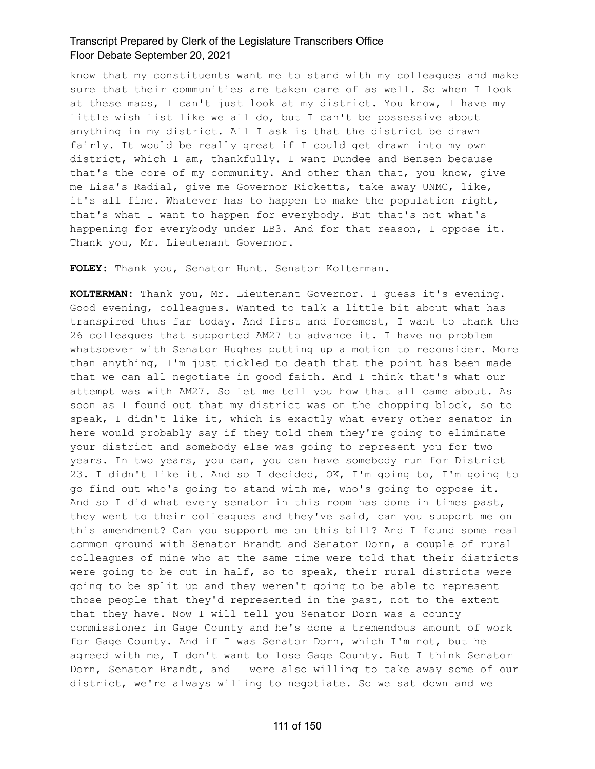know that my constituents want me to stand with my colleagues and make sure that their communities are taken care of as well. So when I look at these maps, I can't just look at my district. You know, I have my little wish list like we all do, but I can't be possessive about anything in my district. All I ask is that the district be drawn fairly. It would be really great if I could get drawn into my own district, which I am, thankfully. I want Dundee and Bensen because that's the core of my community. And other than that, you know, give me Lisa's Radial, give me Governor Ricketts, take away UNMC, like, it's all fine. Whatever has to happen to make the population right, that's what I want to happen for everybody. But that's not what's happening for everybody under LB3. And for that reason, I oppose it. Thank you, Mr. Lieutenant Governor.

**FOLEY:** Thank you, Senator Hunt. Senator Kolterman.

**KOLTERMAN:** Thank you, Mr. Lieutenant Governor. I guess it's evening. Good evening, colleagues. Wanted to talk a little bit about what has transpired thus far today. And first and foremost, I want to thank the 26 colleagues that supported AM27 to advance it. I have no problem whatsoever with Senator Hughes putting up a motion to reconsider. More than anything, I'm just tickled to death that the point has been made that we can all negotiate in good faith. And I think that's what our attempt was with AM27. So let me tell you how that all came about. As soon as I found out that my district was on the chopping block, so to speak, I didn't like it, which is exactly what every other senator in here would probably say if they told them they're going to eliminate your district and somebody else was going to represent you for two years. In two years, you can, you can have somebody run for District 23. I didn't like it. And so I decided, OK, I'm going to, I'm going to go find out who's going to stand with me, who's going to oppose it. And so I did what every senator in this room has done in times past, they went to their colleagues and they've said, can you support me on this amendment? Can you support me on this bill? And I found some real common ground with Senator Brandt and Senator Dorn, a couple of rural colleagues of mine who at the same time were told that their districts were going to be cut in half, so to speak, their rural districts were going to be split up and they weren't going to be able to represent those people that they'd represented in the past, not to the extent that they have. Now I will tell you Senator Dorn was a county commissioner in Gage County and he's done a tremendous amount of work for Gage County. And if I was Senator Dorn, which I'm not, but he agreed with me, I don't want to lose Gage County. But I think Senator Dorn, Senator Brandt, and I were also willing to take away some of our district, we're always willing to negotiate. So we sat down and we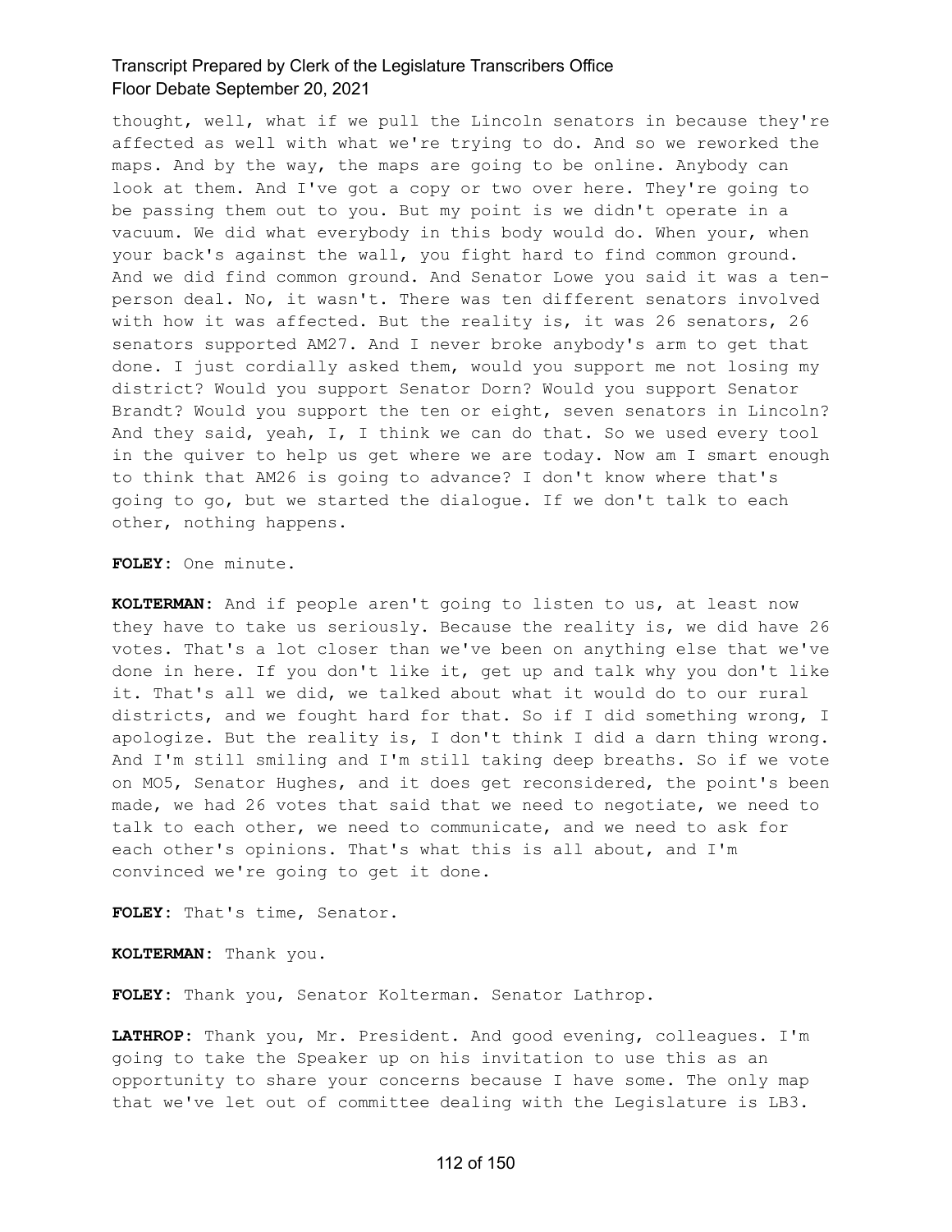thought, well, what if we pull the Lincoln senators in because they're affected as well with what we're trying to do. And so we reworked the maps. And by the way, the maps are going to be online. Anybody can look at them. And I've got a copy or two over here. They're going to be passing them out to you. But my point is we didn't operate in a vacuum. We did what everybody in this body would do. When your, when your back's against the wall, you fight hard to find common ground. And we did find common ground. And Senator Lowe you said it was a ten-person deal. No, it wasn't. There was ten different senators involved with how it was affected. But the reality is, it was 26 senators, 26 senators supported AM27. And I never broke anybody's arm to get that done. I just cordially asked them, would you support me not losing my district? Would you support Senator Dorn? Would you support Senator Brandt? Would you support the ten or eight, seven senators in Lincoln? And they said, yeah, I, I think we can do that. So we used every tool in the quiver to help us get where we are today. Now am I smart enough to think that AM26 is going to advance? I don't know where that's going to go, but we started the dialogue. If we don't talk to each other, nothing happens.

**FOLEY:** One minute.

**KOLTERMAN:** And if people aren't going to listen to us, at least now they have to take us seriously. Because the reality is, we did have 26 votes. That's a lot closer than we've been on anything else that we've done in here. If you don't like it, get up and talk why you don't like it. That's all we did, we talked about what it would do to our rural districts, and we fought hard for that. So if I did something wrong, I apologize. But the reality is, I don't think I did a darn thing wrong. And I'm still smiling and I'm still taking deep breaths. So if we vote on MO5, Senator Hughes, and it does get reconsidered, the point's been made, we had 26 votes that said that we need to negotiate, we need to talk to each other, we need to communicate, and we need to ask for each other's opinions. That's what this is all about, and I'm convinced we're going to get it done.

**FOLEY:** That's time, Senator.

**KOLTERMAN:** Thank you.

**FOLEY:** Thank you, Senator Kolterman. Senator Lathrop.

**LATHROP:** Thank you, Mr. President. And good evening, colleagues. I'm going to take the Speaker up on his invitation to use this as an opportunity to share your concerns because I have some. The only map that we've let out of committee dealing with the Legislature is LB3.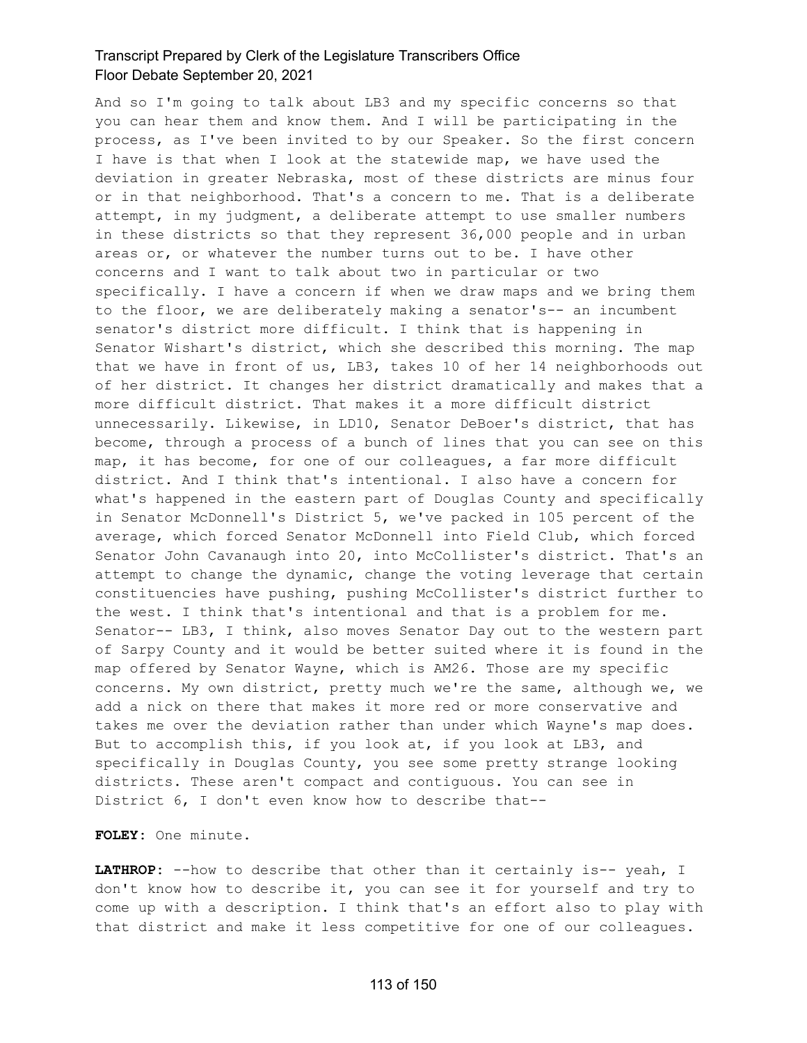And so I'm going to talk about LB3 and my specific concerns so that you can hear them and know them. And I will be participating in the process, as I've been invited to by our Speaker. So the first concern I have is that when I look at the statewide map, we have used the deviation in greater Nebraska, most of these districts are minus four or in that neighborhood. That's a concern to me. That is a deliberate attempt, in my judgment, a deliberate attempt to use smaller numbers in these districts so that they represent 36,000 people and in urban areas or, or whatever the number turns out to be. I have other concerns and I want to talk about two in particular or two specifically. I have a concern if when we draw maps and we bring them to the floor, we are deliberately making a senator's-- an incumbent senator's district more difficult. I think that is happening in Senator Wishart's district, which she described this morning. The map that we have in front of us, LB3, takes 10 of her 14 neighborhoods out of her district. It changes her district dramatically and makes that a more difficult district. That makes it a more difficult district unnecessarily. Likewise, in LD10, Senator DeBoer's district, that has become, through a process of a bunch of lines that you can see on this map, it has become, for one of our colleagues, a far more difficult district. And I think that's intentional. I also have a concern for what's happened in the eastern part of Douglas County and specifically in Senator McDonnell's District 5, we've packed in 105 percent of the average, which forced Senator McDonnell into Field Club, which forced Senator John Cavanaugh into 20, into McCollister's district. That's an attempt to change the dynamic, change the voting leverage that certain constituencies have pushing, pushing McCollister's district further to the west. I think that's intentional and that is a problem for me. Senator-- LB3, I think, also moves Senator Day out to the western part of Sarpy County and it would be better suited where it is found in the map offered by Senator Wayne, which is AM26. Those are my specific concerns. My own district, pretty much we're the same, although we, we add a nick on there that makes it more red or more conservative and takes me over the deviation rather than under which Wayne's map does. But to accomplish this, if you look at, if you look at LB3, and specifically in Douglas County, you see some pretty strange looking districts. These aren't compact and contiguous. You can see in District 6, I don't even know how to describe that--

**FOLEY:** One minute.

**LATHROP:** --how to describe that other than it certainly is-- yeah, I don't know how to describe it, you can see it for yourself and try to come up with a description. I think that's an effort also to play with that district and make it less competitive for one of our colleagues.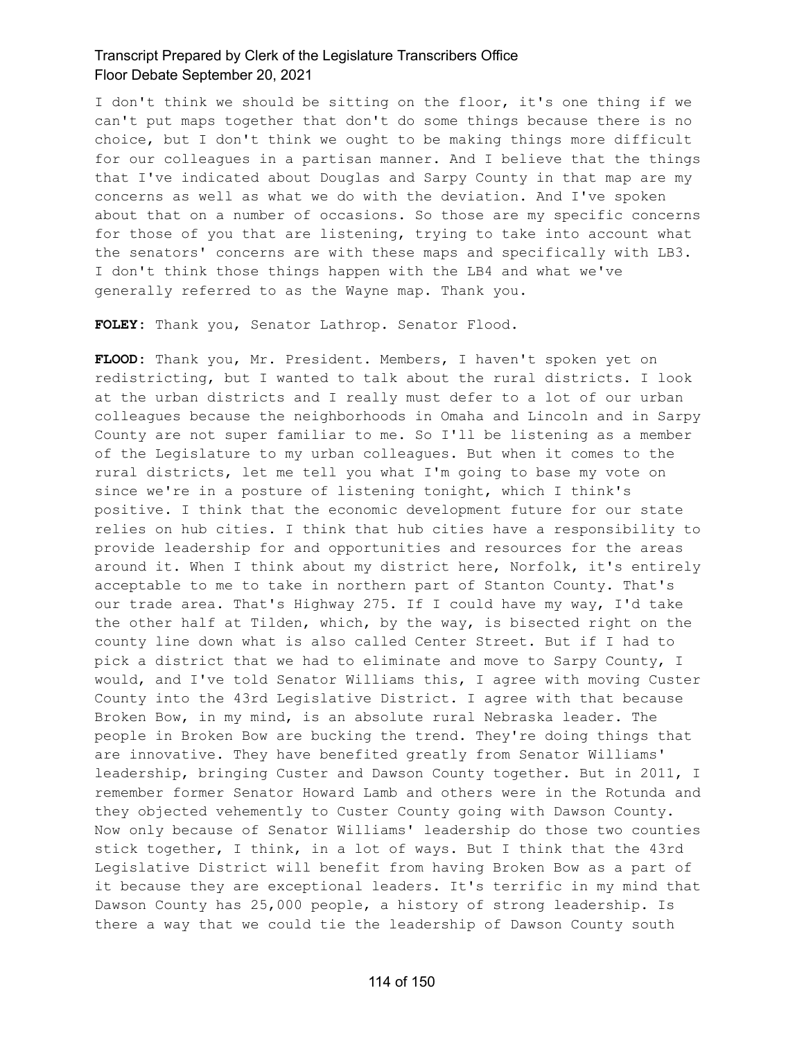I don't think we should be sitting on the floor, it's one thing if we can't put maps together that don't do some things because there is no choice, but I don't think we ought to be making things more difficult for our colleagues in a partisan manner. And I believe that the things that I've indicated about Douglas and Sarpy County in that map are my concerns as well as what we do with the deviation. And I've spoken about that on a number of occasions. So those are my specific concerns for those of you that are listening, trying to take into account what the senators' concerns are with these maps and specifically with LB3. I don't think those things happen with the LB4 and what we've generally referred to as the Wayne map. Thank you.

**FOLEY:** Thank you, Senator Lathrop. Senator Flood.

**FLOOD:** Thank you, Mr. President. Members, I haven't spoken yet on redistricting, but I wanted to talk about the rural districts. I look at the urban districts and I really must defer to a lot of our urban colleagues because the neighborhoods in Omaha and Lincoln and in Sarpy County are not super familiar to me. So I'll be listening as a member of the Legislature to my urban colleagues. But when it comes to the rural districts, let me tell you what I'm going to base my vote on since we're in a posture of listening tonight, which I think's positive. I think that the economic development future for our state relies on hub cities. I think that hub cities have a responsibility to provide leadership for and opportunities and resources for the areas around it. When I think about my district here, Norfolk, it's entirely acceptable to me to take in northern part of Stanton County. That's our trade area. That's Highway 275. If I could have my way, I'd take the other half at Tilden, which, by the way, is bisected right on the county line down what is also called Center Street. But if I had to pick a district that we had to eliminate and move to Sarpy County, I would, and I've told Senator Williams this, I agree with moving Custer County into the 43rd Legislative District. I agree with that because Broken Bow, in my mind, is an absolute rural Nebraska leader. The people in Broken Bow are bucking the trend. They're doing things that are innovative. They have benefited greatly from Senator Williams' leadership, bringing Custer and Dawson County together. But in 2011, I remember former Senator Howard Lamb and others were in the Rotunda and they objected vehemently to Custer County going with Dawson County. Now only because of Senator Williams' leadership do those two counties stick together, I think, in a lot of ways. But I think that the 43rd Legislative District will benefit from having Broken Bow as a part of it because they are exceptional leaders. It's terrific in my mind that Dawson County has 25,000 people, a history of strong leadership. Is there a way that we could tie the leadership of Dawson County south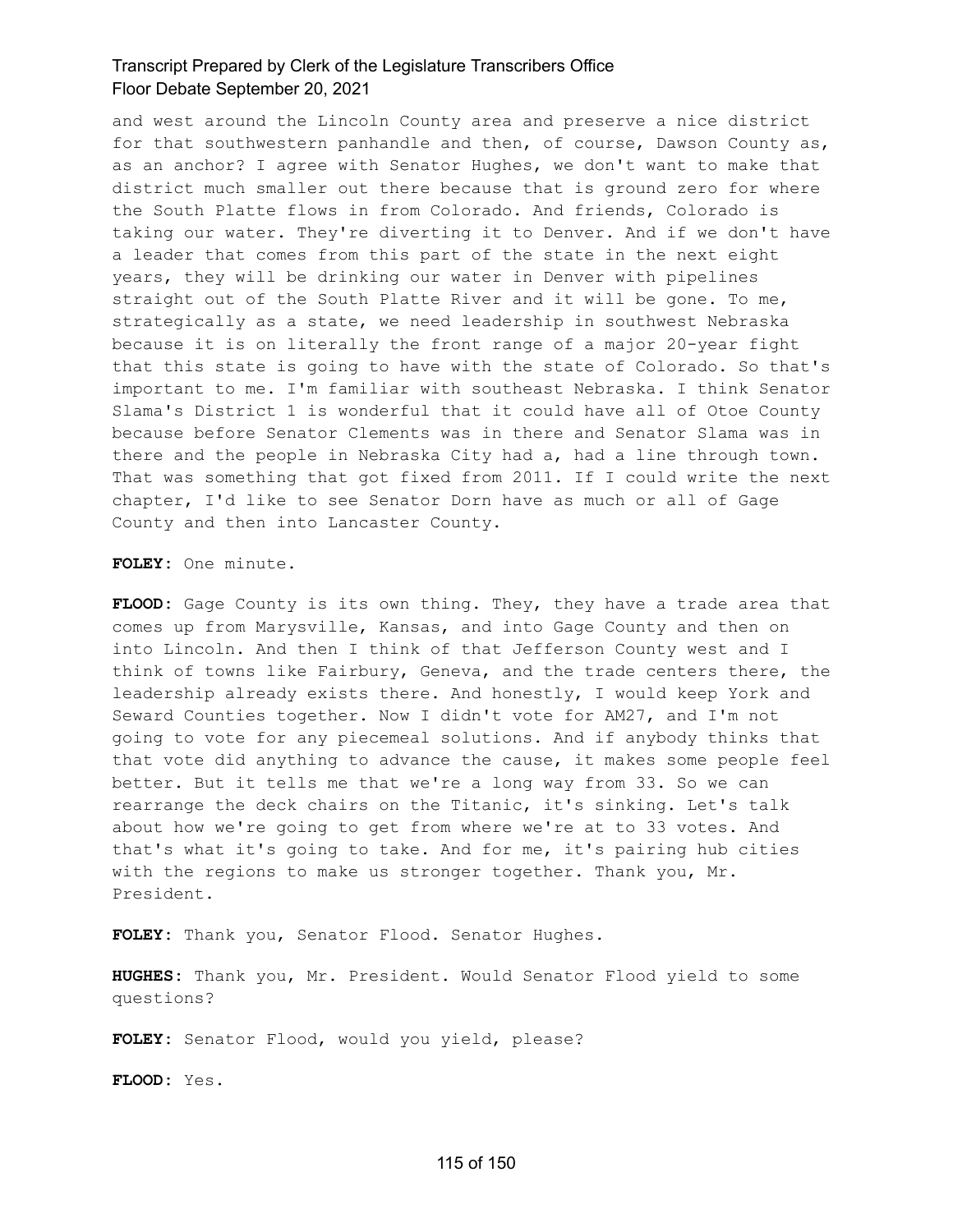and west around the Lincoln County area and preserve a nice district for that southwestern panhandle and then, of course, Dawson County as, as an anchor? I agree with Senator Hughes, we don't want to make that district much smaller out there because that is ground zero for where the South Platte flows in from Colorado. And friends, Colorado is taking our water. They're diverting it to Denver. And if we don't have a leader that comes from this part of the state in the next eight years, they will be drinking our water in Denver with pipelines straight out of the South Platte River and it will be gone. To me, strategically as a state, we need leadership in southwest Nebraska because it is on literally the front range of a major 20-year fight that this state is going to have with the state of Colorado. So that's important to me. I'm familiar with southeast Nebraska. I think Senator Slama's District 1 is wonderful that it could have all of Otoe County because before Senator Clements was in there and Senator Slama was in there and the people in Nebraska City had a, had a line through town. That was something that got fixed from 2011. If I could write the next chapter, I'd like to see Senator Dorn have as much or all of Gage County and then into Lancaster County.

**FOLEY:** One minute.

**FLOOD:** Gage County is its own thing. They, they have a trade area that comes up from Marysville, Kansas, and into Gage County and then on into Lincoln. And then I think of that Jefferson County west and I think of towns like Fairbury, Geneva, and the trade centers there, the leadership already exists there. And honestly, I would keep York and Seward Counties together. Now I didn't vote for AM27, and I'm not going to vote for any piecemeal solutions. And if anybody thinks that that vote did anything to advance the cause, it makes some people feel better. But it tells me that we're a long way from 33. So we can rearrange the deck chairs on the Titanic, it's sinking. Let's talk about how we're going to get from where we're at to 33 votes. And that's what it's going to take. And for me, it's pairing hub cities with the regions to make us stronger together. Thank you, Mr. President.

**FOLEY:** Thank you, Senator Flood. Senator Hughes.

**HUGHES:** Thank you, Mr. President. Would Senator Flood yield to some questions?

**FOLEY:** Senator Flood, would you yield, please?

**FLOOD:** Yes.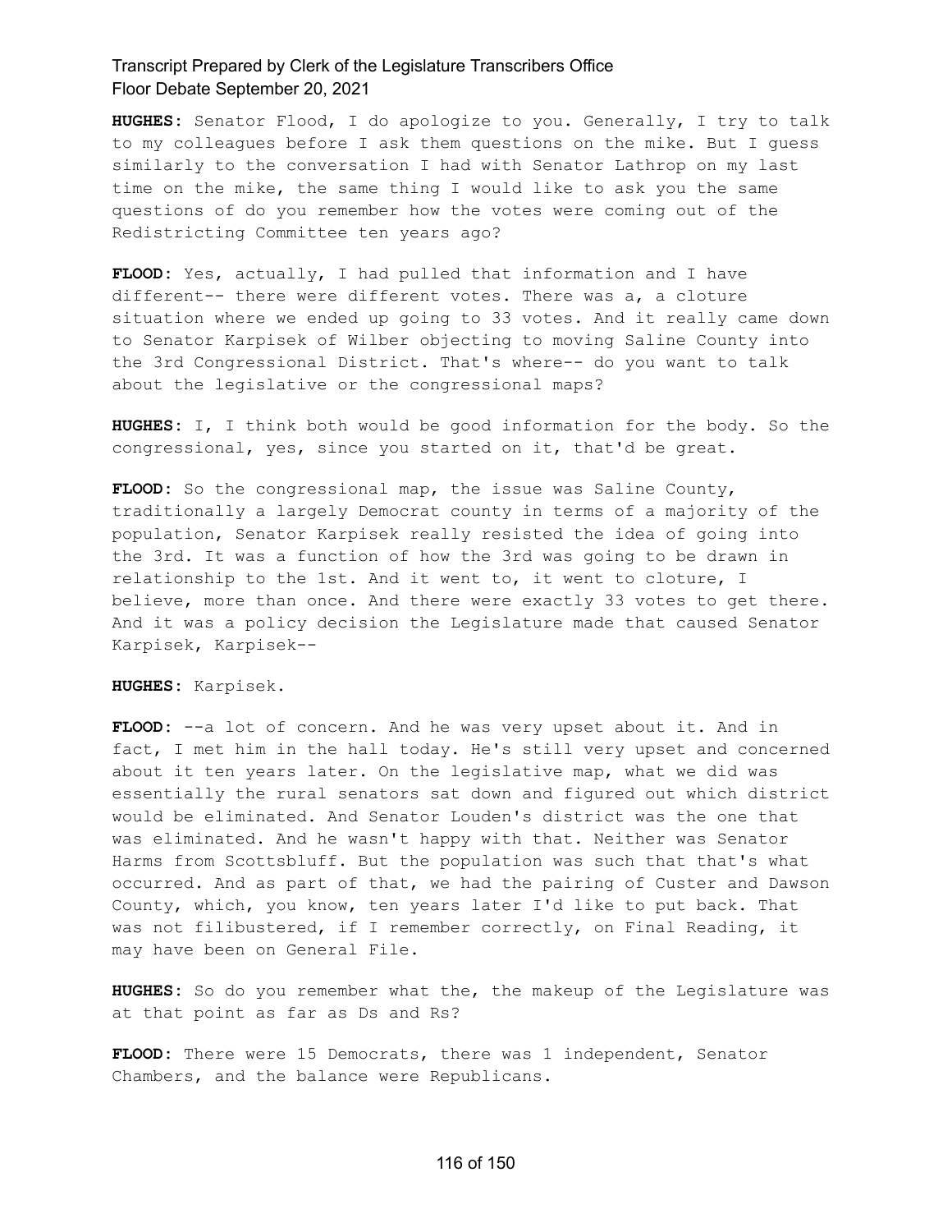**HUGHES:** Senator Flood, I do apologize to you. Generally, I try to talk to my colleagues before I ask them questions on the mike. But I guess similarly to the conversation I had with Senator Lathrop on my last time on the mike, the same thing I would like to ask you the same questions of do you remember how the votes were coming out of the Redistricting Committee ten years ago?

**FLOOD:** Yes, actually, I had pulled that information and I have different-- there were different votes. There was a, a cloture situation where we ended up going to 33 votes. And it really came down to Senator Karpisek of Wilber objecting to moving Saline County into the 3rd Congressional District. That's where-- do you want to talk about the legislative or the congressional maps?

**HUGHES:** I, I think both would be good information for the body. So the congressional, yes, since you started on it, that'd be great.

**FLOOD:** So the congressional map, the issue was Saline County, traditionally a largely Democrat county in terms of a majority of the population, Senator Karpisek really resisted the idea of going into the 3rd. It was a function of how the 3rd was going to be drawn in relationship to the 1st. And it went to, it went to cloture, I believe, more than once. And there were exactly 33 votes to get there. And it was a policy decision the Legislature made that caused Senator Karpisek, Karpisek--

**HUGHES:** Karpisek.

**FLOOD:** --a lot of concern. And he was very upset about it. And in fact, I met him in the hall today. He's still very upset and concerned about it ten years later. On the legislative map, what we did was essentially the rural senators sat down and figured out which district would be eliminated. And Senator Louden's district was the one that was eliminated. And he wasn't happy with that. Neither was Senator Harms from Scottsbluff. But the population was such that that's what occurred. And as part of that, we had the pairing of Custer and Dawson County, which, you know, ten years later I'd like to put back. That was not filibustered, if I remember correctly, on Final Reading, it may have been on General File.

**HUGHES:** So do you remember what the, the makeup of the Legislature was at that point as far as Ds and Rs?

**FLOOD:** There were 15 Democrats, there was 1 independent, Senator Chambers, and the balance were Republicans.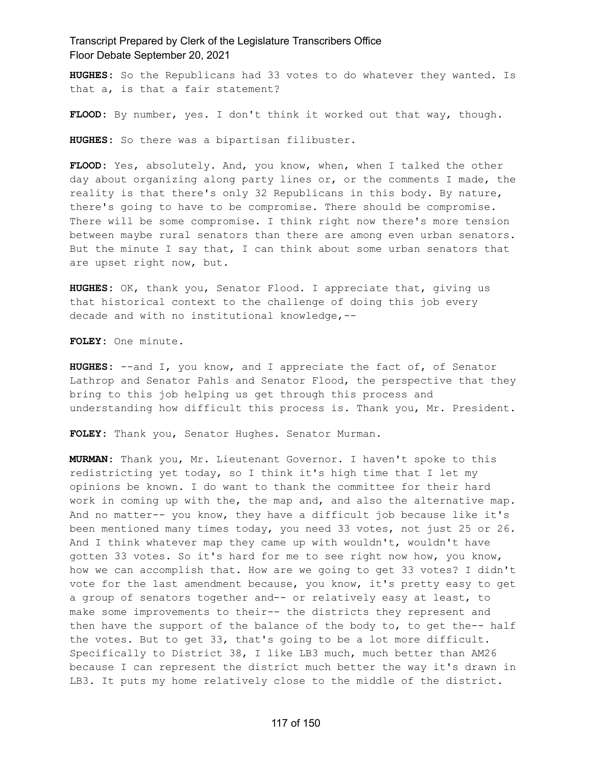**HUGHES:** So the Republicans had 33 votes to do whatever they wanted. Is that a, is that a fair statement?

**FLOOD:** By number, yes. I don't think it worked out that way, though.

**HUGHES:** So there was a bipartisan filibuster.

**FLOOD:** Yes, absolutely. And, you know, when, when I talked the other day about organizing along party lines or, or the comments I made, the reality is that there's only 32 Republicans in this body. By nature, there's going to have to be compromise. There should be compromise. There will be some compromise. I think right now there's more tension between maybe rural senators than there are among even urban senators. But the minute I say that, I can think about some urban senators that are upset right now, but.

**HUGHES:** OK, thank you, Senator Flood. I appreciate that, giving us that historical context to the challenge of doing this job every decade and with no institutional knowledge,--

**FOLEY:** One minute.

**HUGHES:** --and I, you know, and I appreciate the fact of, of Senator Lathrop and Senator Pahls and Senator Flood, the perspective that they bring to this job helping us get through this process and understanding how difficult this process is. Thank you, Mr. President.

**FOLEY:** Thank you, Senator Hughes. Senator Murman.

**MURMAN:** Thank you, Mr. Lieutenant Governor. I haven't spoke to this redistricting yet today, so I think it's high time that I let my opinions be known. I do want to thank the committee for their hard work in coming up with the, the map and, and also the alternative map. And no matter-- you know, they have a difficult job because like it's been mentioned many times today, you need 33 votes, not just 25 or 26. And I think whatever map they came up with wouldn't, wouldn't have gotten 33 votes. So it's hard for me to see right now how, you know, how we can accomplish that. How are we going to get 33 votes? I didn't vote for the last amendment because, you know, it's pretty easy to get a group of senators together and-- or relatively easy at least, to make some improvements to their-- the districts they represent and then have the support of the balance of the body to, to get the-- half the votes. But to get 33, that's going to be a lot more difficult. Specifically to District 38, I like LB3 much, much better than AM26 because I can represent the district much better the way it's drawn in LB3. It puts my home relatively close to the middle of the district.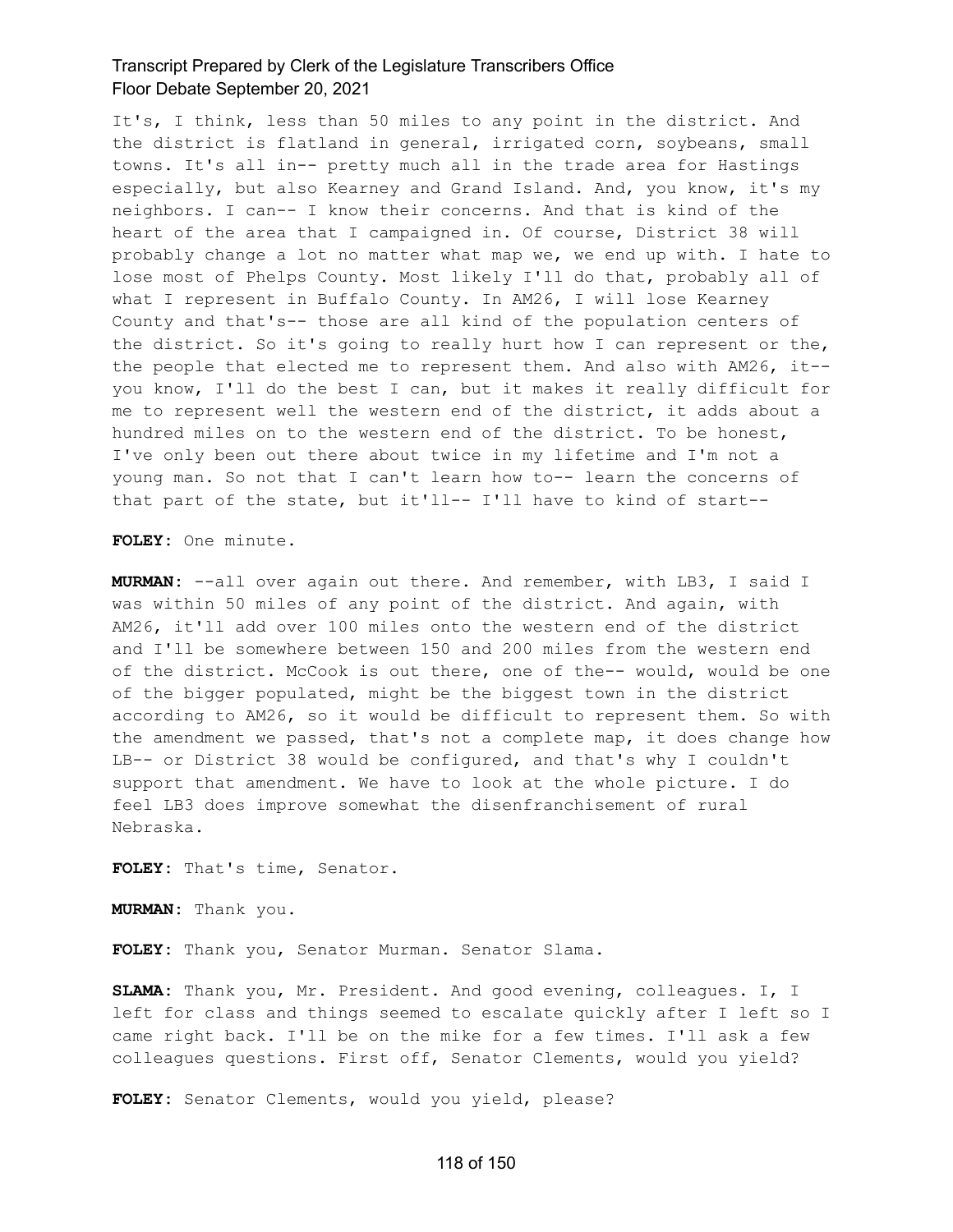It's, I think, less than 50 miles to any point in the district. And the district is flatland in general, irrigated corn, soybeans, small towns. It's all in-- pretty much all in the trade area for Hastings especially, but also Kearney and Grand Island. And, you know, it's my neighbors. I can-- I know their concerns. And that is kind of the heart of the area that I campaigned in. Of course, District 38 will probably change a lot no matter what map we, we end up with. I hate to lose most of Phelps County. Most likely I'll do that, probably all of what I represent in Buffalo County. In AM26, I will lose Kearney County and that's-- those are all kind of the population centers of the district. So it's going to really hurt how I can represent or the, the people that elected me to represent them. And also with AM26, it-- you know, I'll do the best I can, but it makes it really difficult for me to represent well the western end of the district, it adds about a hundred miles on to the western end of the district. To be honest, I've only been out there about twice in my lifetime and I'm not a young man. So not that I can't learn how to-- learn the concerns of that part of the state, but it'll-- I'll have to kind of start--

**FOLEY:** One minute.

**MURMAN:** --all over again out there. And remember, with LB3, I said I was within 50 miles of any point of the district. And again, with AM26, it'll add over 100 miles onto the western end of the district and I'll be somewhere between 150 and 200 miles from the western end of the district. McCook is out there, one of the-- would, would be one of the bigger populated, might be the biggest town in the district according to AM26, so it would be difficult to represent them. So with the amendment we passed, that's not a complete map, it does change how LB-- or District 38 would be configured, and that's why I couldn't support that amendment. We have to look at the whole picture. I do feel LB3 does improve somewhat the disenfranchisement of rural Nebraska.

**FOLEY:** That's time, Senator.

**MURMAN:** Thank you.

**FOLEY:** Thank you, Senator Murman. Senator Slama.

**SLAMA:** Thank you, Mr. President. And good evening, colleagues. I, I left for class and things seemed to escalate quickly after I left so I came right back. I'll be on the mike for a few times. I'll ask a few colleagues questions. First off, Senator Clements, would you yield?

**FOLEY:** Senator Clements, would you yield, please?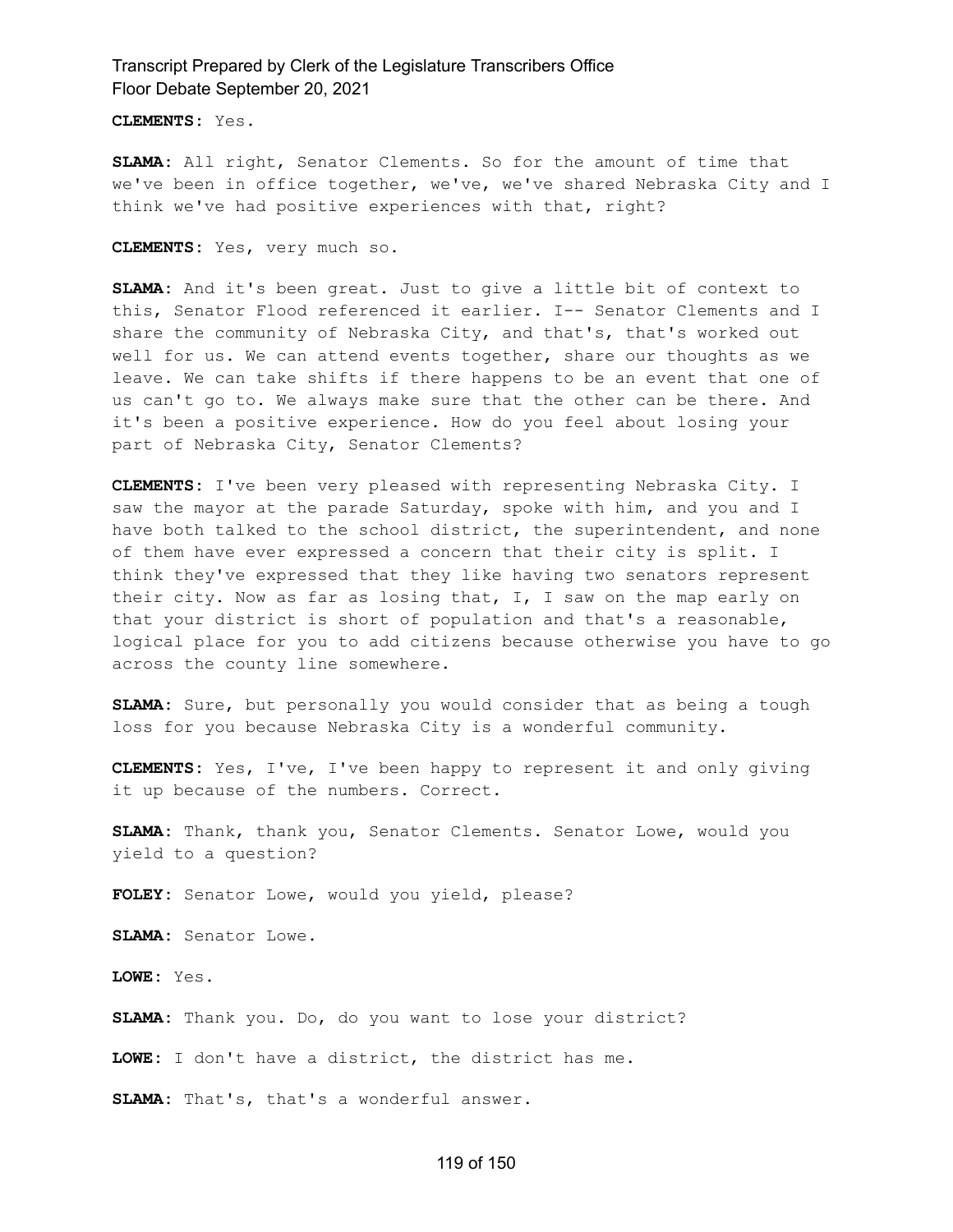**CLEMENTS:** Yes.

**SLAMA:** All right, Senator Clements. So for the amount of time that we've been in office together, we've, we've shared Nebraska City and I think we've had positive experiences with that, right?

**CLEMENTS:** Yes, very much so.

**SLAMA:** And it's been great. Just to give a little bit of context to this, Senator Flood referenced it earlier. I-- Senator Clements and I share the community of Nebraska City, and that's, that's worked out well for us. We can attend events together, share our thoughts as we leave. We can take shifts if there happens to be an event that one of us can't go to. We always make sure that the other can be there. And it's been a positive experience. How do you feel about losing your part of Nebraska City, Senator Clements?

**CLEMENTS:** I've been very pleased with representing Nebraska City. I saw the mayor at the parade Saturday, spoke with him, and you and I have both talked to the school district, the superintendent, and none of them have ever expressed a concern that their city is split. I think they've expressed that they like having two senators represent their city. Now as far as losing that, I, I saw on the map early on that your district is short of population and that's a reasonable, logical place for you to add citizens because otherwise you have to go across the county line somewhere.

**SLAMA:** Sure, but personally you would consider that as being a tough loss for you because Nebraska City is a wonderful community.

**CLEMENTS:** Yes, I've, I've been happy to represent it and only giving it up because of the numbers. Correct.

**SLAMA:** Thank, thank you, Senator Clements. Senator Lowe, would you yield to a question?

**FOLEY:** Senator Lowe, would you yield, please?

**SLAMA:** Senator Lowe.

**LOWE:** Yes.

**SLAMA:** Thank you. Do, do you want to lose your district?

**LOWE:** I don't have a district, the district has me.

**SLAMA:** That's, that's a wonderful answer.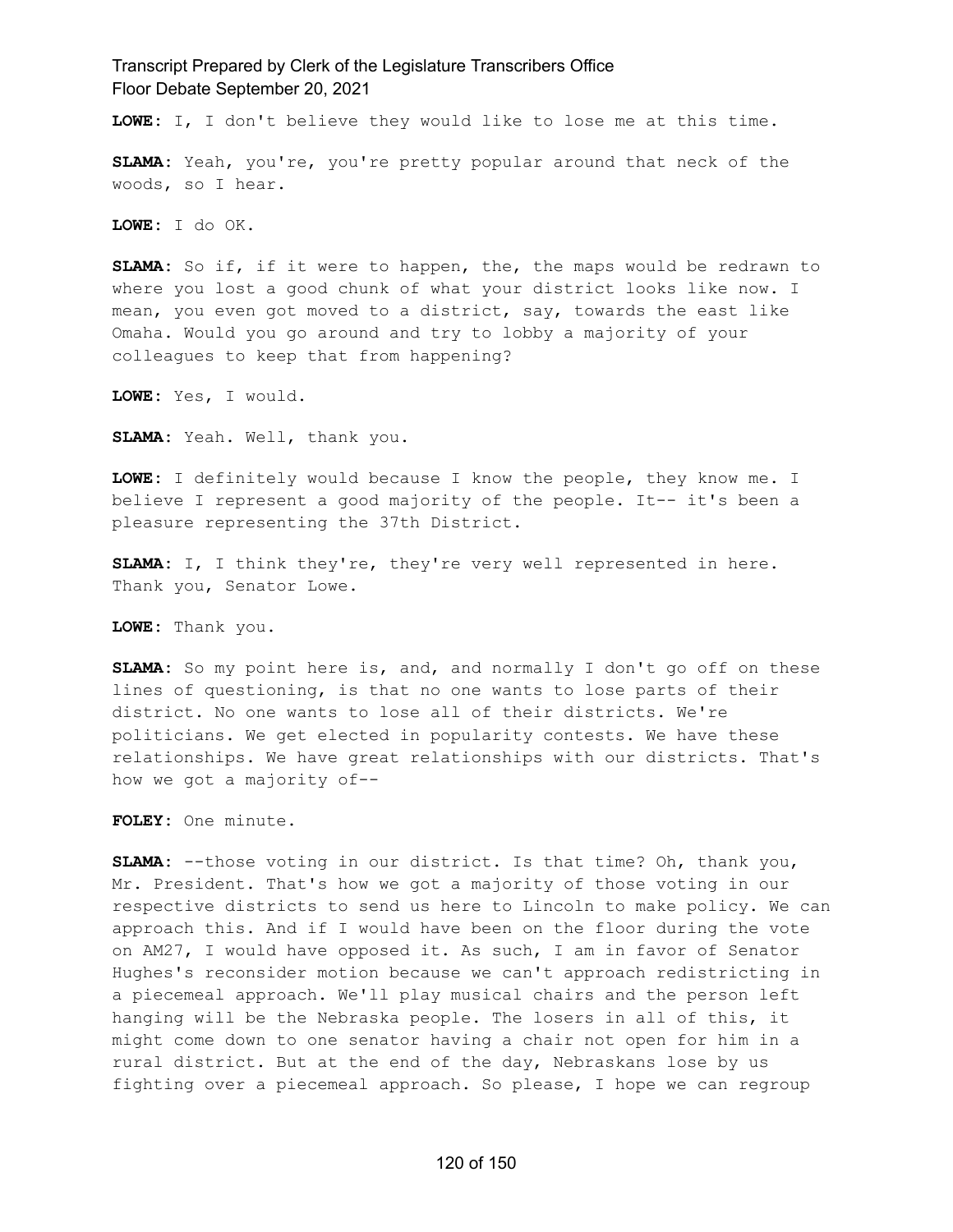**LOWE:** I, I don't believe they would like to lose me at this time.

**SLAMA:** Yeah, you're, you're pretty popular around that neck of the woods, so I hear.

**LOWE:** I do OK.

**SLAMA:** So if, if it were to happen, the, the maps would be redrawn to where you lost a good chunk of what your district looks like now. I mean, you even got moved to a district, say, towards the east like Omaha. Would you go around and try to lobby a majority of your colleagues to keep that from happening?

**LOWE:** Yes, I would.

**SLAMA:** Yeah. Well, thank you.

**LOWE:** I definitely would because I know the people, they know me. I believe I represent a good majority of the people. It-- it's been a pleasure representing the 37th District.

**SLAMA:** I, I think they're, they're very well represented in here. Thank you, Senator Lowe.

**LOWE:** Thank you.

**SLAMA:** So my point here is, and, and normally I don't go off on these lines of questioning, is that no one wants to lose parts of their district. No one wants to lose all of their districts. We're politicians. We get elected in popularity contests. We have these relationships. We have great relationships with our districts. That's how we got a majority of--

**FOLEY:** One minute.

**SLAMA:** --those voting in our district. Is that time? Oh, thank you, Mr. President. That's how we got a majority of those voting in our respective districts to send us here to Lincoln to make policy. We can approach this. And if I would have been on the floor during the vote on AM27, I would have opposed it. As such, I am in favor of Senator Hughes's reconsider motion because we can't approach redistricting in a piecemeal approach. We'll play musical chairs and the person left hanging will be the Nebraska people. The losers in all of this, it might come down to one senator having a chair not open for him in a rural district. But at the end of the day, Nebraskans lose by us fighting over a piecemeal approach. So please, I hope we can regroup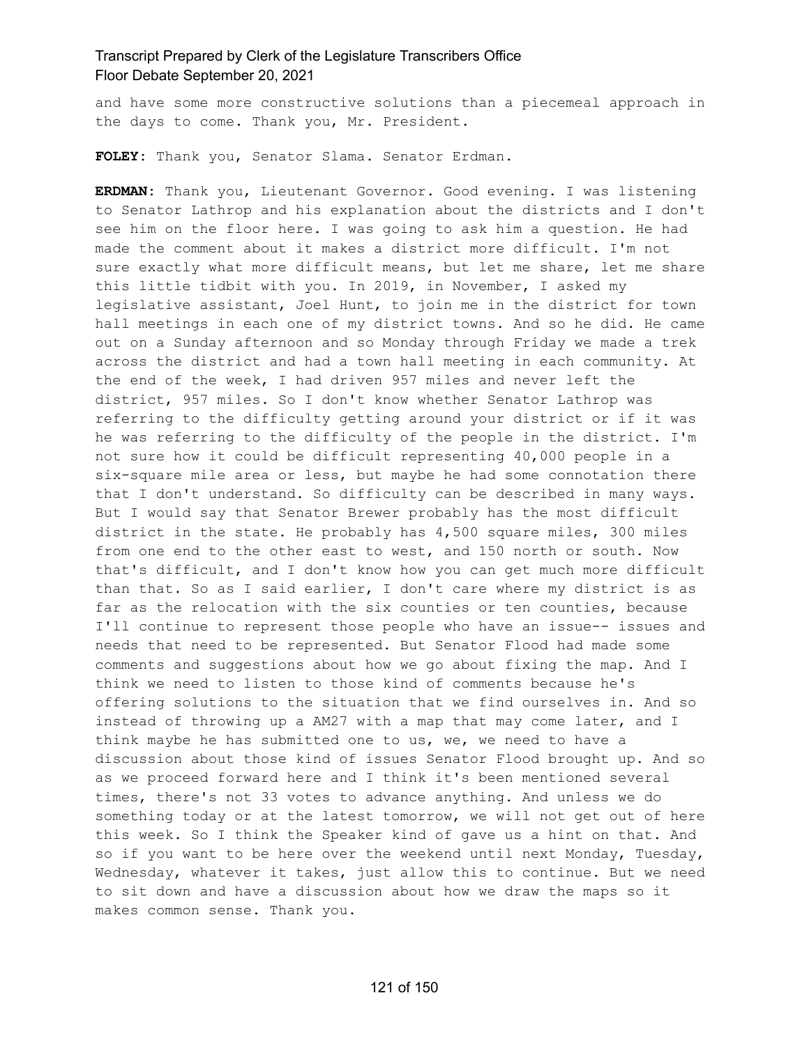and have some more constructive solutions than a piecemeal approach in the days to come. Thank you, Mr. President.

**FOLEY:** Thank you, Senator Slama. Senator Erdman.

**ERDMAN:** Thank you, Lieutenant Governor. Good evening. I was listening to Senator Lathrop and his explanation about the districts and I don't see him on the floor here. I was going to ask him a question. He had made the comment about it makes a district more difficult. I'm not sure exactly what more difficult means, but let me share, let me share this little tidbit with you. In 2019, in November, I asked my legislative assistant, Joel Hunt, to join me in the district for town hall meetings in each one of my district towns. And so he did. He came out on a Sunday afternoon and so Monday through Friday we made a trek across the district and had a town hall meeting in each community. At the end of the week, I had driven 957 miles and never left the district, 957 miles. So I don't know whether Senator Lathrop was referring to the difficulty getting around your district or if it was he was referring to the difficulty of the people in the district. I'm not sure how it could be difficult representing 40,000 people in a six-square mile area or less, but maybe he had some connotation there that I don't understand. So difficulty can be described in many ways. But I would say that Senator Brewer probably has the most difficult district in the state. He probably has 4,500 square miles, 300 miles from one end to the other east to west, and 150 north or south. Now that's difficult, and I don't know how you can get much more difficult than that. So as I said earlier, I don't care where my district is as far as the relocation with the six counties or ten counties, because I'll continue to represent those people who have an issue-- issues and needs that need to be represented. But Senator Flood had made some comments and suggestions about how we go about fixing the map. And I think we need to listen to those kind of comments because he's offering solutions to the situation that we find ourselves in. And so instead of throwing up a AM27 with a map that may come later, and I think maybe he has submitted one to us, we, we need to have a discussion about those kind of issues Senator Flood brought up. And so as we proceed forward here and I think it's been mentioned several times, there's not 33 votes to advance anything. And unless we do something today or at the latest tomorrow, we will not get out of here this week. So I think the Speaker kind of gave us a hint on that. And so if you want to be here over the weekend until next Monday, Tuesday, Wednesday, whatever it takes, just allow this to continue. But we need to sit down and have a discussion about how we draw the maps so it makes common sense. Thank you.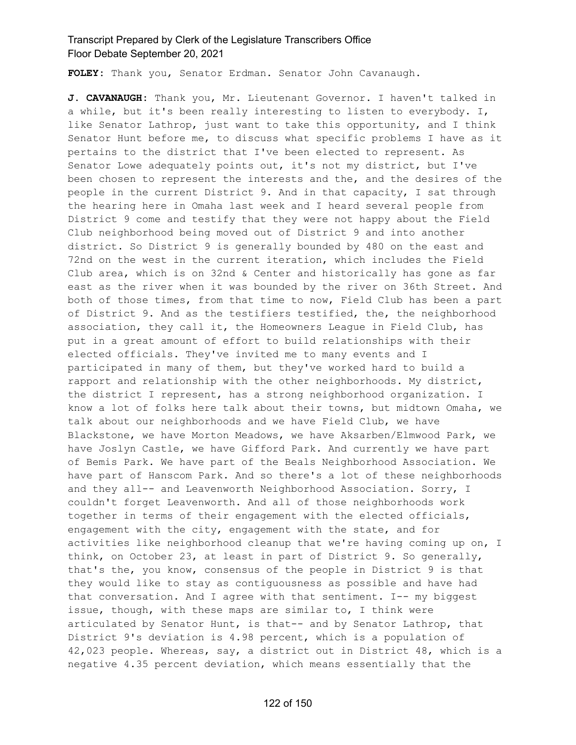**FOLEY:** Thank you, Senator Erdman. Senator John Cavanaugh.

**J. CAVANAUGH:** Thank you, Mr. Lieutenant Governor. I haven't talked in a while, but it's been really interesting to listen to everybody. I, like Senator Lathrop, just want to take this opportunity, and I think Senator Hunt before me, to discuss what specific problems I have as it pertains to the district that I've been elected to represent. As Senator Lowe adequately points out, it's not my district, but I've been chosen to represent the interests and the, and the desires of the people in the current District 9. And in that capacity, I sat through the hearing here in Omaha last week and I heard several people from District 9 come and testify that they were not happy about the Field Club neighborhood being moved out of District 9 and into another district. So District 9 is generally bounded by 480 on the east and 72nd on the west in the current iteration, which includes the Field Club area, which is on 32nd & Center and historically has gone as far east as the river when it was bounded by the river on 36th Street. And both of those times, from that time to now, Field Club has been a part of District 9. And as the testifiers testified, the, the neighborhood association, they call it, the Homeowners League in Field Club, has put in a great amount of effort to build relationships with their elected officials. They've invited me to many events and I participated in many of them, but they've worked hard to build a rapport and relationship with the other neighborhoods. My district, the district I represent, has a strong neighborhood organization. I know a lot of folks here talk about their towns, but midtown Omaha, we talk about our neighborhoods and we have Field Club, we have Blackstone, we have Morton Meadows, we have Aksarben/Elmwood Park, we have Joslyn Castle, we have Gifford Park. And currently we have part of Bemis Park. We have part of the Beals Neighborhood Association. We have part of Hanscom Park. And so there's a lot of these neighborhoods and they all-- and Leavenworth Neighborhood Association. Sorry, I couldn't forget Leavenworth. And all of those neighborhoods work together in terms of their engagement with the elected officials, engagement with the city, engagement with the state, and for activities like neighborhood cleanup that we're having coming up on, I think, on October 23, at least in part of District 9. So generally, that's the, you know, consensus of the people in District 9 is that they would like to stay as contiguousness as possible and have had that conversation. And I agree with that sentiment. I-- my biggest issue, though, with these maps are similar to, I think were articulated by Senator Hunt, is that-- and by Senator Lathrop, that District 9's deviation is 4.98 percent, which is a population of 42,023 people. Whereas, say, a district out in District 48, which is a negative 4.35 percent deviation, which means essentially that the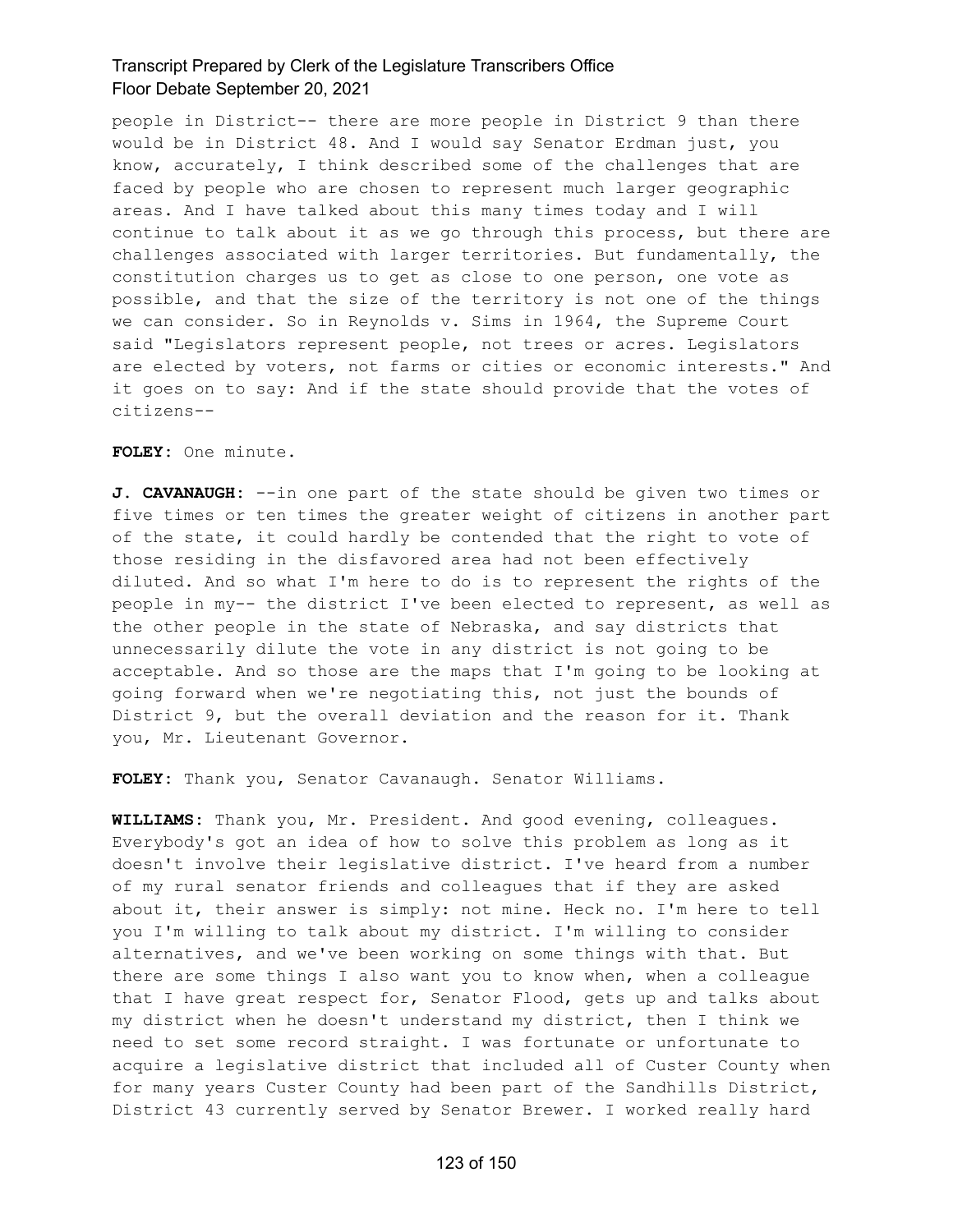people in District-- there are more people in District 9 than there would be in District 48. And I would say Senator Erdman just, you know, accurately, I think described some of the challenges that are faced by people who are chosen to represent much larger geographic areas. And I have talked about this many times today and I will continue to talk about it as we go through this process, but there are challenges associated with larger territories. But fundamentally, the constitution charges us to get as close to one person, one vote as possible, and that the size of the territory is not one of the things we can consider. So in Reynolds v. Sims in 1964, the Supreme Court said "Legislators represent people, not trees or acres. Legislators are elected by voters, not farms or cities or economic interests." And it goes on to say: And if the state should provide that the votes of citizens--

**FOLEY:** One minute.

**J. CAVANAUGH:** --in one part of the state should be given two times or five times or ten times the greater weight of citizens in another part of the state, it could hardly be contended that the right to vote of those residing in the disfavored area had not been effectively diluted. And so what I'm here to do is to represent the rights of the people in my-- the district I've been elected to represent, as well as the other people in the state of Nebraska, and say districts that unnecessarily dilute the vote in any district is not going to be acceptable. And so those are the maps that I'm going to be looking at going forward when we're negotiating this, not just the bounds of District 9, but the overall deviation and the reason for it. Thank you, Mr. Lieutenant Governor.

**FOLEY:** Thank you, Senator Cavanaugh. Senator Williams.

**WILLIAMS:** Thank you, Mr. President. And good evening, colleagues. Everybody's got an idea of how to solve this problem as long as it doesn't involve their legislative district. I've heard from a number of my rural senator friends and colleagues that if they are asked about it, their answer is simply: not mine. Heck no. I'm here to tell you I'm willing to talk about my district. I'm willing to consider alternatives, and we've been working on some things with that. But there are some things I also want you to know when, when a colleague that I have great respect for, Senator Flood, gets up and talks about my district when he doesn't understand my district, then I think we need to set some record straight. I was fortunate or unfortunate to acquire a legislative district that included all of Custer County when for many years Custer County had been part of the Sandhills District, District 43 currently served by Senator Brewer. I worked really hard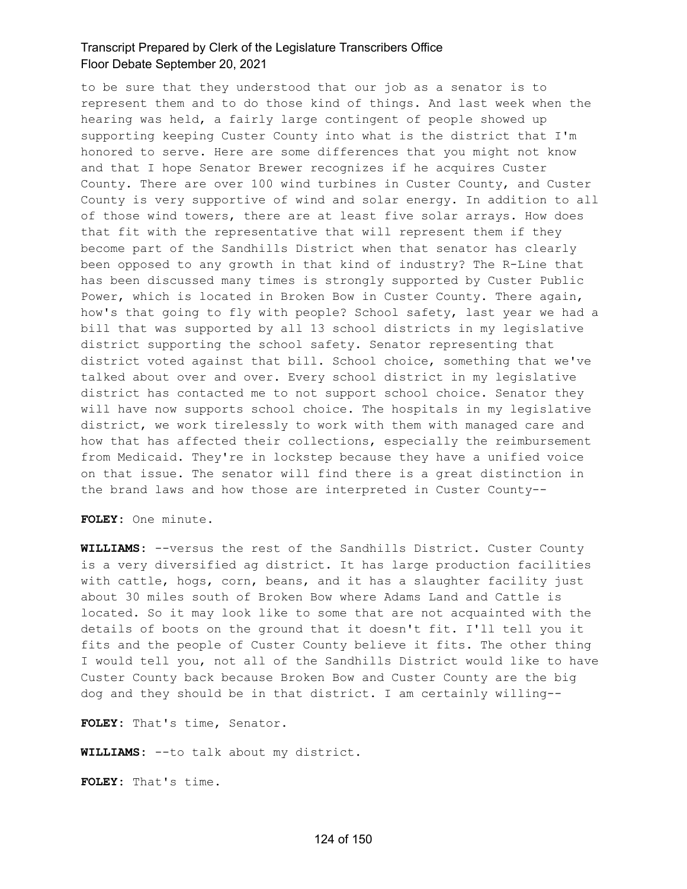to be sure that they understood that our job as a senator is to represent them and to do those kind of things. And last week when the hearing was held, a fairly large contingent of people showed up supporting keeping Custer County into what is the district that I'm honored to serve. Here are some differences that you might not know and that I hope Senator Brewer recognizes if he acquires Custer County. There are over 100 wind turbines in Custer County, and Custer County is very supportive of wind and solar energy. In addition to all of those wind towers, there are at least five solar arrays. How does that fit with the representative that will represent them if they become part of the Sandhills District when that senator has clearly been opposed to any growth in that kind of industry? The R-Line that has been discussed many times is strongly supported by Custer Public Power, which is located in Broken Bow in Custer County. There again, how's that going to fly with people? School safety, last year we had a bill that was supported by all 13 school districts in my legislative district supporting the school safety. Senator representing that district voted against that bill. School choice, something that we've talked about over and over. Every school district in my legislative district has contacted me to not support school choice. Senator they will have now supports school choice. The hospitals in my legislative district, we work tirelessly to work with them with managed care and how that has affected their collections, especially the reimbursement from Medicaid. They're in lockstep because they have a unified voice on that issue. The senator will find there is a great distinction in the brand laws and how those are interpreted in Custer County--

**FOLEY:** One minute.

**WILLIAMS:** --versus the rest of the Sandhills District. Custer County is a very diversified ag district. It has large production facilities with cattle, hogs, corn, beans, and it has a slaughter facility just about 30 miles south of Broken Bow where Adams Land and Cattle is located. So it may look like to some that are not acquainted with the details of boots on the ground that it doesn't fit. I'll tell you it fits and the people of Custer County believe it fits. The other thing I would tell you, not all of the Sandhills District would like to have Custer County back because Broken Bow and Custer County are the big dog and they should be in that district. I am certainly willing--

**FOLEY:** That's time, Senator.

**WILLIAMS:** --to talk about my district.

**FOLEY:** That's time.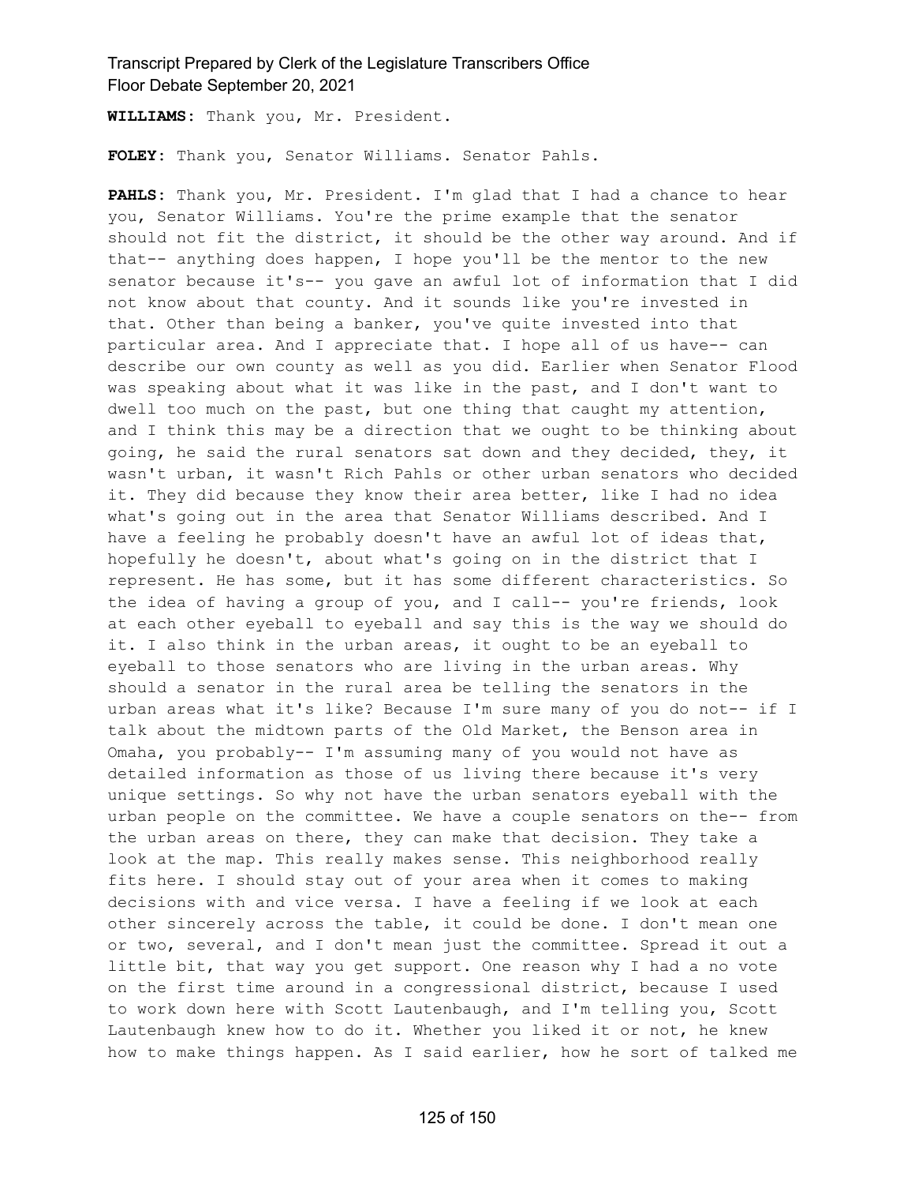**WILLIAMS:** Thank you, Mr. President.

**FOLEY:** Thank you, Senator Williams. Senator Pahls.

**PAHLS:** Thank you, Mr. President. I'm glad that I had a chance to hear you, Senator Williams. You're the prime example that the senator should not fit the district, it should be the other way around. And if that-- anything does happen, I hope you'll be the mentor to the new senator because it's-- you gave an awful lot of information that I did not know about that county. And it sounds like you're invested in that. Other than being a banker, you've quite invested into that particular area. And I appreciate that. I hope all of us have-- can describe our own county as well as you did. Earlier when Senator Flood was speaking about what it was like in the past, and I don't want to dwell too much on the past, but one thing that caught my attention, and I think this may be a direction that we ought to be thinking about going, he said the rural senators sat down and they decided, they, it wasn't urban, it wasn't Rich Pahls or other urban senators who decided it. They did because they know their area better, like I had no idea what's going out in the area that Senator Williams described. And I have a feeling he probably doesn't have an awful lot of ideas that, hopefully he doesn't, about what's going on in the district that I represent. He has some, but it has some different characteristics. So the idea of having a group of you, and I call-- you're friends, look at each other eyeball to eyeball and say this is the way we should do it. I also think in the urban areas, it ought to be an eyeball to eyeball to those senators who are living in the urban areas. Why should a senator in the rural area be telling the senators in the urban areas what it's like? Because I'm sure many of you do not-- if I talk about the midtown parts of the Old Market, the Benson area in Omaha, you probably-- I'm assuming many of you would not have as detailed information as those of us living there because it's very unique settings. So why not have the urban senators eyeball with the urban people on the committee. We have a couple senators on the-- from the urban areas on there, they can make that decision. They take a look at the map. This really makes sense. This neighborhood really fits here. I should stay out of your area when it comes to making decisions with and vice versa. I have a feeling if we look at each other sincerely across the table, it could be done. I don't mean one or two, several, and I don't mean just the committee. Spread it out a little bit, that way you get support. One reason why I had a no vote on the first time around in a congressional district, because I used to work down here with Scott Lautenbaugh, and I'm telling you, Scott Lautenbaugh knew how to do it. Whether you liked it or not, he knew how to make things happen. As I said earlier, how he sort of talked me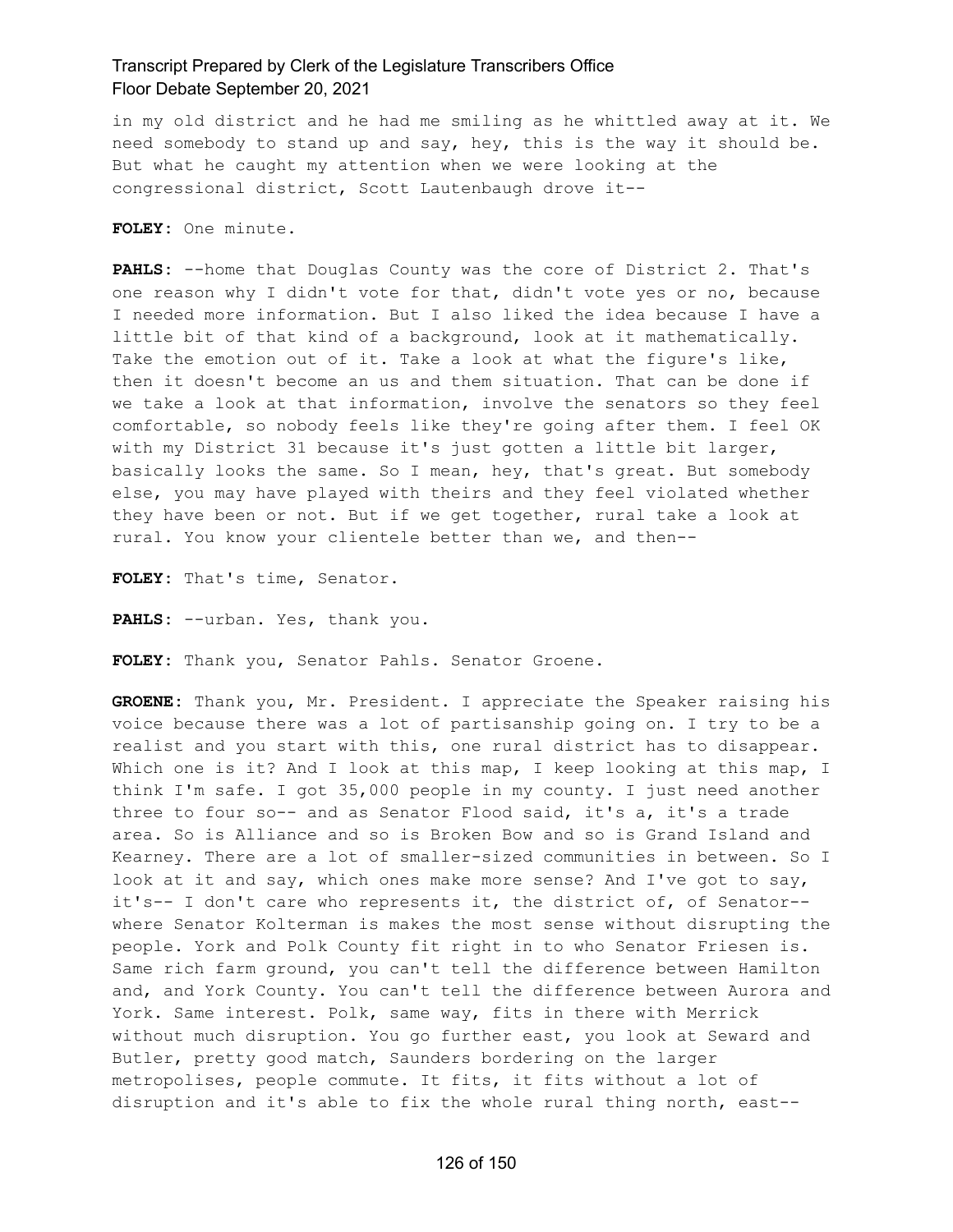in my old district and he had me smiling as he whittled away at it. We need somebody to stand up and say, hey, this is the way it should be. But what he caught my attention when we were looking at the congressional district, Scott Lautenbaugh drove it--

**FOLEY:** One minute.

**PAHLS:** --home that Douglas County was the core of District 2. That's one reason why I didn't vote for that, didn't vote yes or no, because I needed more information. But I also liked the idea because I have a little bit of that kind of a background, look at it mathematically. Take the emotion out of it. Take a look at what the figure's like, then it doesn't become an us and them situation. That can be done if we take a look at that information, involve the senators so they feel comfortable, so nobody feels like they're going after them. I feel OK with my District 31 because it's just gotten a little bit larger, basically looks the same. So I mean, hey, that's great. But somebody else, you may have played with theirs and they feel violated whether they have been or not. But if we get together, rural take a look at rural. You know your clientele better than we, and then--

**FOLEY:** That's time, Senator.

**PAHLS:** --urban. Yes, thank you.

**FOLEY:** Thank you, Senator Pahls. Senator Groene.

**GROENE:** Thank you, Mr. President. I appreciate the Speaker raising his voice because there was a lot of partisanship going on. I try to be a realist and you start with this, one rural district has to disappear. Which one is it? And I look at this map, I keep looking at this map, I think I'm safe. I got 35,000 people in my county. I just need another three to four so-- and as Senator Flood said, it's a, it's a trade area. So is Alliance and so is Broken Bow and so is Grand Island and Kearney. There are a lot of smaller-sized communities in between. So I look at it and say, which ones make more sense? And I've got to say, it's-- I don't care who represents it, the district of, of Senator-- where Senator Kolterman is makes the most sense without disrupting the people. York and Polk County fit right in to who Senator Friesen is. Same rich farm ground, you can't tell the difference between Hamilton and, and York County. You can't tell the difference between Aurora and York. Same interest. Polk, same way, fits in there with Merrick without much disruption. You go further east, you look at Seward and Butler, pretty good match, Saunders bordering on the larger metropolises, people commute. It fits, it fits without a lot of disruption and it's able to fix the whole rural thing north, east--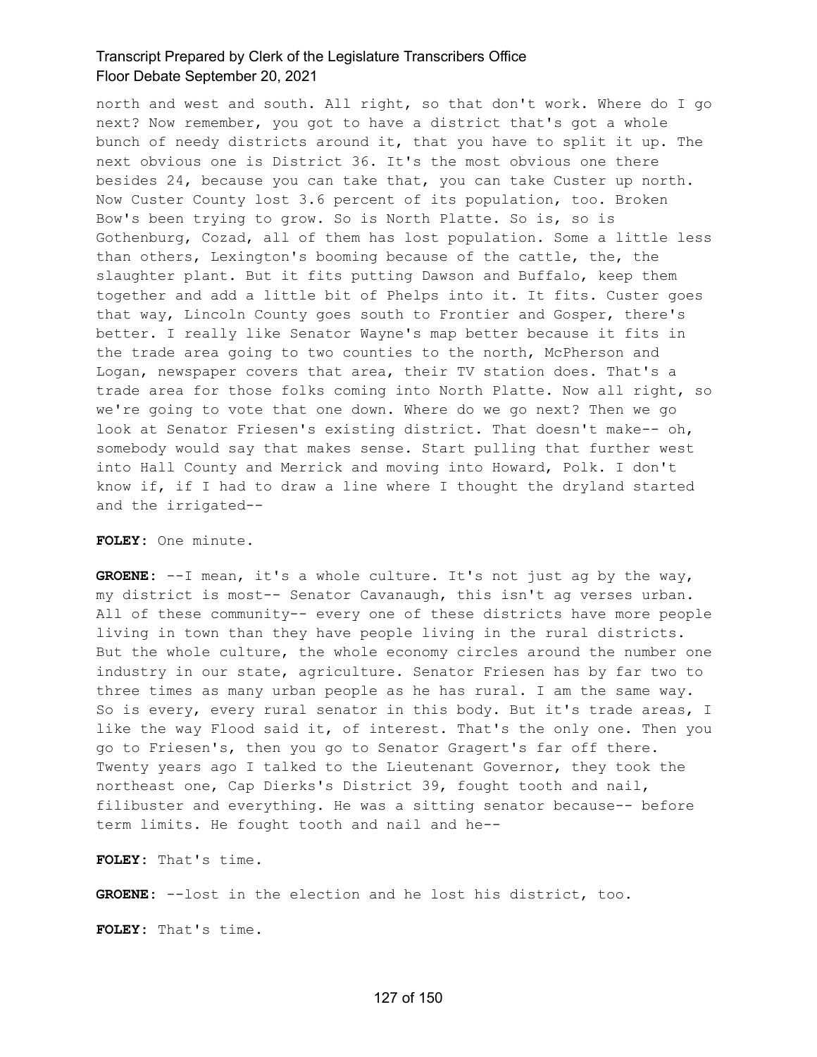north and west and south. All right, so that don't work. Where do I go next? Now remember, you got to have a district that's got a whole bunch of needy districts around it, that you have to split it up. The next obvious one is District 36. It's the most obvious one there besides 24, because you can take that, you can take Custer up north. Now Custer County lost 3.6 percent of its population, too. Broken Bow's been trying to grow. So is North Platte. So is, so is Gothenburg, Cozad, all of them has lost population. Some a little less than others, Lexington's booming because of the cattle, the, the slaughter plant. But it fits putting Dawson and Buffalo, keep them together and add a little bit of Phelps into it. It fits. Custer goes that way, Lincoln County goes south to Frontier and Gosper, there's better. I really like Senator Wayne's map better because it fits in the trade area going to two counties to the north, McPherson and Logan, newspaper covers that area, their TV station does. That's a trade area for those folks coming into North Platte. Now all right, so we're going to vote that one down. Where do we go next? Then we go look at Senator Friesen's existing district. That doesn't make-- oh, somebody would say that makes sense. Start pulling that further west into Hall County and Merrick and moving into Howard, Polk. I don't know if, if I had to draw a line where I thought the dryland started and the irrigated--

**FOLEY:** One minute.

**GROENE:** --I mean, it's a whole culture. It's not just ag by the way, my district is most-- Senator Cavanaugh, this isn't ag verses urban. All of these community-- every one of these districts have more people living in town than they have people living in the rural districts. But the whole culture, the whole economy circles around the number one industry in our state, agriculture. Senator Friesen has by far two to three times as many urban people as he has rural. I am the same way. So is every, every rural senator in this body. But it's trade areas, I like the way Flood said it, of interest. That's the only one. Then you go to Friesen's, then you go to Senator Gragert's far off there. Twenty years ago I talked to the Lieutenant Governor, they took the northeast one, Cap Dierks's District 39, fought tooth and nail, filibuster and everything. He was a sitting senator because-- before term limits. He fought tooth and nail and he--

**FOLEY:** That's time.

**GROENE:** --lost in the election and he lost his district, too.

**FOLEY:** That's time.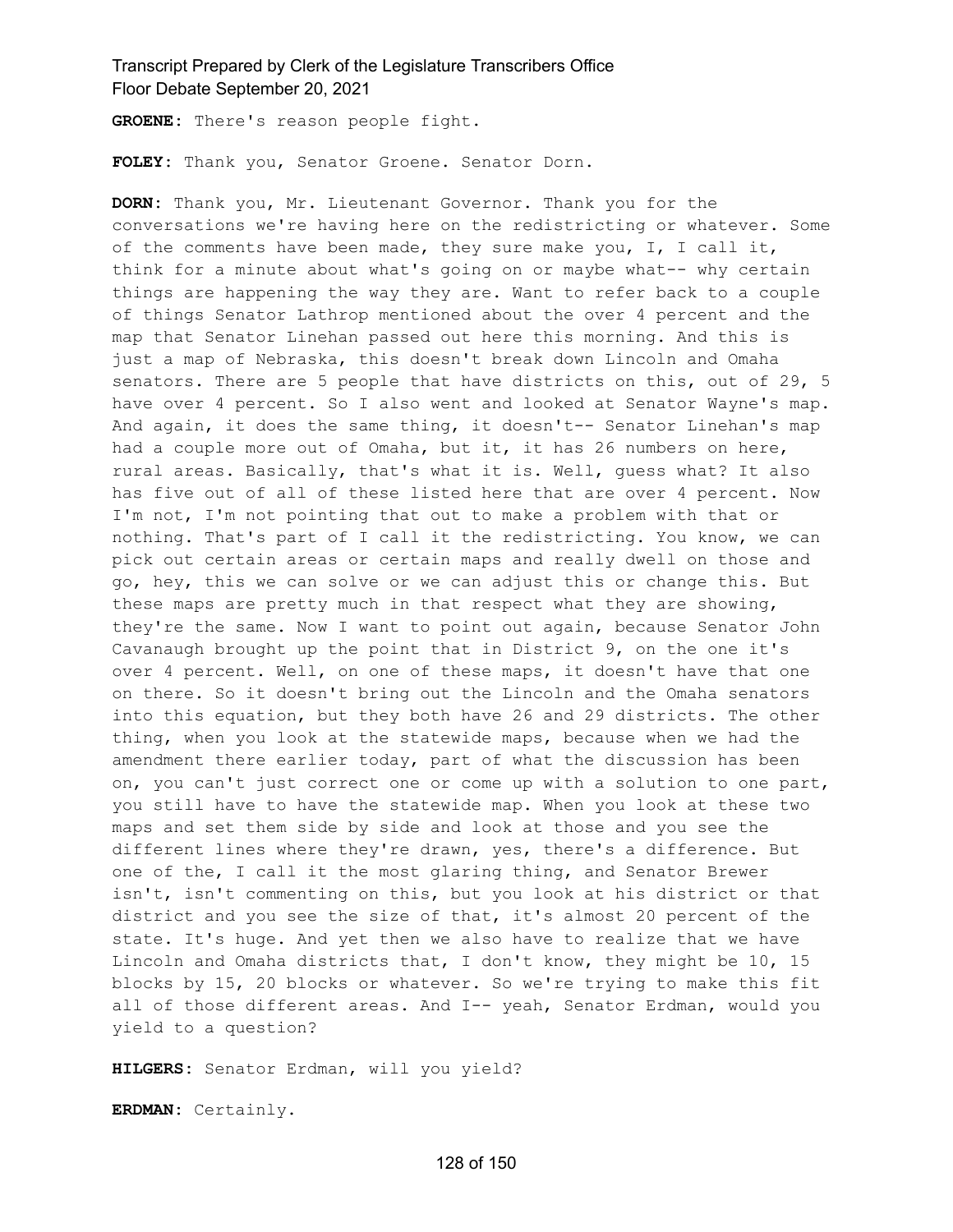**GROENE:** There's reason people fight.

**FOLEY:** Thank you, Senator Groene. Senator Dorn.

**DORN:** Thank you, Mr. Lieutenant Governor. Thank you for the conversations we're having here on the redistricting or whatever. Some of the comments have been made, they sure make you, I, I call it, think for a minute about what's going on or maybe what-- why certain things are happening the way they are. Want to refer back to a couple of things Senator Lathrop mentioned about the over 4 percent and the map that Senator Linehan passed out here this morning. And this is just a map of Nebraska, this doesn't break down Lincoln and Omaha senators. There are 5 people that have districts on this, out of 29, 5 have over 4 percent. So I also went and looked at Senator Wayne's map. And again, it does the same thing, it doesn't-- Senator Linehan's map had a couple more out of Omaha, but it, it has 26 numbers on here, rural areas. Basically, that's what it is. Well, guess what? It also has five out of all of these listed here that are over 4 percent. Now I'm not, I'm not pointing that out to make a problem with that or nothing. That's part of I call it the redistricting. You know, we can pick out certain areas or certain maps and really dwell on those and go, hey, this we can solve or we can adjust this or change this. But these maps are pretty much in that respect what they are showing, they're the same. Now I want to point out again, because Senator John Cavanaugh brought up the point that in District 9, on the one it's over 4 percent. Well, on one of these maps, it doesn't have that one on there. So it doesn't bring out the Lincoln and the Omaha senators into this equation, but they both have 26 and 29 districts. The other thing, when you look at the statewide maps, because when we had the amendment there earlier today, part of what the discussion has been on, you can't just correct one or come up with a solution to one part, you still have to have the statewide map. When you look at these two maps and set them side by side and look at those and you see the different lines where they're drawn, yes, there's a difference. But one of the, I call it the most glaring thing, and Senator Brewer isn't, isn't commenting on this, but you look at his district or that district and you see the size of that, it's almost 20 percent of the state. It's huge. And yet then we also have to realize that we have Lincoln and Omaha districts that, I don't know, they might be 10, 15 blocks by 15, 20 blocks or whatever. So we're trying to make this fit all of those different areas. And I-- yeah, Senator Erdman, would you yield to a question?

**HILGERS:** Senator Erdman, will you yield?

**ERDMAN:** Certainly.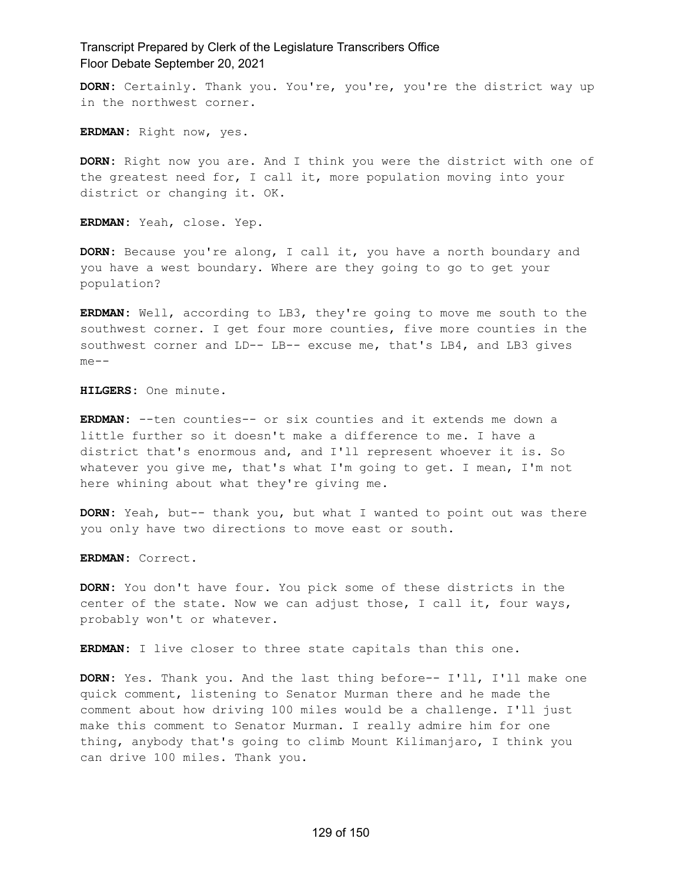**DORN:** Certainly. Thank you. You're, you're, you're the district way up in the northwest corner.

**ERDMAN:** Right now, yes.

**DORN:** Right now you are. And I think you were the district with one of the greatest need for, I call it, more population moving into your district or changing it. OK.

**ERDMAN:** Yeah, close. Yep.

**DORN:** Because you're along, I call it, you have a north boundary and you have a west boundary. Where are they going to go to get your population?

**ERDMAN:** Well, according to LB3, they're going to move me south to the southwest corner. I get four more counties, five more counties in the southwest corner and LD-- LB-- excuse me, that's LB4, and LB3 gives me--

**HILGERS:** One minute.

**ERDMAN:** --ten counties-- or six counties and it extends me down a little further so it doesn't make a difference to me. I have a district that's enormous and, and I'll represent whoever it is. So whatever you give me, that's what I'm going to get. I mean, I'm not here whining about what they're giving me.

**DORN:** Yeah, but-- thank you, but what I wanted to point out was there you only have two directions to move east or south.

**ERDMAN:** Correct.

**DORN:** You don't have four. You pick some of these districts in the center of the state. Now we can adjust those, I call it, four ways, probably won't or whatever.

**ERDMAN:** I live closer to three state capitals than this one.

**DORN:** Yes. Thank you. And the last thing before-- I'll, I'll make one quick comment, listening to Senator Murman there and he made the comment about how driving 100 miles would be a challenge. I'll just make this comment to Senator Murman. I really admire him for one thing, anybody that's going to climb Mount Kilimanjaro, I think you can drive 100 miles. Thank you.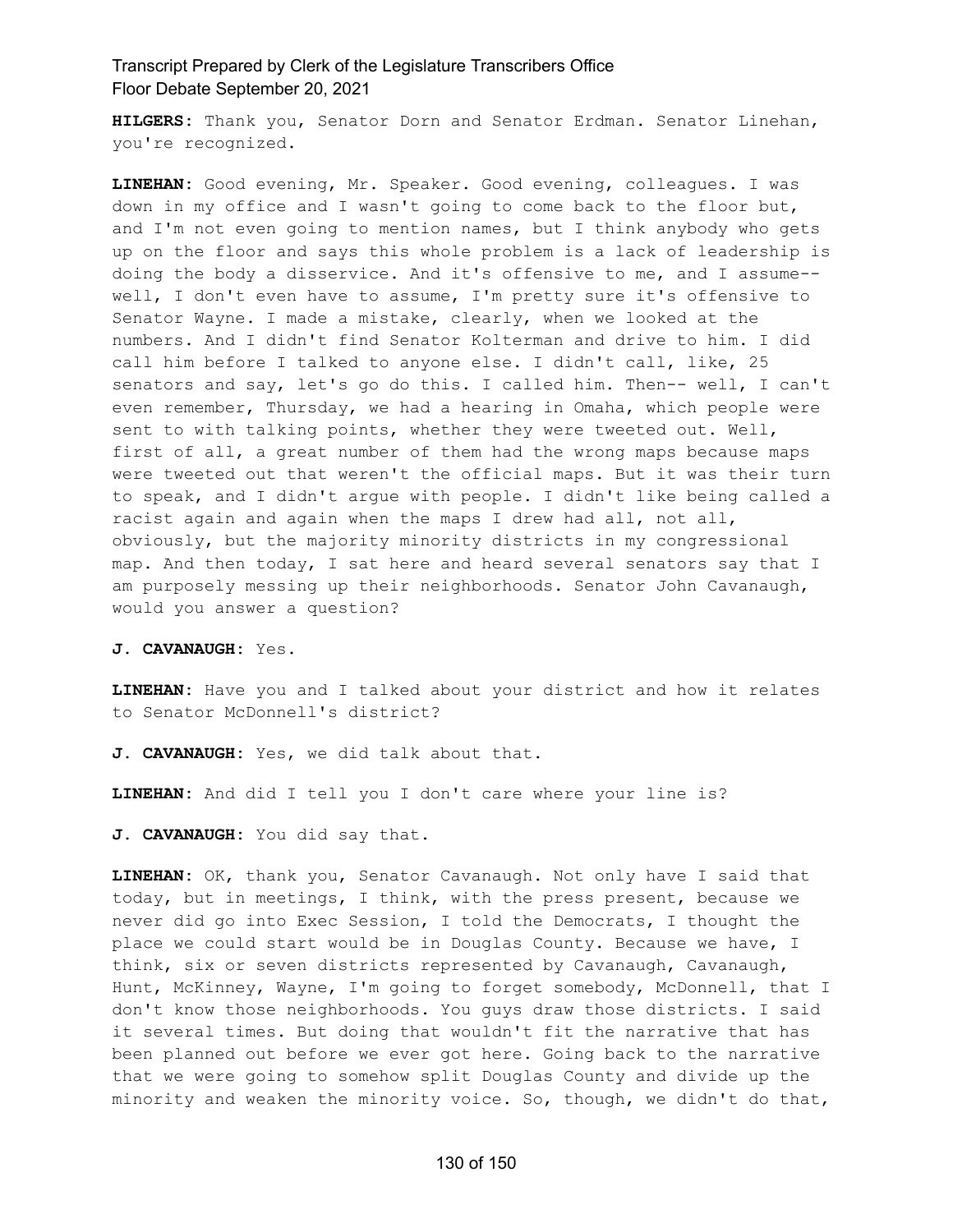**HILGERS:** Thank you, Senator Dorn and Senator Erdman. Senator Linehan, you're recognized.

**LINEHAN:** Good evening, Mr. Speaker. Good evening, colleagues. I was down in my office and I wasn't going to come back to the floor but, and I'm not even going to mention names, but I think anybody who gets up on the floor and says this whole problem is a lack of leadership is doing the body a disservice. And it's offensive to me, and I assume-- well, I don't even have to assume, I'm pretty sure it's offensive to Senator Wayne. I made a mistake, clearly, when we looked at the numbers. And I didn't find Senator Kolterman and drive to him. I did call him before I talked to anyone else. I didn't call, like, 25 senators and say, let's go do this. I called him. Then-- well, I can't even remember, Thursday, we had a hearing in Omaha, which people were sent to with talking points, whether they were tweeted out. Well, first of all, a great number of them had the wrong maps because maps were tweeted out that weren't the official maps. But it was their turn to speak, and I didn't argue with people. I didn't like being called a racist again and again when the maps I drew had all, not all, obviously, but the majority minority districts in my congressional map. And then today, I sat here and heard several senators say that I am purposely messing up their neighborhoods. Senator John Cavanaugh, would you answer a question?

**J. CAVANAUGH:** Yes.

**LINEHAN:** Have you and I talked about your district and how it relates to Senator McDonnell's district?

**J. CAVANAUGH:** Yes, we did talk about that.

**LINEHAN:** And did I tell you I don't care where your line is?

**J. CAVANAUGH:** You did say that.

**LINEHAN:** OK, thank you, Senator Cavanaugh. Not only have I said that today, but in meetings, I think, with the press present, because we never did go into Exec Session, I told the Democrats, I thought the place we could start would be in Douglas County. Because we have, I think, six or seven districts represented by Cavanaugh, Cavanaugh, Hunt, McKinney, Wayne, I'm going to forget somebody, McDonnell, that I don't know those neighborhoods. You guys draw those districts. I said it several times. But doing that wouldn't fit the narrative that has been planned out before we ever got here. Going back to the narrative that we were going to somehow split Douglas County and divide up the minority and weaken the minority voice. So, though, we didn't do that,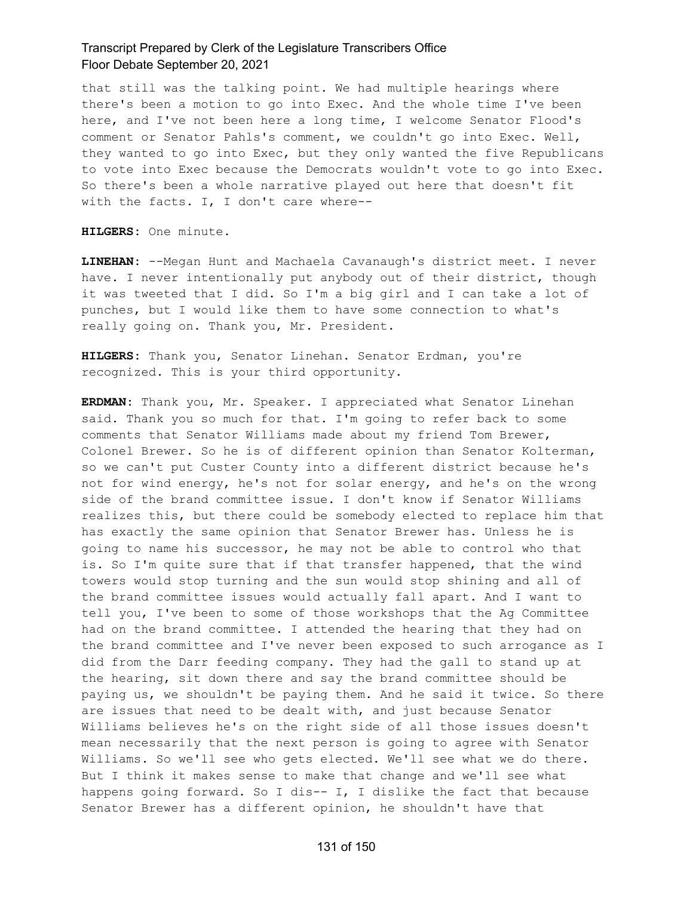that still was the talking point. We had multiple hearings where there's been a motion to go into Exec. And the whole time I've been here, and I've not been here a long time, I welcome Senator Flood's comment or Senator Pahls's comment, we couldn't go into Exec. Well, they wanted to go into Exec, but they only wanted the five Republicans to vote into Exec because the Democrats wouldn't vote to go into Exec. So there's been a whole narrative played out here that doesn't fit with the facts. I, I don't care where--

**HILGERS:** One minute.

**LINEHAN:** --Megan Hunt and Machaela Cavanaugh's district meet. I never have. I never intentionally put anybody out of their district, though it was tweeted that I did. So I'm a big girl and I can take a lot of punches, but I would like them to have some connection to what's really going on. Thank you, Mr. President.

**HILGERS:** Thank you, Senator Linehan. Senator Erdman, you're recognized. This is your third opportunity.

**ERDMAN:** Thank you, Mr. Speaker. I appreciated what Senator Linehan said. Thank you so much for that. I'm going to refer back to some comments that Senator Williams made about my friend Tom Brewer, Colonel Brewer. So he is of different opinion than Senator Kolterman, so we can't put Custer County into a different district because he's not for wind energy, he's not for solar energy, and he's on the wrong side of the brand committee issue. I don't know if Senator Williams realizes this, but there could be somebody elected to replace him that has exactly the same opinion that Senator Brewer has. Unless he is going to name his successor, he may not be able to control who that is. So I'm quite sure that if that transfer happened, that the wind towers would stop turning and the sun would stop shining and all of the brand committee issues would actually fall apart. And I want to tell you, I've been to some of those workshops that the Ag Committee had on the brand committee. I attended the hearing that they had on the brand committee and I've never been exposed to such arrogance as I did from the Darr feeding company. They had the gall to stand up at the hearing, sit down there and say the brand committee should be paying us, we shouldn't be paying them. And he said it twice. So there are issues that need to be dealt with, and just because Senator Williams believes he's on the right side of all those issues doesn't mean necessarily that the next person is going to agree with Senator Williams. So we'll see who gets elected. We'll see what we do there. But I think it makes sense to make that change and we'll see what happens going forward. So I dis-- I, I dislike the fact that because Senator Brewer has a different opinion, he shouldn't have that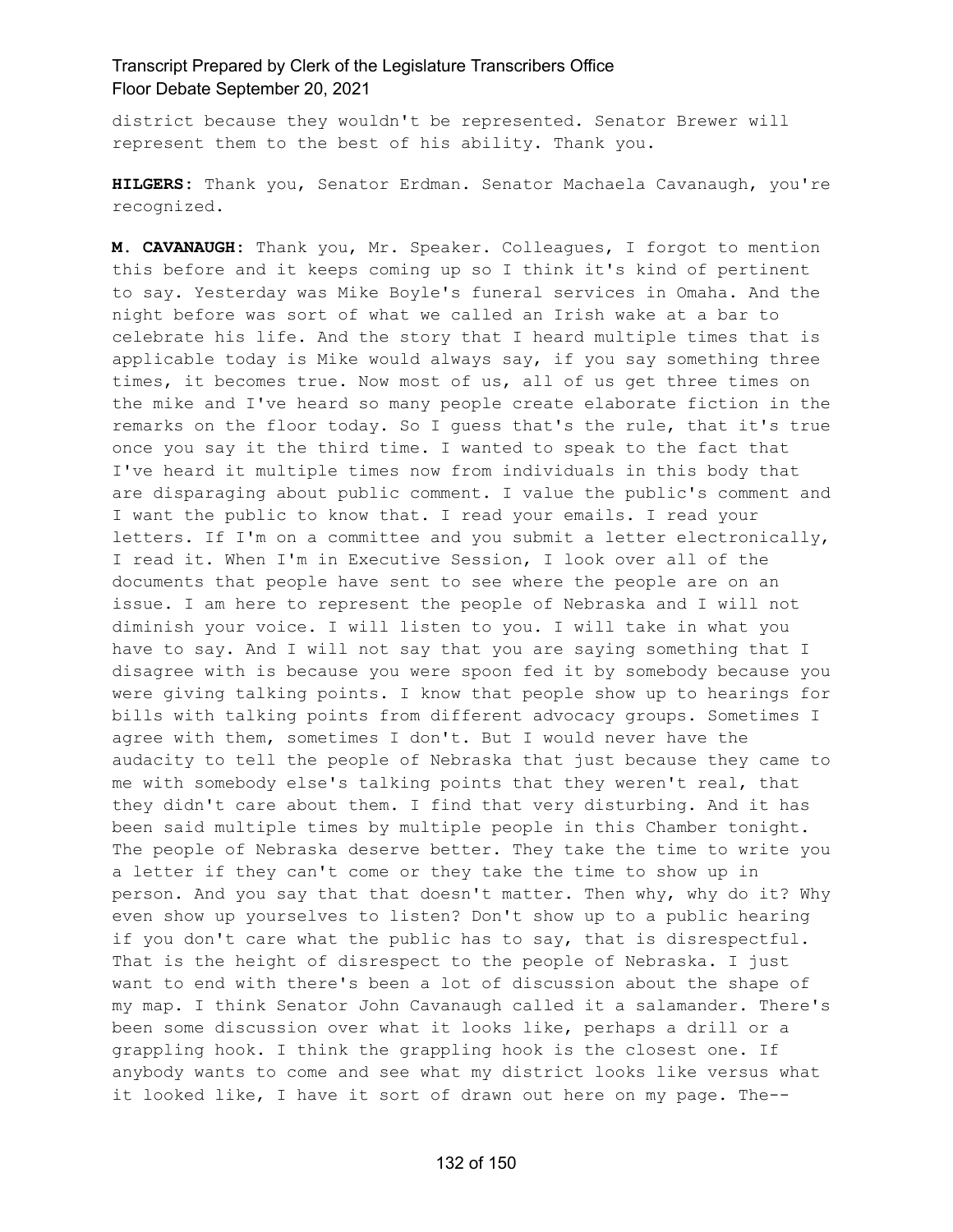district because they wouldn't be represented. Senator Brewer will represent them to the best of his ability. Thank you.

**HILGERS:** Thank you, Senator Erdman. Senator Machaela Cavanaugh, you're recognized.

**M. CAVANAUGH:** Thank you, Mr. Speaker. Colleagues, I forgot to mention this before and it keeps coming up so I think it's kind of pertinent to say. Yesterday was Mike Boyle's funeral services in Omaha. And the night before was sort of what we called an Irish wake at a bar to celebrate his life. And the story that I heard multiple times that is applicable today is Mike would always say, if you say something three times, it becomes true. Now most of us, all of us get three times on the mike and I've heard so many people create elaborate fiction in the remarks on the floor today. So I guess that's the rule, that it's true once you say it the third time. I wanted to speak to the fact that I've heard it multiple times now from individuals in this body that are disparaging about public comment. I value the public's comment and I want the public to know that. I read your emails. I read your letters. If I'm on a committee and you submit a letter electronically, I read it. When I'm in Executive Session, I look over all of the documents that people have sent to see where the people are on an issue. I am here to represent the people of Nebraska and I will not diminish your voice. I will listen to you. I will take in what you have to say. And I will not say that you are saying something that I disagree with is because you were spoon fed it by somebody because you were giving talking points. I know that people show up to hearings for bills with talking points from different advocacy groups. Sometimes I agree with them, sometimes I don't. But I would never have the audacity to tell the people of Nebraska that just because they came to me with somebody else's talking points that they weren't real, that they didn't care about them. I find that very disturbing. And it has been said multiple times by multiple people in this Chamber tonight. The people of Nebraska deserve better. They take the time to write you a letter if they can't come or they take the time to show up in person. And you say that that doesn't matter. Then why, why do it? Why even show up yourselves to listen? Don't show up to a public hearing if you don't care what the public has to say, that is disrespectful. That is the height of disrespect to the people of Nebraska. I just want to end with there's been a lot of discussion about the shape of my map. I think Senator John Cavanaugh called it a salamander. There's been some discussion over what it looks like, perhaps a drill or a grappling hook. I think the grappling hook is the closest one. If anybody wants to come and see what my district looks like versus what it looked like, I have it sort of drawn out here on my page. The--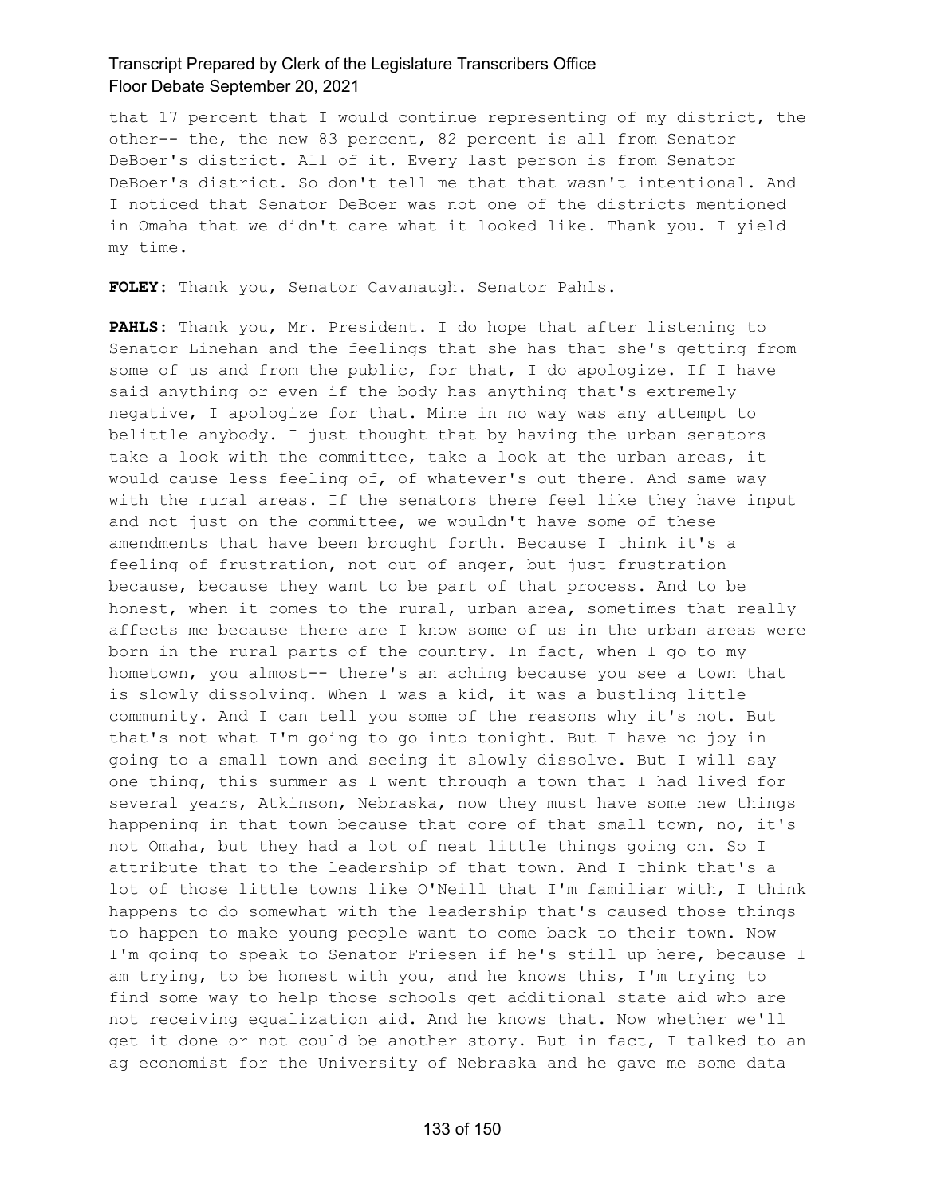that 17 percent that I would continue representing of my district, the other-- the, the new 83 percent, 82 percent is all from Senator DeBoer's district. All of it. Every last person is from Senator DeBoer's district. So don't tell me that that wasn't intentional. And I noticed that Senator DeBoer was not one of the districts mentioned in Omaha that we didn't care what it looked like. Thank you. I yield my time.

**FOLEY:** Thank you, Senator Cavanaugh. Senator Pahls.

**PAHLS:** Thank you, Mr. President. I do hope that after listening to Senator Linehan and the feelings that she has that she's getting from some of us and from the public, for that, I do apologize. If I have said anything or even if the body has anything that's extremely negative, I apologize for that. Mine in no way was any attempt to belittle anybody. I just thought that by having the urban senators take a look with the committee, take a look at the urban areas, it would cause less feeling of, of whatever's out there. And same way with the rural areas. If the senators there feel like they have input and not just on the committee, we wouldn't have some of these amendments that have been brought forth. Because I think it's a feeling of frustration, not out of anger, but just frustration because, because they want to be part of that process. And to be honest, when it comes to the rural, urban area, sometimes that really affects me because there are I know some of us in the urban areas were born in the rural parts of the country. In fact, when I go to my hometown, you almost-- there's an aching because you see a town that is slowly dissolving. When I was a kid, it was a bustling little community. And I can tell you some of the reasons why it's not. But that's not what I'm going to go into tonight. But I have no joy in going to a small town and seeing it slowly dissolve. But I will say one thing, this summer as I went through a town that I had lived for several years, Atkinson, Nebraska, now they must have some new things happening in that town because that core of that small town, no, it's not Omaha, but they had a lot of neat little things going on. So I attribute that to the leadership of that town. And I think that's a lot of those little towns like O'Neill that I'm familiar with, I think happens to do somewhat with the leadership that's caused those things to happen to make young people want to come back to their town. Now I'm going to speak to Senator Friesen if he's still up here, because I am trying, to be honest with you, and he knows this, I'm trying to find some way to help those schools get additional state aid who are not receiving equalization aid. And he knows that. Now whether we'll get it done or not could be another story. But in fact, I talked to an ag economist for the University of Nebraska and he gave me some data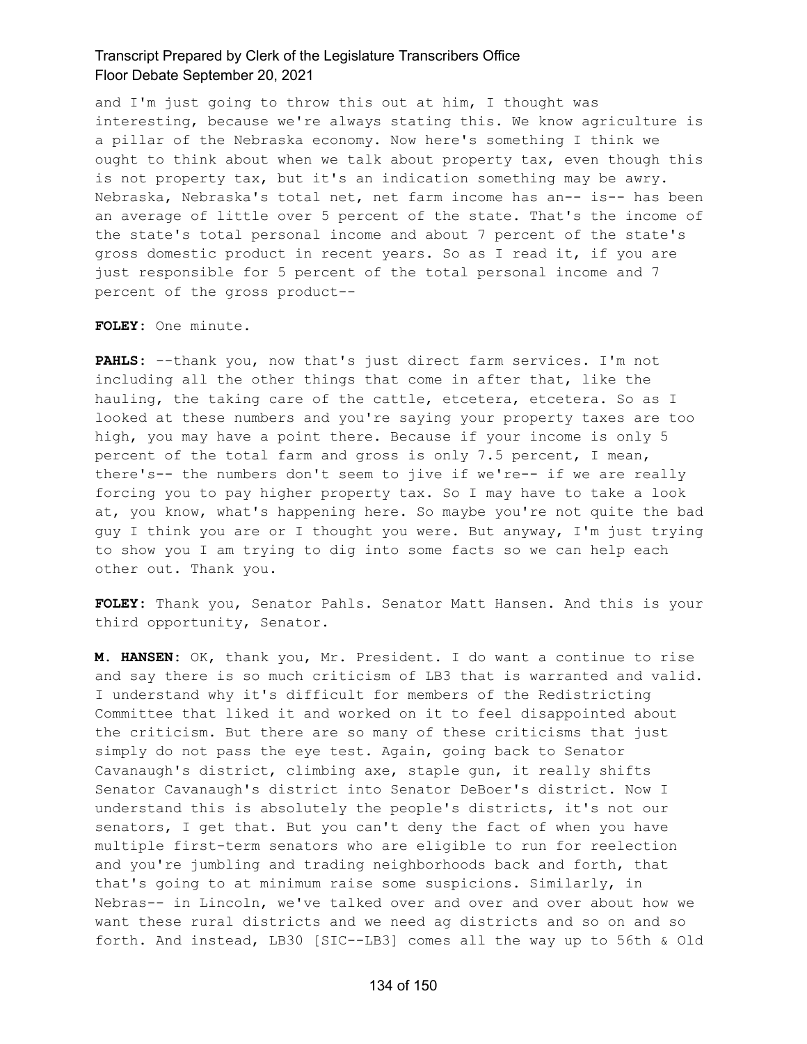and I'm just going to throw this out at him, I thought was interesting, because we're always stating this. We know agriculture is a pillar of the Nebraska economy. Now here's something I think we ought to think about when we talk about property tax, even though this is not property tax, but it's an indication something may be awry. Nebraska, Nebraska's total net, net farm income has an-- is-- has been an average of little over 5 percent of the state. That's the income of the state's total personal income and about 7 percent of the state's gross domestic product in recent years. So as I read it, if you are just responsible for 5 percent of the total personal income and 7 percent of the gross product--

**FOLEY:** One minute.

**PAHLS:** --thank you, now that's just direct farm services. I'm not including all the other things that come in after that, like the hauling, the taking care of the cattle, etcetera, etcetera. So as I looked at these numbers and you're saying your property taxes are too high, you may have a point there. Because if your income is only 5 percent of the total farm and gross is only 7.5 percent, I mean, there's-- the numbers don't seem to jive if we're-- if we are really forcing you to pay higher property tax. So I may have to take a look at, you know, what's happening here. So maybe you're not quite the bad guy I think you are or I thought you were. But anyway, I'm just trying to show you I am trying to dig into some facts so we can help each other out. Thank you.

**FOLEY:** Thank you, Senator Pahls. Senator Matt Hansen. And this is your third opportunity, Senator.

**M. HANSEN:** OK, thank you, Mr. President. I do want a continue to rise and say there is so much criticism of LB3 that is warranted and valid. I understand why it's difficult for members of the Redistricting Committee that liked it and worked on it to feel disappointed about the criticism. But there are so many of these criticisms that just simply do not pass the eye test. Again, going back to Senator Cavanaugh's district, climbing axe, staple gun, it really shifts Senator Cavanaugh's district into Senator DeBoer's district. Now I understand this is absolutely the people's districts, it's not our senators, I get that. But you can't deny the fact of when you have multiple first-term senators who are eligible to run for reelection and you're jumbling and trading neighborhoods back and forth, that that's going to at minimum raise some suspicions. Similarly, in Nebras-- in Lincoln, we've talked over and over and over about how we want these rural districts and we need ag districts and so on and so forth. And instead, LB30 [SIC--LB3] comes all the way up to 56th & Old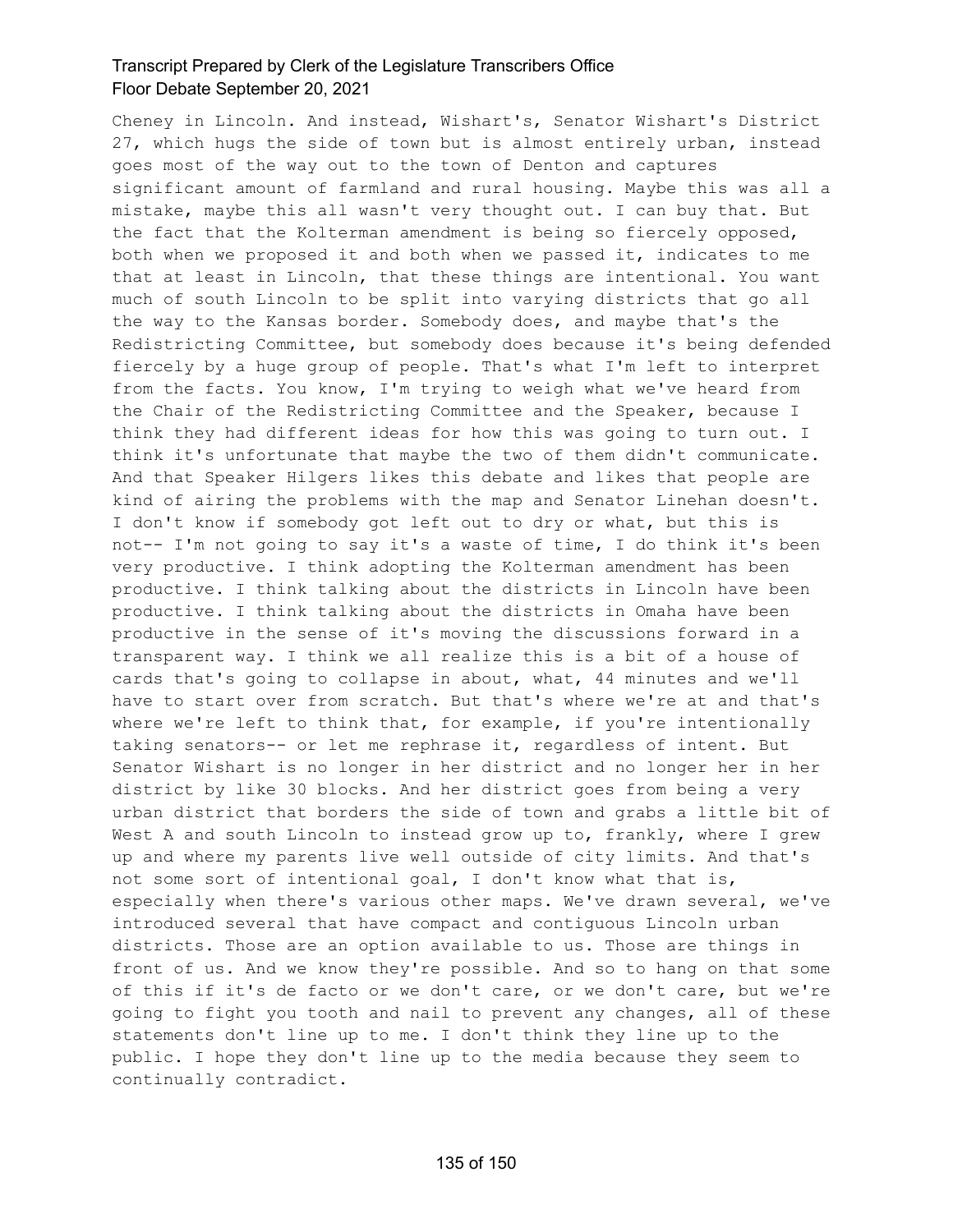Cheney in Lincoln. And instead, Wishart's, Senator Wishart's District 27, which hugs the side of town but is almost entirely urban, instead goes most of the way out to the town of Denton and captures significant amount of farmland and rural housing. Maybe this was all a mistake, maybe this all wasn't very thought out. I can buy that. But the fact that the Kolterman amendment is being so fiercely opposed, both when we proposed it and both when we passed it, indicates to me that at least in Lincoln, that these things are intentional. You want much of south Lincoln to be split into varying districts that go all the way to the Kansas border. Somebody does, and maybe that's the Redistricting Committee, but somebody does because it's being defended fiercely by a huge group of people. That's what I'm left to interpret from the facts. You know, I'm trying to weigh what we've heard from the Chair of the Redistricting Committee and the Speaker, because I think they had different ideas for how this was going to turn out. I think it's unfortunate that maybe the two of them didn't communicate. And that Speaker Hilgers likes this debate and likes that people are kind of airing the problems with the map and Senator Linehan doesn't. I don't know if somebody got left out to dry or what, but this is not-- I'm not going to say it's a waste of time, I do think it's been very productive. I think adopting the Kolterman amendment has been productive. I think talking about the districts in Lincoln have been productive. I think talking about the districts in Omaha have been productive in the sense of it's moving the discussions forward in a transparent way. I think we all realize this is a bit of a house of cards that's going to collapse in about, what, 44 minutes and we'll have to start over from scratch. But that's where we're at and that's where we're left to think that, for example, if you're intentionally taking senators-- or let me rephrase it, regardless of intent. But Senator Wishart is no longer in her district and no longer her in her district by like 30 blocks. And her district goes from being a very urban district that borders the side of town and grabs a little bit of West A and south Lincoln to instead grow up to, frankly, where I grew up and where my parents live well outside of city limits. And that's not some sort of intentional goal, I don't know what that is, especially when there's various other maps. We've drawn several, we've introduced several that have compact and contiguous Lincoln urban districts. Those are an option available to us. Those are things in front of us. And we know they're possible. And so to hang on that some of this if it's de facto or we don't care, or we don't care, but we're going to fight you tooth and nail to prevent any changes, all of these statements don't line up to me. I don't think they line up to the public. I hope they don't line up to the media because they seem to continually contradict.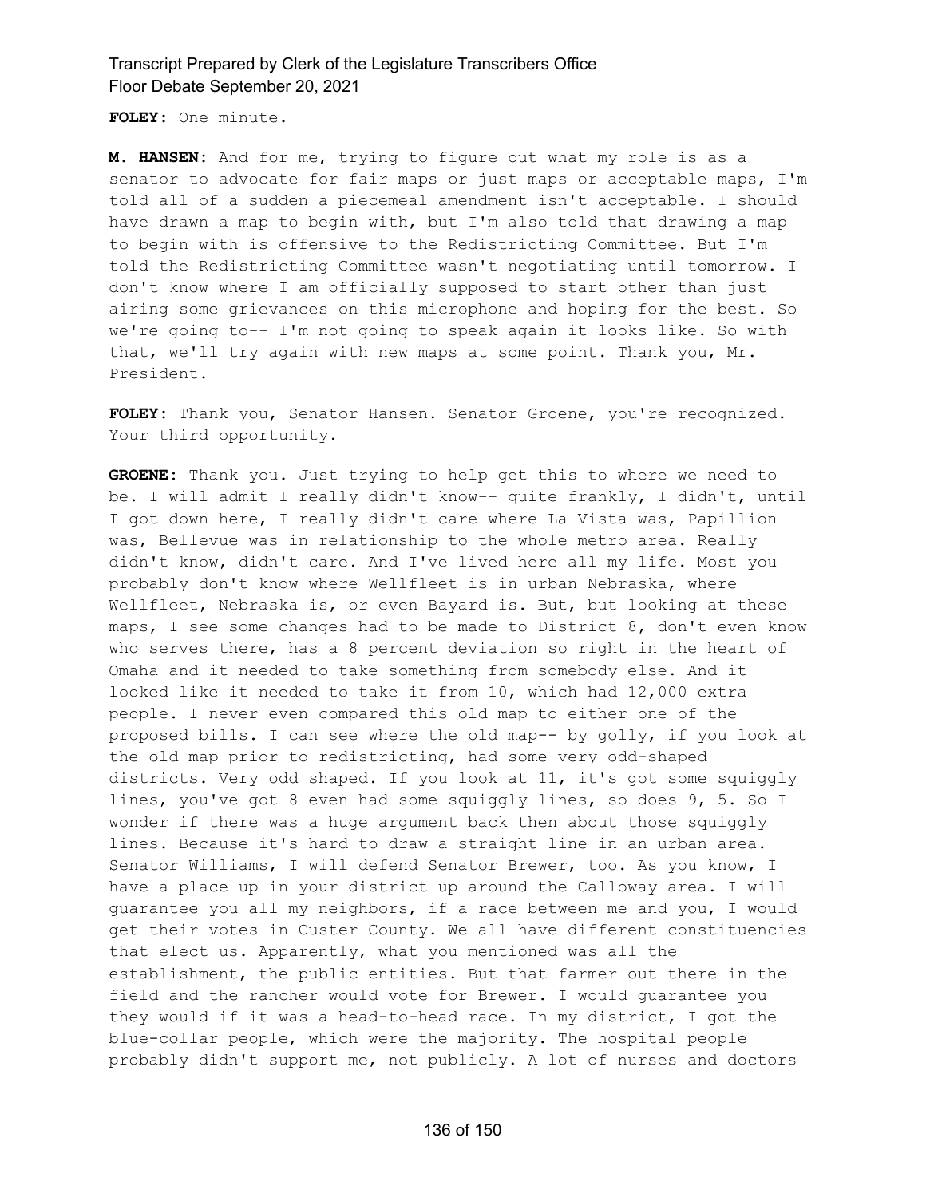**FOLEY:** One minute.

**M. HANSEN:** And for me, trying to figure out what my role is as a senator to advocate for fair maps or just maps or acceptable maps, I'm told all of a sudden a piecemeal amendment isn't acceptable. I should have drawn a map to begin with, but I'm also told that drawing a map to begin with is offensive to the Redistricting Committee. But I'm told the Redistricting Committee wasn't negotiating until tomorrow. I don't know where I am officially supposed to start other than just airing some grievances on this microphone and hoping for the best. So we're going to-- I'm not going to speak again it looks like. So with that, we'll try again with new maps at some point. Thank you, Mr. President.

**FOLEY:** Thank you, Senator Hansen. Senator Groene, you're recognized. Your third opportunity.

**GROENE:** Thank you. Just trying to help get this to where we need to be. I will admit I really didn't know-- quite frankly, I didn't, until I got down here, I really didn't care where La Vista was, Papillion was, Bellevue was in relationship to the whole metro area. Really didn't know, didn't care. And I've lived here all my life. Most you probably don't know where Wellfleet is in urban Nebraska, where Wellfleet, Nebraska is, or even Bayard is. But, but looking at these maps, I see some changes had to be made to District 8, don't even know who serves there, has a 8 percent deviation so right in the heart of Omaha and it needed to take something from somebody else. And it looked like it needed to take it from 10, which had 12,000 extra people. I never even compared this old map to either one of the proposed bills. I can see where the old map-- by golly, if you look at the old map prior to redistricting, had some very odd-shaped districts. Very odd shaped. If you look at 11, it's got some squiggly lines, you've got 8 even had some squiggly lines, so does 9, 5. So I wonder if there was a huge argument back then about those squiggly lines. Because it's hard to draw a straight line in an urban area. Senator Williams, I will defend Senator Brewer, too. As you know, I have a place up in your district up around the Calloway area. I will guarantee you all my neighbors, if a race between me and you, I would get their votes in Custer County. We all have different constituencies that elect us. Apparently, what you mentioned was all the establishment, the public entities. But that farmer out there in the field and the rancher would vote for Brewer. I would guarantee you they would if it was a head-to-head race. In my district, I got the blue-collar people, which were the majority. The hospital people probably didn't support me, not publicly. A lot of nurses and doctors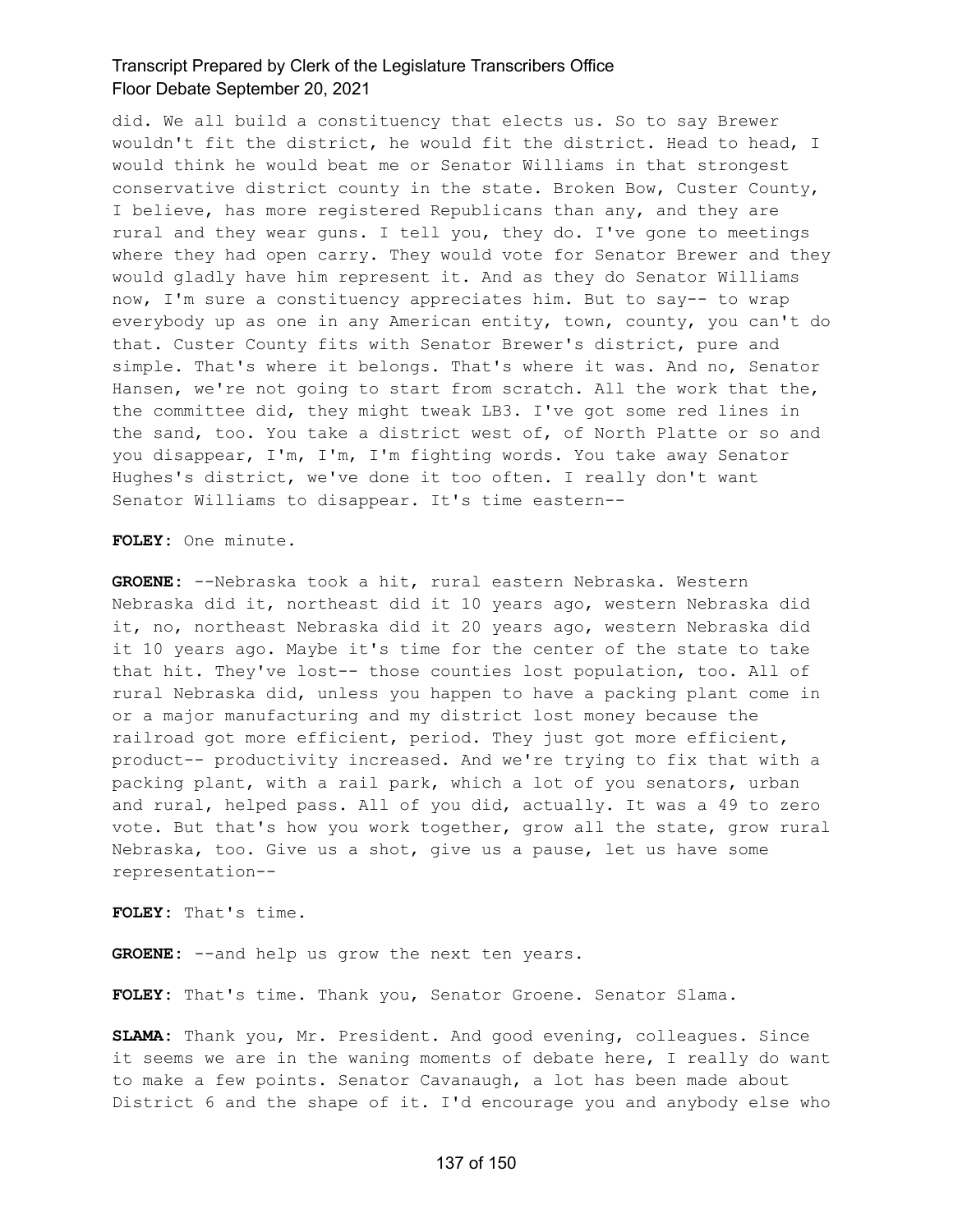did. We all build a constituency that elects us. So to say Brewer wouldn't fit the district, he would fit the district. Head to head, I would think he would beat me or Senator Williams in that strongest conservative district county in the state. Broken Bow, Custer County, I believe, has more registered Republicans than any, and they are rural and they wear guns. I tell you, they do. I've gone to meetings where they had open carry. They would vote for Senator Brewer and they would gladly have him represent it. And as they do Senator Williams now, I'm sure a constituency appreciates him. But to say-- to wrap everybody up as one in any American entity, town, county, you can't do that. Custer County fits with Senator Brewer's district, pure and simple. That's where it belongs. That's where it was. And no, Senator Hansen, we're not going to start from scratch. All the work that the, the committee did, they might tweak LB3. I've got some red lines in the sand, too. You take a district west of, of North Platte or so and you disappear, I'm, I'm, I'm fighting words. You take away Senator Hughes's district, we've done it too often. I really don't want Senator Williams to disappear. It's time eastern--

**FOLEY:** One minute.

**GROENE:** --Nebraska took a hit, rural eastern Nebraska. Western Nebraska did it, northeast did it 10 years ago, western Nebraska did it, no, northeast Nebraska did it 20 years ago, western Nebraska did it 10 years ago. Maybe it's time for the center of the state to take that hit. They've lost-- those counties lost population, too. All of rural Nebraska did, unless you happen to have a packing plant come in or a major manufacturing and my district lost money because the railroad got more efficient, period. They just got more efficient, product-- productivity increased. And we're trying to fix that with a packing plant, with a rail park, which a lot of you senators, urban and rural, helped pass. All of you did, actually. It was a 49 to zero vote. But that's how you work together, grow all the state, grow rural Nebraska, too. Give us a shot, give us a pause, let us have some representation--

**FOLEY:** That's time.

**GROENE:** --and help us grow the next ten years.

**FOLEY:** That's time. Thank you, Senator Groene. Senator Slama.

**SLAMA:** Thank you, Mr. President. And good evening, colleagues. Since it seems we are in the waning moments of debate here, I really do want to make a few points. Senator Cavanaugh, a lot has been made about District 6 and the shape of it. I'd encourage you and anybody else who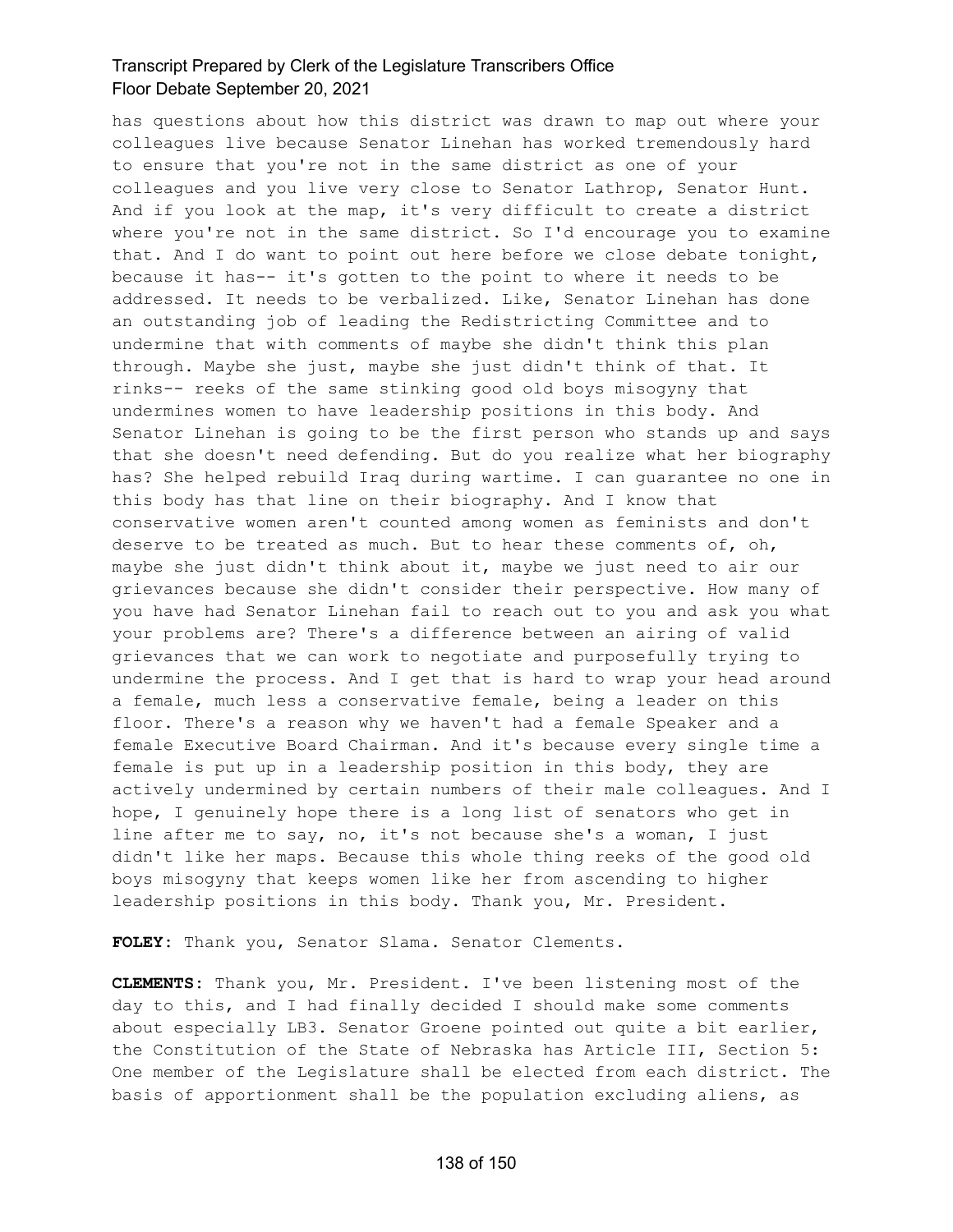has questions about how this district was drawn to map out where your colleagues live because Senator Linehan has worked tremendously hard to ensure that you're not in the same district as one of your colleagues and you live very close to Senator Lathrop, Senator Hunt. And if you look at the map, it's very difficult to create a district where you're not in the same district. So I'd encourage you to examine that. And I do want to point out here before we close debate tonight, because it has-- it's gotten to the point to where it needs to be addressed. It needs to be verbalized. Like, Senator Linehan has done an outstanding job of leading the Redistricting Committee and to undermine that with comments of maybe she didn't think this plan through. Maybe she just, maybe she just didn't think of that. It rinks-- reeks of the same stinking good old boys misogyny that undermines women to have leadership positions in this body. And Senator Linehan is going to be the first person who stands up and says that she doesn't need defending. But do you realize what her biography has? She helped rebuild Iraq during wartime. I can guarantee no one in this body has that line on their biography. And I know that conservative women aren't counted among women as feminists and don't deserve to be treated as much. But to hear these comments of, oh, maybe she just didn't think about it, maybe we just need to air our grievances because she didn't consider their perspective. How many of you have had Senator Linehan fail to reach out to you and ask you what your problems are? There's a difference between an airing of valid grievances that we can work to negotiate and purposefully trying to undermine the process. And I get that is hard to wrap your head around a female, much less a conservative female, being a leader on this floor. There's a reason why we haven't had a female Speaker and a female Executive Board Chairman. And it's because every single time a female is put up in a leadership position in this body, they are actively undermined by certain numbers of their male colleagues. And I hope, I genuinely hope there is a long list of senators who get in line after me to say, no, it's not because she's a woman, I just didn't like her maps. Because this whole thing reeks of the good old boys misogyny that keeps women like her from ascending to higher leadership positions in this body. Thank you, Mr. President.

**FOLEY:** Thank you, Senator Slama. Senator Clements.

**CLEMENTS:** Thank you, Mr. President. I've been listening most of the day to this, and I had finally decided I should make some comments about especially LB3. Senator Groene pointed out quite a bit earlier, the Constitution of the State of Nebraska has Article III, Section 5: One member of the Legislature shall be elected from each district. The basis of apportionment shall be the population excluding aliens, as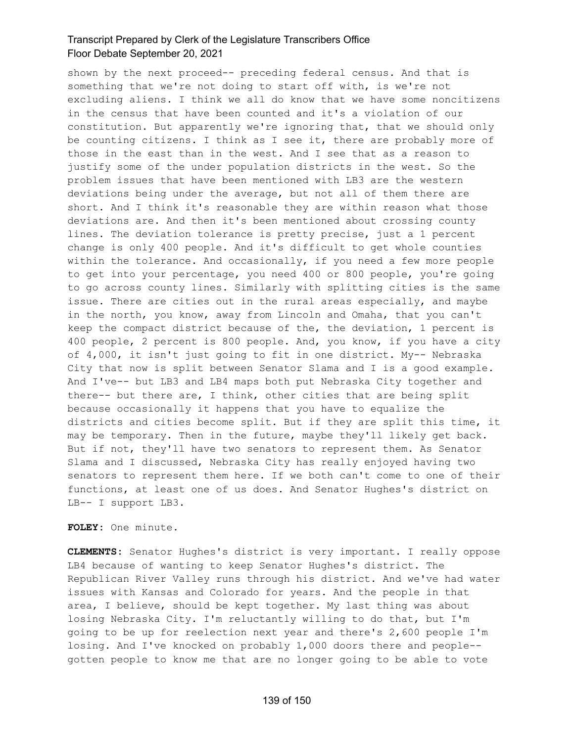shown by the next proceed-- preceding federal census. And that is something that we're not doing to start off with, is we're not excluding aliens. I think we all do know that we have some noncitizens in the census that have been counted and it's a violation of our constitution. But apparently we're ignoring that, that we should only be counting citizens. I think as I see it, there are probably more of those in the east than in the west. And I see that as a reason to justify some of the under population districts in the west. So the problem issues that have been mentioned with LB3 are the western deviations being under the average, but not all of them there are short. And I think it's reasonable they are within reason what those deviations are. And then it's been mentioned about crossing county lines. The deviation tolerance is pretty precise, just a 1 percent change is only 400 people. And it's difficult to get whole counties within the tolerance. And occasionally, if you need a few more people to get into your percentage, you need 400 or 800 people, you're going to go across county lines. Similarly with splitting cities is the same issue. There are cities out in the rural areas especially, and maybe in the north, you know, away from Lincoln and Omaha, that you can't keep the compact district because of the, the deviation, 1 percent is 400 people, 2 percent is 800 people. And, you know, if you have a city of 4,000, it isn't just going to fit in one district. My-- Nebraska City that now is split between Senator Slama and I is a good example. And I've-- but LB3 and LB4 maps both put Nebraska City together and there-- but there are, I think, other cities that are being split because occasionally it happens that you have to equalize the districts and cities become split. But if they are split this time, it may be temporary. Then in the future, maybe they'll likely get back. But if not, they'll have two senators to represent them. As Senator Slama and I discussed, Nebraska City has really enjoyed having two senators to represent them here. If we both can't come to one of their functions, at least one of us does. And Senator Hughes's district on LB-- I support LB3.

**FOLEY:** One minute.

**CLEMENTS:** Senator Hughes's district is very important. I really oppose LB4 because of wanting to keep Senator Hughes's district. The Republican River Valley runs through his district. And we've had water issues with Kansas and Colorado for years. And the people in that area, I believe, should be kept together. My last thing was about losing Nebraska City. I'm reluctantly willing to do that, but I'm going to be up for reelection next year and there's 2,600 people I'm losing. And I've knocked on probably 1,000 doors there and people-- gotten people to know me that are no longer going to be able to vote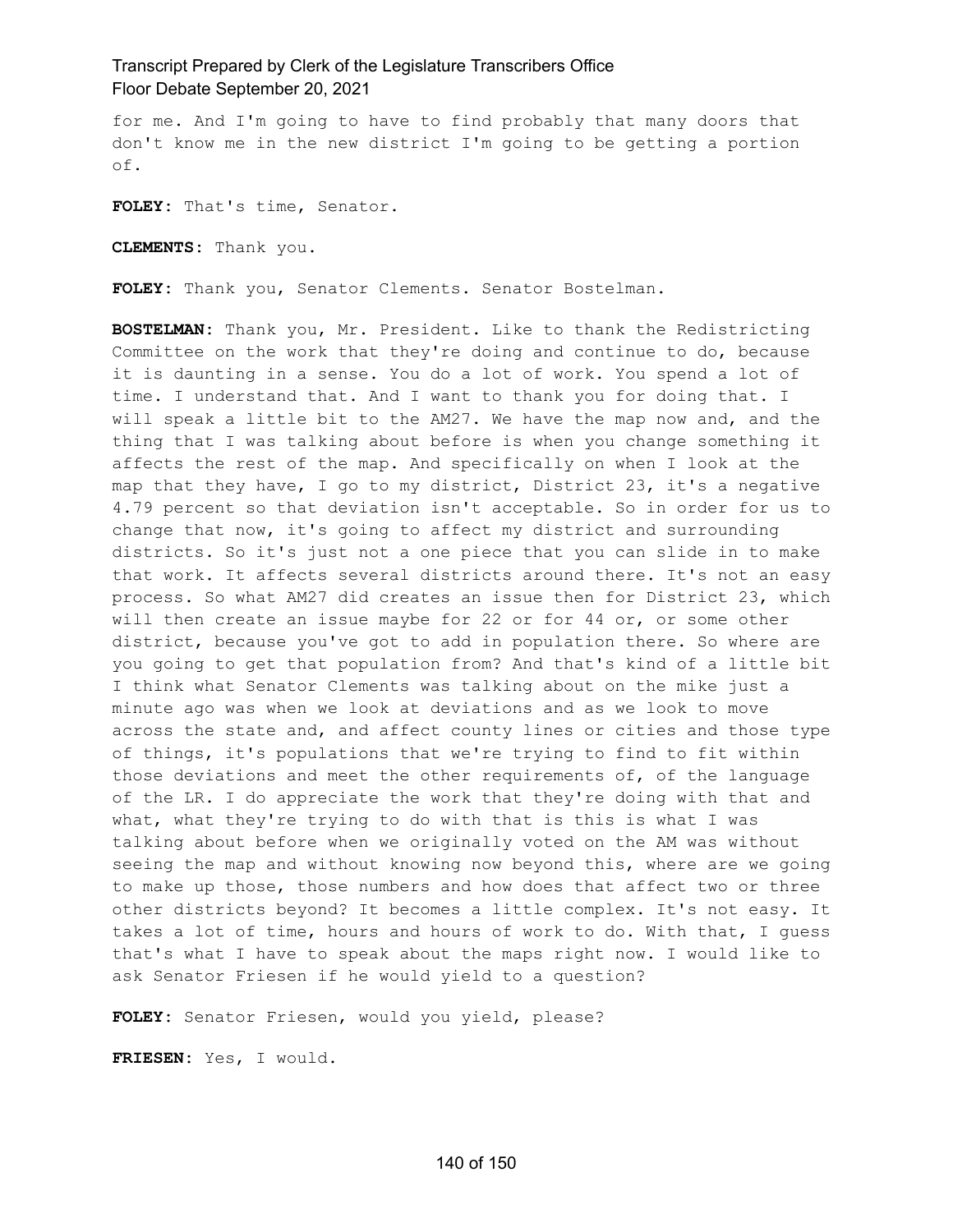for me. And I'm going to have to find probably that many doors that don't know me in the new district I'm going to be getting a portion of.

**FOLEY:** That's time, Senator.

**CLEMENTS:** Thank you.

**FOLEY:** Thank you, Senator Clements. Senator Bostelman.

**BOSTELMAN:** Thank you, Mr. President. Like to thank the Redistricting Committee on the work that they're doing and continue to do, because it is daunting in a sense. You do a lot of work. You spend a lot of time. I understand that. And I want to thank you for doing that. I will speak a little bit to the AM27. We have the map now and, and the thing that I was talking about before is when you change something it affects the rest of the map. And specifically on when I look at the map that they have, I go to my district, District 23, it's a negative 4.79 percent so that deviation isn't acceptable. So in order for us to change that now, it's going to affect my district and surrounding districts. So it's just not a one piece that you can slide in to make that work. It affects several districts around there. It's not an easy process. So what AM27 did creates an issue then for District 23, which will then create an issue maybe for 22 or for 44 or, or some other district, because you've got to add in population there. So where are you going to get that population from? And that's kind of a little bit I think what Senator Clements was talking about on the mike just a minute ago was when we look at deviations and as we look to move across the state and, and affect county lines or cities and those type of things, it's populations that we're trying to find to fit within those deviations and meet the other requirements of, of the language of the LR. I do appreciate the work that they're doing with that and what, what they're trying to do with that is this is what I was talking about before when we originally voted on the AM was without seeing the map and without knowing now beyond this, where are we going to make up those, those numbers and how does that affect two or three other districts beyond? It becomes a little complex. It's not easy. It takes a lot of time, hours and hours of work to do. With that, I guess that's what I have to speak about the maps right now. I would like to ask Senator Friesen if he would yield to a question?

**FOLEY:** Senator Friesen, would you yield, please?

**FRIESEN:** Yes, I would.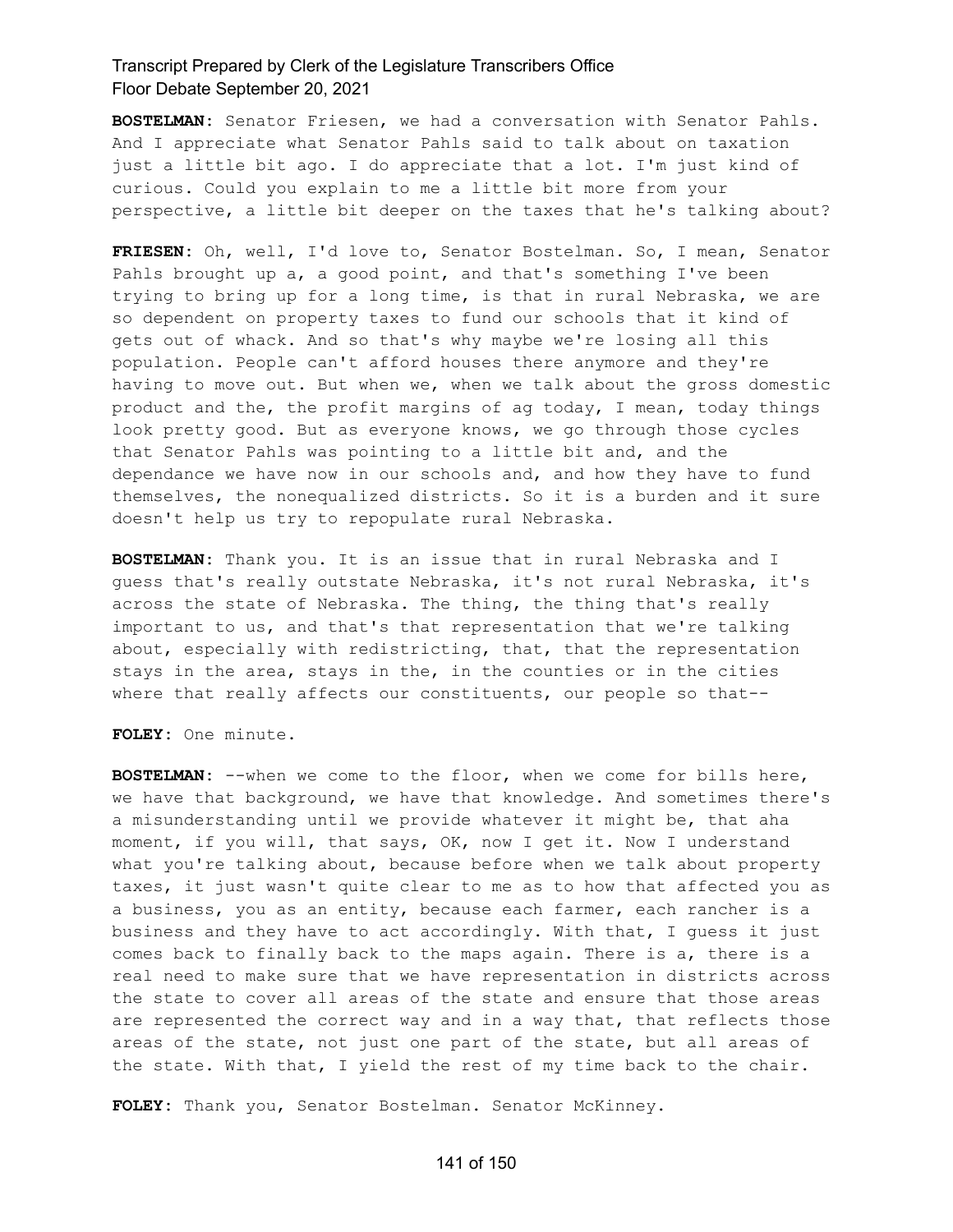**BOSTELMAN:** Senator Friesen, we had a conversation with Senator Pahls. And I appreciate what Senator Pahls said to talk about on taxation just a little bit ago. I do appreciate that a lot. I'm just kind of curious. Could you explain to me a little bit more from your perspective, a little bit deeper on the taxes that he's talking about?

**FRIESEN:** Oh, well, I'd love to, Senator Bostelman. So, I mean, Senator Pahls brought up a, a good point, and that's something I've been trying to bring up for a long time, is that in rural Nebraska, we are so dependent on property taxes to fund our schools that it kind of gets out of whack. And so that's why maybe we're losing all this population. People can't afford houses there anymore and they're having to move out. But when we, when we talk about the gross domestic product and the, the profit margins of ag today, I mean, today things look pretty good. But as everyone knows, we go through those cycles that Senator Pahls was pointing to a little bit and, and the dependance we have now in our schools and, and how they have to fund themselves, the nonequalized districts. So it is a burden and it sure doesn't help us try to repopulate rural Nebraska.

**BOSTELMAN:** Thank you. It is an issue that in rural Nebraska and I guess that's really outstate Nebraska, it's not rural Nebraska, it's across the state of Nebraska. The thing, the thing that's really important to us, and that's that representation that we're talking about, especially with redistricting, that, that the representation stays in the area, stays in the, in the counties or in the cities where that really affects our constituents, our people so that--

**FOLEY:** One minute.

**BOSTELMAN:** --when we come to the floor, when we come for bills here, we have that background, we have that knowledge. And sometimes there's a misunderstanding until we provide whatever it might be, that aha moment, if you will, that says, OK, now I get it. Now I understand what you're talking about, because before when we talk about property taxes, it just wasn't quite clear to me as to how that affected you as a business, you as an entity, because each farmer, each rancher is a business and they have to act accordingly. With that, I guess it just comes back to finally back to the maps again. There is a, there is a real need to make sure that we have representation in districts across the state to cover all areas of the state and ensure that those areas are represented the correct way and in a way that, that reflects those areas of the state, not just one part of the state, but all areas of the state. With that, I yield the rest of my time back to the chair.

**FOLEY:** Thank you, Senator Bostelman. Senator McKinney.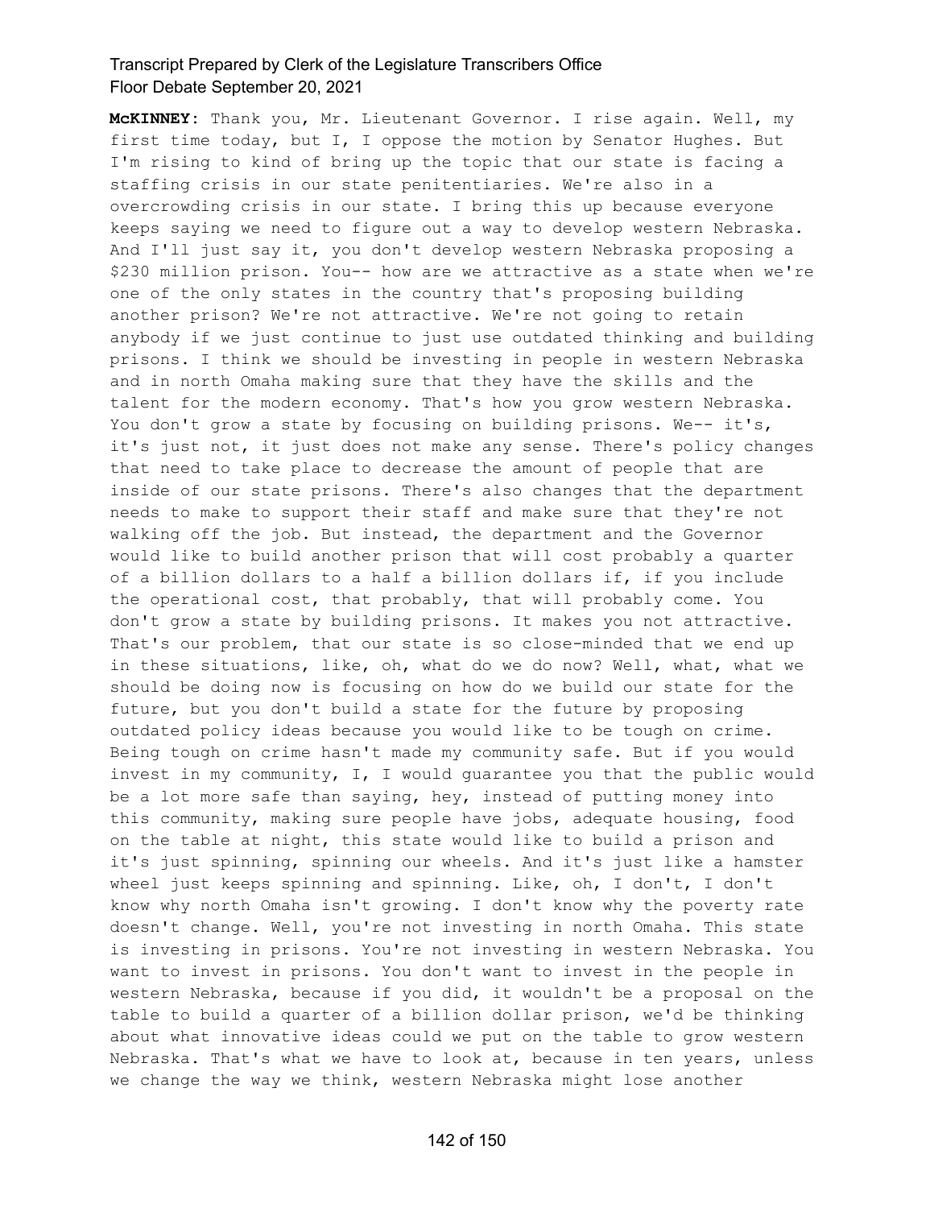**McKINNEY:** Thank you, Mr. Lieutenant Governor. I rise again. Well, my first time today, but I, I oppose the motion by Senator Hughes. But I'm rising to kind of bring up the topic that our state is facing a staffing crisis in our state penitentiaries. We're also in a overcrowding crisis in our state. I bring this up because everyone keeps saying we need to figure out a way to develop western Nebraska. And I'll just say it, you don't develop western Nebraska proposing a $230 million prison. You-- how are we attractive as a state when we're one of the only states in the country that's proposing building another prison? We're not attractive. We're not going to retain anybody if we just continue to just use outdated thinking and building prisons. I think we should be investing in people in western Nebraska and in north Omaha making sure that they have the skills and the talent for the modern economy. That's how you grow western Nebraska. You don't grow a state by focusing on building prisons. We-- it's, it's just not, it just does not make any sense. There's policy changes that need to take place to decrease the amount of people that are inside of our state prisons. There's also changes that the department needs to make to support their staff and make sure that they're not walking off the job. But instead, the department and the Governor would like to build another prison that will cost probably a quarter of a billion dollars to a half a billion dollars if, if you include the operational cost, that probably, that will probably come. You don't grow a state by building prisons. It makes you not attractive. That's our problem, that our state is so close-minded that we end up in these situations, like, oh, what do we do now? Well, what, what we should be doing now is focusing on how do we build our state for the future, but you don't build a state for the future by proposing outdated policy ideas because you would like to be tough on crime. Being tough on crime hasn't made my community safe. But if you would invest in my community, I, I would guarantee you that the public would be a lot more safe than saying, hey, instead of putting money into this community, making sure people have jobs, adequate housing, food on the table at night, this state would like to build a prison and it's just spinning, spinning our wheels. And it's just like a hamster wheel just keeps spinning and spinning. Like, oh, I don't, I don't know why north Omaha isn't growing. I don't know why the poverty rate doesn't change. Well, you're not investing in north Omaha. This state is investing in prisons. You're not investing in western Nebraska. You want to invest in prisons. You don't want to invest in the people in western Nebraska, because if you did, it wouldn't be a proposal on the table to build a quarter of a billion dollar prison, we'd be thinking about what innovative ideas could we put on the table to grow western Nebraska. That's what we have to look at, because in ten years, unless we change the way we think, western Nebraska might lose another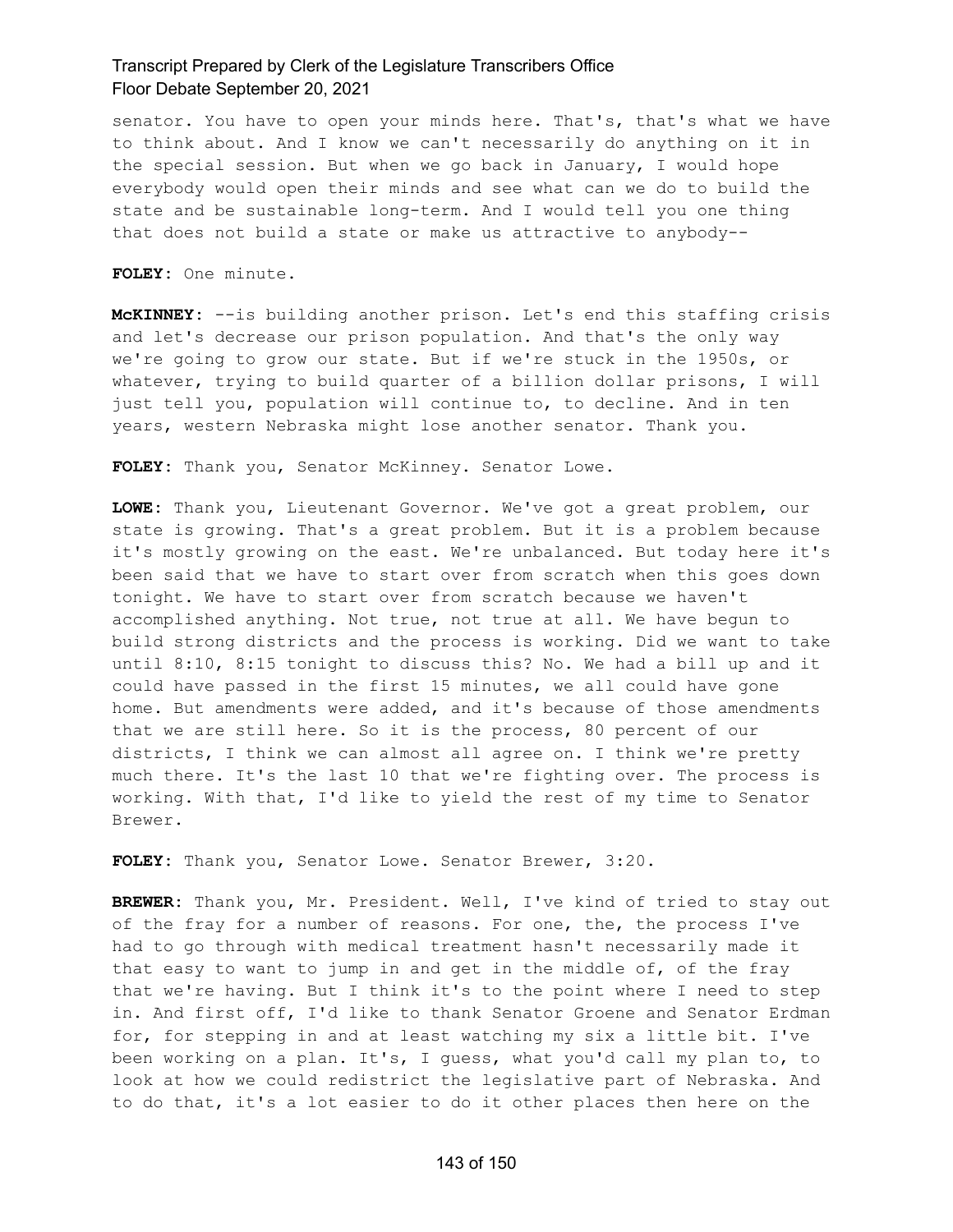senator. You have to open your minds here. That's, that's what we have to think about. And I know we can't necessarily do anything on it in the special session. But when we go back in January, I would hope everybody would open their minds and see what can we do to build the state and be sustainable long-term. And I would tell you one thing that does not build a state or make us attractive to anybody--

**FOLEY:** One minute.

**McKINNEY:** --is building another prison. Let's end this staffing crisis and let's decrease our prison population. And that's the only way we're going to grow our state. But if we're stuck in the 1950s, or whatever, trying to build quarter of a billion dollar prisons, I will just tell you, population will continue to, to decline. And in ten years, western Nebraska might lose another senator. Thank you.

**FOLEY:** Thank you, Senator McKinney. Senator Lowe.

**LOWE:** Thank you, Lieutenant Governor. We've got a great problem, our state is growing. That's a great problem. But it is a problem because it's mostly growing on the east. We're unbalanced. But today here it's been said that we have to start over from scratch when this goes down tonight. We have to start over from scratch because we haven't accomplished anything. Not true, not true at all. We have begun to build strong districts and the process is working. Did we want to take until 8:10, 8:15 tonight to discuss this? No. We had a bill up and it could have passed in the first 15 minutes, we all could have gone home. But amendments were added, and it's because of those amendments that we are still here. So it is the process, 80 percent of our districts, I think we can almost all agree on. I think we're pretty much there. It's the last 10 that we're fighting over. The process is working. With that, I'd like to yield the rest of my time to Senator Brewer.

**FOLEY:** Thank you, Senator Lowe. Senator Brewer, 3:20.

**BREWER:** Thank you, Mr. President. Well, I've kind of tried to stay out of the fray for a number of reasons. For one, the, the process I've had to go through with medical treatment hasn't necessarily made it that easy to want to jump in and get in the middle of, of the fray that we're having. But I think it's to the point where I need to step in. And first off, I'd like to thank Senator Groene and Senator Erdman for, for stepping in and at least watching my six a little bit. I've been working on a plan. It's, I guess, what you'd call my plan to, to look at how we could redistrict the legislative part of Nebraska. And to do that, it's a lot easier to do it other places then here on the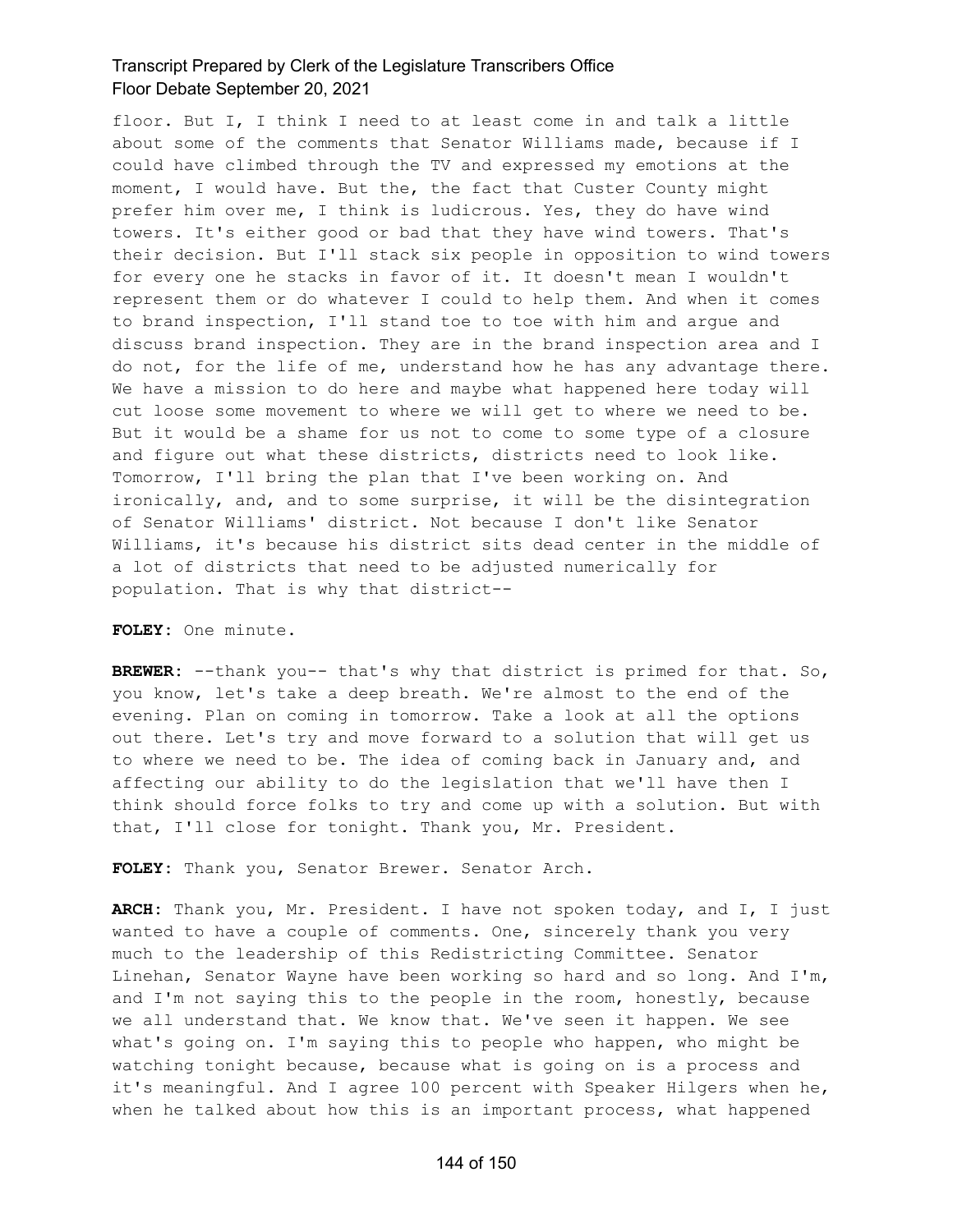floor. But I, I think I need to at least come in and talk a little about some of the comments that Senator Williams made, because if I could have climbed through the TV and expressed my emotions at the moment, I would have. But the, the fact that Custer County might prefer him over me, I think is ludicrous. Yes, they do have wind towers. It's either good or bad that they have wind towers. That's their decision. But I'll stack six people in opposition to wind towers for every one he stacks in favor of it. It doesn't mean I wouldn't represent them or do whatever I could to help them. And when it comes to brand inspection, I'll stand toe to toe with him and argue and discuss brand inspection. They are in the brand inspection area and I do not, for the life of me, understand how he has any advantage there. We have a mission to do here and maybe what happened here today will cut loose some movement to where we will get to where we need to be. But it would be a shame for us not to come to some type of a closure and figure out what these districts, districts need to look like. Tomorrow, I'll bring the plan that I've been working on. And ironically, and, and to some surprise, it will be the disintegration of Senator Williams' district. Not because I don't like Senator Williams, it's because his district sits dead center in the middle of a lot of districts that need to be adjusted numerically for population. That is why that district--

**FOLEY:** One minute.

**BREWER:** --thank you-- that's why that district is primed for that. So, you know, let's take a deep breath. We're almost to the end of the evening. Plan on coming in tomorrow. Take a look at all the options out there. Let's try and move forward to a solution that will get us to where we need to be. The idea of coming back in January and, and affecting our ability to do the legislation that we'll have then I think should force folks to try and come up with a solution. But with that, I'll close for tonight. Thank you, Mr. President.

**FOLEY:** Thank you, Senator Brewer. Senator Arch.

**ARCH:** Thank you, Mr. President. I have not spoken today, and I, I just wanted to have a couple of comments. One, sincerely thank you very much to the leadership of this Redistricting Committee. Senator Linehan, Senator Wayne have been working so hard and so long. And I'm, and I'm not saying this to the people in the room, honestly, because we all understand that. We know that. We've seen it happen. We see what's going on. I'm saying this to people who happen, who might be watching tonight because, because what is going on is a process and it's meaningful. And I agree 100 percent with Speaker Hilgers when he, when he talked about how this is an important process, what happened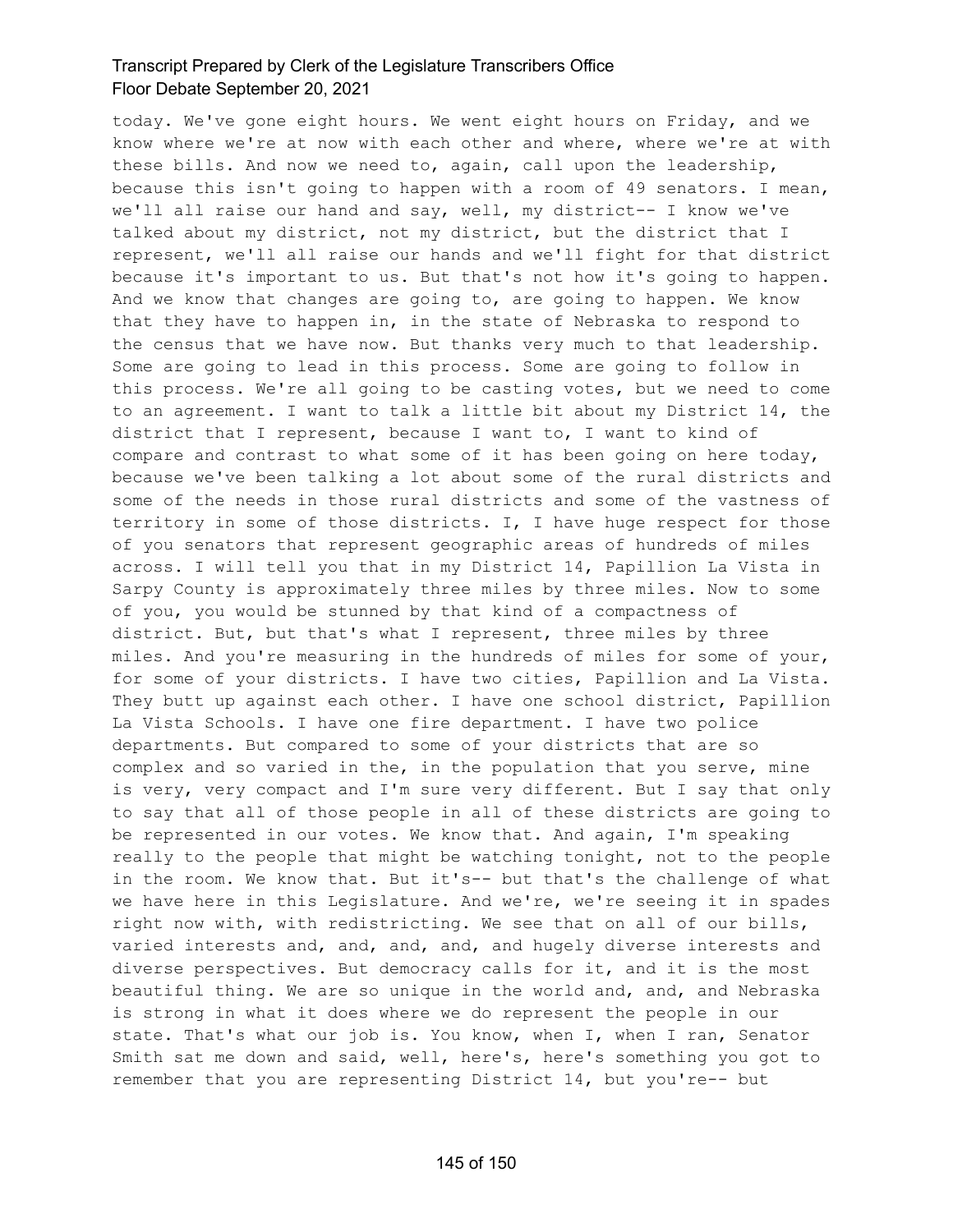today. We've gone eight hours. We went eight hours on Friday, and we know where we're at now with each other and where, where we're at with these bills. And now we need to, again, call upon the leadership, because this isn't going to happen with a room of 49 senators. I mean, we'll all raise our hand and say, well, my district-- I know we've talked about my district, not my district, but the district that I represent, we'll all raise our hands and we'll fight for that district because it's important to us. But that's not how it's going to happen. And we know that changes are going to, are going to happen. We know that they have to happen in, in the state of Nebraska to respond to the census that we have now. But thanks very much to that leadership. Some are going to lead in this process. Some are going to follow in this process. We're all going to be casting votes, but we need to come to an agreement. I want to talk a little bit about my District 14, the district that I represent, because I want to, I want to kind of compare and contrast to what some of it has been going on here today, because we've been talking a lot about some of the rural districts and some of the needs in those rural districts and some of the vastness of territory in some of those districts. I, I have huge respect for those of you senators that represent geographic areas of hundreds of miles across. I will tell you that in my District 14, Papillion La Vista in Sarpy County is approximately three miles by three miles. Now to some of you, you would be stunned by that kind of a compactness of district. But, but that's what I represent, three miles by three miles. And you're measuring in the hundreds of miles for some of your, for some of your districts. I have two cities, Papillion and La Vista. They butt up against each other. I have one school district, Papillion La Vista Schools. I have one fire department. I have two police departments. But compared to some of your districts that are so complex and so varied in the, in the population that you serve, mine is very, very compact and I'm sure very different. But I say that only to say that all of those people in all of these districts are going to be represented in our votes. We know that. And again, I'm speaking really to the people that might be watching tonight, not to the people in the room. We know that. But it's-- but that's the challenge of what we have here in this Legislature. And we're, we're seeing it in spades right now with, with redistricting. We see that on all of our bills, varied interests and, and, and, and, and hugely diverse interests and diverse perspectives. But democracy calls for it, and it is the most beautiful thing. We are so unique in the world and, and, and Nebraska is strong in what it does where we do represent the people in our state. That's what our job is. You know, when I, when I ran, Senator Smith sat me down and said, well, here's, here's something you got to remember that you are representing District 14, but you're-- but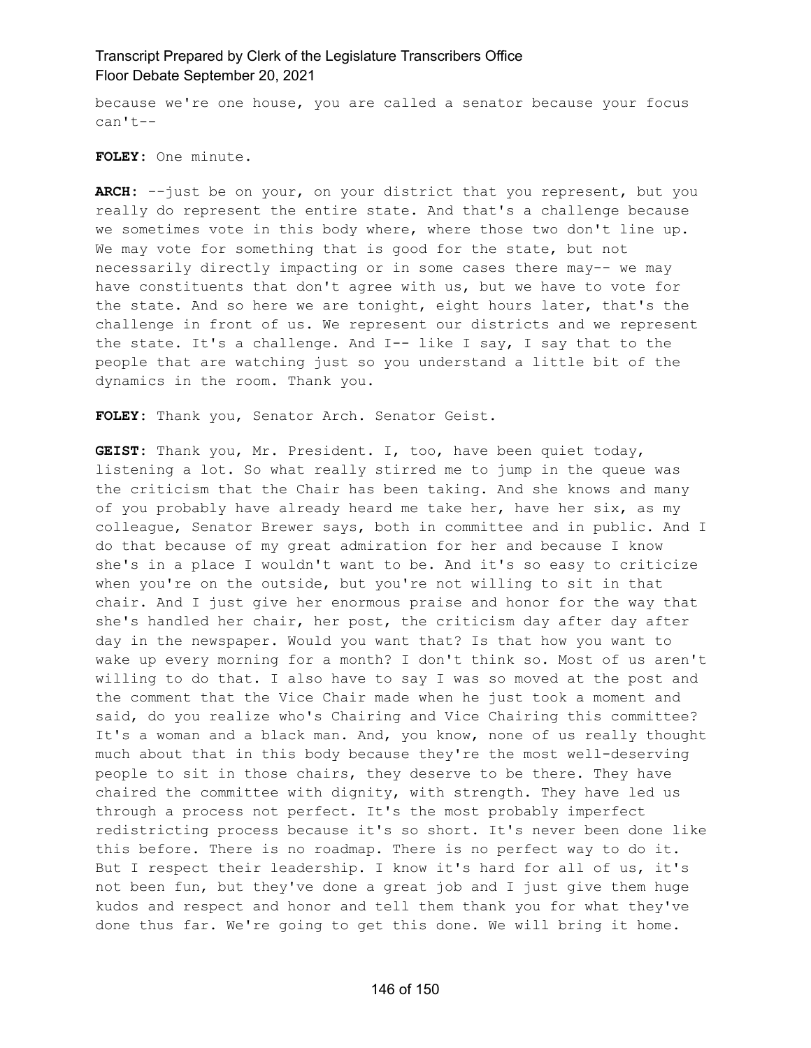because we're one house, you are called a senator because your focus can't--

**FOLEY:** One minute.

**ARCH:** --just be on your, on your district that you represent, but you really do represent the entire state. And that's a challenge because we sometimes vote in this body where, where those two don't line up. We may vote for something that is good for the state, but not necessarily directly impacting or in some cases there may-- we may have constituents that don't agree with us, but we have to vote for the state. And so here we are tonight, eight hours later, that's the challenge in front of us. We represent our districts and we represent the state. It's a challenge. And I-- like I say, I say that to the people that are watching just so you understand a little bit of the dynamics in the room. Thank you.

**FOLEY:** Thank you, Senator Arch. Senator Geist.

**GEIST:** Thank you, Mr. President. I, too, have been quiet today, listening a lot. So what really stirred me to jump in the queue was the criticism that the Chair has been taking. And she knows and many of you probably have already heard me take her, have her six, as my colleague, Senator Brewer says, both in committee and in public. And I do that because of my great admiration for her and because I know she's in a place I wouldn't want to be. And it's so easy to criticize when you're on the outside, but you're not willing to sit in that chair. And I just give her enormous praise and honor for the way that she's handled her chair, her post, the criticism day after day after day in the newspaper. Would you want that? Is that how you want to wake up every morning for a month? I don't think so. Most of us aren't willing to do that. I also have to say I was so moved at the post and the comment that the Vice Chair made when he just took a moment and said, do you realize who's Chairing and Vice Chairing this committee? It's a woman and a black man. And, you know, none of us really thought much about that in this body because they're the most well-deserving people to sit in those chairs, they deserve to be there. They have chaired the committee with dignity, with strength. They have led us through a process not perfect. It's the most probably imperfect redistricting process because it's so short. It's never been done like this before. There is no roadmap. There is no perfect way to do it. But I respect their leadership. I know it's hard for all of us, it's not been fun, but they've done a great job and I just give them huge kudos and respect and honor and tell them thank you for what they've done thus far. We're going to get this done. We will bring it home.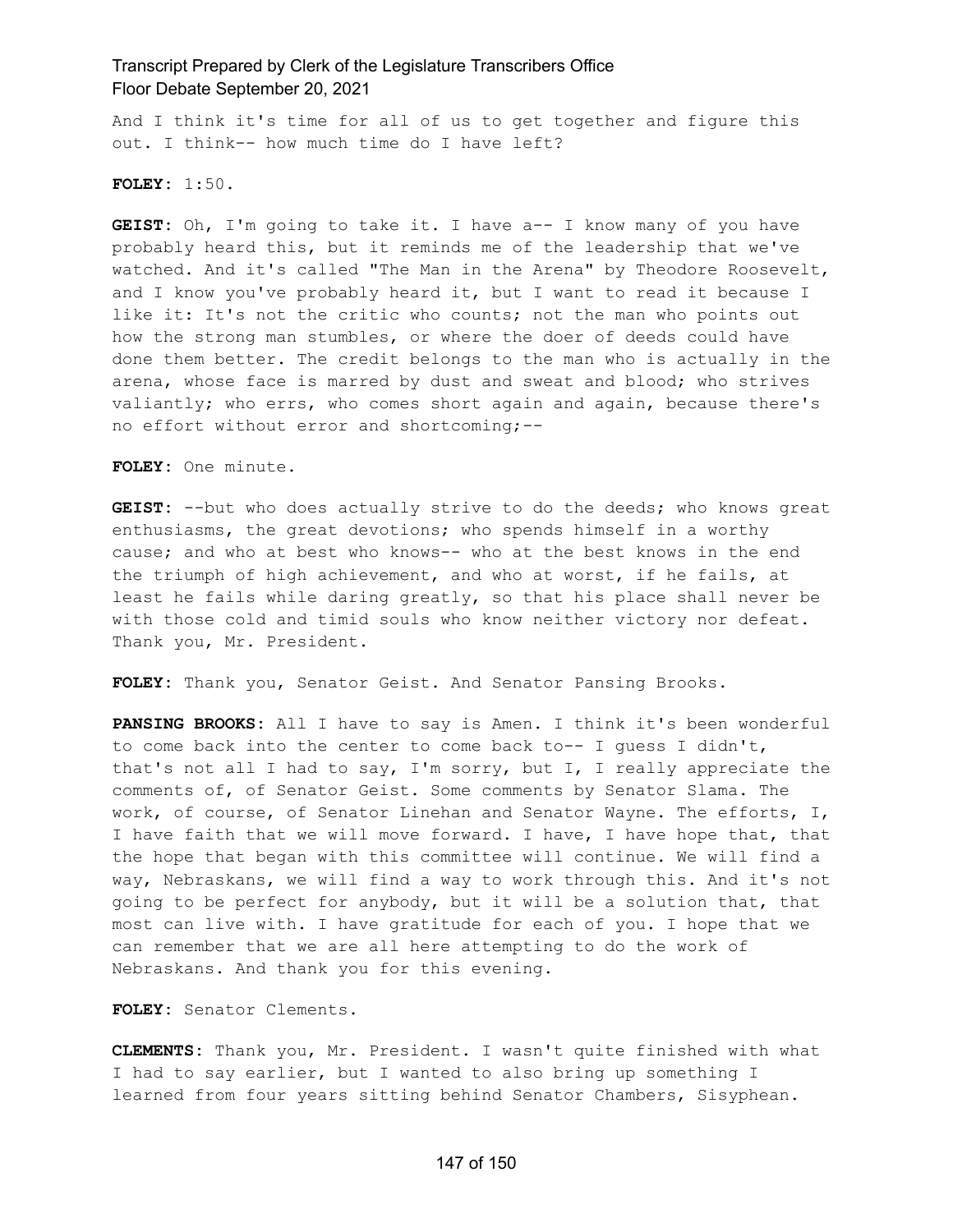And I think it's time for all of us to get together and figure this out. I think-- how much time do I have left?

**FOLEY:** 1:50.

**GEIST:** Oh, I'm going to take it. I have a-- I know many of you have probably heard this, but it reminds me of the leadership that we've watched. And it's called "The Man in the Arena" by Theodore Roosevelt, and I know you've probably heard it, but I want to read it because I like it: It's not the critic who counts; not the man who points out how the strong man stumbles, or where the doer of deeds could have done them better. The credit belongs to the man who is actually in the arena, whose face is marred by dust and sweat and blood; who strives valiantly; who errs, who comes short again and again, because there's no effort without error and shortcoming;--

**FOLEY:** One minute.

**GEIST:** --but who does actually strive to do the deeds; who knows great enthusiasms, the great devotions; who spends himself in a worthy cause; and who at best who knows-- who at the best knows in the end the triumph of high achievement, and who at worst, if he fails, at least he fails while daring greatly, so that his place shall never be with those cold and timid souls who know neither victory nor defeat. Thank you, Mr. President.

**FOLEY:** Thank you, Senator Geist. And Senator Pansing Brooks.

**PANSING BROOKS:** All I have to say is Amen. I think it's been wonderful to come back into the center to come back to-- I guess I didn't, that's not all I had to say, I'm sorry, but I, I really appreciate the comments of, of Senator Geist. Some comments by Senator Slama. The work, of course, of Senator Linehan and Senator Wayne. The efforts, I, I have faith that we will move forward. I have, I have hope that, that the hope that began with this committee will continue. We will find a way, Nebraskans, we will find a way to work through this. And it's not going to be perfect for anybody, but it will be a solution that, that most can live with. I have gratitude for each of you. I hope that we can remember that we are all here attempting to do the work of Nebraskans. And thank you for this evening.

**FOLEY:** Senator Clements.

**CLEMENTS:** Thank you, Mr. President. I wasn't quite finished with what I had to say earlier, but I wanted to also bring up something I learned from four years sitting behind Senator Chambers, Sisyphean.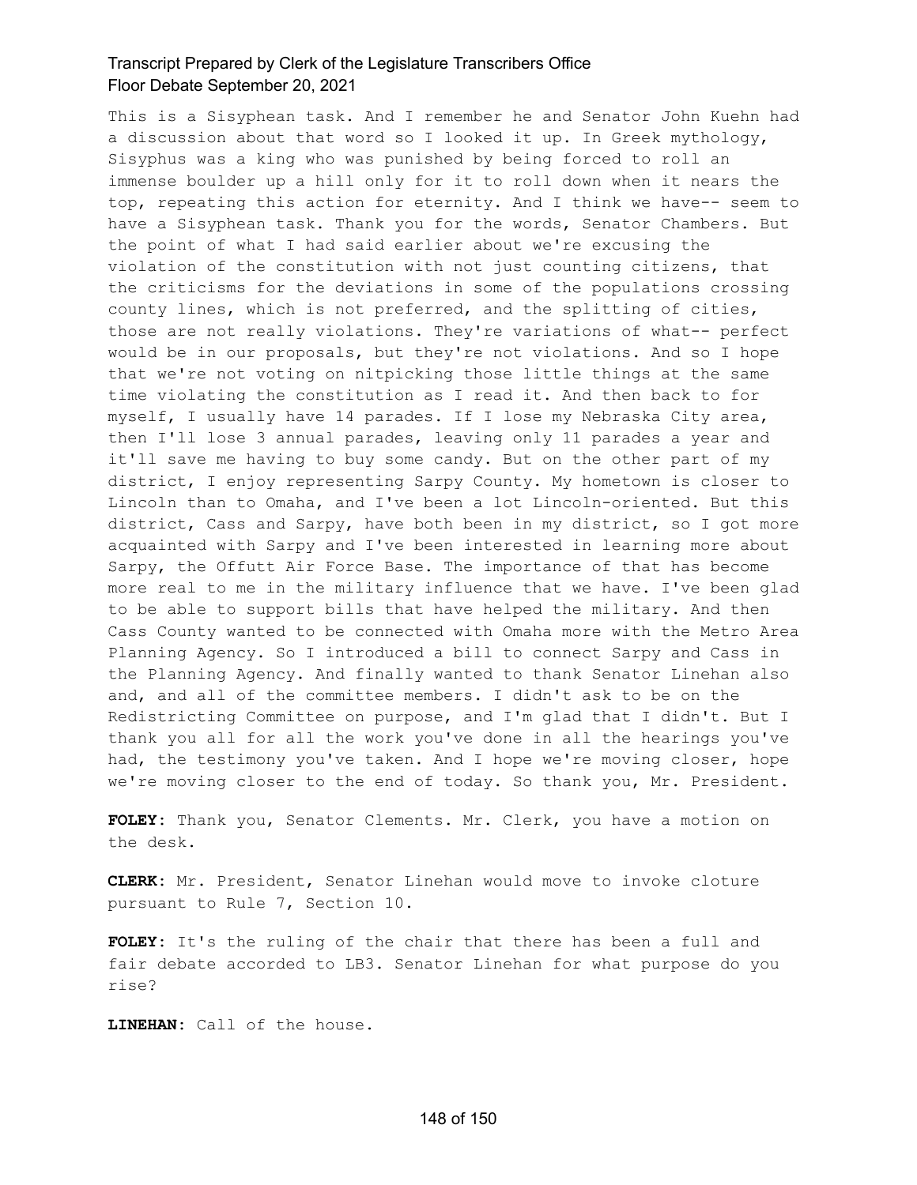This is a Sisyphean task. And I remember he and Senator John Kuehn had a discussion about that word so I looked it up. In Greek mythology, Sisyphus was a king who was punished by being forced to roll an immense boulder up a hill only for it to roll down when it nears the top, repeating this action for eternity. And I think we have-- seem to have a Sisyphean task. Thank you for the words, Senator Chambers. But the point of what I had said earlier about we're excusing the violation of the constitution with not just counting citizens, that the criticisms for the deviations in some of the populations crossing county lines, which is not preferred, and the splitting of cities, those are not really violations. They're variations of what-- perfect would be in our proposals, but they're not violations. And so I hope that we're not voting on nitpicking those little things at the same time violating the constitution as I read it. And then back to for myself, I usually have 14 parades. If I lose my Nebraska City area, then I'll lose 3 annual parades, leaving only 11 parades a year and it'll save me having to buy some candy. But on the other part of my district, I enjoy representing Sarpy County. My hometown is closer to Lincoln than to Omaha, and I've been a lot Lincoln-oriented. But this district, Cass and Sarpy, have both been in my district, so I got more acquainted with Sarpy and I've been interested in learning more about Sarpy, the Offutt Air Force Base. The importance of that has become more real to me in the military influence that we have. I've been glad to be able to support bills that have helped the military. And then Cass County wanted to be connected with Omaha more with the Metro Area Planning Agency. So I introduced a bill to connect Sarpy and Cass in the Planning Agency. And finally wanted to thank Senator Linehan also and, and all of the committee members. I didn't ask to be on the Redistricting Committee on purpose, and I'm glad that I didn't. But I thank you all for all the work you've done in all the hearings you've had, the testimony you've taken. And I hope we're moving closer, hope we're moving closer to the end of today. So thank you, Mr. President.

**FOLEY:** Thank you, Senator Clements. Mr. Clerk, you have a motion on the desk.

**CLERK:** Mr. President, Senator Linehan would move to invoke cloture pursuant to Rule 7, Section 10.

**FOLEY:** It's the ruling of the chair that there has been a full and fair debate accorded to LB3. Senator Linehan for what purpose do you rise?

**LINEHAN:** Call of the house.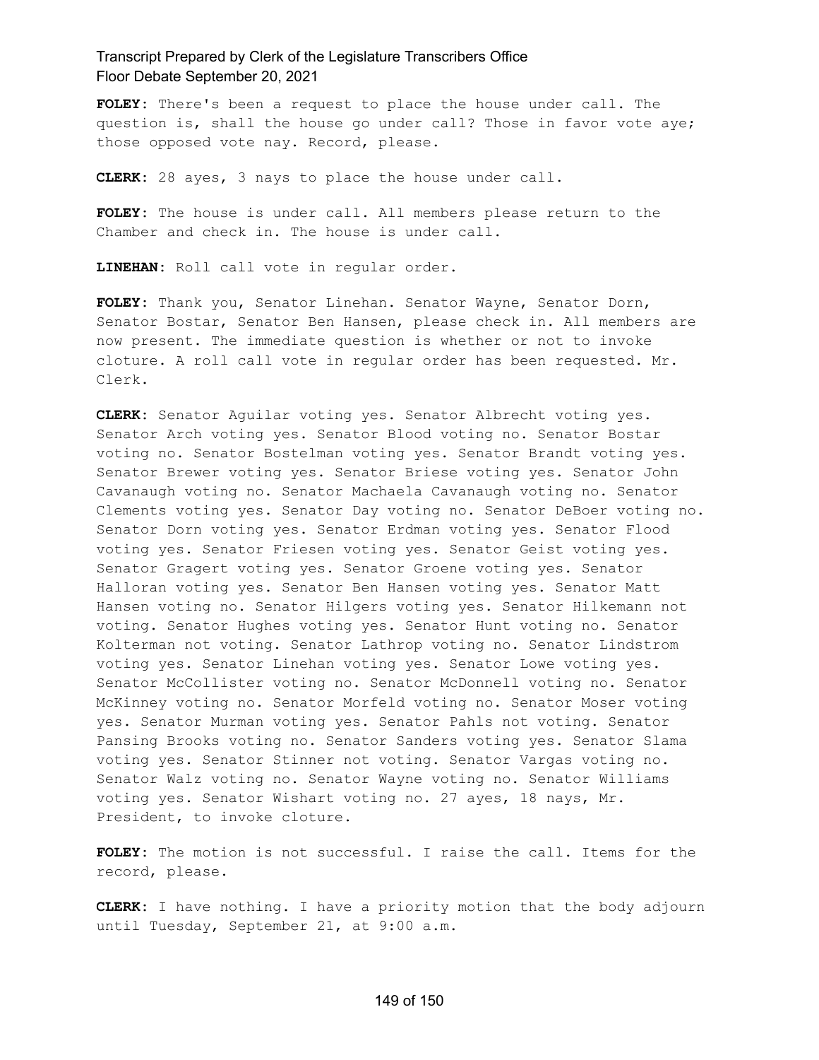**FOLEY:** There's been a request to place the house under call. The question is, shall the house go under call? Those in favor vote aye; those opposed vote nay. Record, please.

**CLERK:** 28 ayes, 3 nays to place the house under call.

**FOLEY:** The house is under call. All members please return to the Chamber and check in. The house is under call.

**LINEHAN:** Roll call vote in regular order.

**FOLEY:** Thank you, Senator Linehan. Senator Wayne, Senator Dorn, Senator Bostar, Senator Ben Hansen, please check in. All members are now present. The immediate question is whether or not to invoke cloture. A roll call vote in regular order has been requested. Mr. Clerk.

**CLERK:** Senator Aguilar voting yes. Senator Albrecht voting yes. Senator Arch voting yes. Senator Blood voting no. Senator Bostar voting no. Senator Bostelman voting yes. Senator Brandt voting yes. Senator Brewer voting yes. Senator Briese voting yes. Senator John Cavanaugh voting no. Senator Machaela Cavanaugh voting no. Senator Clements voting yes. Senator Day voting no. Senator DeBoer voting no. Senator Dorn voting yes. Senator Erdman voting yes. Senator Flood voting yes. Senator Friesen voting yes. Senator Geist voting yes. Senator Gragert voting yes. Senator Groene voting yes. Senator Halloran voting yes. Senator Ben Hansen voting yes. Senator Matt Hansen voting no. Senator Hilgers voting yes. Senator Hilkemann not voting. Senator Hughes voting yes. Senator Hunt voting no. Senator Kolterman not voting. Senator Lathrop voting no. Senator Lindstrom voting yes. Senator Linehan voting yes. Senator Lowe voting yes. Senator McCollister voting no. Senator McDonnell voting no. Senator McKinney voting no. Senator Morfeld voting no. Senator Moser voting yes. Senator Murman voting yes. Senator Pahls not voting. Senator Pansing Brooks voting no. Senator Sanders voting yes. Senator Slama voting yes. Senator Stinner not voting. Senator Vargas voting no. Senator Walz voting no. Senator Wayne voting no. Senator Williams voting yes. Senator Wishart voting no. 27 ayes, 18 nays, Mr. President, to invoke cloture.

**FOLEY:** The motion is not successful. I raise the call. Items for the record, please.

**CLERK:** I have nothing. I have a priority motion that the body adjourn until Tuesday, September 21, at 9:00 a.m.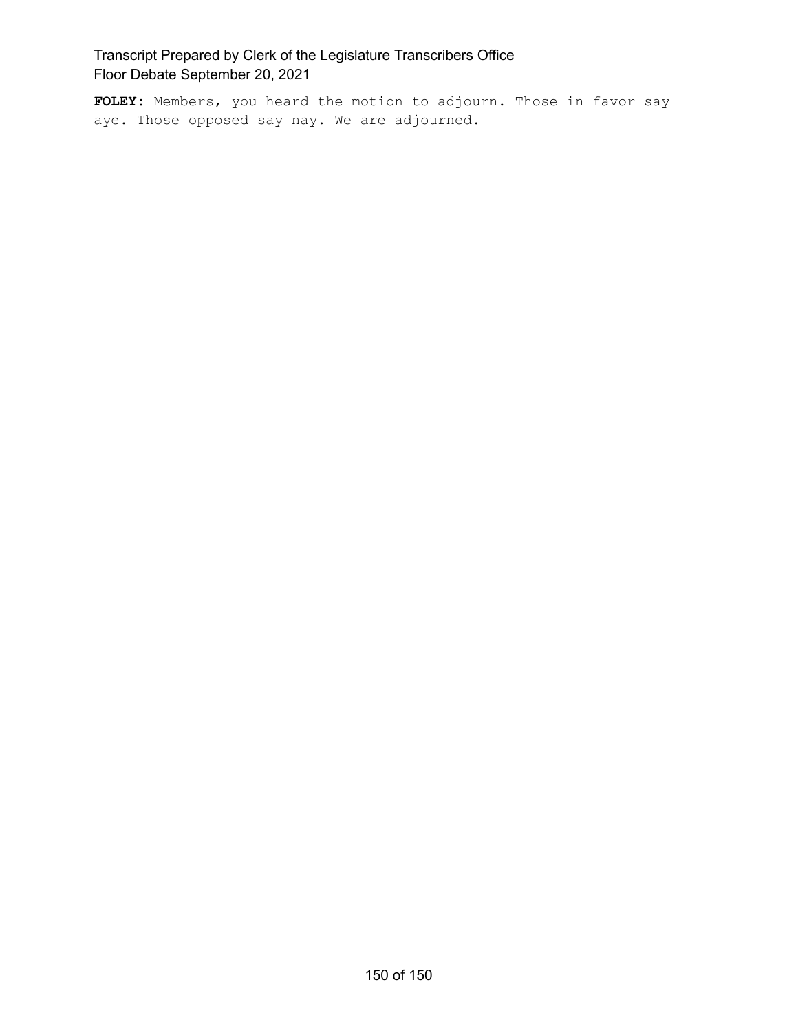**FOLEY:** Members, you heard the motion to adjourn. Those in favor say aye. Those opposed say nay. We are adjourned.